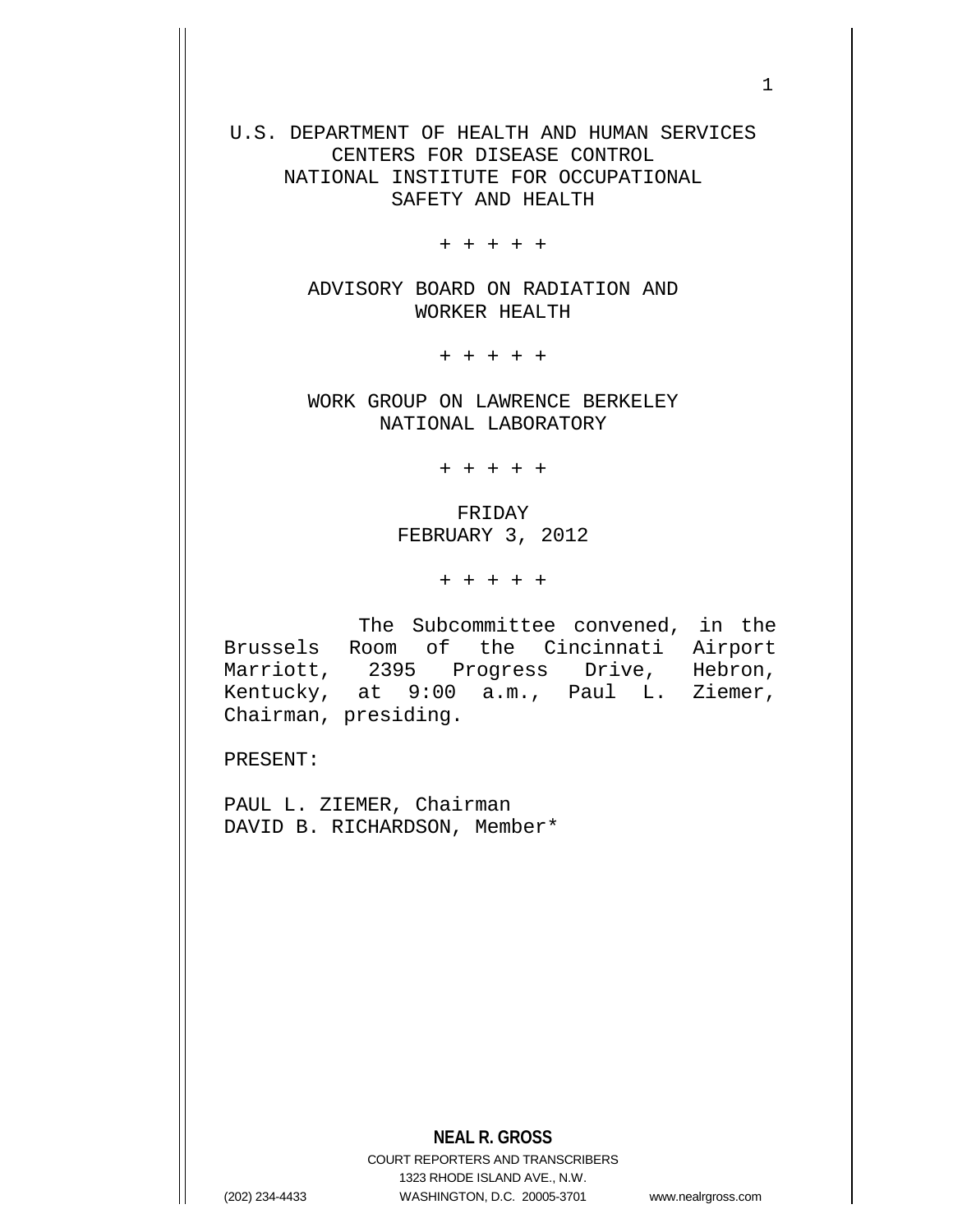U.S. DEPARTMENT OF HEALTH AND HUMAN SERVICES
CENTERS FOR DISEASE CONTROL
NATIONAL INSTITUTE FOR OCCUPATIONAL
SAFETY AND HEALTH

+ + + + +

ADVISORY BOARD ON RADIATION AND
WORKER HEALTH

+ + + + +

WORK GROUP ON LAWRENCE BERKELEY
NATIONAL LABORATORY

+ + + + +

FRIDAY
FEBRUARY 3, 2012

+ + + + +

The Subcommittee convened, in the Brussels Room of the Cincinnati Airport Marriott, 2395 Progress Drive, Hebron, Kentucky, at 9:00 a.m., Paul L. Ziemer, Chairman, presiding.

PRESENT:

PAUL L. ZIEMER, Chairman
DAVID B. RICHARDSON, Member*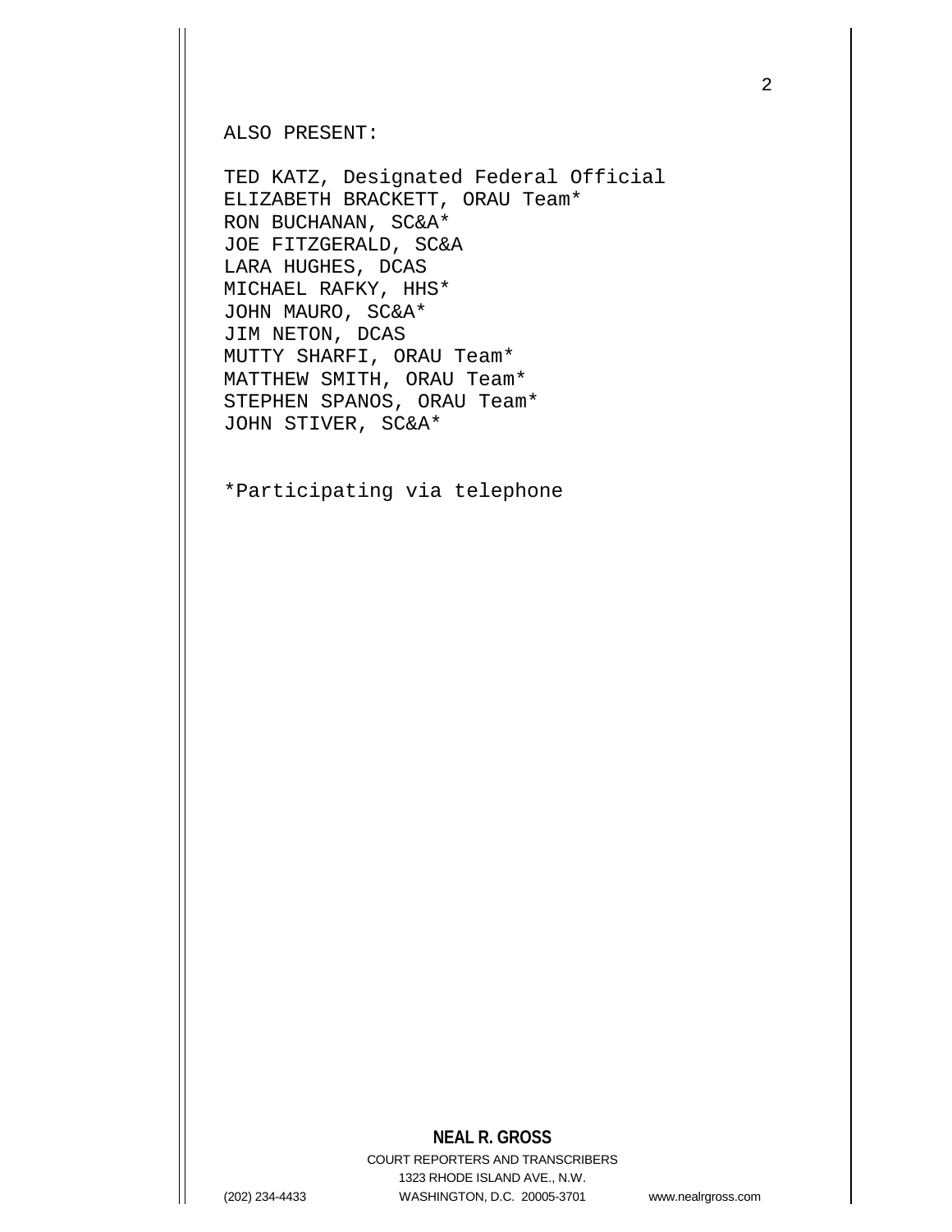ALSO PRESENT:

TED KATZ, Designated Federal Official
ELIZABETH BRACKETT, ORAU Team*
RON BUCHANAN, SC&A*
JOE FITZGERALD, SC&A
LARA HUGHES, DCAS
MICHAEL RAFKY, HHS*
JOHN MAURO, SC&A*
JIM NETON, DCAS
MUTTY SHARFI, ORAU Team*
MATTHEW SMITH, ORAU Team*
STEPHEN SPANOS, ORAU Team*
JOHN STIVER, SC&A*

*Participating via telephone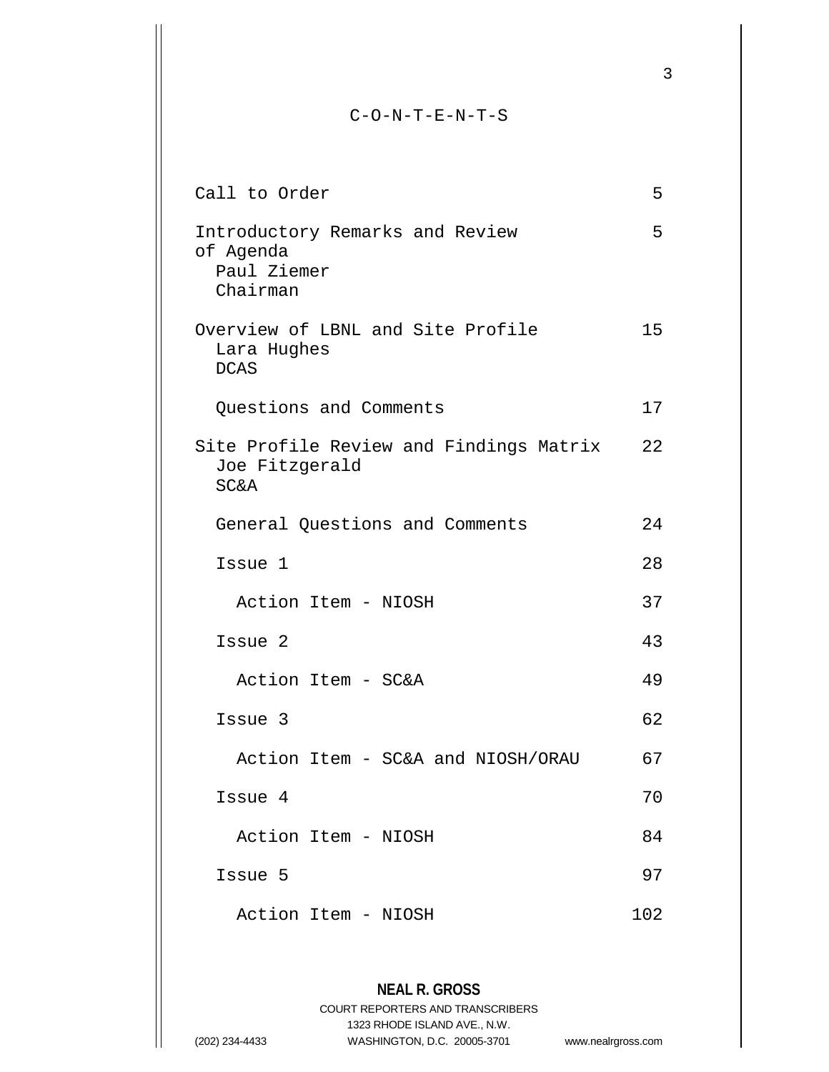# C-O-N-T-E-N-T-S

| | |
|---|---|
| Call to Order | 5 |
| Introductory Remarks and Review of Agenda<br>Paul Ziemer<br>Chairman | 5 |
| Overview of LBNL and Site Profile<br>Lara Hughes<br>DCAS | 15 |
| Questions and Comments | 17 |
| Site Profile Review and Findings Matrix<br>Joe Fitzgerald<br>SC&A | 22 |
| General Questions and Comments | 24 |
| Issue 1 | 28 |
| Action Item - NIOSH | 37 |
| Issue 2 | 43 |
| Action Item - SC&A | 49 |
| Issue 3 | 62 |
| Action Item - SC&A and NIOSH/ORAU | 67 |
| Issue 4 | 70 |
| Action Item - NIOSH | 84 |
| Issue 5 | 97 |
| Action Item - NIOSH | 102 |

**NEAL R. GROSS**
COURT REPORTERS AND TRANSCRIBERS
1323 RHODE ISLAND AVE., N.W.
(202) 234-4433 WASHINGTON, D.C. 20005-3701 www.nealrgross.com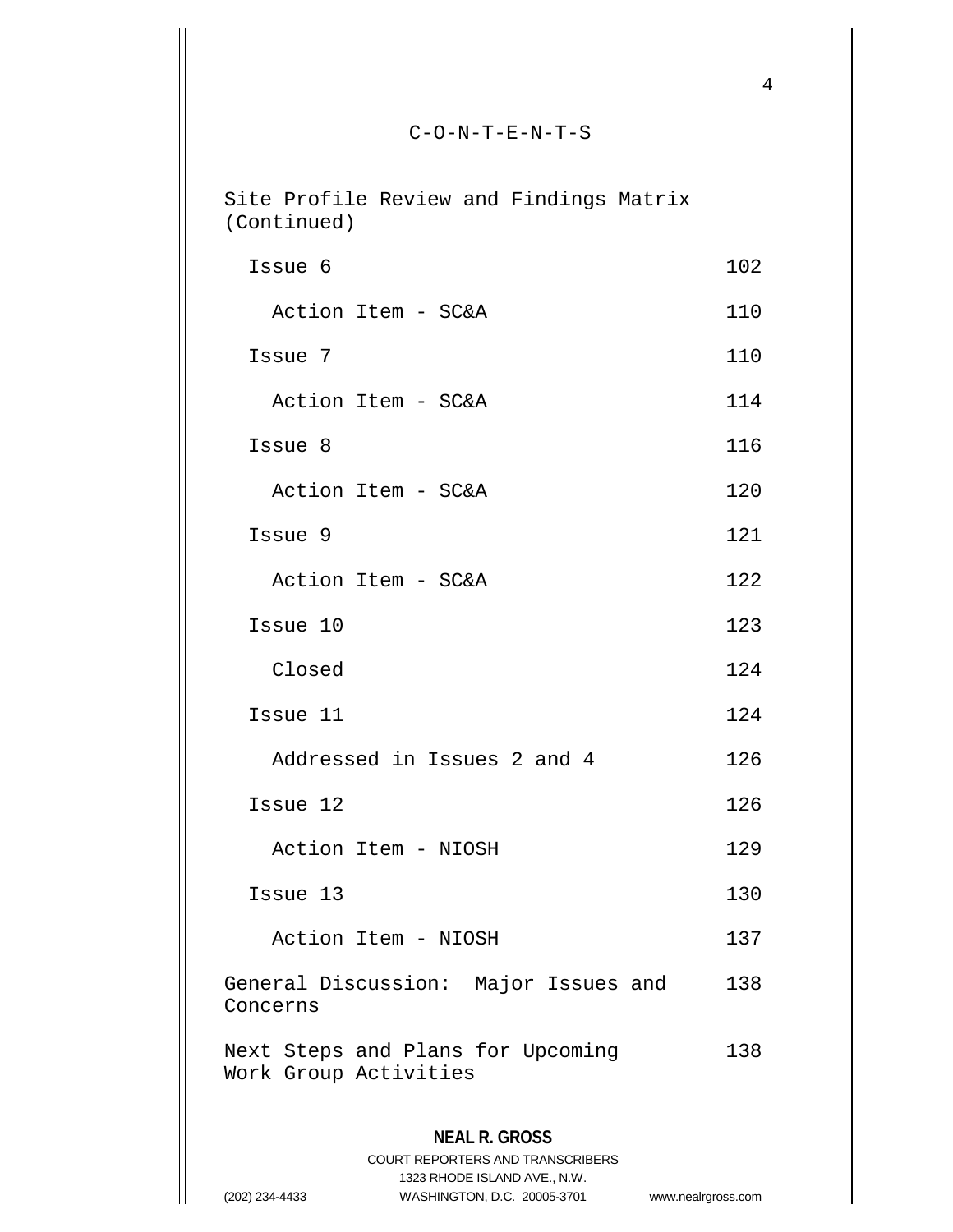C-O-N-T-E-N-T-S

| | |
|---|---|
| Site Profile Review and Findings Matrix (Continued) | |
| Issue 6 | 102 |
| Action Item - SC&A | 110 |
| Issue 7 | 110 |
| Action Item - SC&A | 114 |
| Issue 8 | 116 |
| Action Item - SC&A | 120 |
| Issue 9 | 121 |
| Action Item - SC&A | 122 |
| Issue 10 | 123 |
| Closed | 124 |
| Issue 11 | 124 |
| Addressed in Issues 2 and 4 | 126 |
| Issue 12 | 126 |
| Action Item - NIOSH | 129 |
| Issue 13 | 130 |
| Action Item - NIOSH | 137 |
| General Discussion: Major Issues and Concerns | 138 |
| Next Steps and Plans for Upcoming Work Group Activities | 138 |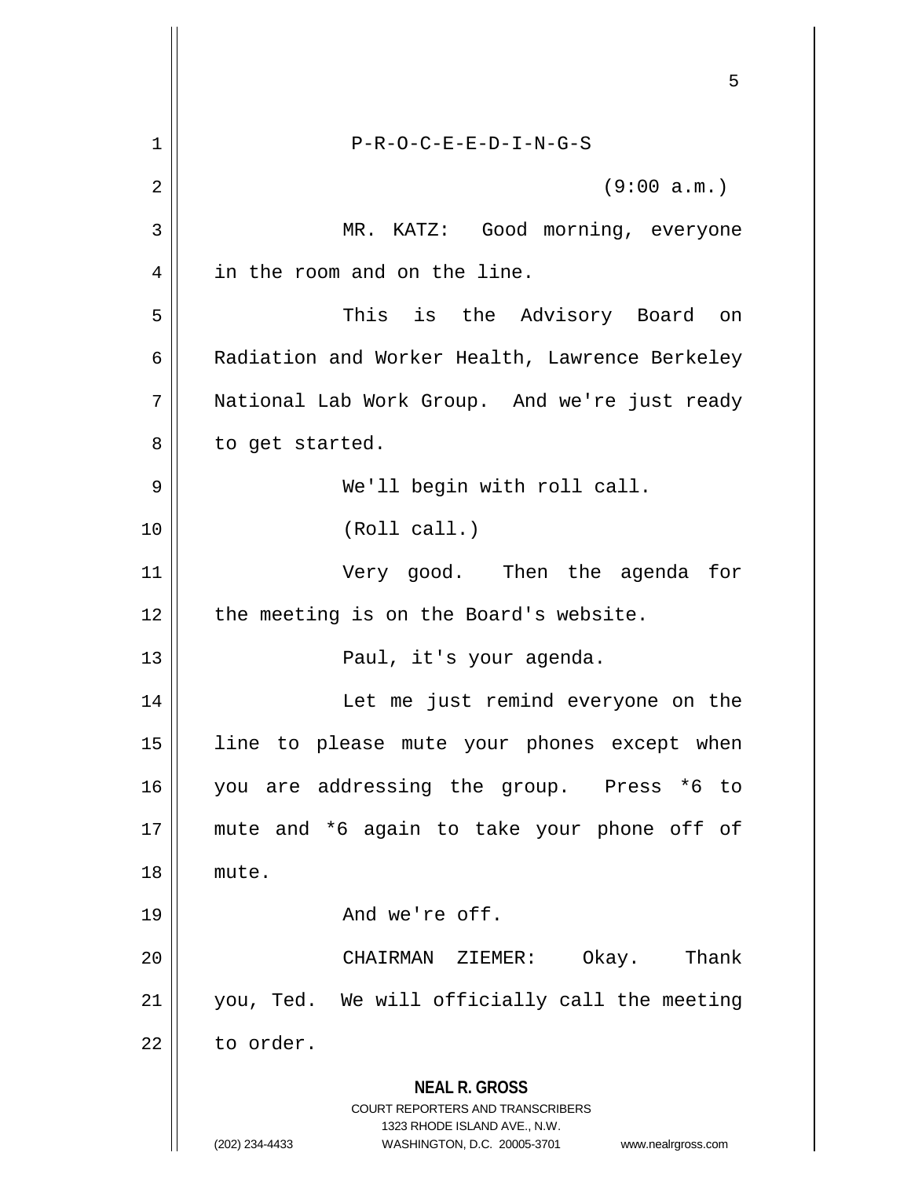P-R-O-C-E-E-D-I-N-G-S

(9:00 a.m.)

MR. KATZ: Good morning, everyone in the room and on the line.

This is the Advisory Board on Radiation and Worker Health, Lawrence Berkeley National Lab Work Group. And we're just ready to get started.

We'll begin with roll call.

(Roll call.)

Very good. Then the agenda for the meeting is on the Board's website.

Paul, it's your agenda.

Let me just remind everyone on the line to please mute your phones except when you are addressing the group. Press *6 to mute and *6 again to take your phone off of mute.

And we're off.

CHAIRMAN ZIEMER: Okay. Thank you, Ted. We will officially call the meeting to order.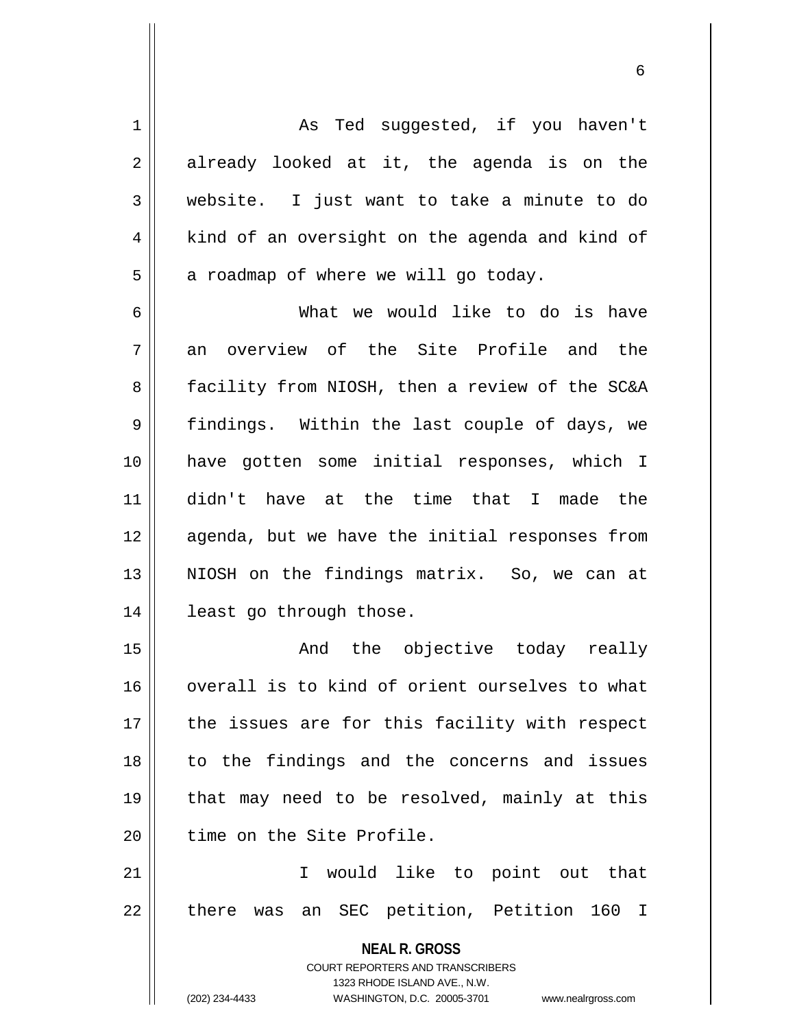As Ted suggested, if you haven't already looked at it, the agenda is on the website. I just want to take a minute to do kind of an oversight on the agenda and kind of a roadmap of where we will go today.

What we would like to do is have an overview of the Site Profile and the facility from NIOSH, then a review of the SC&A findings. Within the last couple of days, we have gotten some initial responses, which I didn't have at the time that I made the agenda, but we have the initial responses from NIOSH on the findings matrix. So, we can at least go through those.

And the objective today really overall is to kind of orient ourselves to what the issues are for this facility with respect to the findings and the concerns and issues that may need to be resolved, mainly at this time on the Site Profile.

I would like to point out that there was an SEC petition, Petition 160 I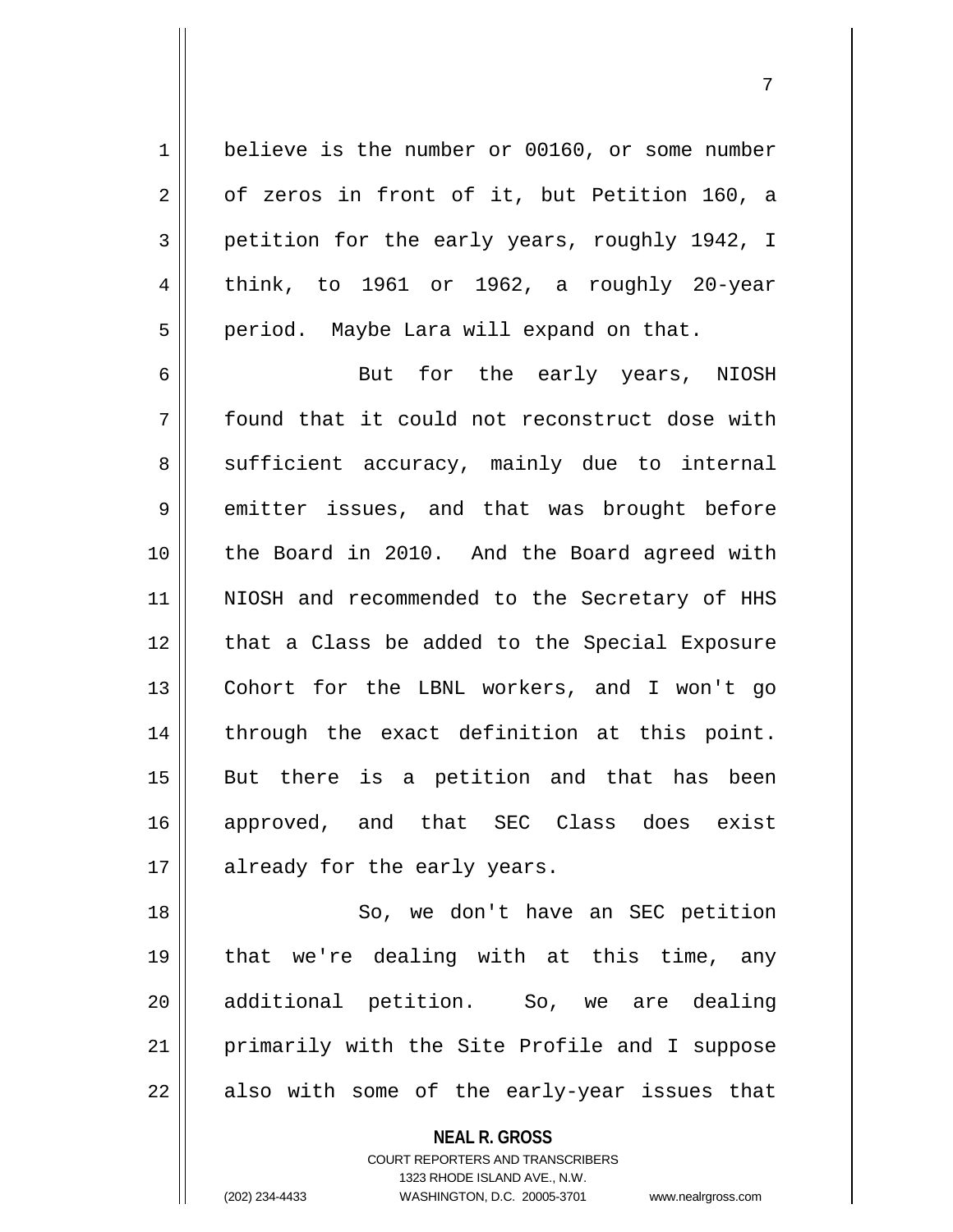believe is the number or 00160, or some number of zeros in front of it, but Petition 160, a petition for the early years, roughly 1942, I think, to 1961 or 1962, a roughly 20-year period. Maybe Lara will expand on that.

But for the early years, NIOSH found that it could not reconstruct dose with sufficient accuracy, mainly due to internal emitter issues, and that was brought before the Board in 2010. And the Board agreed with NIOSH and recommended to the Secretary of HHS that a Class be added to the Special Exposure Cohort for the LBNL workers, and I won't go through the exact definition at this point. But there is a petition and that has been approved, and that SEC Class does exist already for the early years.

So, we don't have an SEC petition that we're dealing with at this time, any additional petition. So, we are dealing primarily with the Site Profile and I suppose also with some of the early-year issues that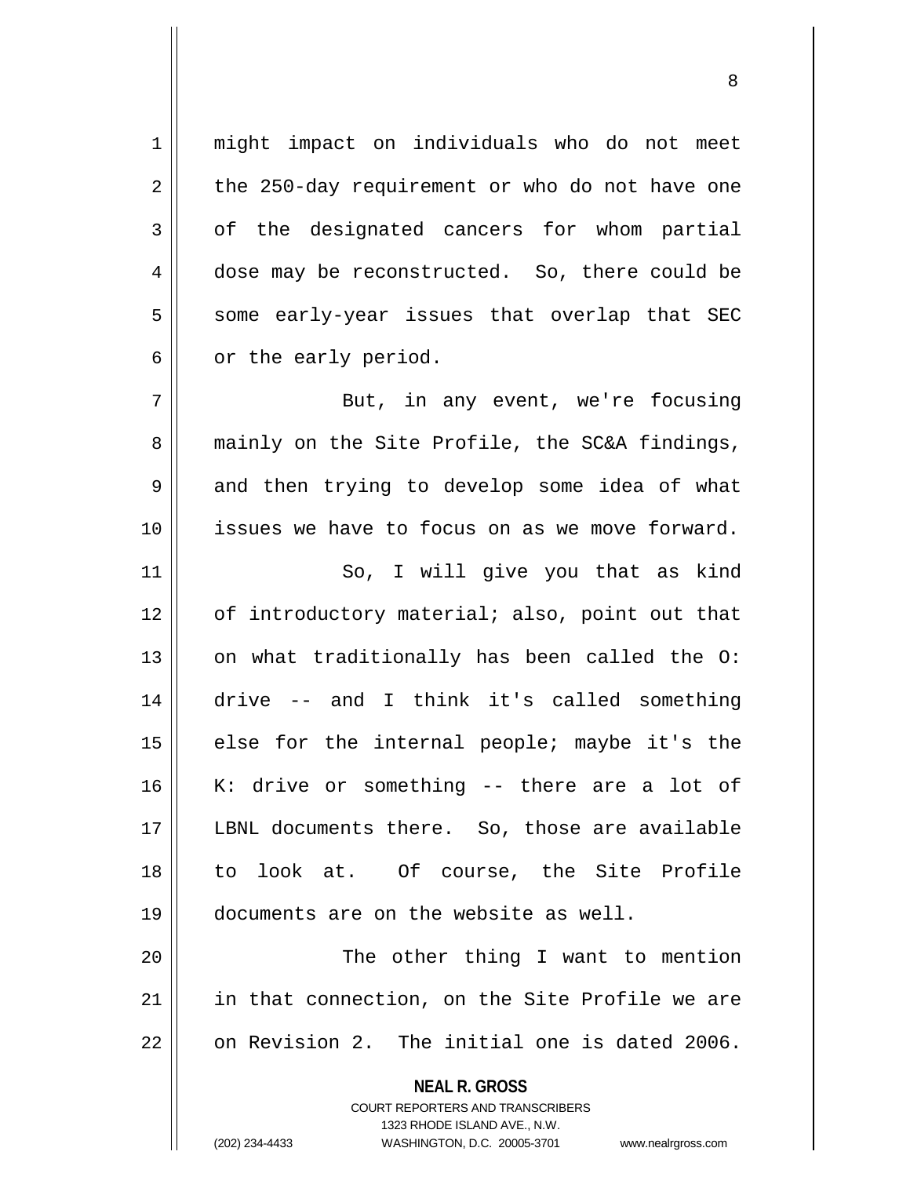might impact on individuals who do not meet the 250-day requirement or who do not have one of the designated cancers for whom partial dose may be reconstructed. So, there could be some early-year issues that overlap that SEC or the early period.

But, in any event, we're focusing mainly on the Site Profile, the SC&A findings, and then trying to develop some idea of what issues we have to focus on as we move forward.

So, I will give you that as kind of introductory material; also, point out that on what traditionally has been called the O: drive -- and I think it's called something else for the internal people; maybe it's the K: drive or something -- there are a lot of LBNL documents there. So, those are available to look at. Of course, the Site Profile documents are on the website as well.

The other thing I want to mention in that connection, on the Site Profile we are on Revision 2. The initial one is dated 2006.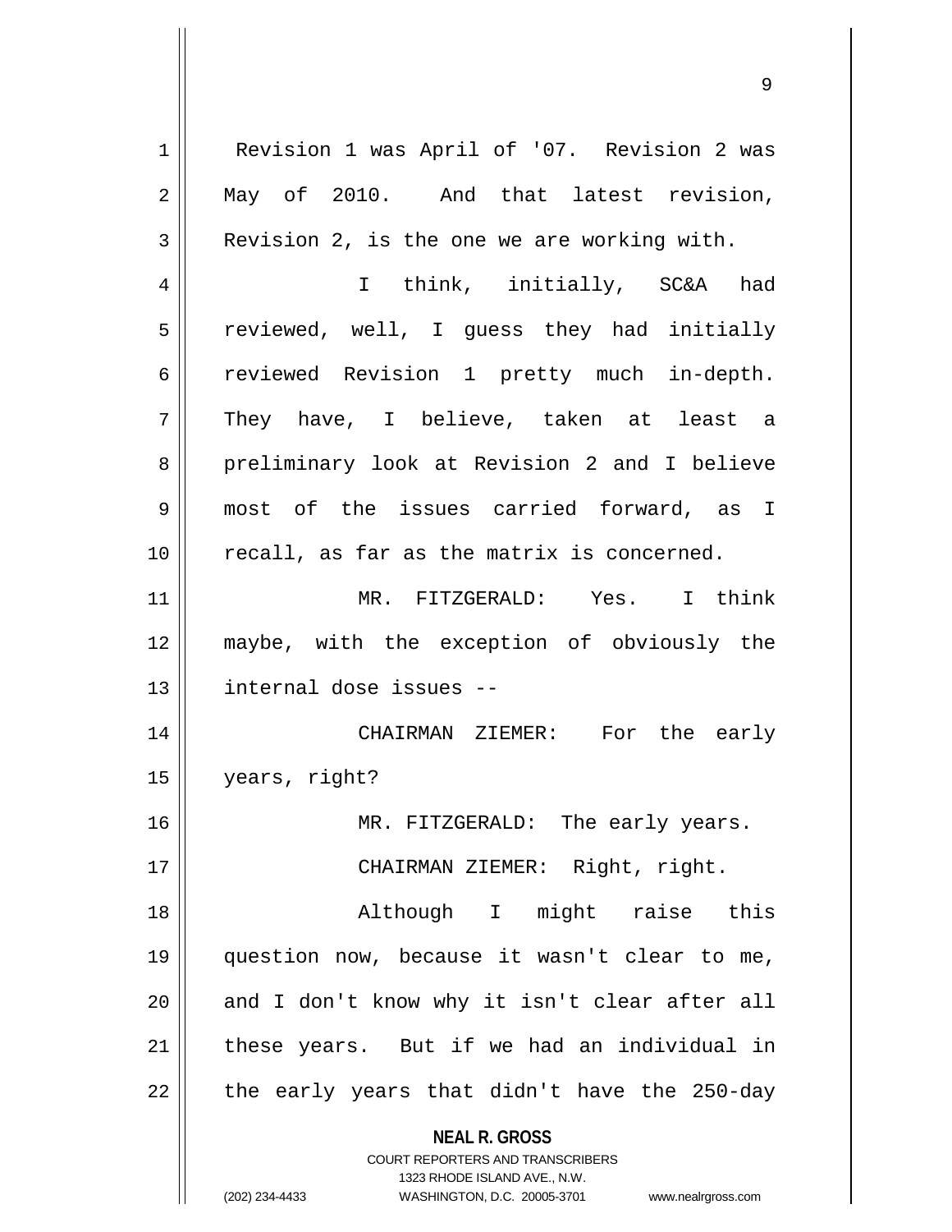Revision 1 was April of '07. Revision 2 was May of 2010. And that latest revision, Revision 2, is the one we are working with.

I think, initially, SC&A had reviewed, well, I guess they had initially reviewed Revision 1 pretty much in-depth. They have, I believe, taken at least a preliminary look at Revision 2 and I believe most of the issues carried forward, as I recall, as far as the matrix is concerned.

MR. FITZGERALD: Yes. I think maybe, with the exception of obviously the internal dose issues --

CHAIRMAN ZIEMER: For the early years, right?

MR. FITZGERALD: The early years.

CHAIRMAN ZIEMER: Right, right.

Although I might raise this question now, because it wasn't clear to me, and I don't know why it isn't clear after all these years. But if we had an individual in the early years that didn't have the 250-day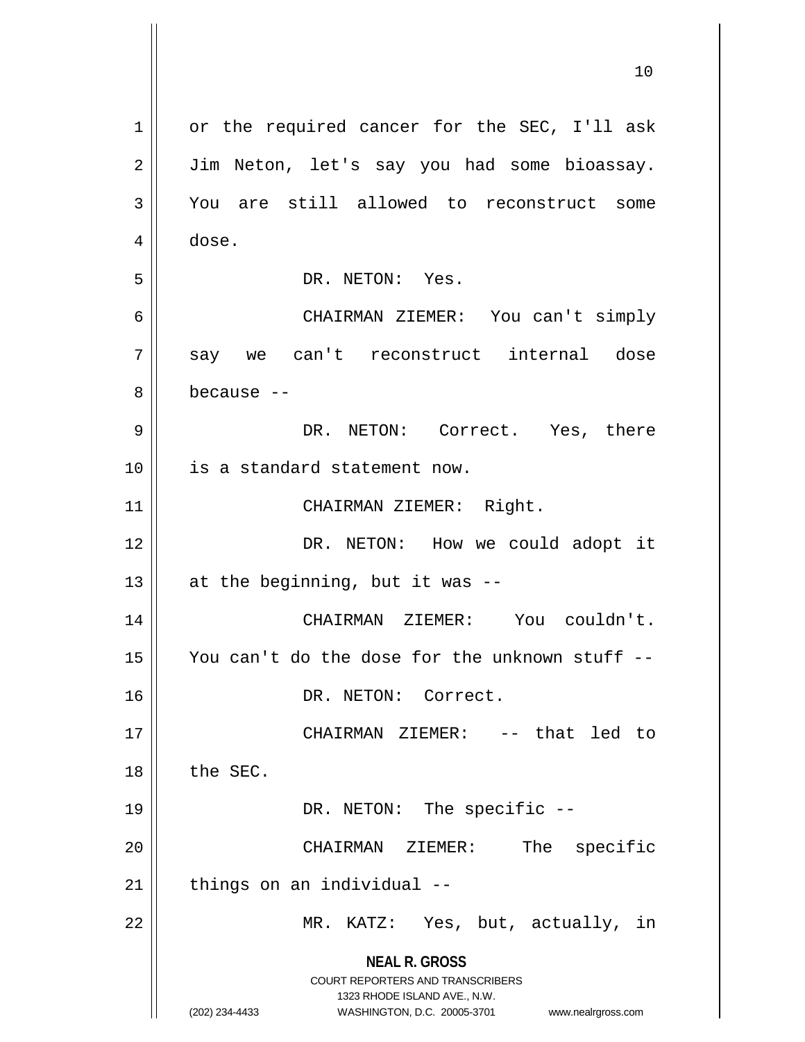or the required cancer for the SEC, I'll ask Jim Neton, let's say you had some bioassay. You are still allowed to reconstruct some dose.

DR. NETON: Yes.

CHAIRMAN ZIEMER: You can't simply say we can't reconstruct internal dose because --

DR. NETON: Correct. Yes, there is a standard statement now.

CHAIRMAN ZIEMER: Right.

DR. NETON: How we could adopt it at the beginning, but it was --

CHAIRMAN ZIEMER: You couldn't. You can't do the dose for the unknown stuff --

DR. NETON: Correct.

CHAIRMAN ZIEMER: -- that led to the SEC.

DR. NETON: The specific --

CHAIRMAN ZIEMER: The specific things on an individual --

MR. KATZ: Yes, but, actually, in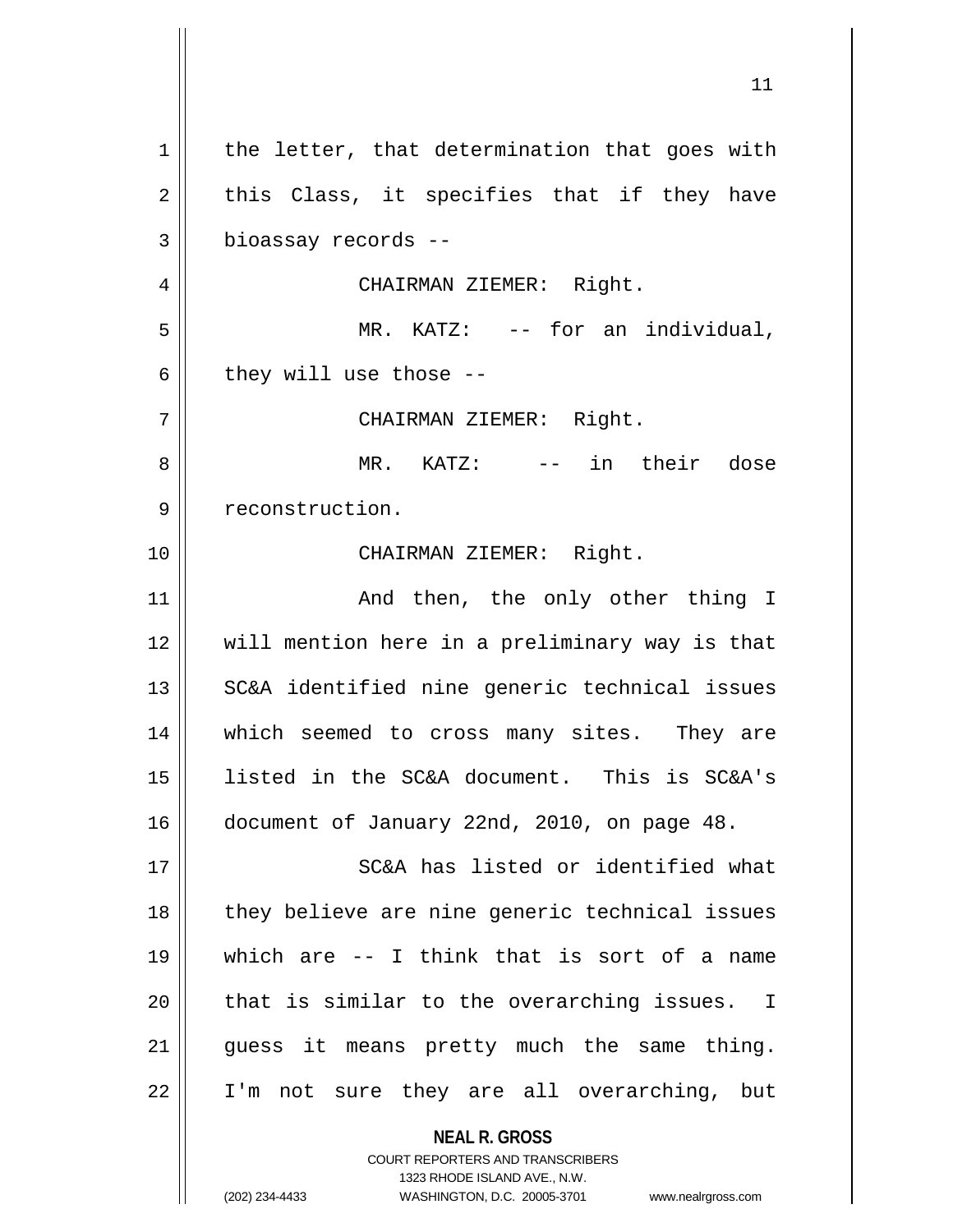the letter, that determination that goes with this Class, it specifies that if they have bioassay records --

CHAIRMAN ZIEMER: Right.

MR. KATZ: -- for an individual, they will use those --

CHAIRMAN ZIEMER: Right.

MR. KATZ: -- in their dose reconstruction.

CHAIRMAN ZIEMER: Right.

And then, the only other thing I will mention here in a preliminary way is that SC&A identified nine generic technical issues which seemed to cross many sites. They are listed in the SC&A document. This is SC&A's document of January 22nd, 2010, on page 48.

SC&A has listed or identified what they believe are nine generic technical issues which are -- I think that is sort of a name that is similar to the overarching issues. I guess it means pretty much the same thing. I'm not sure they are all overarching, but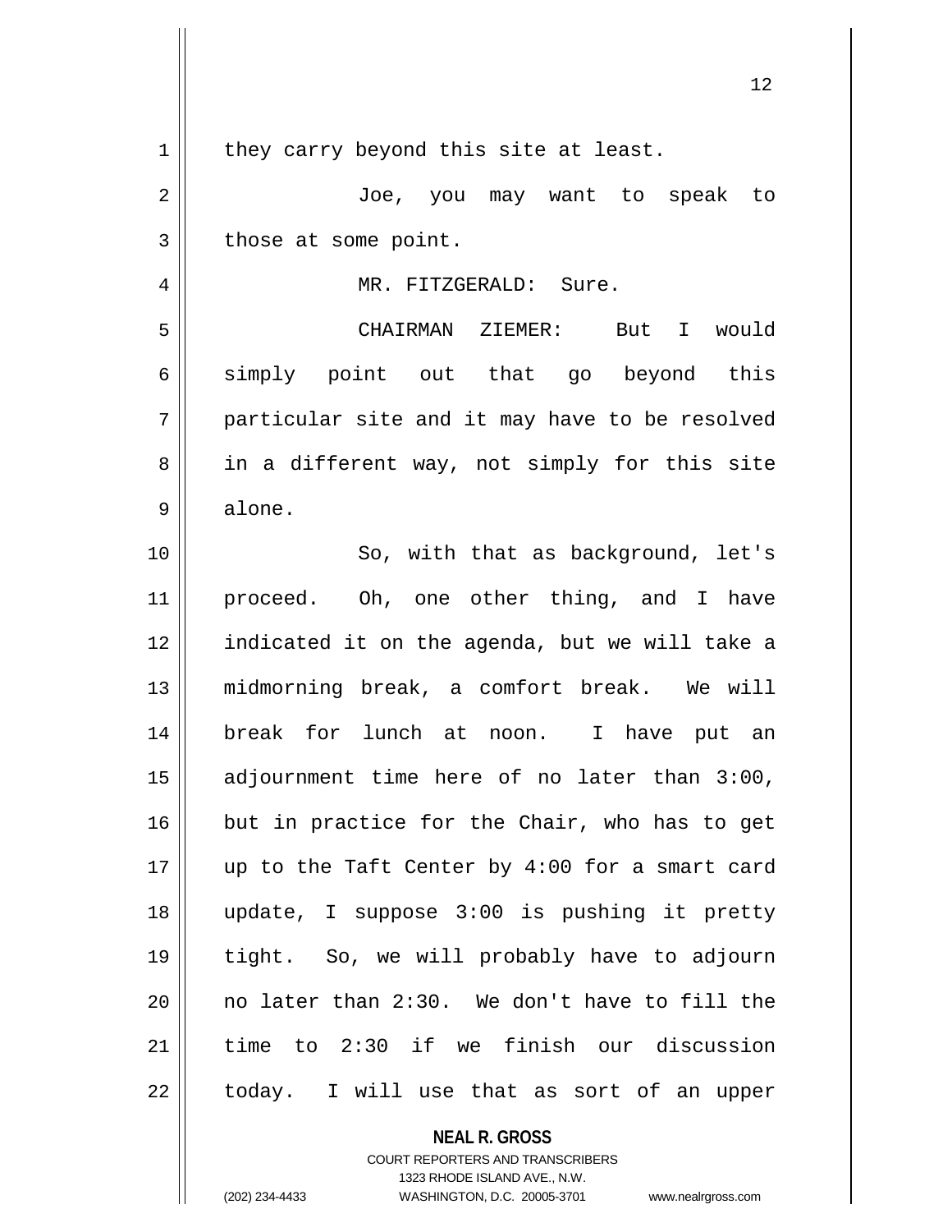they carry beyond this site at least.

Joe, you may want to speak to those at some point.

MR. FITZGERALD: Sure.

CHAIRMAN ZIEMER: But I would simply point out that go beyond this particular site and it may have to be resolved in a different way, not simply for this site alone.

So, with that as background, let's proceed. Oh, one other thing, and I have indicated it on the agenda, but we will take a midmorning break, a comfort break. We will break for lunch at noon. I have put an adjournment time here of no later than 3:00, but in practice for the Chair, who has to get up to the Taft Center by 4:00 for a smart card update, I suppose 3:00 is pushing it pretty tight. So, we will probably have to adjourn no later than 2:30. We don't have to fill the time to 2:30 if we finish our discussion today. I will use that as sort of an upper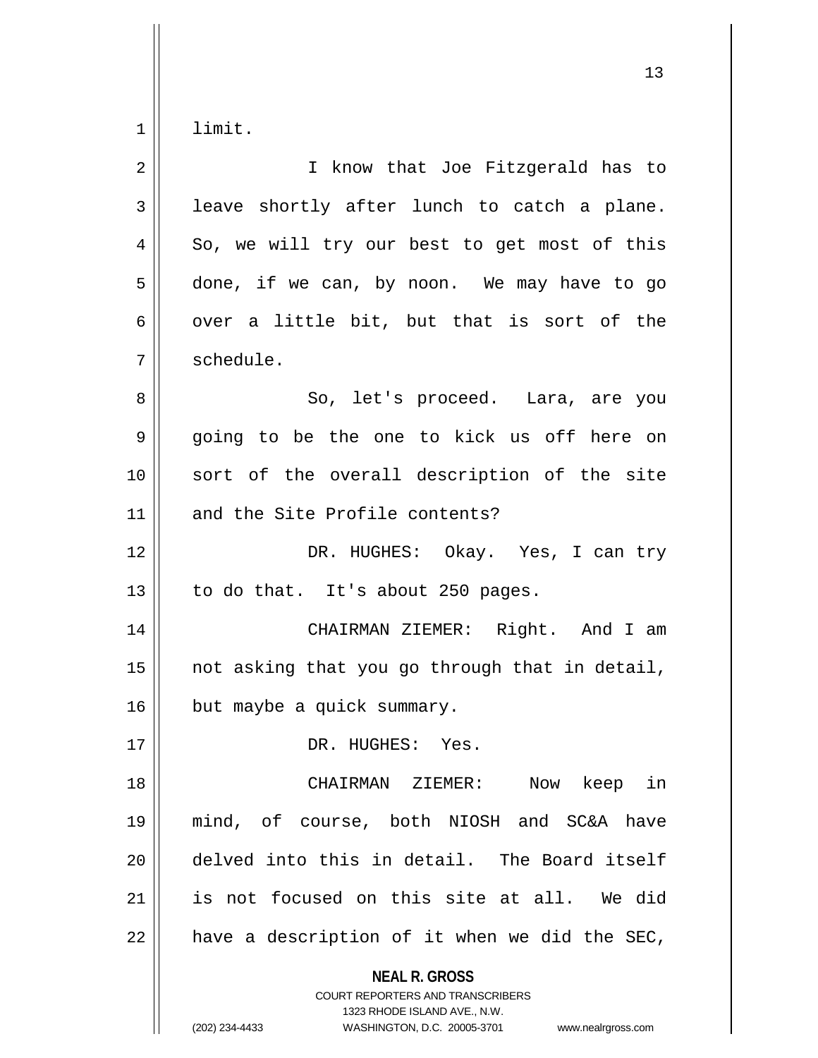limit.

I know that Joe Fitzgerald has to leave shortly after lunch to catch a plane. So, we will try our best to get most of this done, if we can, by noon. We may have to go over a little bit, but that is sort of the schedule.

So, let's proceed. Lara, are you going to be the one to kick us off here on sort of the overall description of the site and the Site Profile contents?

DR. HUGHES: Okay. Yes, I can try to do that. It's about 250 pages.

CHAIRMAN ZIEMER: Right. And I am not asking that you go through that in detail, but maybe a quick summary.

DR. HUGHES: Yes.

CHAIRMAN ZIEMER: Now keep in mind, of course, both NIOSH and SC&A have delved into this in detail. The Board itself is not focused on this site at all. We did have a description of it when we did the SEC,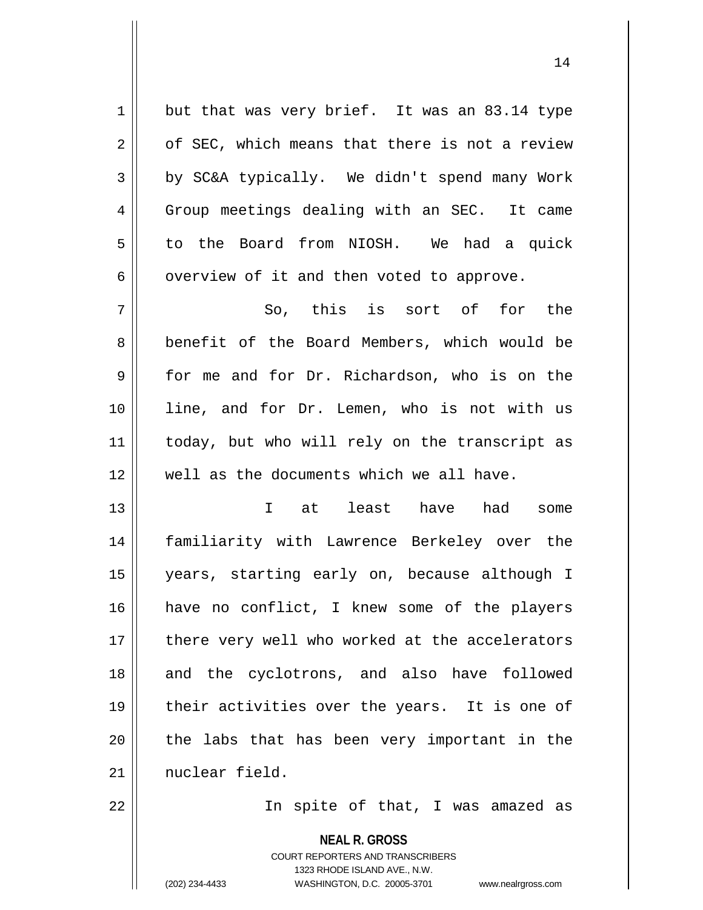but that was very brief. It was an 83.14 type of SEC, which means that there is not a review by SC&A typically. We didn't spend many Work Group meetings dealing with an SEC. It came to the Board from NIOSH. We had a quick overview of it and then voted to approve.

So, this is sort of for the benefit of the Board Members, which would be for me and for Dr. Richardson, who is on the line, and for Dr. Lemen, who is not with us today, but who will rely on the transcript as well as the documents which we all have.

I at least have had some familiarity with Lawrence Berkeley over the years, starting early on, because although I have no conflict, I knew some of the players there very well who worked at the accelerators and the cyclotrons, and also have followed their activities over the years. It is one of the labs that has been very important in the nuclear field.

In spite of that, I was amazed as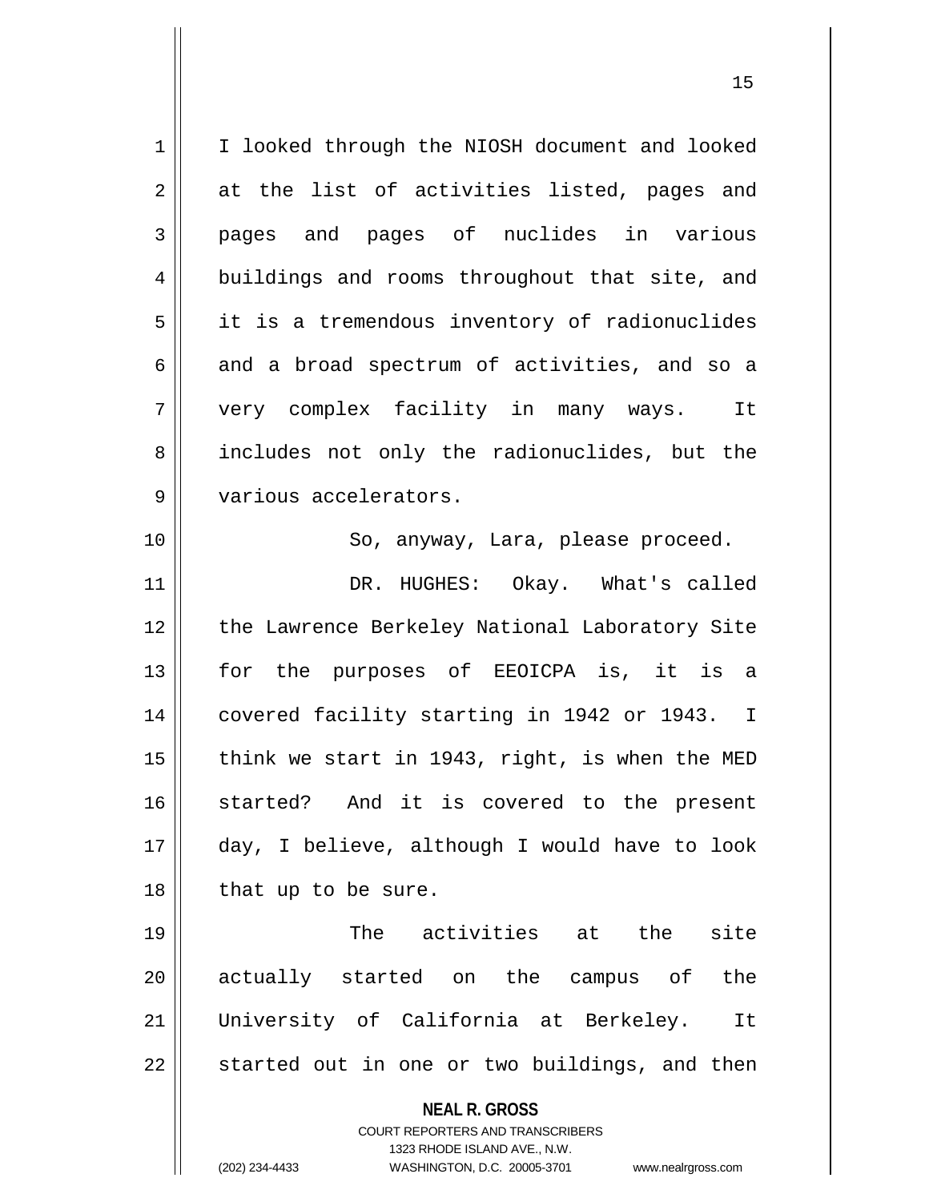I looked through the NIOSH document and looked at the list of activities listed, pages and pages and pages of nuclides in various buildings and rooms throughout that site, and it is a tremendous inventory of radionuclides and a broad spectrum of activities, and so a very complex facility in many ways. It includes not only the radionuclides, but the various accelerators.

So, anyway, Lara, please proceed.

DR. HUGHES: Okay. What's called the Lawrence Berkeley National Laboratory Site for the purposes of EEOICPA is, it is a covered facility starting in 1942 or 1943. I think we start in 1943, right, is when the MED started? And it is covered to the present day, I believe, although I would have to look that up to be sure.

The activities at the site actually started on the campus of the University of California at Berkeley. It started out in one or two buildings, and then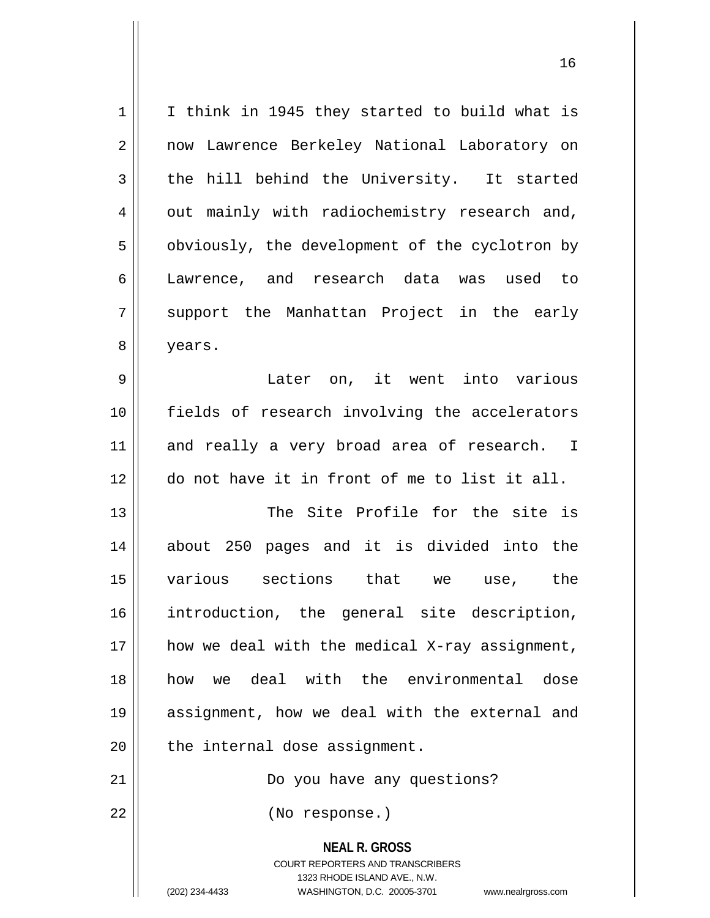I think in 1945 they started to build what is now Lawrence Berkeley National Laboratory on the hill behind the University. It started out mainly with radiochemistry research and, obviously, the development of the cyclotron by Lawrence, and research data was used to support the Manhattan Project in the early years.

Later on, it went into various fields of research involving the accelerators and really a very broad area of research. I do not have it in front of me to list it all.

The Site Profile for the site is about 250 pages and it is divided into the various sections that we use, the introduction, the general site description, how we deal with the medical X-ray assignment, how we deal with the environmental dose assignment, how we deal with the external and the internal dose assignment.

Do you have any questions?

(No response.)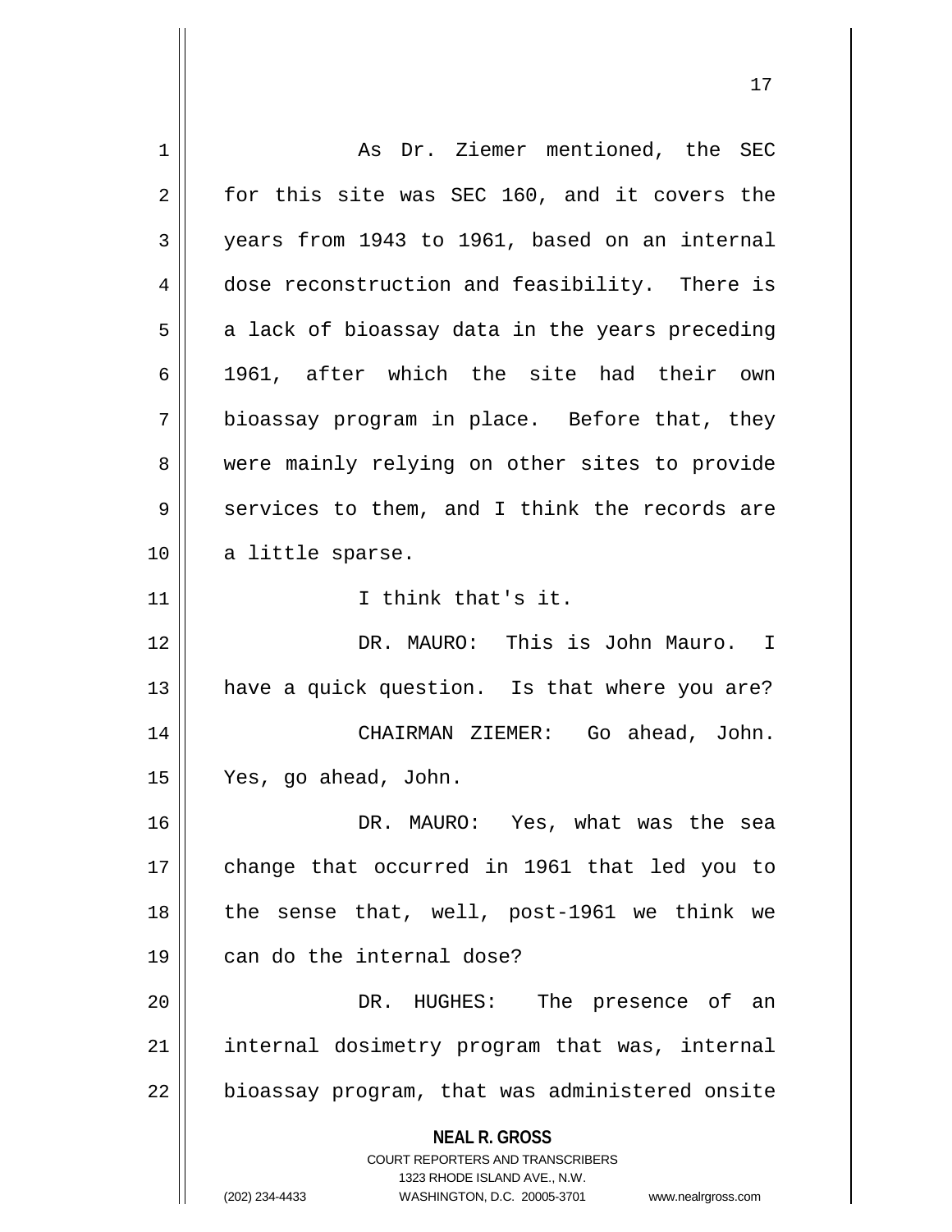As Dr. Ziemer mentioned, the SEC for this site was SEC 160, and it covers the years from 1943 to 1961, based on an internal dose reconstruction and feasibility. There is a lack of bioassay data in the years preceding 1961, after which the site had their own bioassay program in place. Before that, they were mainly relying on other sites to provide services to them, and I think the records are a little sparse.

I think that's it.

DR. MAURO: This is John Mauro. I have a quick question. Is that where you are?

CHAIRMAN ZIEMER: Go ahead, John. Yes, go ahead, John.

DR. MAURO: Yes, what was the sea change that occurred in 1961 that led you to the sense that, well, post-1961 we think we can do the internal dose?

DR. HUGHES: The presence of an internal dosimetry program that was, internal bioassay program, that was administered onsite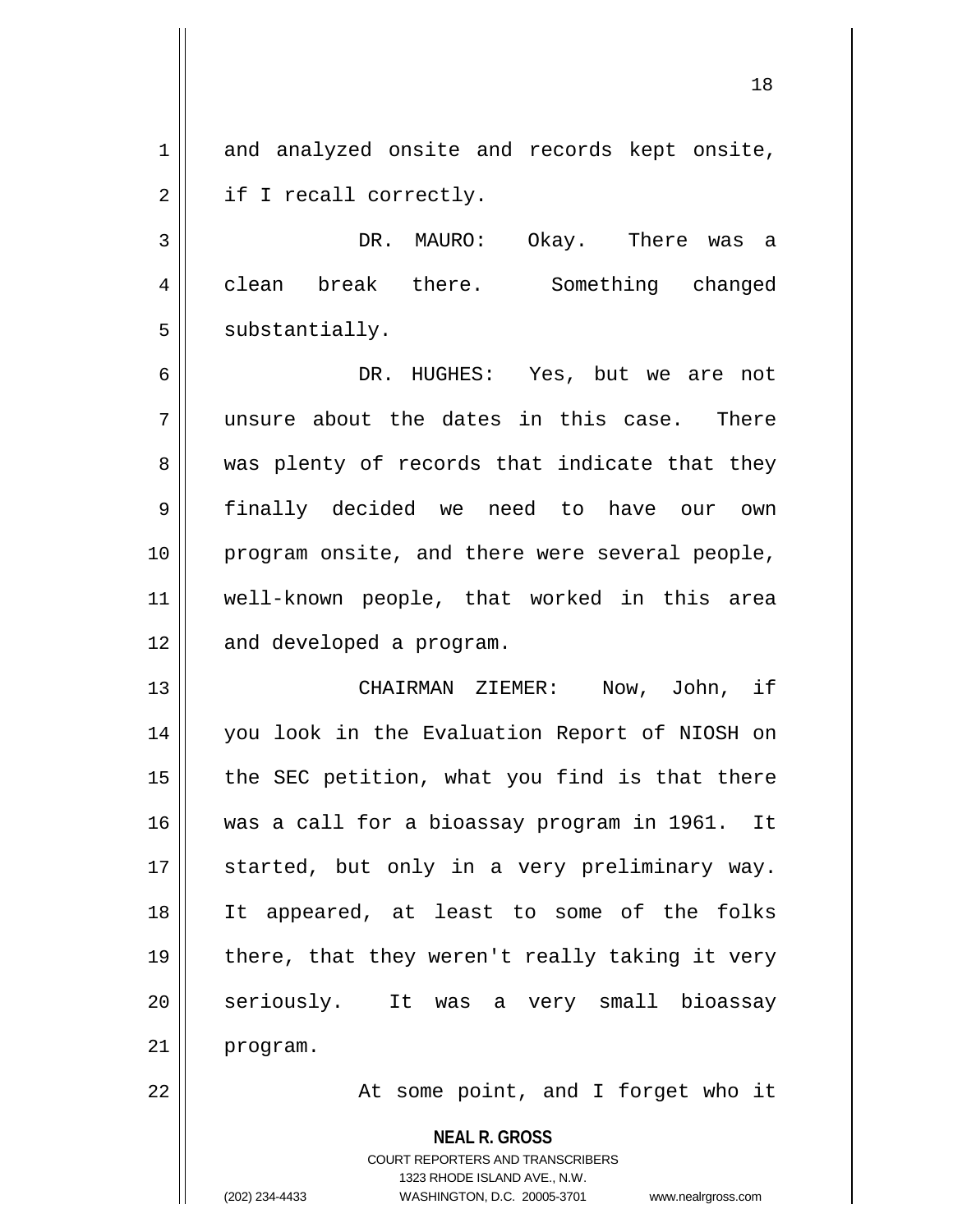and analyzed onsite and records kept onsite, if I recall correctly.

DR. MAURO: Okay. There was a clean break there. Something changed substantially.

DR. HUGHES: Yes, but we are not unsure about the dates in this case. There was plenty of records that indicate that they finally decided we need to have our own program onsite, and there were several people, well-known people, that worked in this area and developed a program.

CHAIRMAN ZIEMER: Now, John, if you look in the Evaluation Report of NIOSH on the SEC petition, what you find is that there was a call for a bioassay program in 1961. It started, but only in a very preliminary way. It appeared, at least to some of the folks there, that they weren't really taking it very seriously. It was a very small bioassay program.

At some point, and I forget who it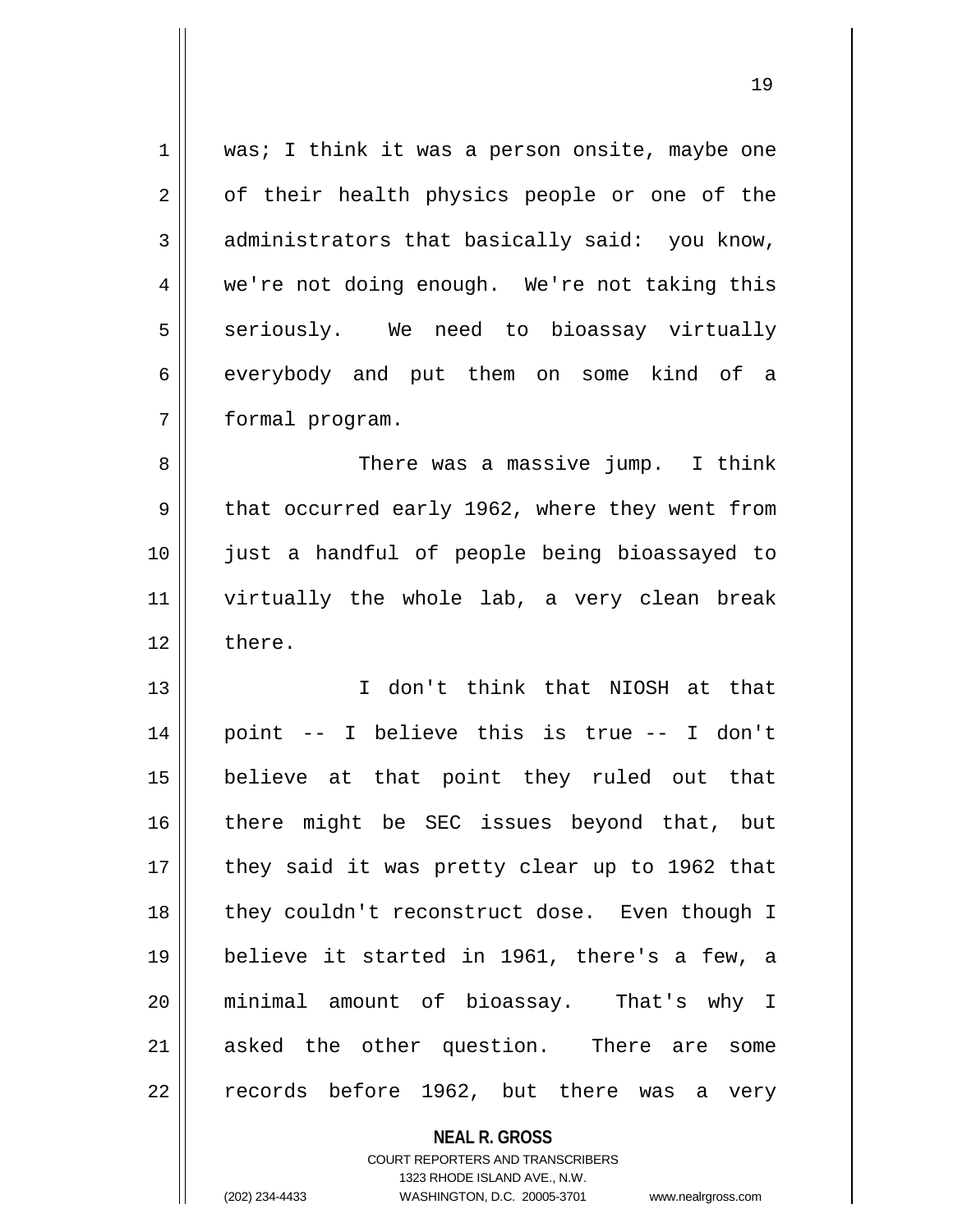was; I think it was a person onsite, maybe one of their health physics people or one of the administrators that basically said: you know, we're not doing enough. We're not taking this seriously. We need to bioassay virtually everybody and put them on some kind of a formal program.

There was a massive jump. I think that occurred early 1962, where they went from just a handful of people being bioassayed to virtually the whole lab, a very clean break there.

I don't think that NIOSH at that point -- I believe this is true -- I don't believe at that point they ruled out that there might be SEC issues beyond that, but they said it was pretty clear up to 1962 that they couldn't reconstruct dose. Even though I believe it started in 1961, there's a few, a minimal amount of bioassay. That's why I asked the other question. There are some records before 1962, but there was a very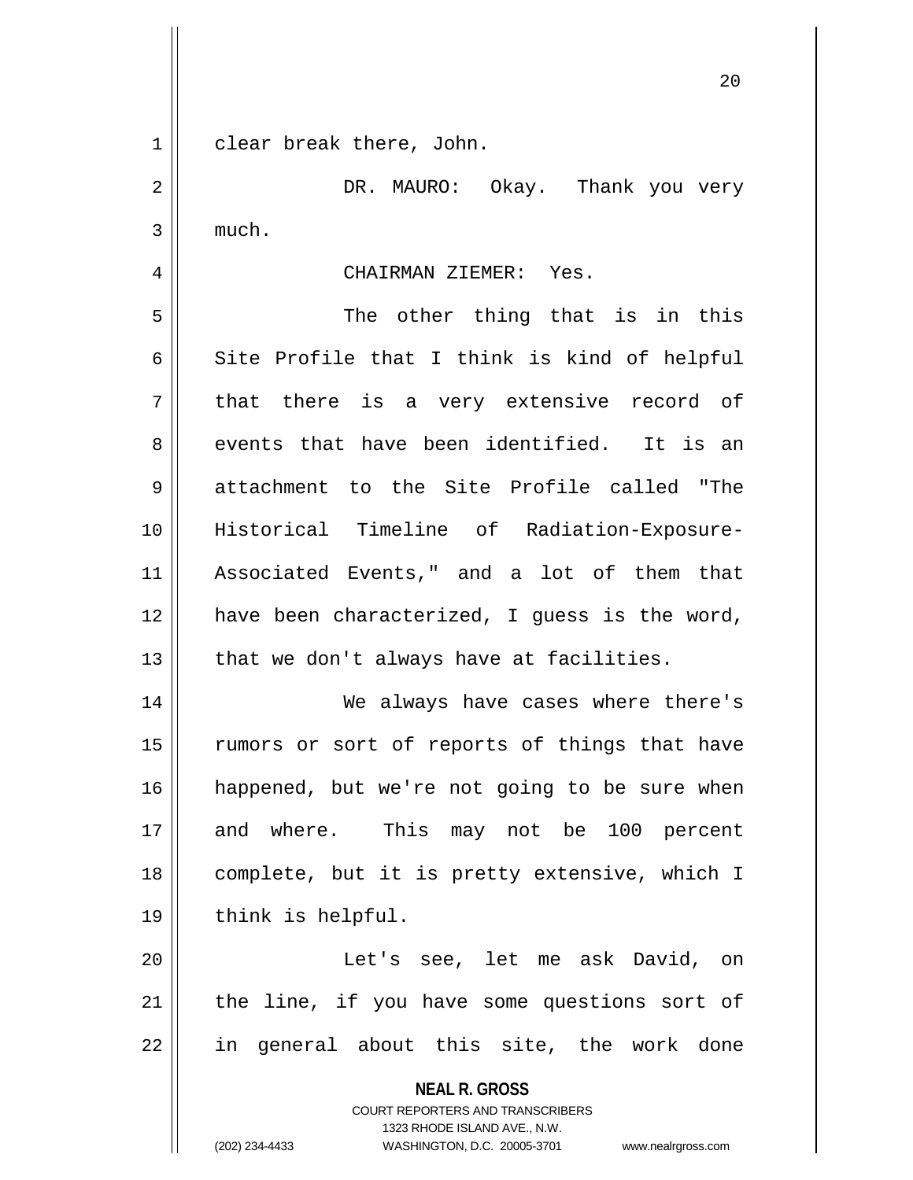clear break there, John.

DR. MAURO: Okay. Thank you very much.

CHAIRMAN ZIEMER: Yes.

The other thing that is in this Site Profile that I think is kind of helpful that there is a very extensive record of events that have been identified. It is an attachment to the Site Profile called "The Historical Timeline of Radiation-Exposure-Associated Events," and a lot of them that have been characterized, I guess is the word, that we don't always have at facilities.

We always have cases where there's rumors or sort of reports of things that have happened, but we're not going to be sure when and where. This may not be 100 percent complete, but it is pretty extensive, which I think is helpful.

Let's see, let me ask David, on the line, if you have some questions sort of in general about this site, the work done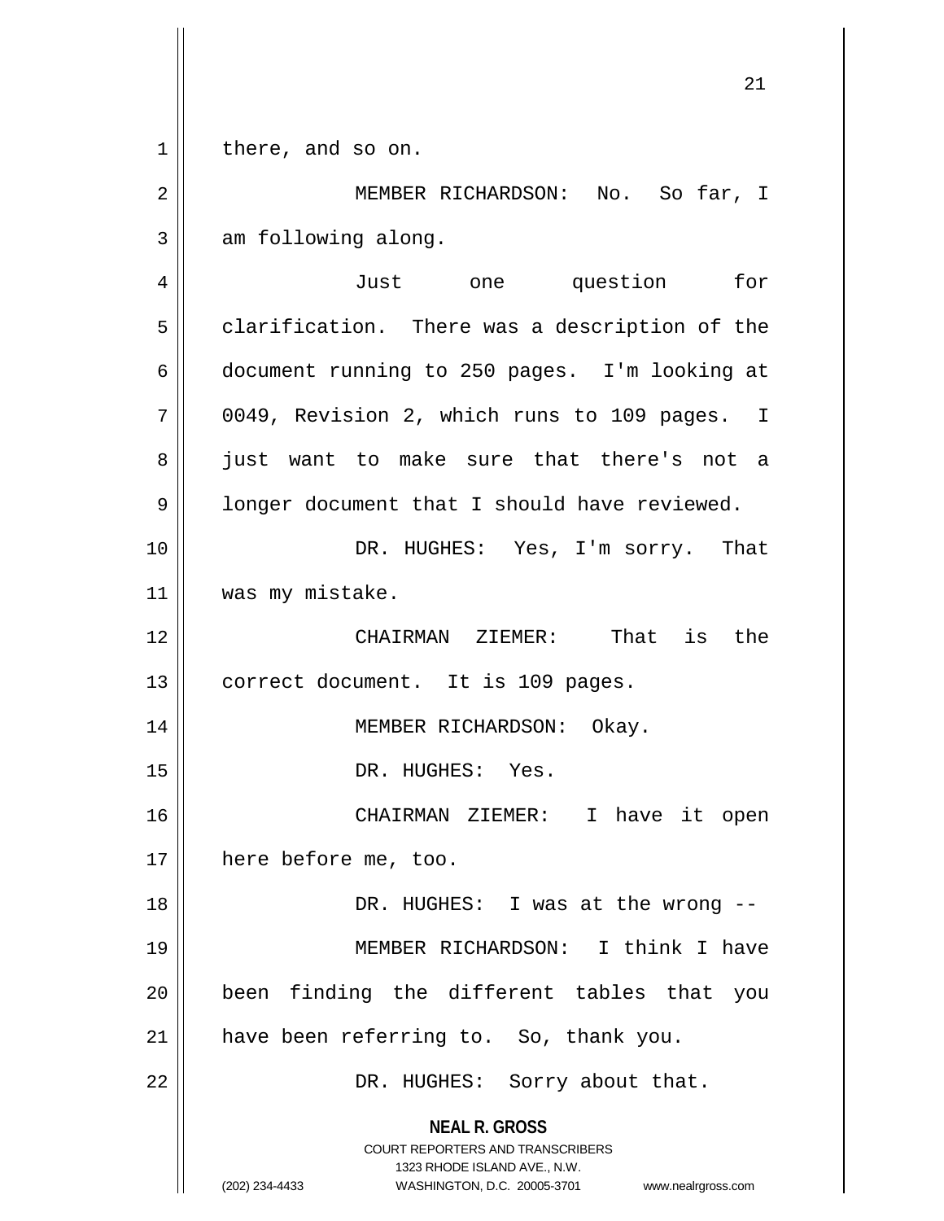there, and so on.

MEMBER RICHARDSON: No. So far, I am following along.

Just one question for clarification. There was a description of the document running to 250 pages. I'm looking at 0049, Revision 2, which runs to 109 pages. I just want to make sure that there's not a longer document that I should have reviewed.

DR. HUGHES: Yes, I'm sorry. That was my mistake.

CHAIRMAN ZIEMER: That is the correct document. It is 109 pages.

MEMBER RICHARDSON: Okay.

DR. HUGHES: Yes.

CHAIRMAN ZIEMER: I have it open here before me, too.

DR. HUGHES: I was at the wrong --

MEMBER RICHARDSON: I think I have been finding the different tables that you have been referring to. So, thank you.

DR. HUGHES: Sorry about that.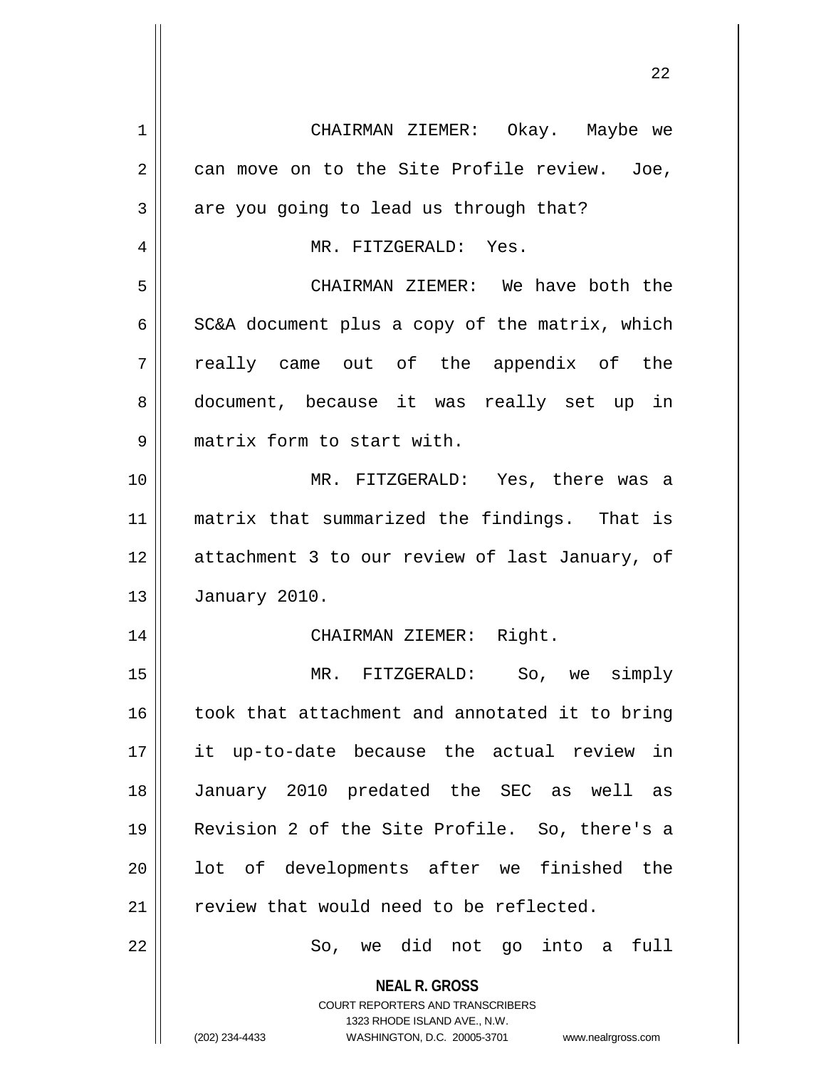CHAIRMAN ZIEMER: Okay. Maybe we can move on to the Site Profile review. Joe, are you going to lead us through that?

MR. FITZGERALD: Yes.

CHAIRMAN ZIEMER: We have both the SC&A document plus a copy of the matrix, which really came out of the appendix of the document, because it was really set up in matrix form to start with.

MR. FITZGERALD: Yes, there was a matrix that summarized the findings. That is attachment 3 to our review of last January, of January 2010.

CHAIRMAN ZIEMER: Right.

MR. FITZGERALD: So, we simply took that attachment and annotated it to bring it up-to-date because the actual review in January 2010 predated the SEC as well as Revision 2 of the Site Profile. So, there's a lot of developments after we finished the review that would need to be reflected.

So, we did not go into a full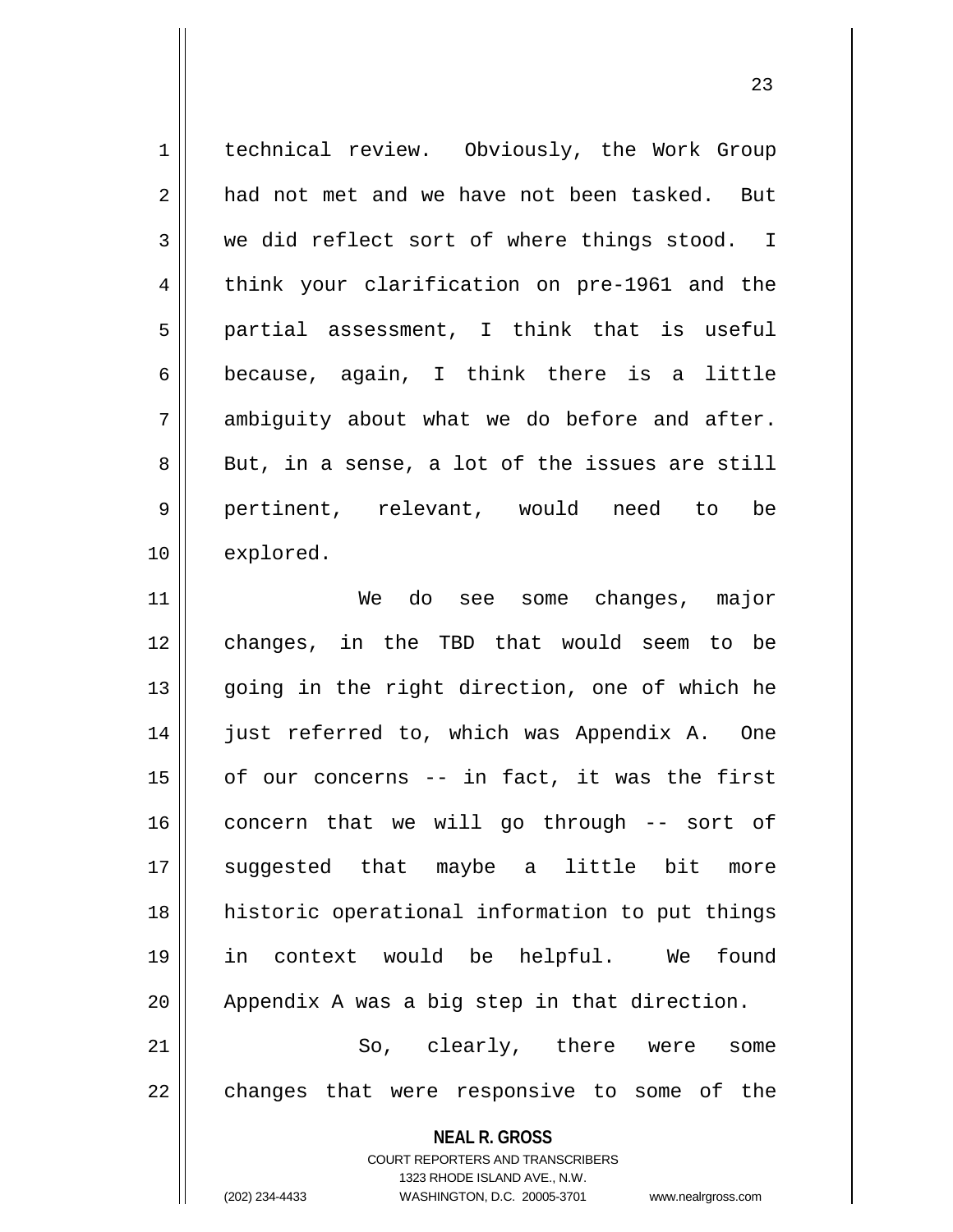technical review. Obviously, the Work Group had not met and we have not been tasked. But we did reflect sort of where things stood. I think your clarification on pre-1961 and the partial assessment, I think that is useful because, again, I think there is a little ambiguity about what we do before and after. But, in a sense, a lot of the issues are still pertinent, relevant, would need to be explored.

We do see some changes, major changes, in the TBD that would seem to be going in the right direction, one of which he just referred to, which was Appendix A. One of our concerns -- in fact, it was the first concern that we will go through -- sort of suggested that maybe a little bit more historic operational information to put things in context would be helpful. We found Appendix A was a big step in that direction.

So, clearly, there were some changes that were responsive to some of the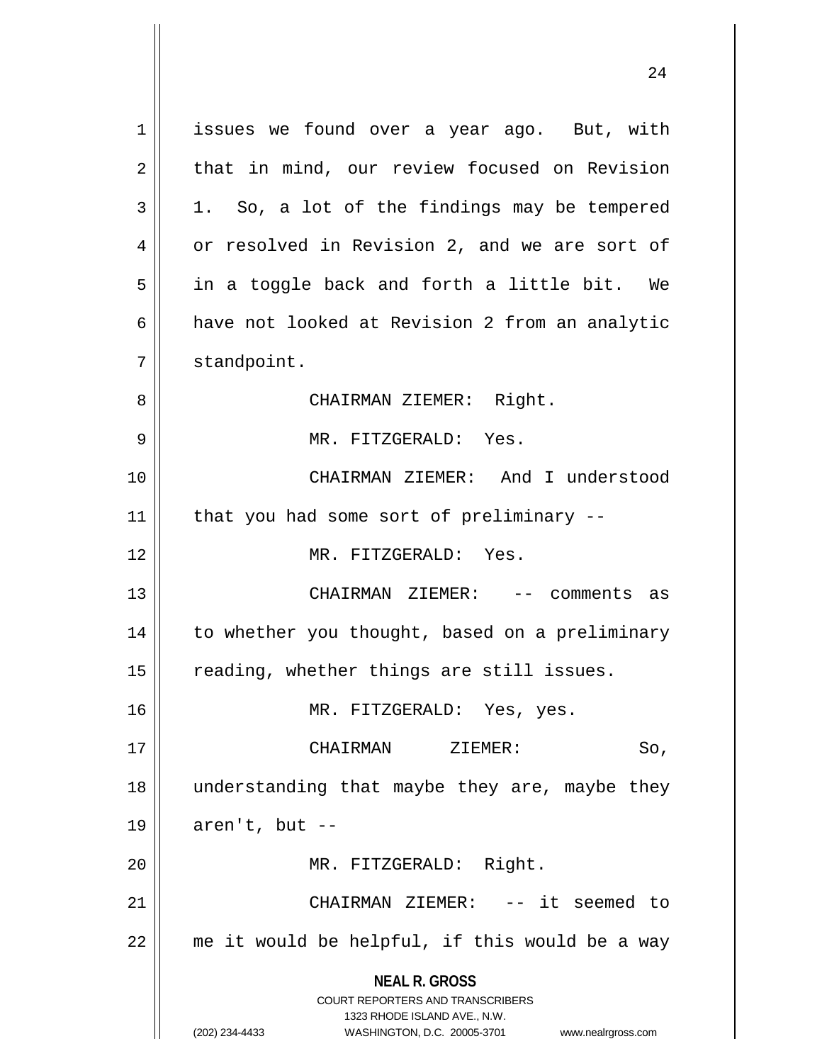issues we found over a year ago. But, with that in mind, our review focused on Revision 1. So, a lot of the findings may be tempered or resolved in Revision 2, and we are sort of in a toggle back and forth a little bit. We have not looked at Revision 2 from an analytic standpoint.

CHAIRMAN ZIEMER: Right.

MR. FITZGERALD: Yes.

CHAIRMAN ZIEMER: And I understood that you had some sort of preliminary --

MR. FITZGERALD: Yes.

CHAIRMAN ZIEMER: -- comments as to whether you thought, based on a preliminary reading, whether things are still issues.

MR. FITZGERALD: Yes, yes.

CHAIRMAN ZIEMER: So, understanding that maybe they are, maybe they aren't, but --

MR. FITZGERALD: Right.

CHAIRMAN ZIEMER: -- it seemed to me it would be helpful, if this would be a way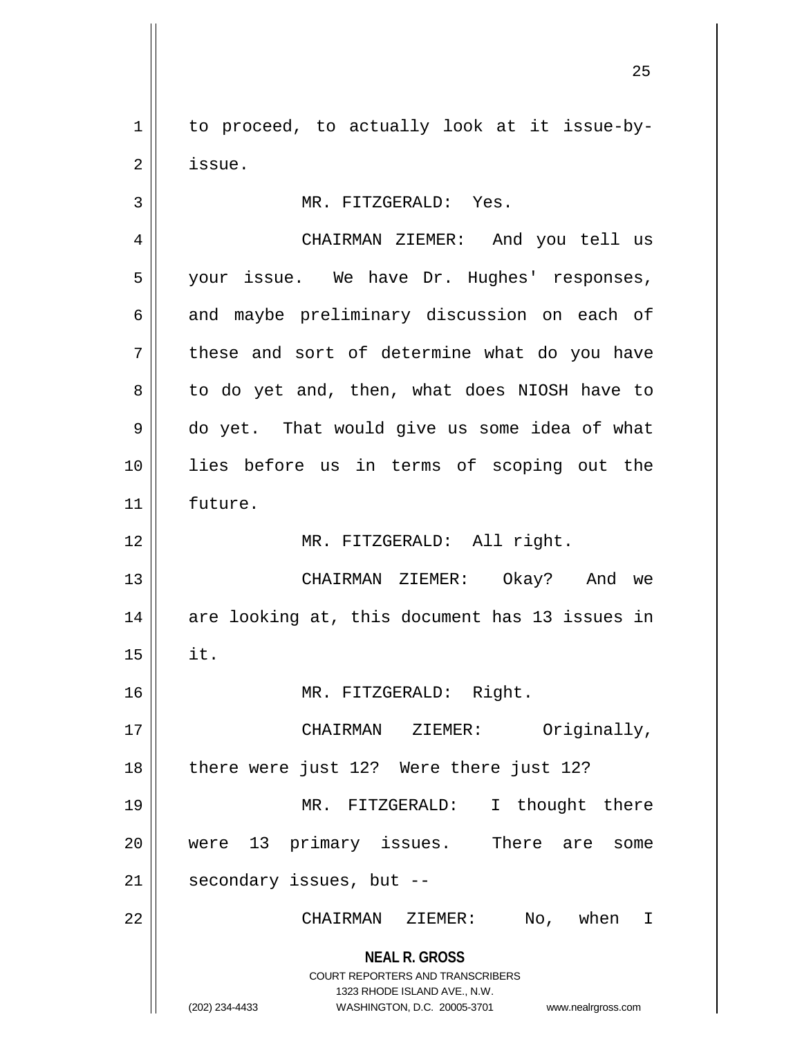to proceed, to actually look at it issue-by-issue.

MR. FITZGERALD: Yes.

CHAIRMAN ZIEMER: And you tell us your issue. We have Dr. Hughes' responses, and maybe preliminary discussion on each of these and sort of determine what do you have to do yet and, then, what does NIOSH have to do yet. That would give us some idea of what lies before us in terms of scoping out the future.

MR. FITZGERALD: All right.

CHAIRMAN ZIEMER: Okay? And we are looking at, this document has 13 issues in it.

MR. FITZGERALD: Right.

CHAIRMAN ZIEMER: Originally, there were just 12? Were there just 12?

MR. FITZGERALD: I thought there were 13 primary issues. There are some secondary issues, but --

CHAIRMAN ZIEMER: No, when I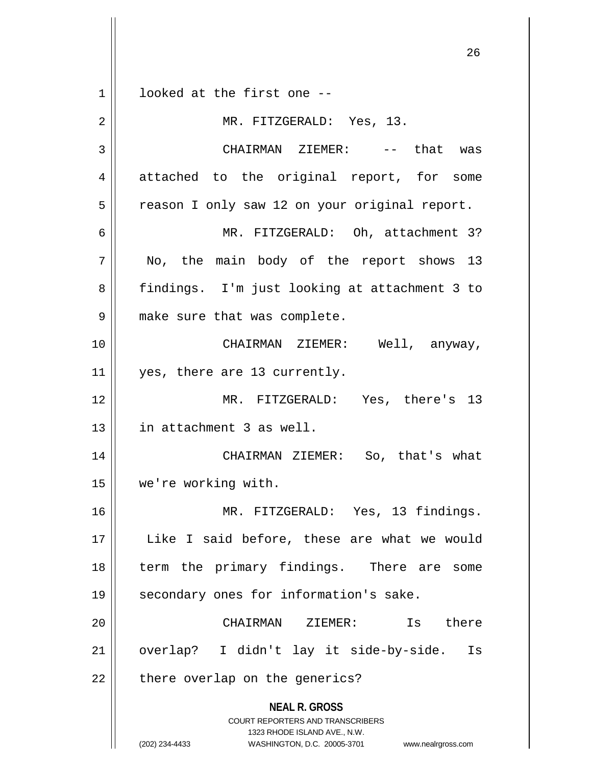looked at the first one --

MR. FITZGERALD: Yes, 13.

CHAIRMAN ZIEMER: -- that was attached to the original report, for some reason I only saw 12 on your original report.

MR. FITZGERALD: Oh, attachment 3? No, the main body of the report shows 13 findings. I'm just looking at attachment 3 to make sure that was complete.

CHAIRMAN ZIEMER: Well, anyway, yes, there are 13 currently.

MR. FITZGERALD: Yes, there's 13 in attachment 3 as well.

CHAIRMAN ZIEMER: So, that's what we're working with.

MR. FITZGERALD: Yes, 13 findings. Like I said before, these are what we would term the primary findings. There are some secondary ones for information's sake.

CHAIRMAN ZIEMER: Is there overlap? I didn't lay it side-by-side. Is there overlap on the generics?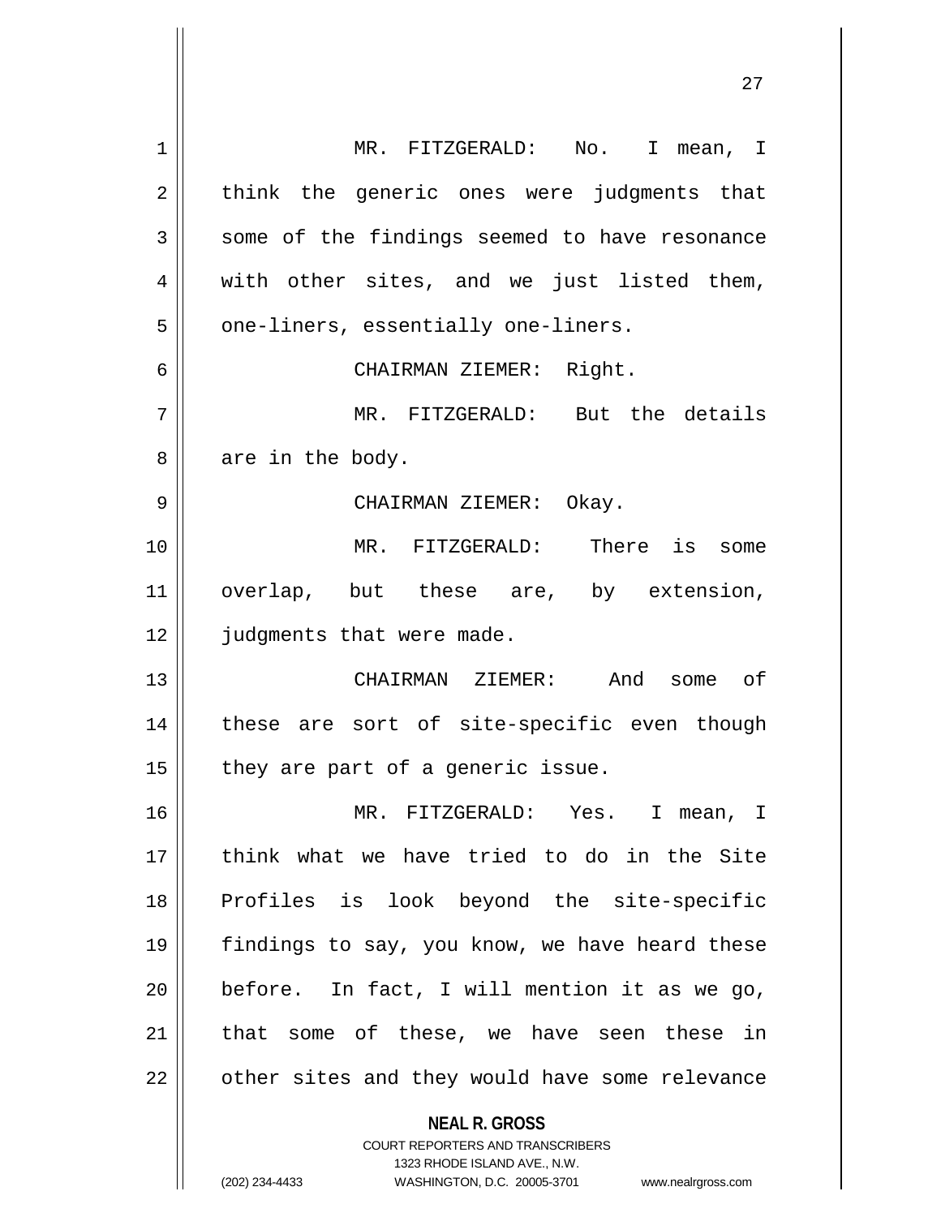MR. FITZGERALD: No. I mean, I think the generic ones were judgments that some of the findings seemed to have resonance with other sites, and we just listed them, one-liners, essentially one-liners.

CHAIRMAN ZIEMER: Right.

MR. FITZGERALD: But the details are in the body.

CHAIRMAN ZIEMER: Okay.

MR. FITZGERALD: There is some overlap, but these are, by extension, judgments that were made.

CHAIRMAN ZIEMER: And some of these are sort of site-specific even though they are part of a generic issue.

MR. FITZGERALD: Yes. I mean, I think what we have tried to do in the Site Profiles is look beyond the site-specific findings to say, you know, we have heard these before. In fact, I will mention it as we go, that some of these, we have seen these in other sites and they would have some relevance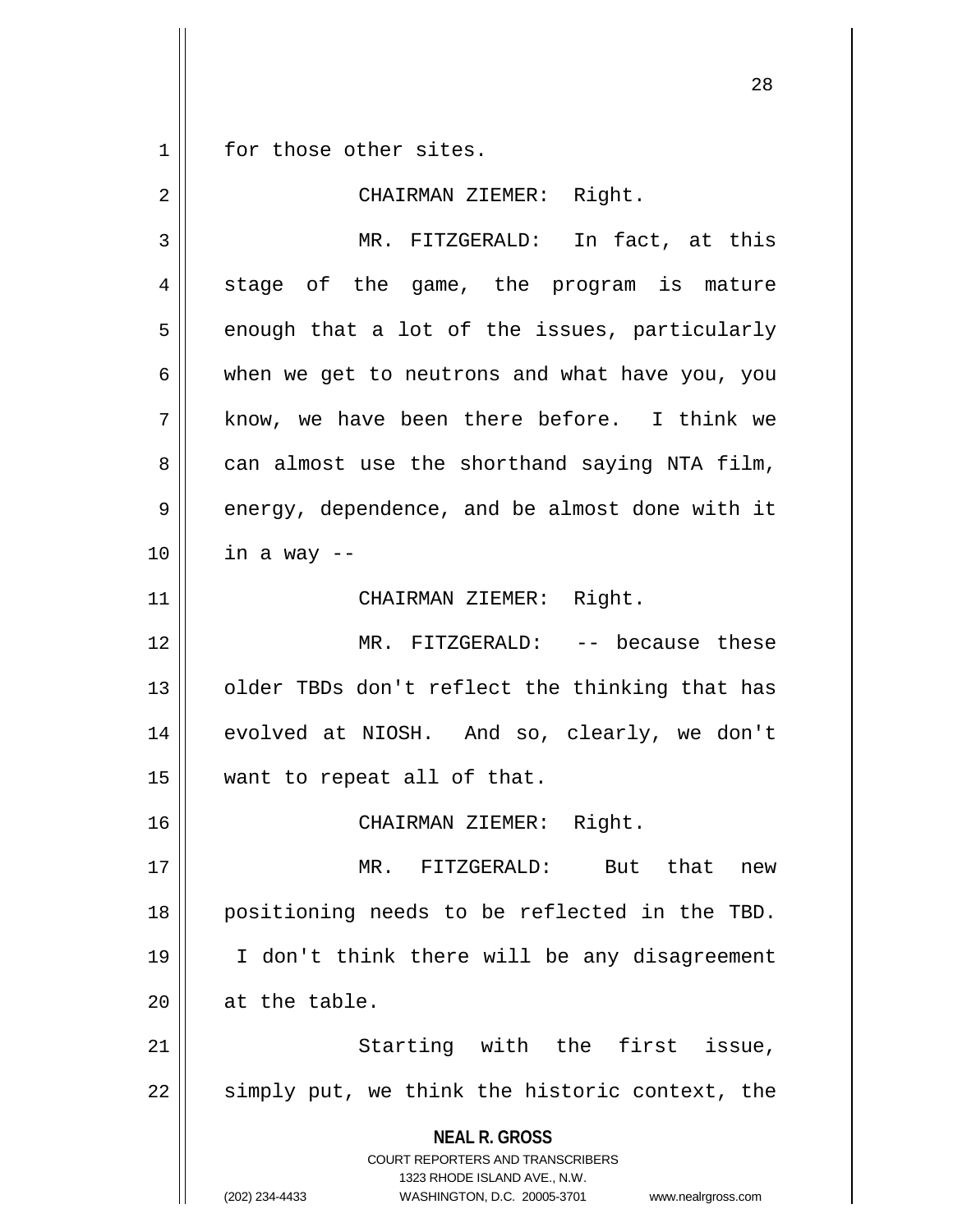for those other sites.

CHAIRMAN ZIEMER: Right.

MR. FITZGERALD: In fact, at this stage of the game, the program is mature enough that a lot of the issues, particularly when we get to neutrons and what have you, you know, we have been there before. I think we can almost use the shorthand saying NTA film, energy, dependence, and be almost done with it in a way --

CHAIRMAN ZIEMER: Right.

MR. FITZGERALD: -- because these older TBDs don't reflect the thinking that has evolved at NIOSH. And so, clearly, we don't want to repeat all of that.

CHAIRMAN ZIEMER: Right.

MR. FITZGERALD: But that new positioning needs to be reflected in the TBD. I don't think there will be any disagreement at the table.

Starting with the first issue, simply put, we think the historic context, the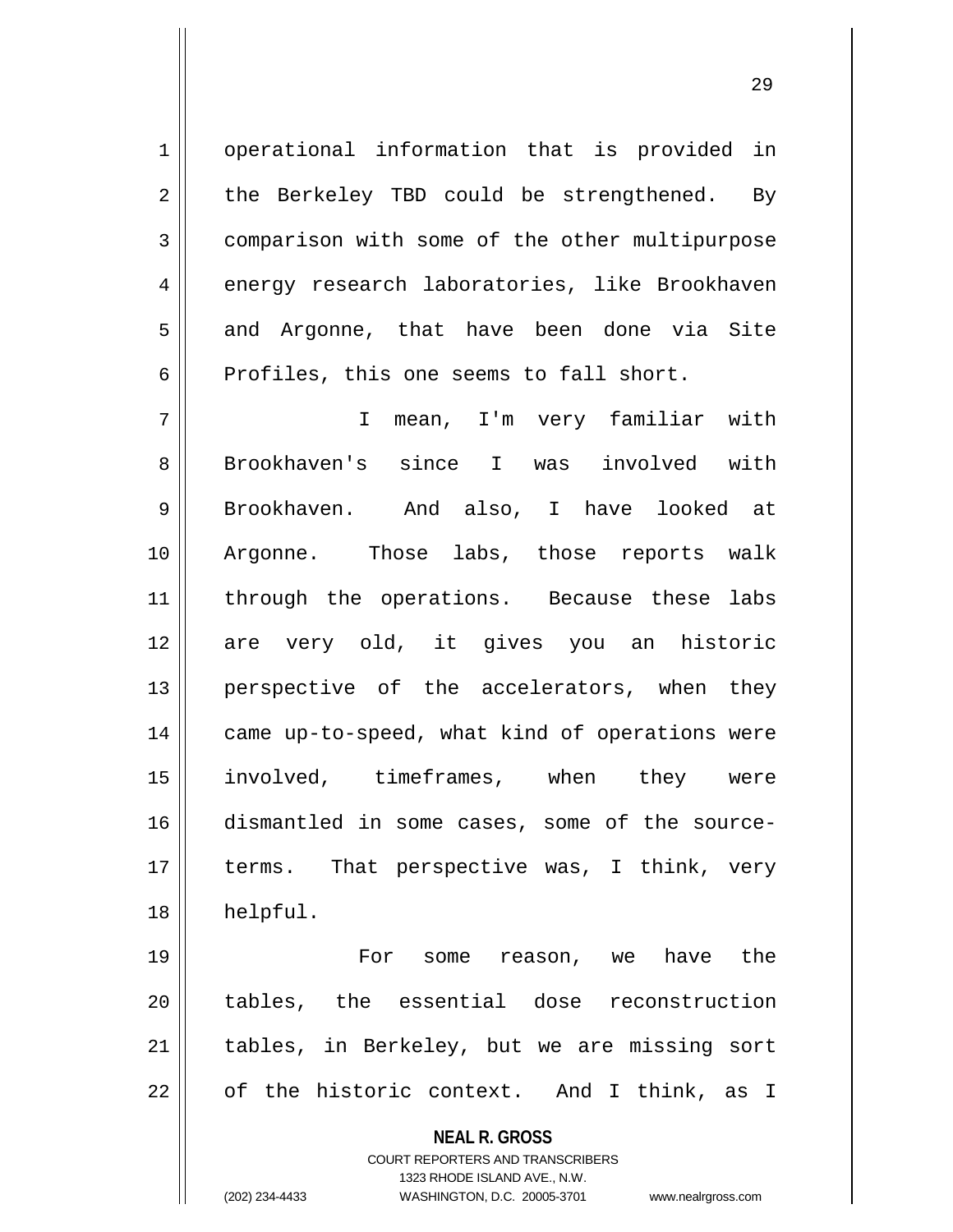operational information that is provided in the Berkeley TBD could be strengthened. By comparison with some of the other multipurpose energy research laboratories, like Brookhaven and Argonne, that have been done via Site Profiles, this one seems to fall short.

I mean, I'm very familiar with Brookhaven's since I was involved with Brookhaven. And also, I have looked at Argonne. Those labs, those reports walk through the operations. Because these labs are very old, it gives you an historic perspective of the accelerators, when they came up-to-speed, what kind of operations were involved, timeframes, when they were dismantled in some cases, some of the source-terms. That perspective was, I think, very helpful.

For some reason, we have the tables, the essential dose reconstruction tables, in Berkeley, but we are missing sort of the historic context. And I think, as I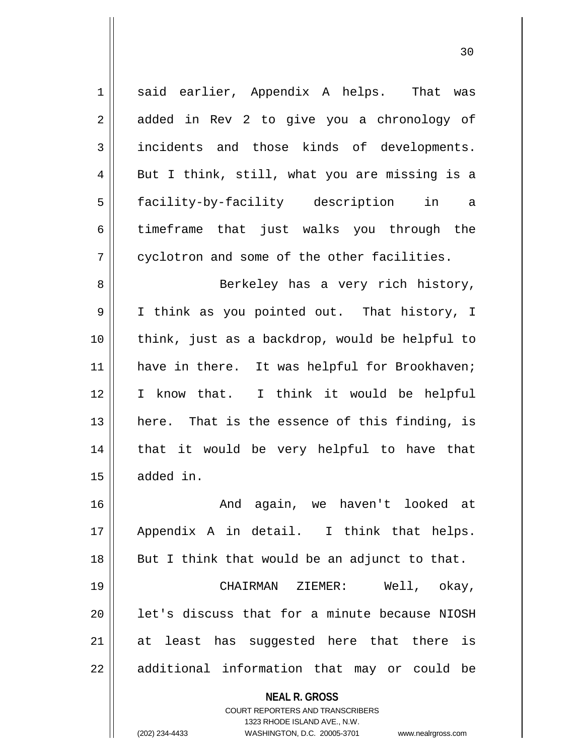said earlier, Appendix A helps. That was added in Rev 2 to give you a chronology of incidents and those kinds of developments. But I think, still, what you are missing is a facility-by-facility description in a timeframe that just walks you through the cyclotron and some of the other facilities.

Berkeley has a very rich history, I think as you pointed out. That history, I think, just as a backdrop, would be helpful to have in there. It was helpful for Brookhaven; I know that. I think it would be helpful here. That is the essence of this finding, is that it would be very helpful to have that added in.

And again, we haven't looked at Appendix A in detail. I think that helps. But I think that would be an adjunct to that.

CHAIRMAN ZIEMER: Well, okay, let's discuss that for a minute because NIOSH at least has suggested here that there is additional information that may or could be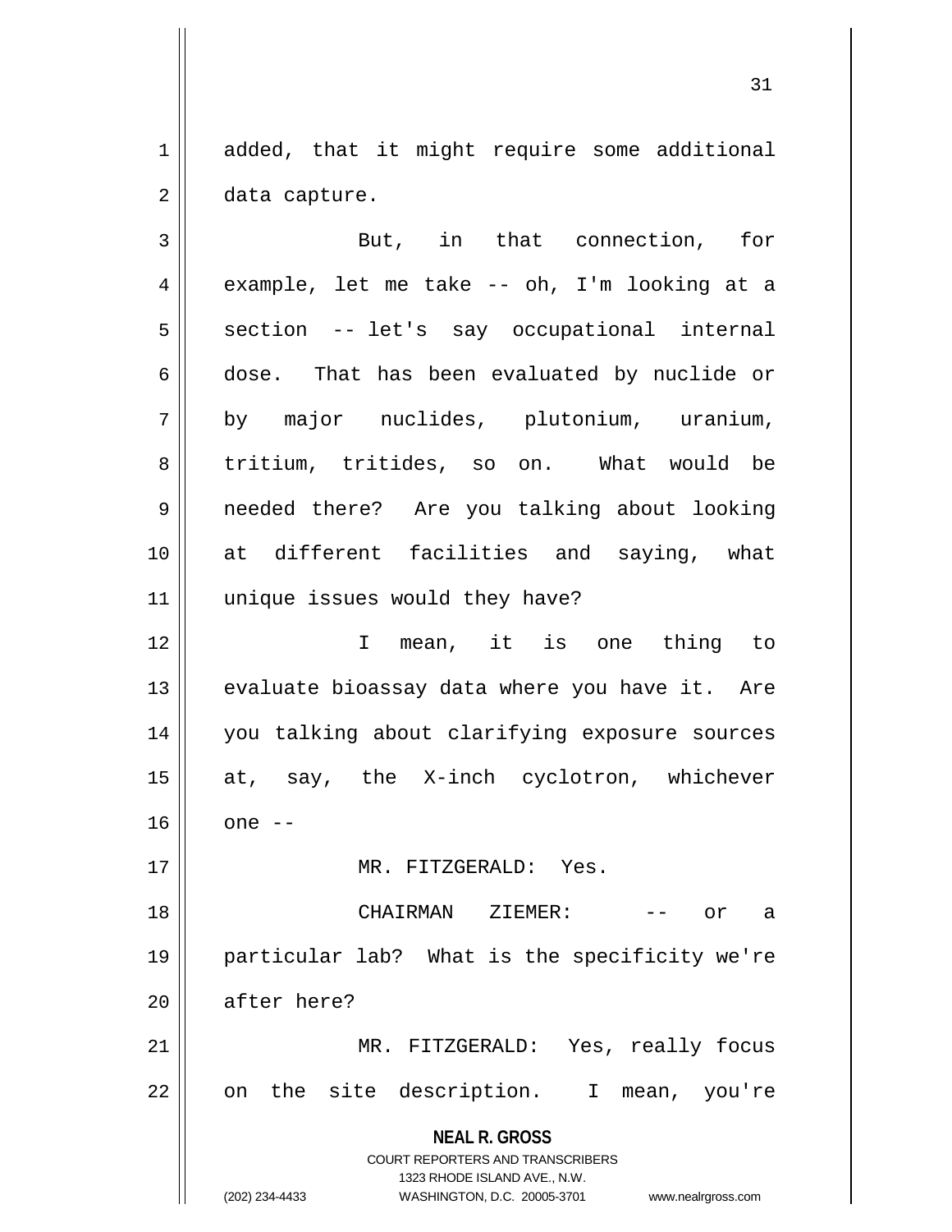added, that it might require some additional data capture.

But, in that connection, for example, let me take -- oh, I'm looking at a section -- let's say occupational internal dose. That has been evaluated by nuclide or by major nuclides, plutonium, uranium, tritium, tritides, so on. What would be needed there? Are you talking about looking at different facilities and saying, what unique issues would they have?

I mean, it is one thing to evaluate bioassay data where you have it. Are you talking about clarifying exposure sources at, say, the X-inch cyclotron, whichever one --

MR. FITZGERALD: Yes.

CHAIRMAN ZIEMER: -- or a particular lab? What is the specificity we're after here?

MR. FITZGERALD: Yes, really focus on the site description. I mean, you're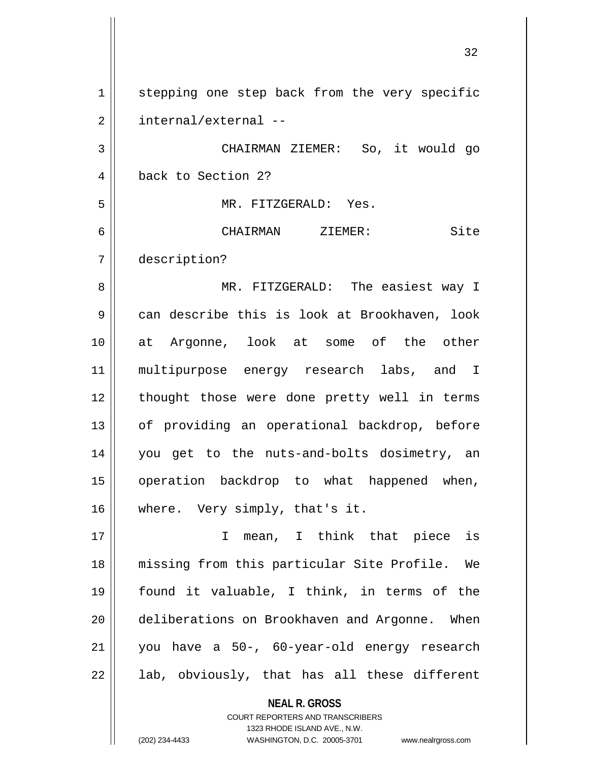stepping one step back from the very specific internal/external --

CHAIRMAN ZIEMER: So, it would go back to Section 2?

MR. FITZGERALD: Yes.

CHAIRMAN ZIEMER: Site description?

MR. FITZGERALD: The easiest way I can describe this is look at Brookhaven, look at Argonne, look at some of the other multipurpose energy research labs, and I thought those were done pretty well in terms of providing an operational backdrop, before you get to the nuts-and-bolts dosimetry, an operation backdrop to what happened when, where. Very simply, that's it.

I mean, I think that piece is missing from this particular Site Profile. We found it valuable, I think, in terms of the deliberations on Brookhaven and Argonne. When you have a 50-, 60-year-old energy research lab, obviously, that has all these different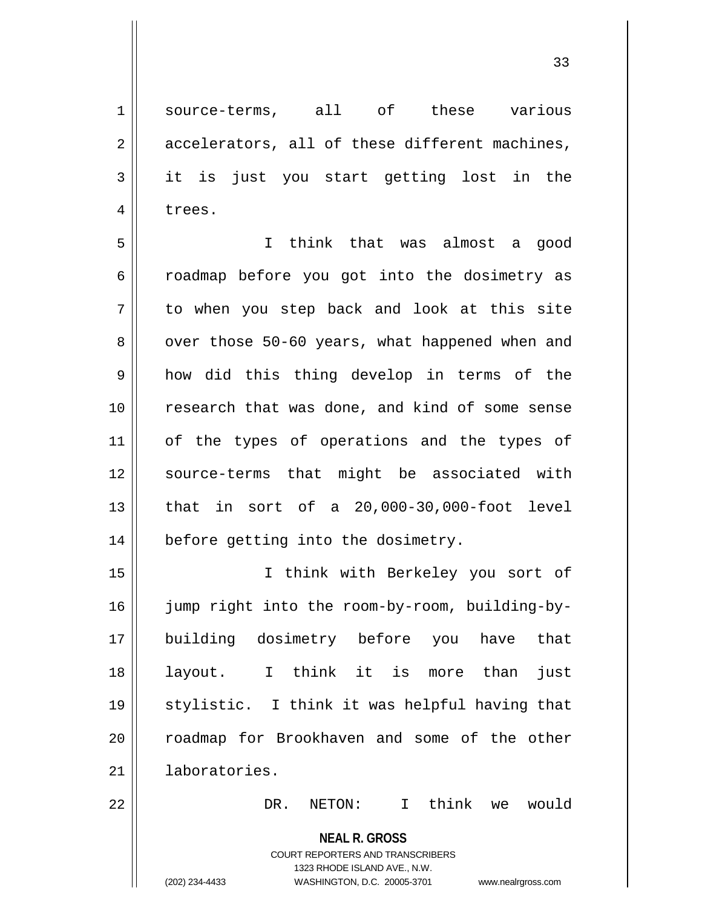source-terms, all of these various accelerators, all of these different machines, it is just you start getting lost in the trees.

I think that was almost a good roadmap before you got into the dosimetry as to when you step back and look at this site over those 50-60 years, what happened when and how did this thing develop in terms of the research that was done, and kind of some sense of the types of operations and the types of source-terms that might be associated with that in sort of a 20,000-30,000-foot level before getting into the dosimetry.

I think with Berkeley you sort of jump right into the room-by-room, building-by-building dosimetry before you have that layout. I think it is more than just stylistic. I think it was helpful having that roadmap for Brookhaven and some of the other laboratories.

DR. NETON: I think we would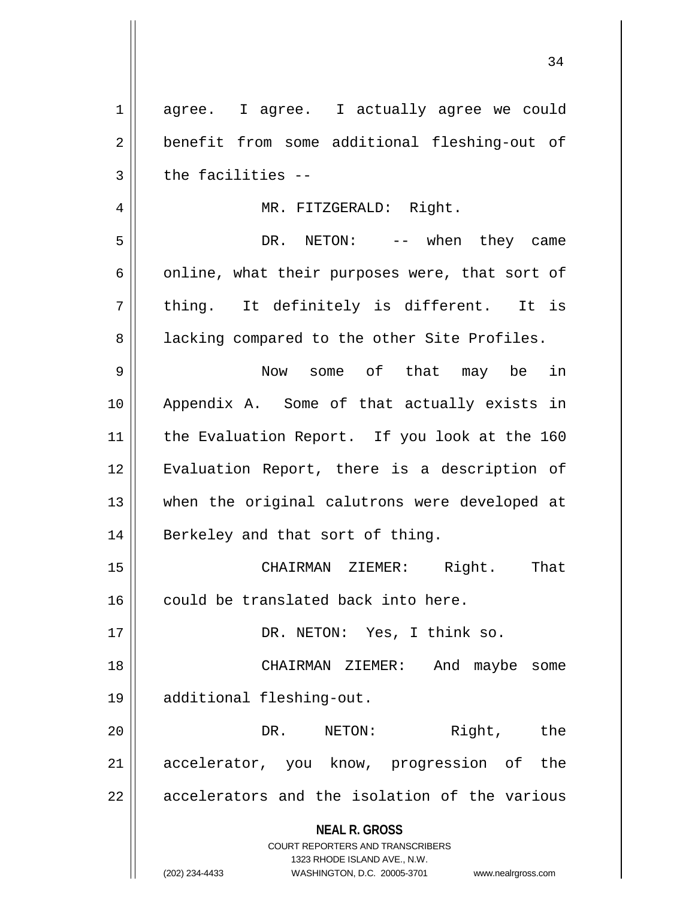agree. I agree. I actually agree we could benefit from some additional fleshing-out of the facilities --

MR. FITZGERALD: Right.

DR. NETON: -- when they came online, what their purposes were, that sort of thing. It definitely is different. It is lacking compared to the other Site Profiles.

Now some of that may be in Appendix A. Some of that actually exists in the Evaluation Report. If you look at the 160 Evaluation Report, there is a description of when the original calutrons were developed at Berkeley and that sort of thing.

CHAIRMAN ZIEMER: Right. That could be translated back into here.

DR. NETON: Yes, I think so.

CHAIRMAN ZIEMER: And maybe some additional fleshing-out.

DR. NETON: Right, the accelerator, you know, progression of the accelerators and the isolation of the various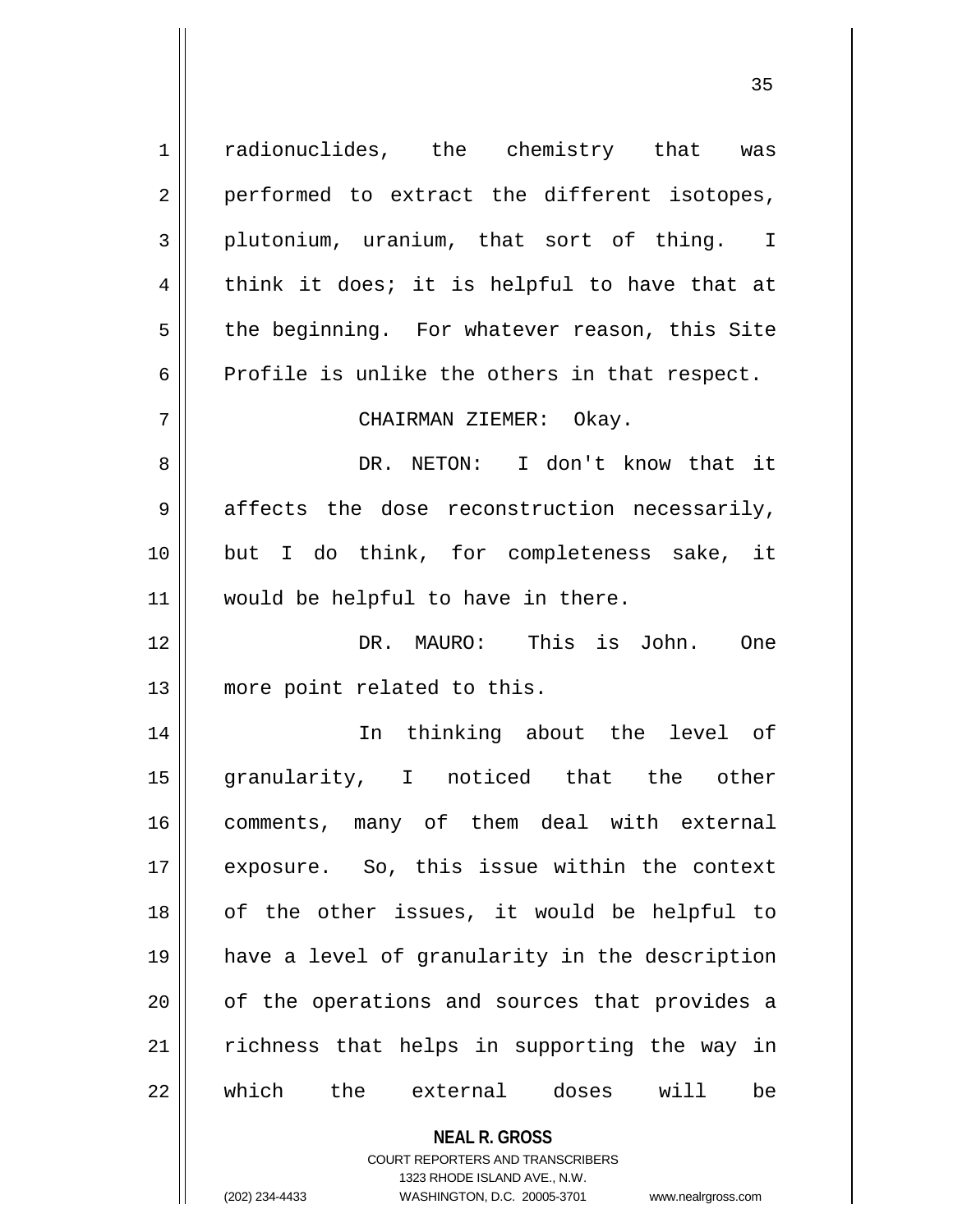radionuclides, the chemistry that was performed to extract the different isotopes, plutonium, uranium, that sort of thing. I think it does; it is helpful to have that at the beginning. For whatever reason, this Site Profile is unlike the others in that respect.

CHAIRMAN ZIEMER: Okay.

DR. NETON: I don't know that it affects the dose reconstruction necessarily, but I do think, for completeness sake, it would be helpful to have in there.

DR. MAURO: This is John. One more point related to this.

In thinking about the level of granularity, I noticed that the other comments, many of them deal with external exposure. So, this issue within the context of the other issues, it would be helpful to have a level of granularity in the description of the operations and sources that provides a richness that helps in supporting the way in which the external doses will be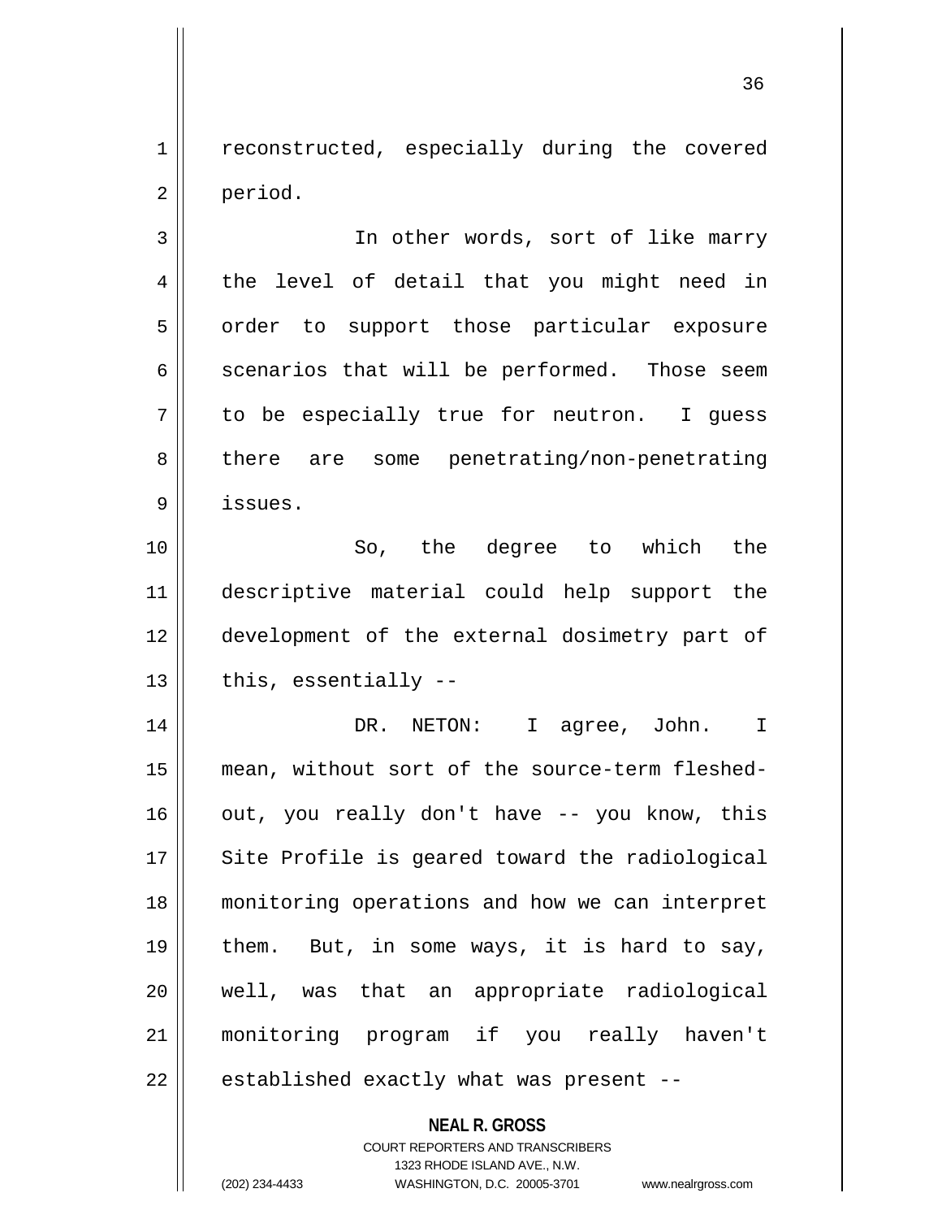reconstructed, especially during the covered period.

In other words, sort of like marry the level of detail that you might need in order to support those particular exposure scenarios that will be performed. Those seem to be especially true for neutron. I guess there are some penetrating/non-penetrating issues.

So, the degree to which the descriptive material could help support the development of the external dosimetry part of this, essentially --

DR. NETON: I agree, John. I mean, without sort of the source-term fleshed-out, you really don't have -- you know, this Site Profile is geared toward the radiological monitoring operations and how we can interpret them. But, in some ways, it is hard to say, well, was that an appropriate radiological monitoring program if you really haven't established exactly what was present --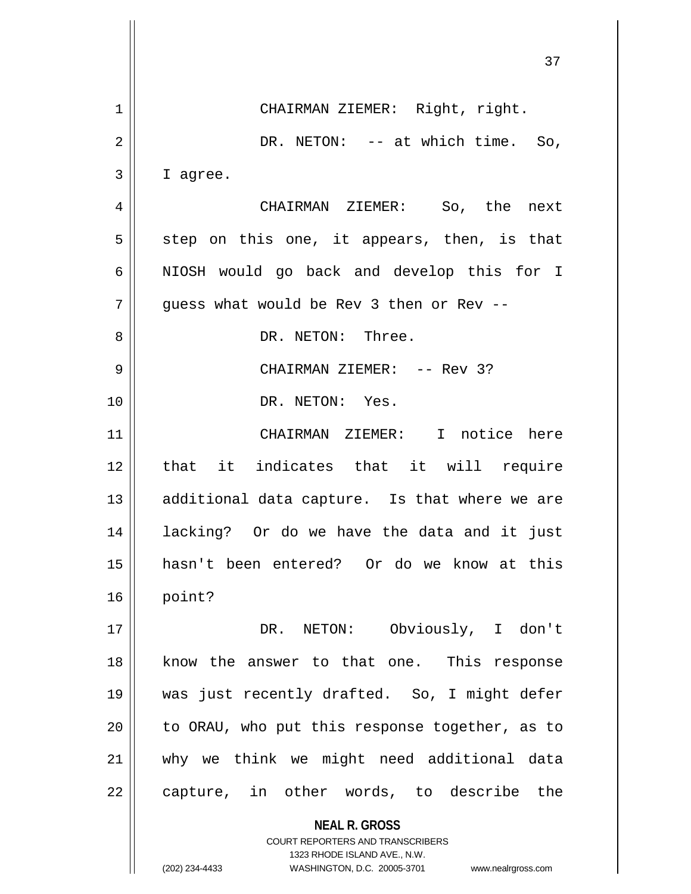CHAIRMAN ZIEMER: Right, right.

DR. NETON: -- at which time. So, I agree.

CHAIRMAN ZIEMER: So, the next step on this one, it appears, then, is that NIOSH would go back and develop this for I guess what would be Rev 3 then or Rev --

DR. NETON: Three.

CHAIRMAN ZIEMER: -- Rev 3?

DR. NETON: Yes.

CHAIRMAN ZIEMER: I notice here that it indicates that it will require additional data capture. Is that where we are lacking? Or do we have the data and it just hasn't been entered? Or do we know at this point?

DR. NETON: Obviously, I don't know the answer to that one. This response was just recently drafted. So, I might defer to ORAU, who put this response together, as to why we think we might need additional data capture, in other words, to describe the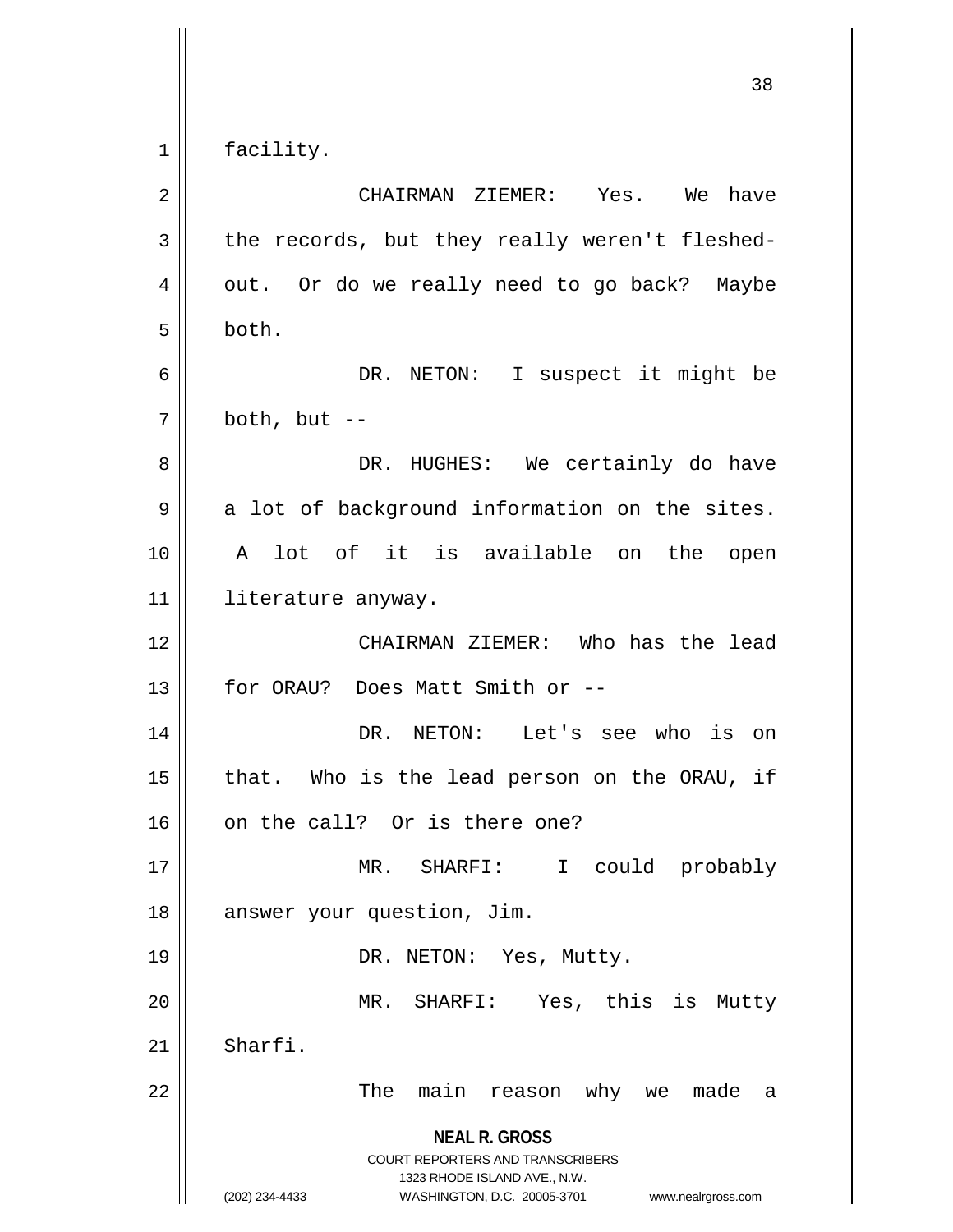facility.

CHAIRMAN ZIEMER: Yes. We have the records, but they really weren't fleshed-out. Or do we really need to go back? Maybe both.

DR. NETON: I suspect it might be both, but --

DR. HUGHES: We certainly do have a lot of background information on the sites. A lot of it is available on the open literature anyway.

CHAIRMAN ZIEMER: Who has the lead for ORAU? Does Matt Smith or --

DR. NETON: Let's see who is on that. Who is the lead person on the ORAU, if on the call? Or is there one?

MR. SHARFI: I could probably answer your question, Jim.

DR. NETON: Yes, Mutty.

MR. SHARFI: Yes, this is Mutty Sharfi.

The main reason why we made a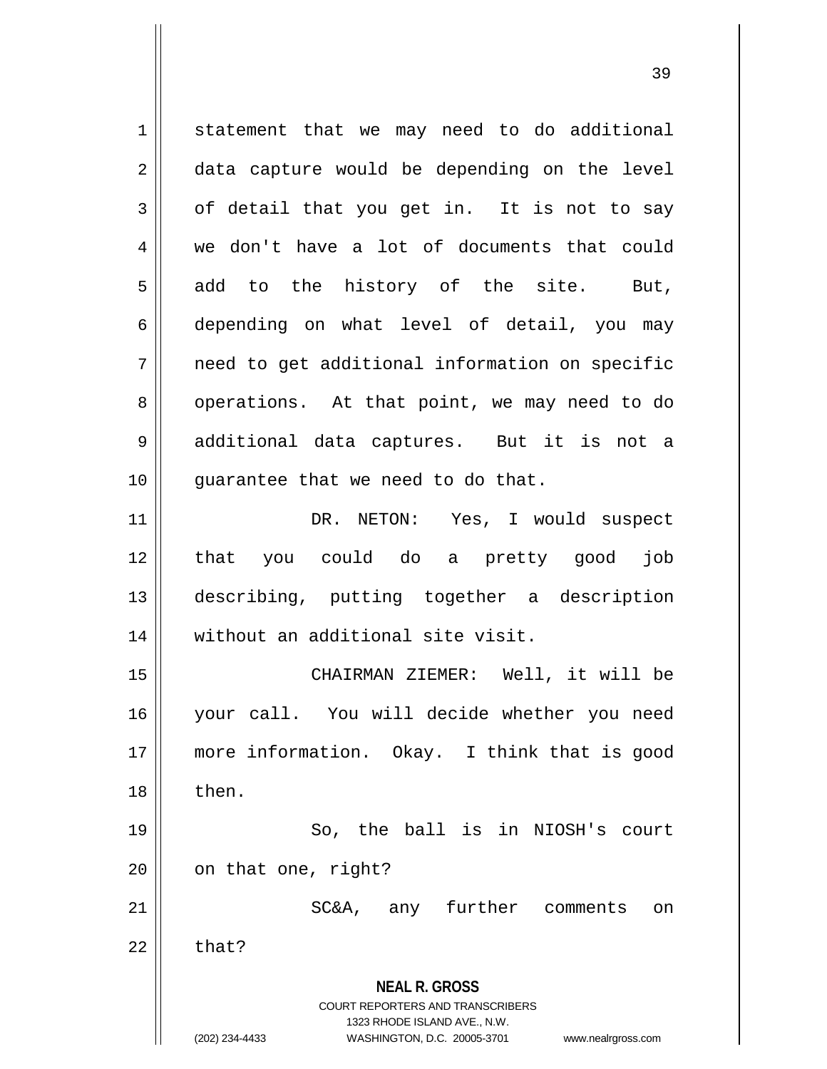statement that we may need to do additional data capture would be depending on the level of detail that you get in. It is not to say we don't have a lot of documents that could add to the history of the site. But, depending on what level of detail, you may need to get additional information on specific operations. At that point, we may need to do additional data captures. But it is not a guarantee that we need to do that.

DR. NETON: Yes, I would suspect that you could do a pretty good job describing, putting together a description without an additional site visit.

CHAIRMAN ZIEMER: Well, it will be your call. You will decide whether you need more information. Okay. I think that is good then.

So, the ball is in NIOSH's court on that one, right?

SC&A, any further comments on that?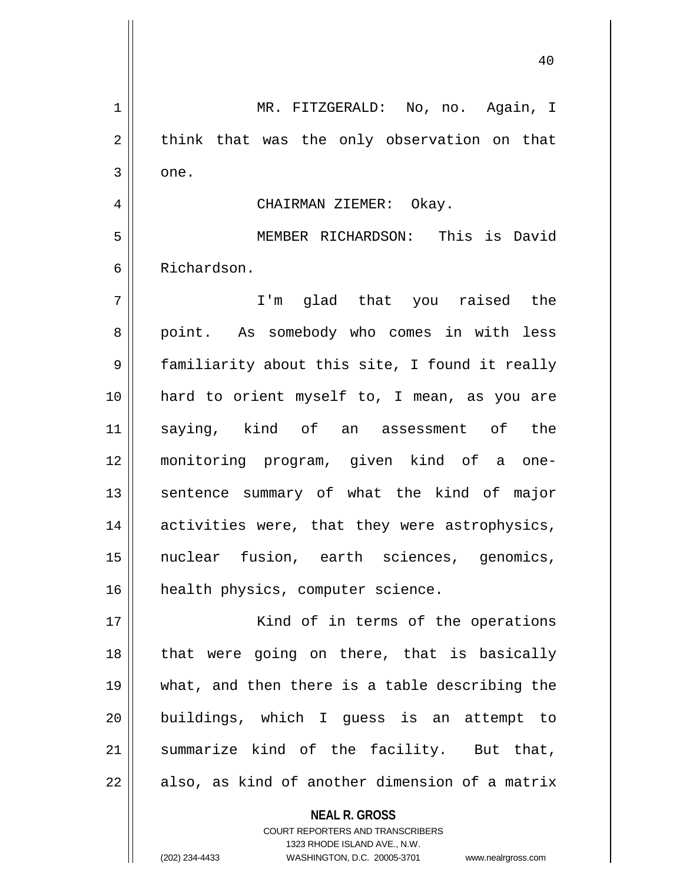MR. FITZGERALD: No, no. Again, I think that was the only observation on that one.

CHAIRMAN ZIEMER: Okay.

MEMBER RICHARDSON: This is David Richardson.

I'm glad that you raised the point. As somebody who comes in with less familiarity about this site, I found it really hard to orient myself to, I mean, as you are saying, kind of an assessment of the monitoring program, given kind of a one-sentence summary of what the kind of major activities were, that they were astrophysics, nuclear fusion, earth sciences, genomics, health physics, computer science.

Kind of in terms of the operations that were going on there, that is basically what, and then there is a table describing the buildings, which I guess is an attempt to summarize kind of the facility. But that, also, as kind of another dimension of a matrix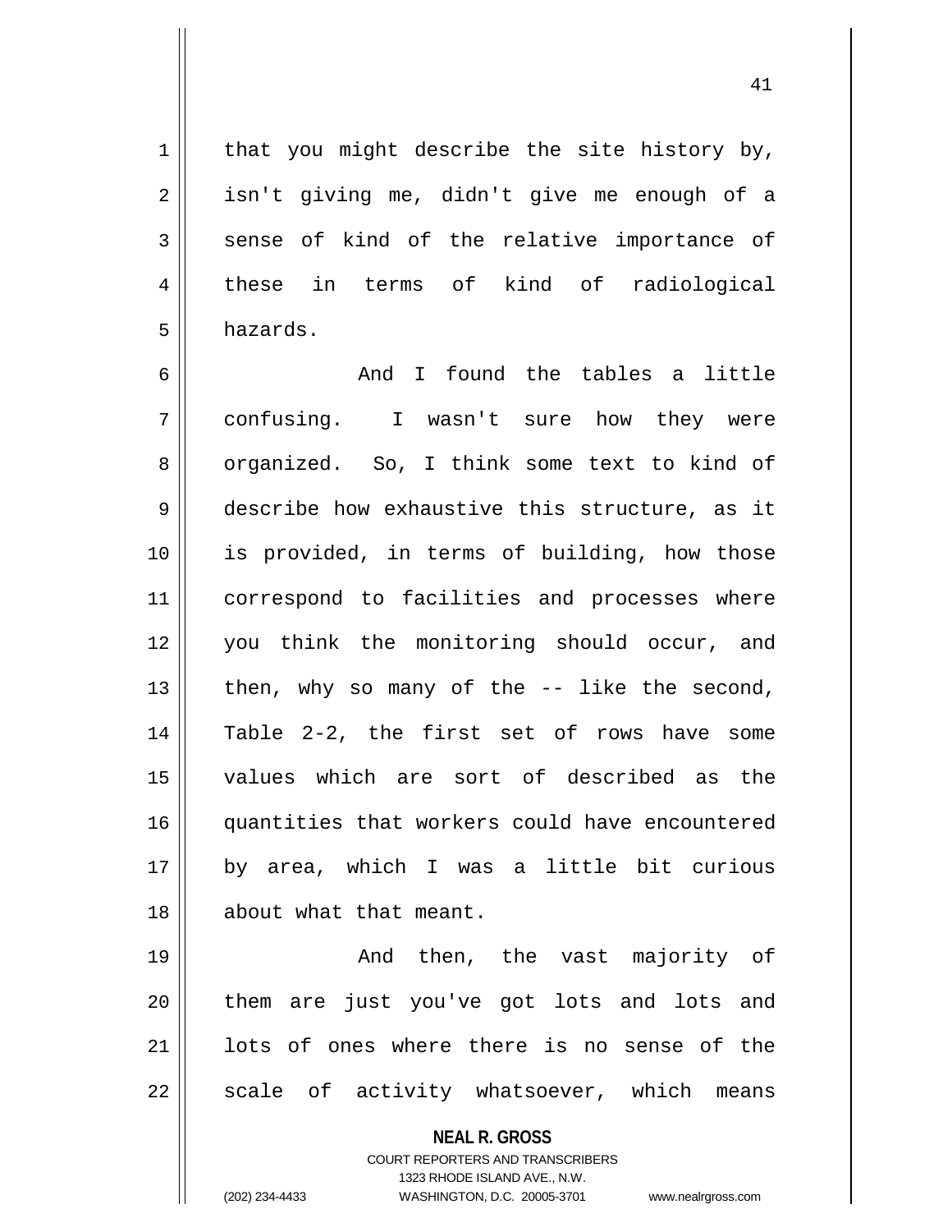that you might describe the site history by, isn't giving me, didn't give me enough of a sense of kind of the relative importance of these in terms of kind of radiological hazards.

And I found the tables a little confusing. I wasn't sure how they were organized. So, I think some text to kind of describe how exhaustive this structure, as it is provided, in terms of building, how those correspond to facilities and processes where you think the monitoring should occur, and then, why so many of the -- like the second, Table 2-2, the first set of rows have some values which are sort of described as the quantities that workers could have encountered by area, which I was a little bit curious about what that meant.

And then, the vast majority of them are just you've got lots and lots and lots of ones where there is no sense of the scale of activity whatsoever, which means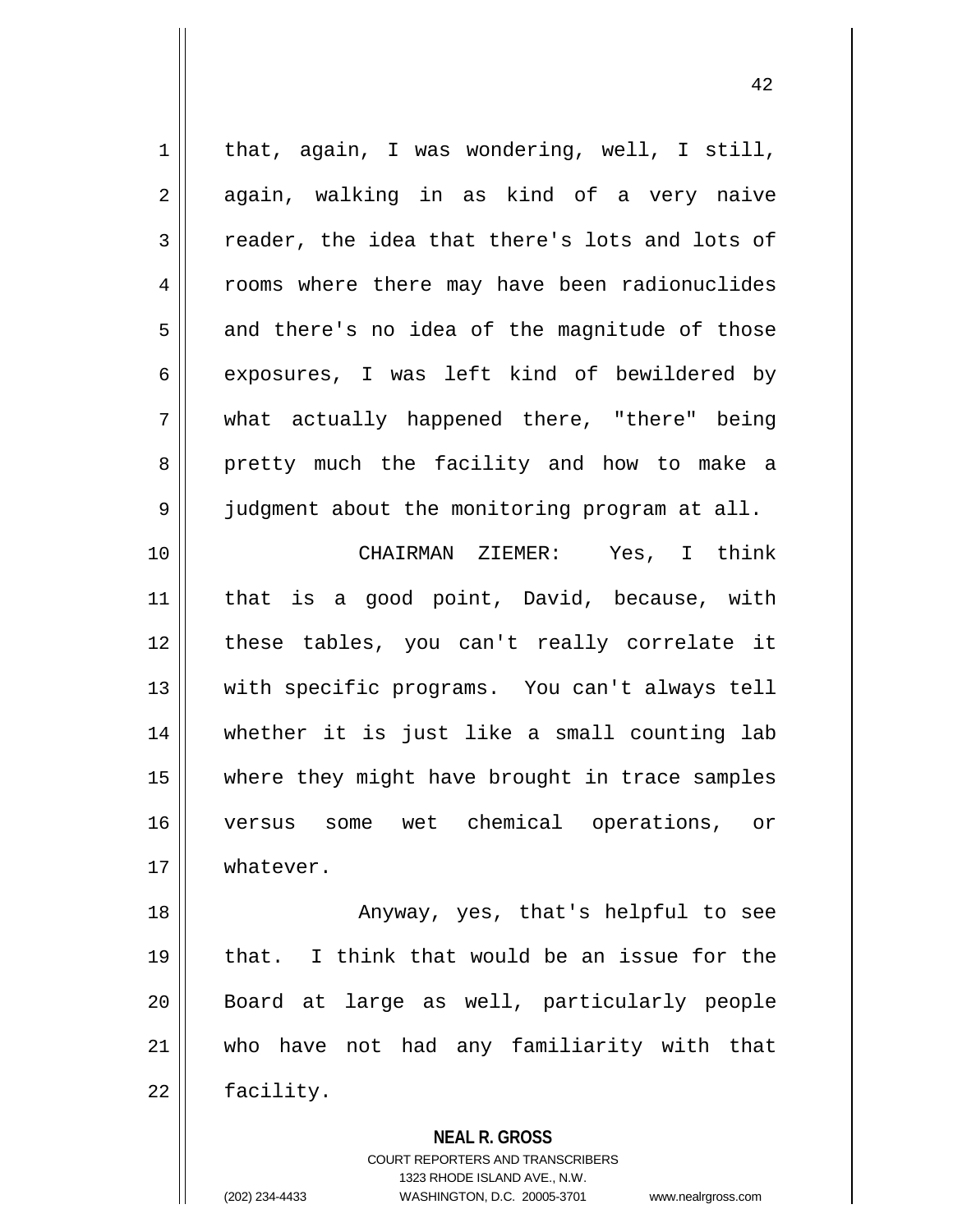that, again, I was wondering, well, I still, again, walking in as kind of a very naive reader, the idea that there's lots and lots of rooms where there may have been radionuclides and there's no idea of the magnitude of those exposures, I was left kind of bewildered by what actually happened there, "there" being pretty much the facility and how to make a judgment about the monitoring program at all.

CHAIRMAN ZIEMER: Yes, I think that is a good point, David, because, with these tables, you can't really correlate it with specific programs. You can't always tell whether it is just like a small counting lab where they might have brought in trace samples versus some wet chemical operations, or whatever.

Anyway, yes, that's helpful to see that. I think that would be an issue for the Board at large as well, particularly people who have not had any familiarity with that facility.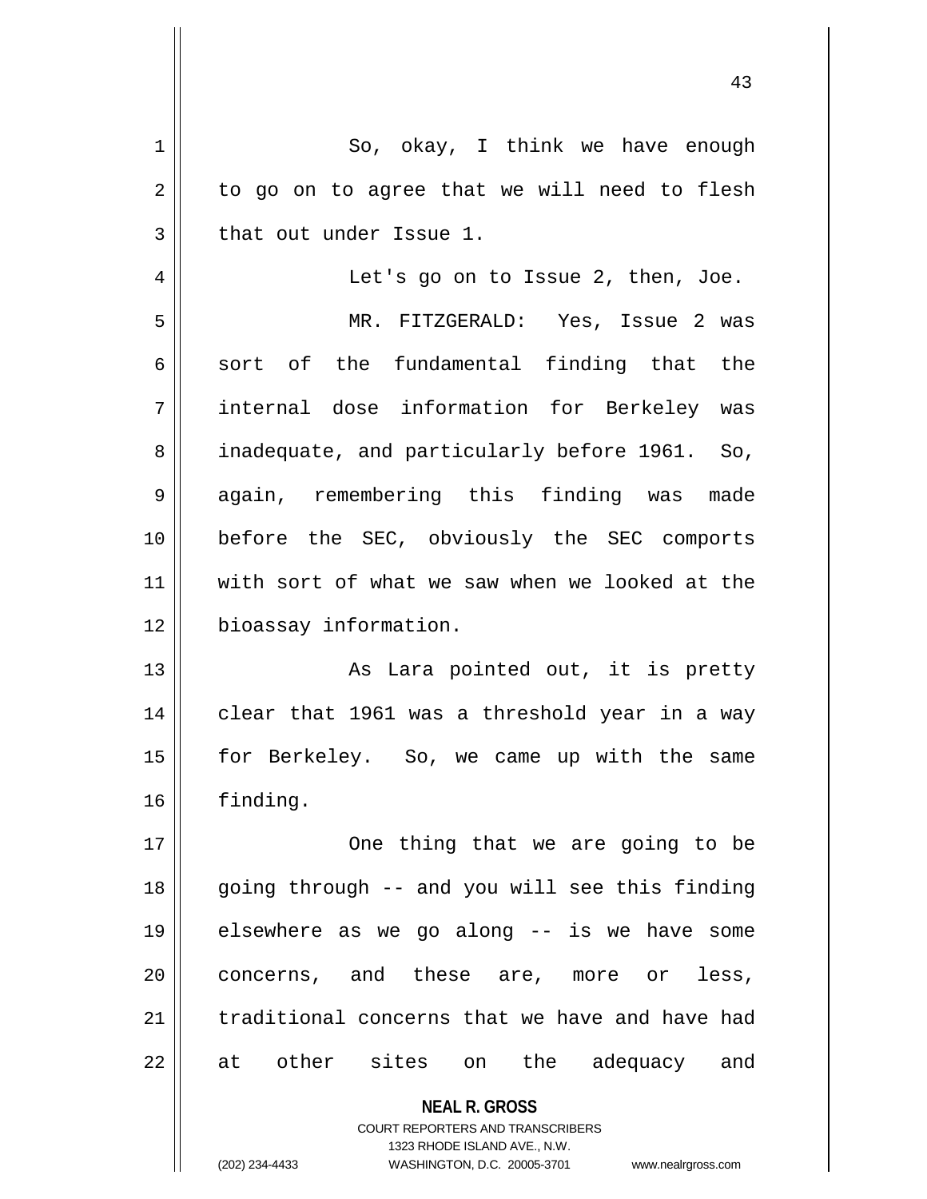So, okay, I think we have enough to go on to agree that we will need to flesh that out under Issue 1.

Let's go on to Issue 2, then, Joe.

MR. FITZGERALD: Yes, Issue 2 was sort of the fundamental finding that the internal dose information for Berkeley was inadequate, and particularly before 1961. So, again, remembering this finding was made before the SEC, obviously the SEC comports with sort of what we saw when we looked at the bioassay information.

As Lara pointed out, it is pretty clear that 1961 was a threshold year in a way for Berkeley. So, we came up with the same finding.

One thing that we are going to be going through -- and you will see this finding elsewhere as we go along -- is we have some concerns, and these are, more or less, traditional concerns that we have and have had at other sites on the adequacy and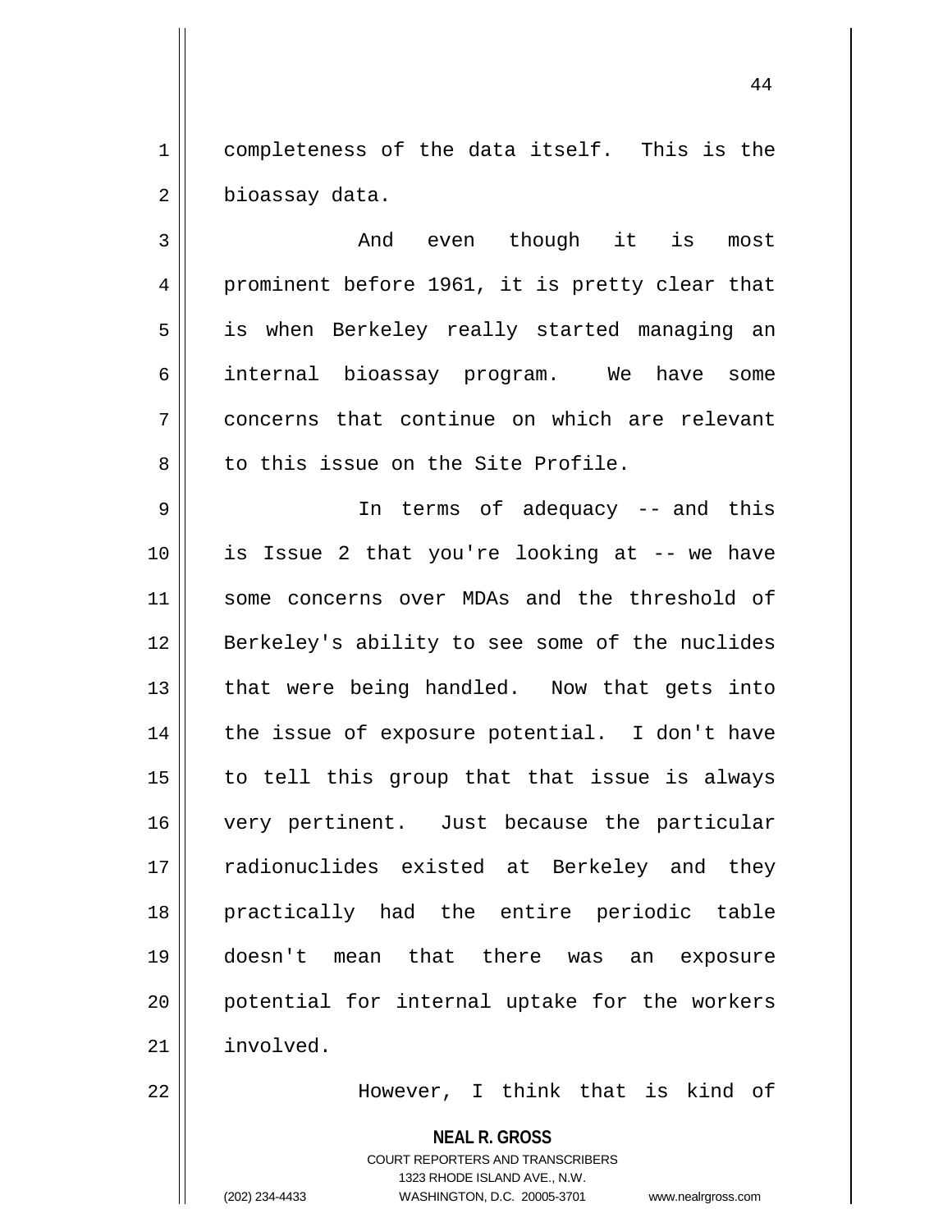completeness of the data itself. This is the bioassay data.

And even though it is most prominent before 1961, it is pretty clear that is when Berkeley really started managing an internal bioassay program. We have some concerns that continue on which are relevant to this issue on the Site Profile.

In terms of adequacy -- and this is Issue 2 that you're looking at -- we have some concerns over MDAs and the threshold of Berkeley's ability to see some of the nuclides that were being handled. Now that gets into the issue of exposure potential. I don't have to tell this group that that issue is always very pertinent. Just because the particular radionuclides existed at Berkeley and they practically had the entire periodic table doesn't mean that there was an exposure potential for internal uptake for the workers involved.

However, I think that is kind of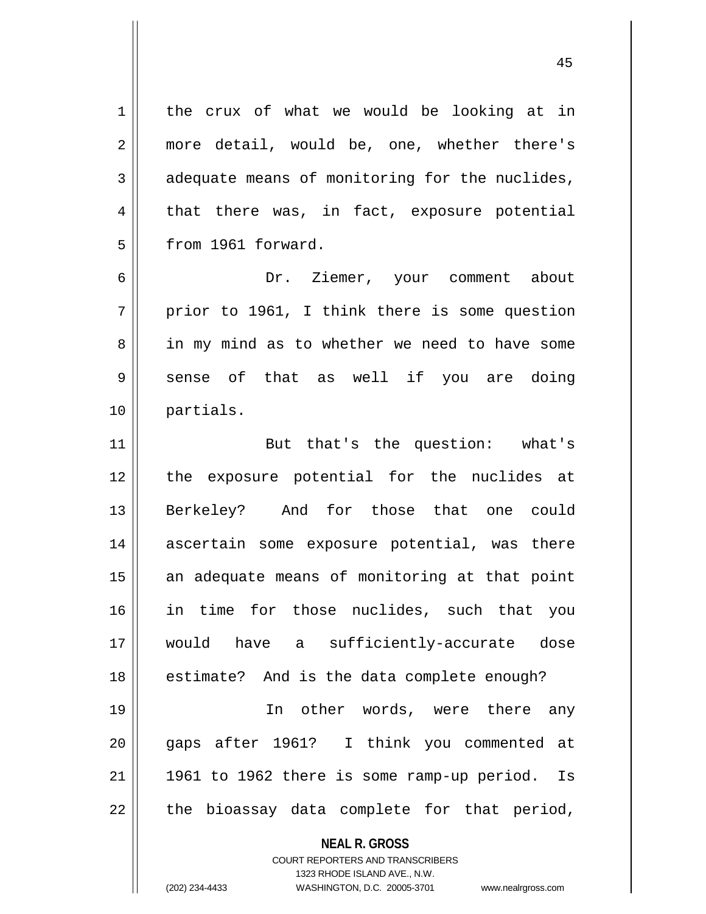the crux of what we would be looking at in more detail, would be, one, whether there's adequate means of monitoring for the nuclides, that there was, in fact, exposure potential from 1961 forward.

Dr. Ziemer, your comment about prior to 1961, I think there is some question in my mind as to whether we need to have some sense of that as well if you are doing partials.

But that's the question: what's the exposure potential for the nuclides at Berkeley? And for those that one could ascertain some exposure potential, was there an adequate means of monitoring at that point in time for those nuclides, such that you would have a sufficiently-accurate dose estimate? And is the data complete enough?

In other words, were there any gaps after 1961? I think you commented at 1961 to 1962 there is some ramp-up period. Is the bioassay data complete for that period,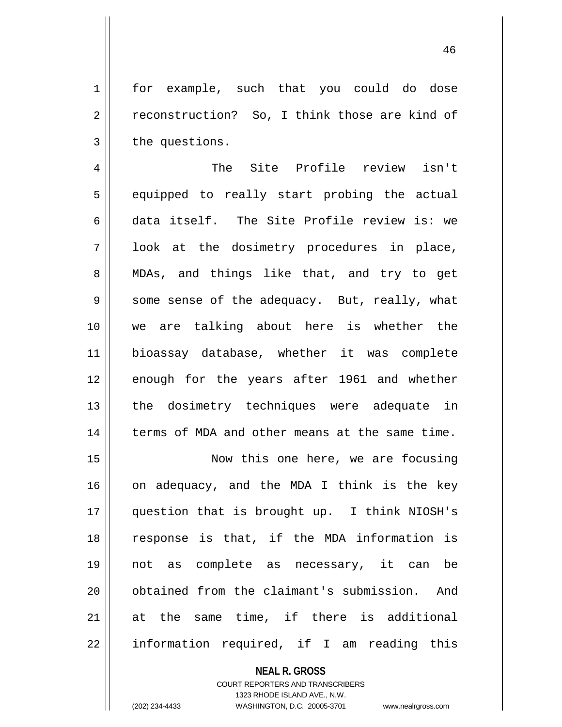for example, such that you could do dose reconstruction? So, I think those are kind of the questions.

The Site Profile review isn't equipped to really start probing the actual data itself. The Site Profile review is: we look at the dosimetry procedures in place, MDAs, and things like that, and try to get some sense of the adequacy. But, really, what we are talking about here is whether the bioassay database, whether it was complete enough for the years after 1961 and whether the dosimetry techniques were adequate in terms of MDA and other means at the same time.

Now this one here, we are focusing on adequacy, and the MDA I think is the key question that is brought up. I think NIOSH's response is that, if the MDA information is not as complete as necessary, it can be obtained from the claimant's submission. And at the same time, if there is additional information required, if I am reading this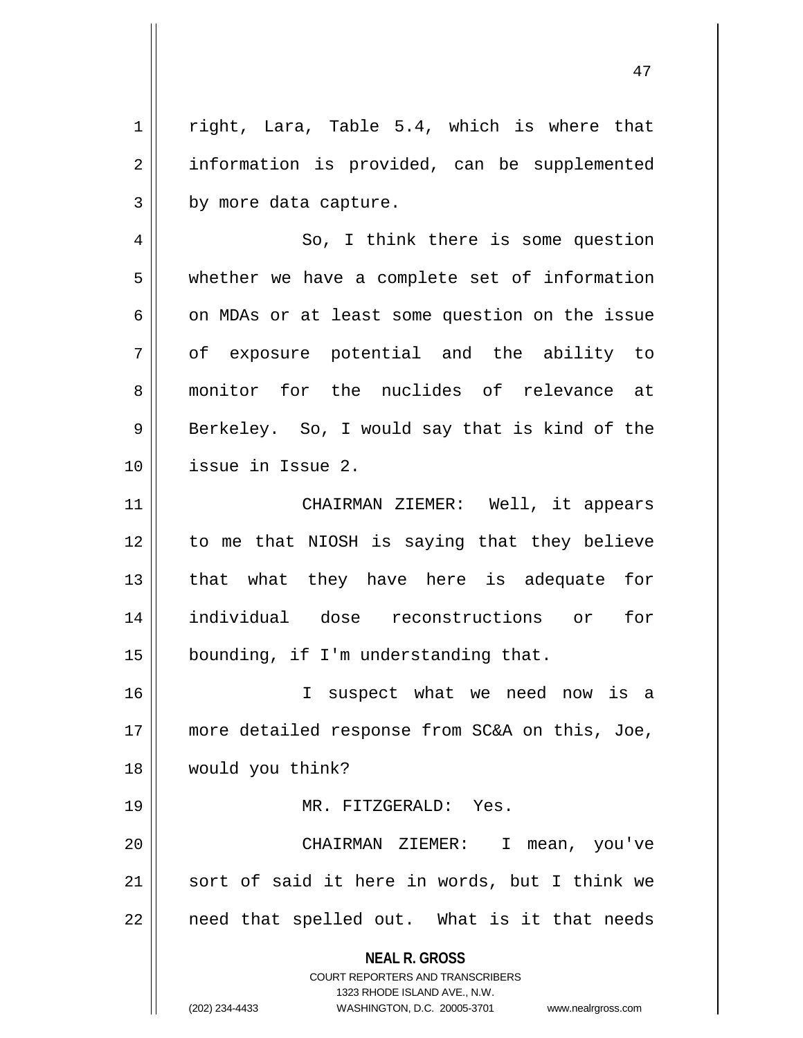right, Lara, Table 5.4, which is where that information is provided, can be supplemented by more data capture.

So, I think there is some question whether we have a complete set of information on MDAs or at least some question on the issue of exposure potential and the ability to monitor for the nuclides of relevance at Berkeley. So, I would say that is kind of the issue in Issue 2.

CHAIRMAN ZIEMER: Well, it appears to me that NIOSH is saying that they believe that what they have here is adequate for individual dose reconstructions or for bounding, if I'm understanding that.

I suspect what we need now is a more detailed response from SC&A on this, Joe, would you think?

MR. FITZGERALD: Yes.

CHAIRMAN ZIEMER: I mean, you've sort of said it here in words, but I think we need that spelled out. What is it that needs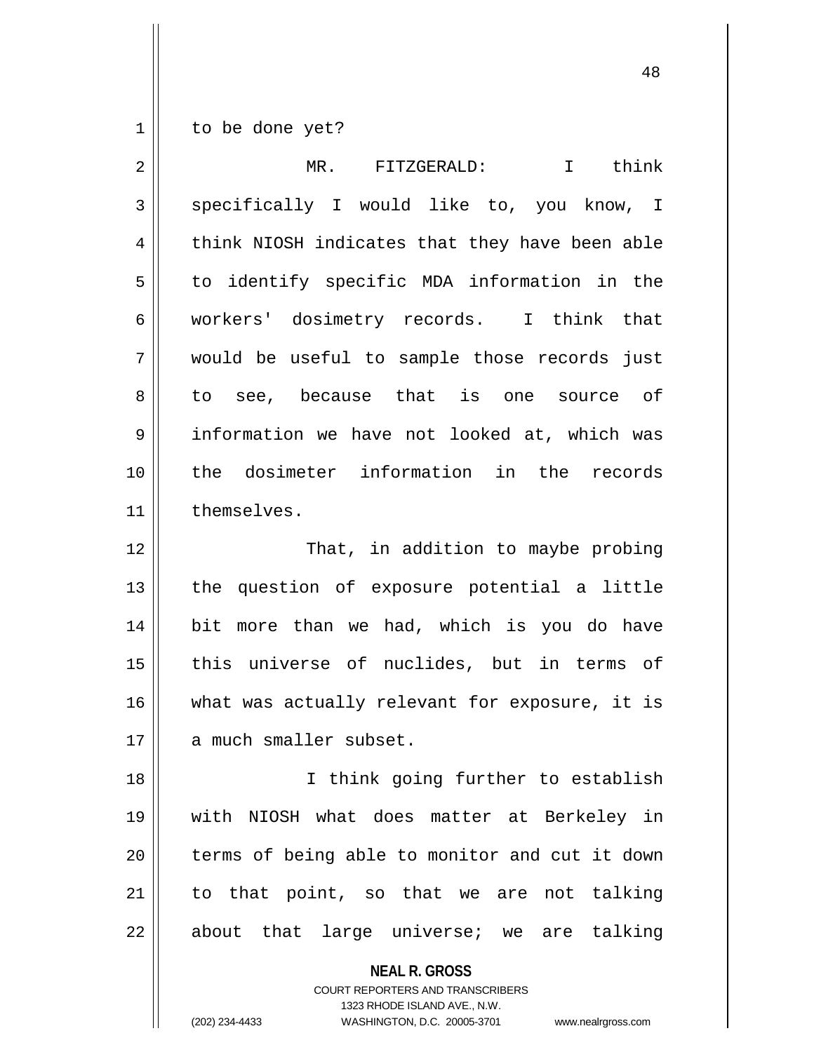to be done yet?

MR. FITZGERALD: I think specifically I would like to, you know, I think NIOSH indicates that they have been able to identify specific MDA information in the workers' dosimetry records. I think that would be useful to sample those records just to see, because that is one source of information we have not looked at, which was the dosimeter information in the records themselves.

That, in addition to maybe probing the question of exposure potential a little bit more than we had, which is you do have this universe of nuclides, but in terms of what was actually relevant for exposure, it is a much smaller subset.

I think going further to establish with NIOSH what does matter at Berkeley in terms of being able to monitor and cut it down to that point, so that we are not talking about that large universe; we are talking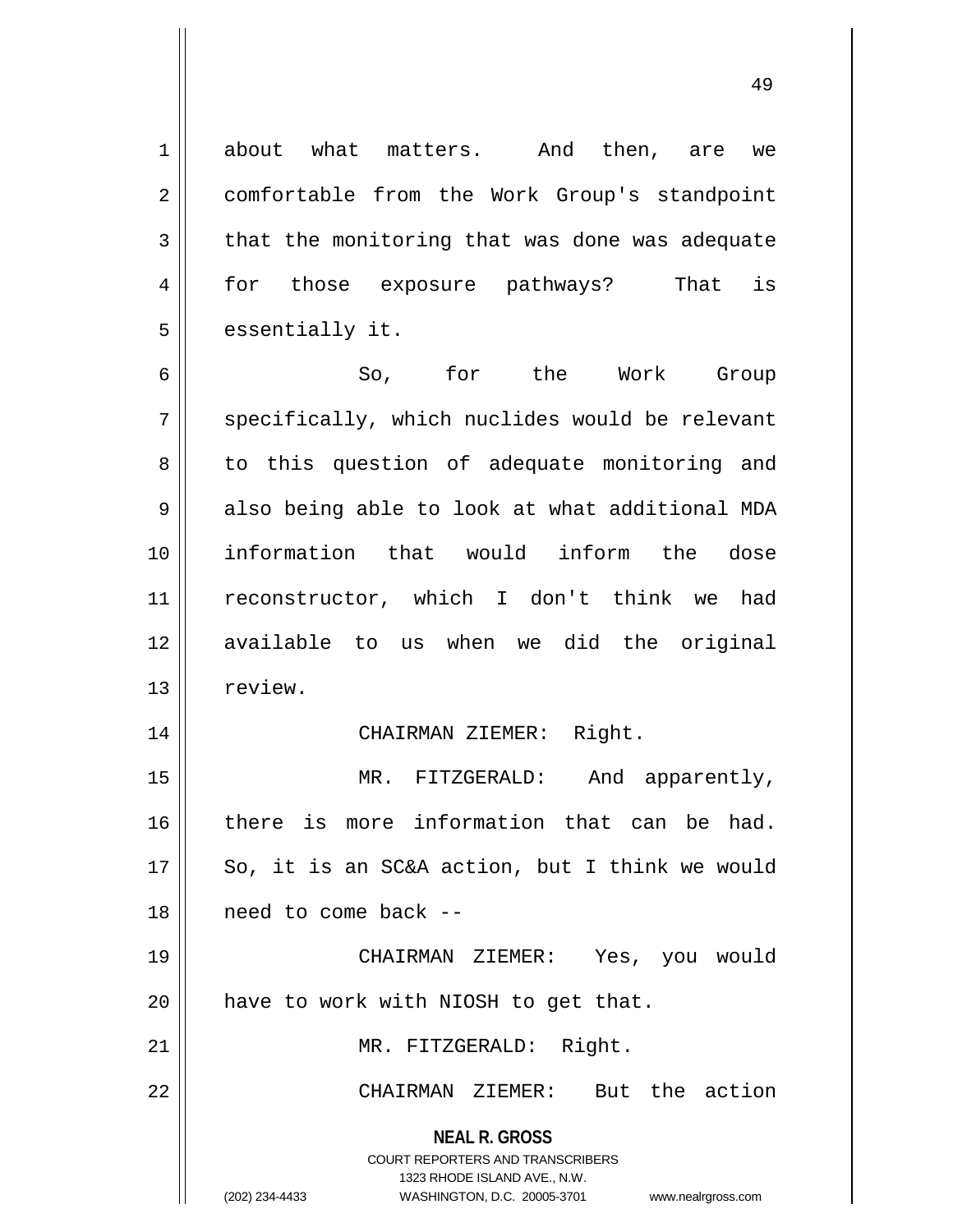about what matters. And then, are we comfortable from the Work Group's standpoint that the monitoring that was done was adequate for those exposure pathways? That is essentially it.

So, for the Work Group specifically, which nuclides would be relevant to this question of adequate monitoring and also being able to look at what additional MDA information that would inform the dose reconstructor, which I don't think we had available to us when we did the original review.

CHAIRMAN ZIEMER: Right.

MR. FITZGERALD: And apparently, there is more information that can be had. So, it is an SC&A action, but I think we would need to come back --

CHAIRMAN ZIEMER: Yes, you would have to work with NIOSH to get that.

MR. FITZGERALD: Right.

CHAIRMAN ZIEMER: But the action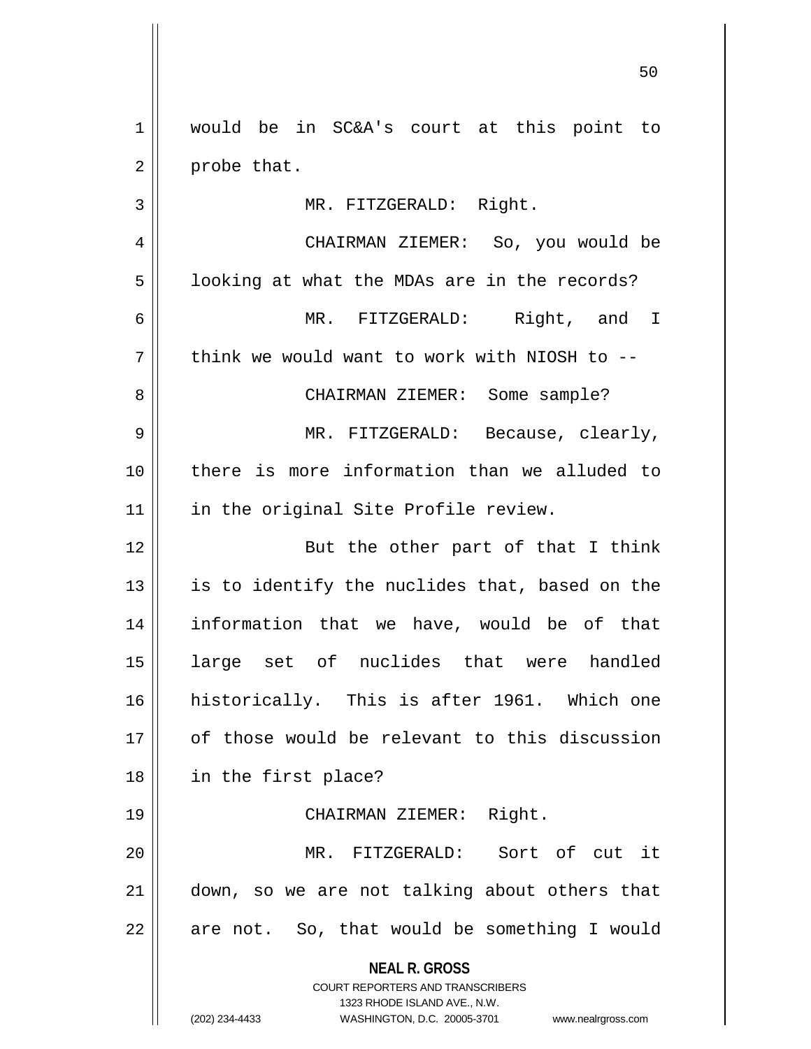would be in SC&A's court at this point to probe that.

MR. FITZGERALD: Right.

CHAIRMAN ZIEMER: So, you would be looking at what the MDAs are in the records?

MR. FITZGERALD: Right, and I think we would want to work with NIOSH to --

CHAIRMAN ZIEMER: Some sample?

MR. FITZGERALD: Because, clearly, there is more information than we alluded to in the original Site Profile review.

But the other part of that I think is to identify the nuclides that, based on the information that we have, would be of that large set of nuclides that were handled historically. This is after 1961. Which one of those would be relevant to this discussion in the first place?

CHAIRMAN ZIEMER: Right.

MR. FITZGERALD: Sort of cut it down, so we are not talking about others that are not. So, that would be something I would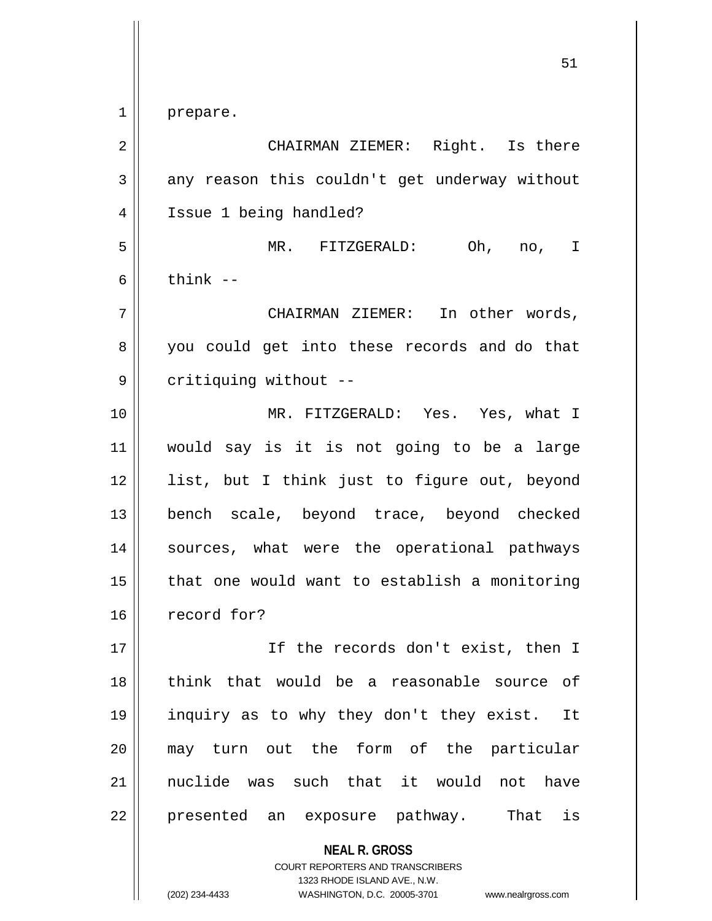prepare.

CHAIRMAN ZIEMER: Right. Is there any reason this couldn't get underway without Issue 1 being handled?

MR. FITZGERALD: Oh, no, I think --

CHAIRMAN ZIEMER: In other words, you could get into these records and do that critiquing without --

MR. FITZGERALD: Yes. Yes, what I would say is it is not going to be a large list, but I think just to figure out, beyond bench scale, beyond trace, beyond checked sources, what were the operational pathways that one would want to establish a monitoring record for?

If the records don't exist, then I think that would be a reasonable source of inquiry as to why they don't they exist. It may turn out the form of the particular nuclide was such that it would not have presented an exposure pathway. That is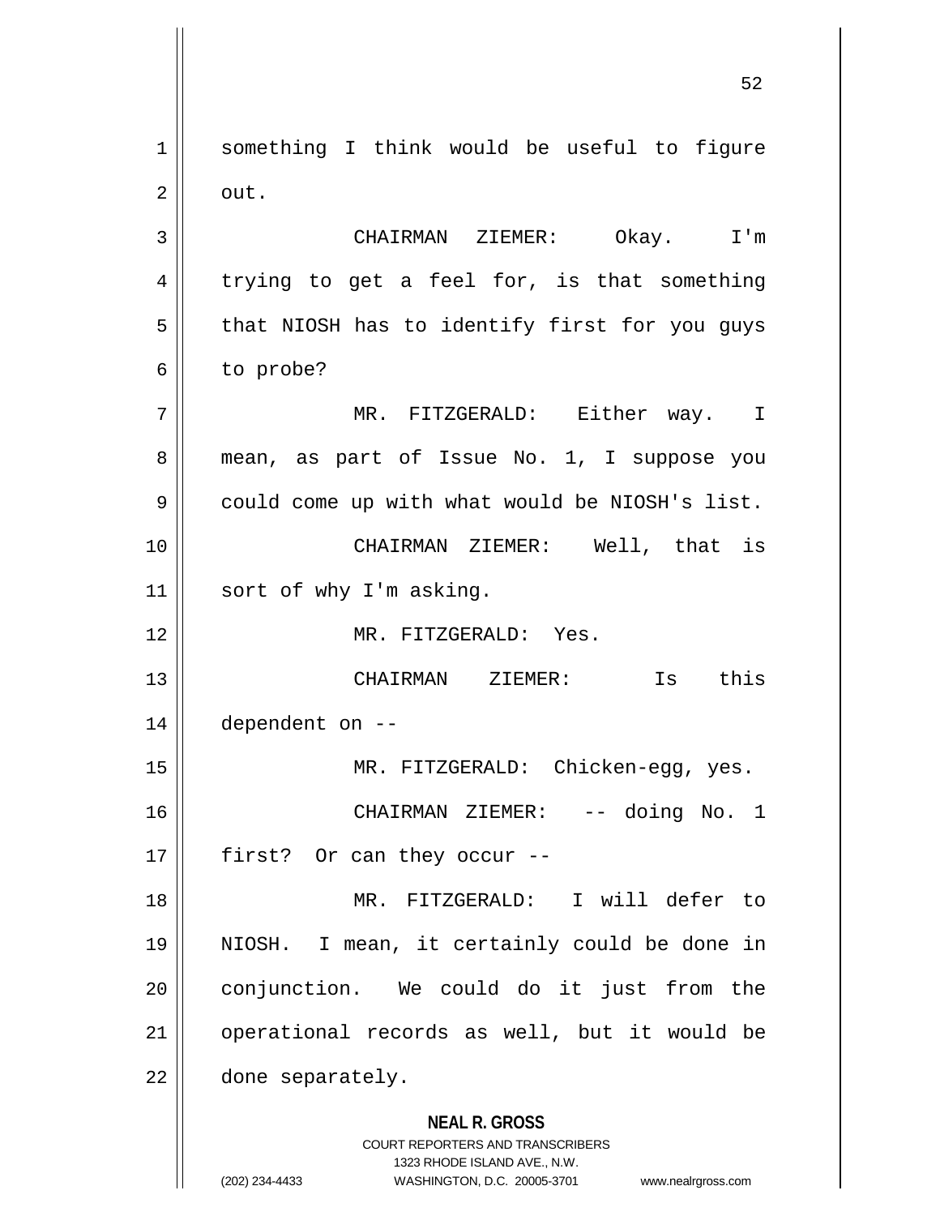something I think would be useful to figure out.

CHAIRMAN ZIEMER: Okay. I'm trying to get a feel for, is that something that NIOSH has to identify first for you guys to probe?

MR. FITZGERALD: Either way. I mean, as part of Issue No. 1, I suppose you could come up with what would be NIOSH's list.

CHAIRMAN ZIEMER: Well, that is sort of why I'm asking.

MR. FITZGERALD: Yes.

CHAIRMAN ZIEMER: Is this dependent on --

MR. FITZGERALD: Chicken-egg, yes.

CHAIRMAN ZIEMER: -- doing No. 1 first? Or can they occur --

MR. FITZGERALD: I will defer to NIOSH. I mean, it certainly could be done in conjunction. We could do it just from the operational records as well, but it would be done separately.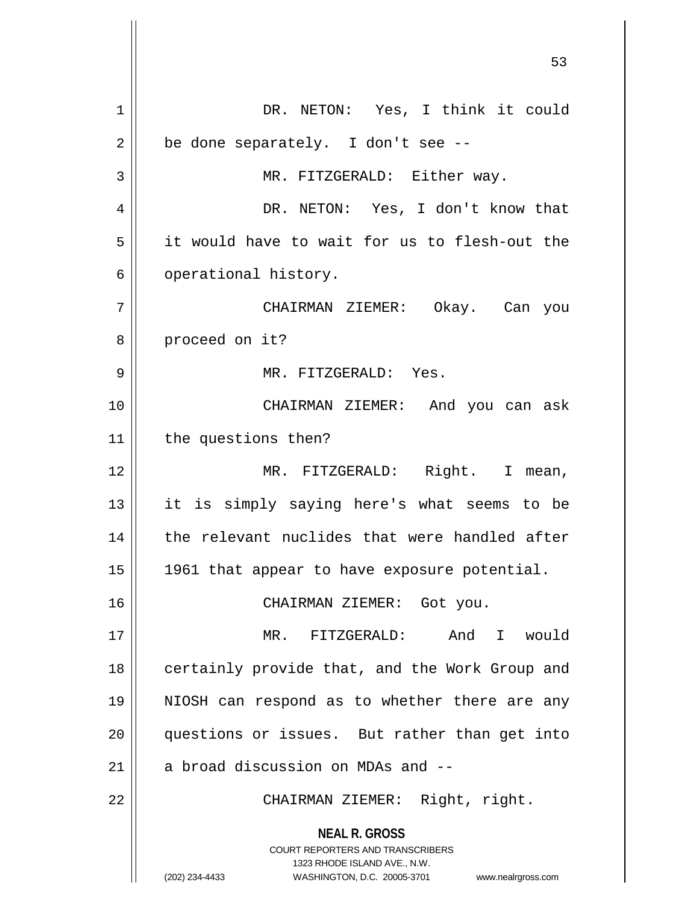DR. NETON: Yes, I think it could be done separately. I don't see --

MR. FITZGERALD: Either way.

DR. NETON: Yes, I don't know that it would have to wait for us to flesh-out the operational history.

CHAIRMAN ZIEMER: Okay. Can you proceed on it?

MR. FITZGERALD: Yes.

CHAIRMAN ZIEMER: And you can ask the questions then?

MR. FITZGERALD: Right. I mean, it is simply saying here's what seems to be the relevant nuclides that were handled after 1961 that appear to have exposure potential.

CHAIRMAN ZIEMER: Got you.

MR. FITZGERALD: And I would certainly provide that, and the Work Group and NIOSH can respond as to whether there are any questions or issues. But rather than get into a broad discussion on MDAs and --

CHAIRMAN ZIEMER: Right, right.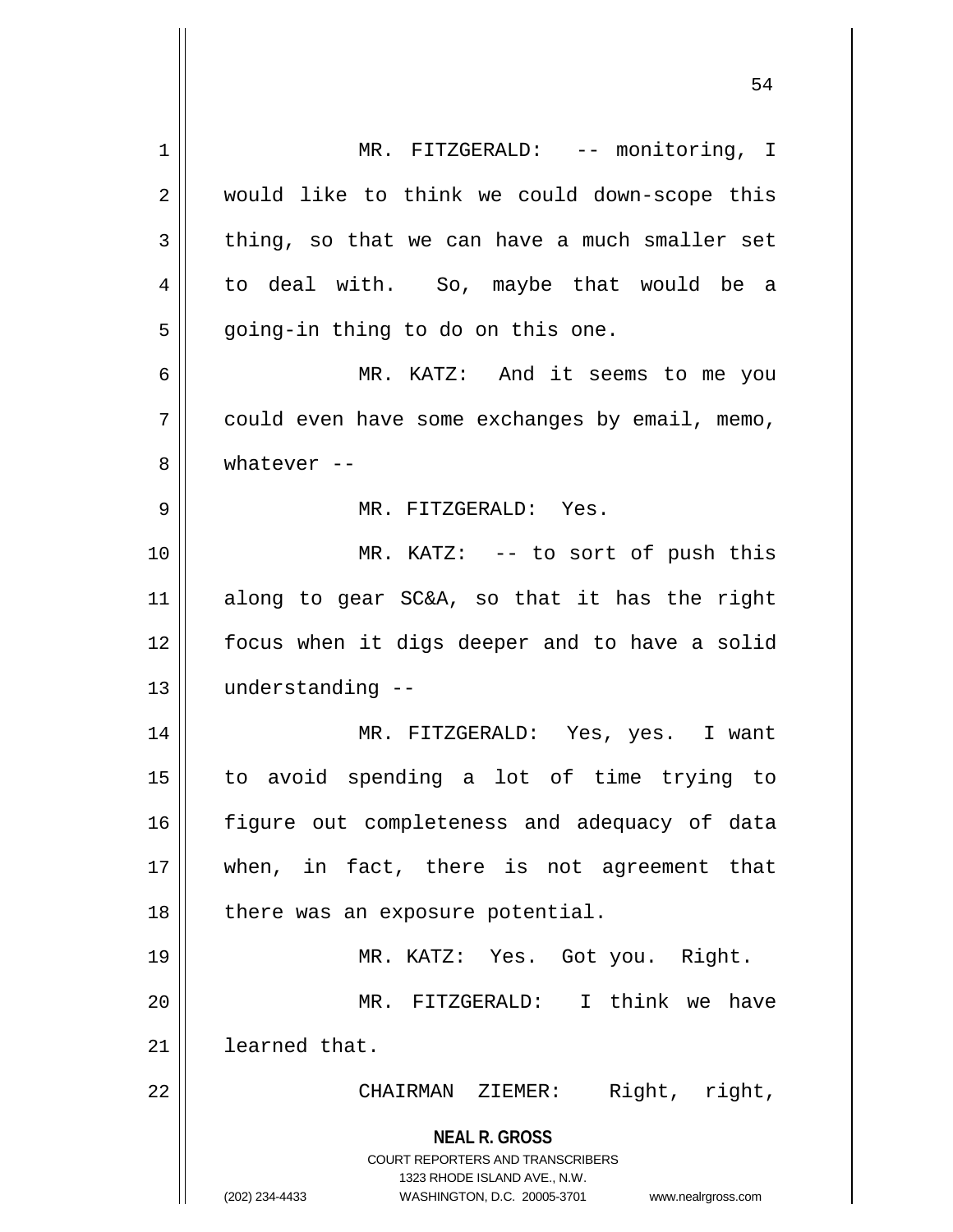MR. FITZGERALD: -- monitoring, I would like to think we could down-scope this thing, so that we can have a much smaller set to deal with. So, maybe that would be a going-in thing to do on this one.

MR. KATZ: And it seems to me you could even have some exchanges by email, memo, whatever --

MR. FITZGERALD: Yes.

MR. KATZ: -- to sort of push this along to gear SC&A, so that it has the right focus when it digs deeper and to have a solid understanding --

MR. FITZGERALD: Yes, yes. I want to avoid spending a lot of time trying to figure out completeness and adequacy of data when, in fact, there is not agreement that there was an exposure potential.

MR. KATZ: Yes. Got you. Right.

MR. FITZGERALD: I think we have learned that.

CHAIRMAN ZIEMER: Right, right,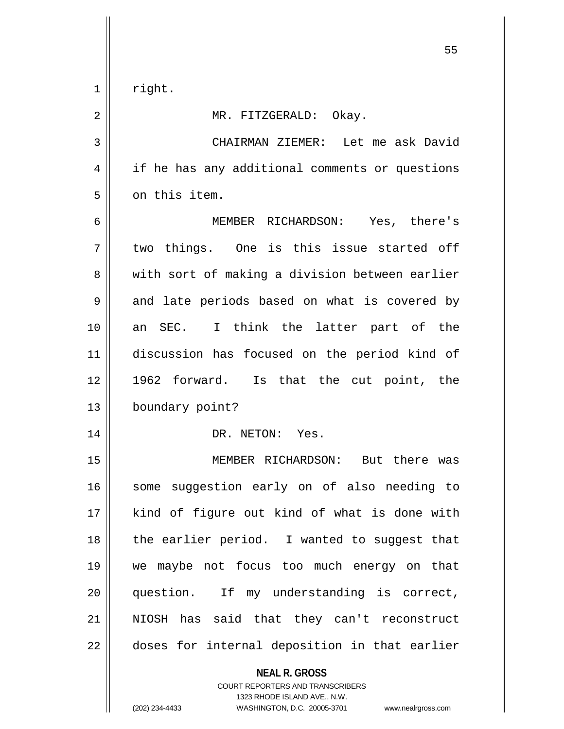right.

MR. FITZGERALD: Okay.

CHAIRMAN ZIEMER: Let me ask David if he has any additional comments or questions on this item.

MEMBER RICHARDSON: Yes, there's two things. One is this issue started off with sort of making a division between earlier and late periods based on what is covered by an SEC. I think the latter part of the discussion has focused on the period kind of 1962 forward. Is that the cut point, the boundary point?

DR. NETON: Yes.

MEMBER RICHARDSON: But there was some suggestion early on of also needing to kind of figure out kind of what is done with the earlier period. I wanted to suggest that we maybe not focus too much energy on that question. If my understanding is correct, NIOSH has said that they can't reconstruct doses for internal deposition in that earlier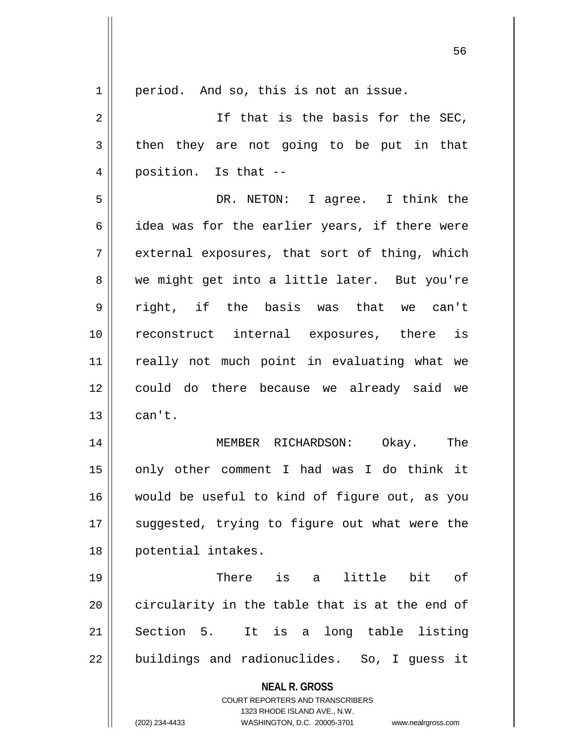period. And so, this is not an issue.

If that is the basis for the SEC, then they are not going to be put in that position. Is that --

DR. NETON: I agree. I think the idea was for the earlier years, if there were external exposures, that sort of thing, which we might get into a little later. But you're right, if the basis was that we can't reconstruct internal exposures, there is really not much point in evaluating what we could do there because we already said we can't.

MEMBER RICHARDSON: Okay. The only other comment I had was I do think it would be useful to kind of figure out, as you suggested, trying to figure out what were the potential intakes.

There is a little bit of circularity in the table that is at the end of Section 5. It is a long table listing buildings and radionuclides. So, I guess it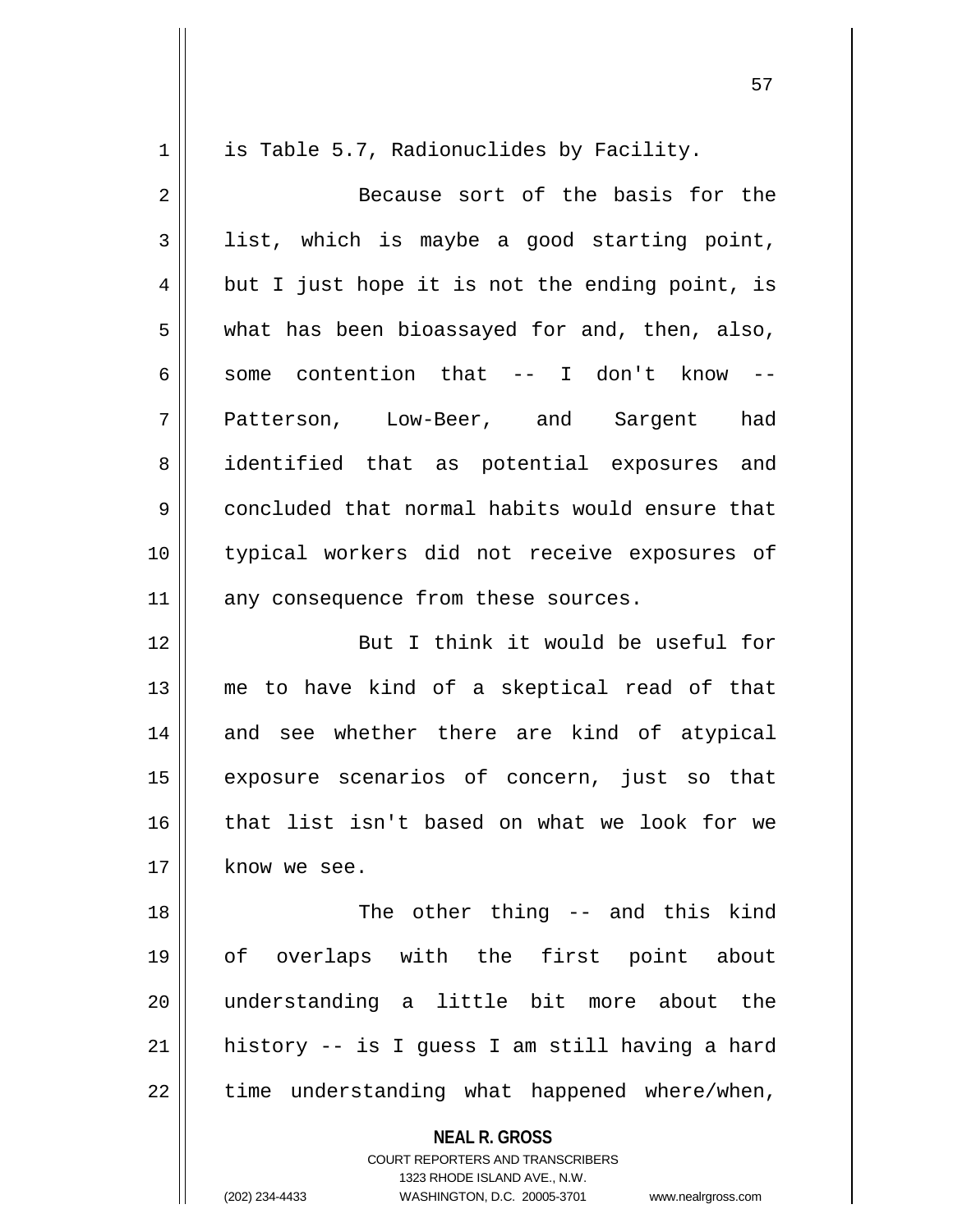is Table 5.7, Radionuclides by Facility.

Because sort of the basis for the list, which is maybe a good starting point, but I just hope it is not the ending point, is what has been bioassayed for and, then, also, some contention that -- I don't know -- Patterson, Low-Beer, and Sargent had identified that as potential exposures and concluded that normal habits would ensure that typical workers did not receive exposures of any consequence from these sources.

But I think it would be useful for me to have kind of a skeptical read of that and see whether there are kind of atypical exposure scenarios of concern, just so that that list isn't based on what we look for we know we see.

The other thing -- and this kind of overlaps with the first point about understanding a little bit more about the history -- is I guess I am still having a hard time understanding what happened where/when,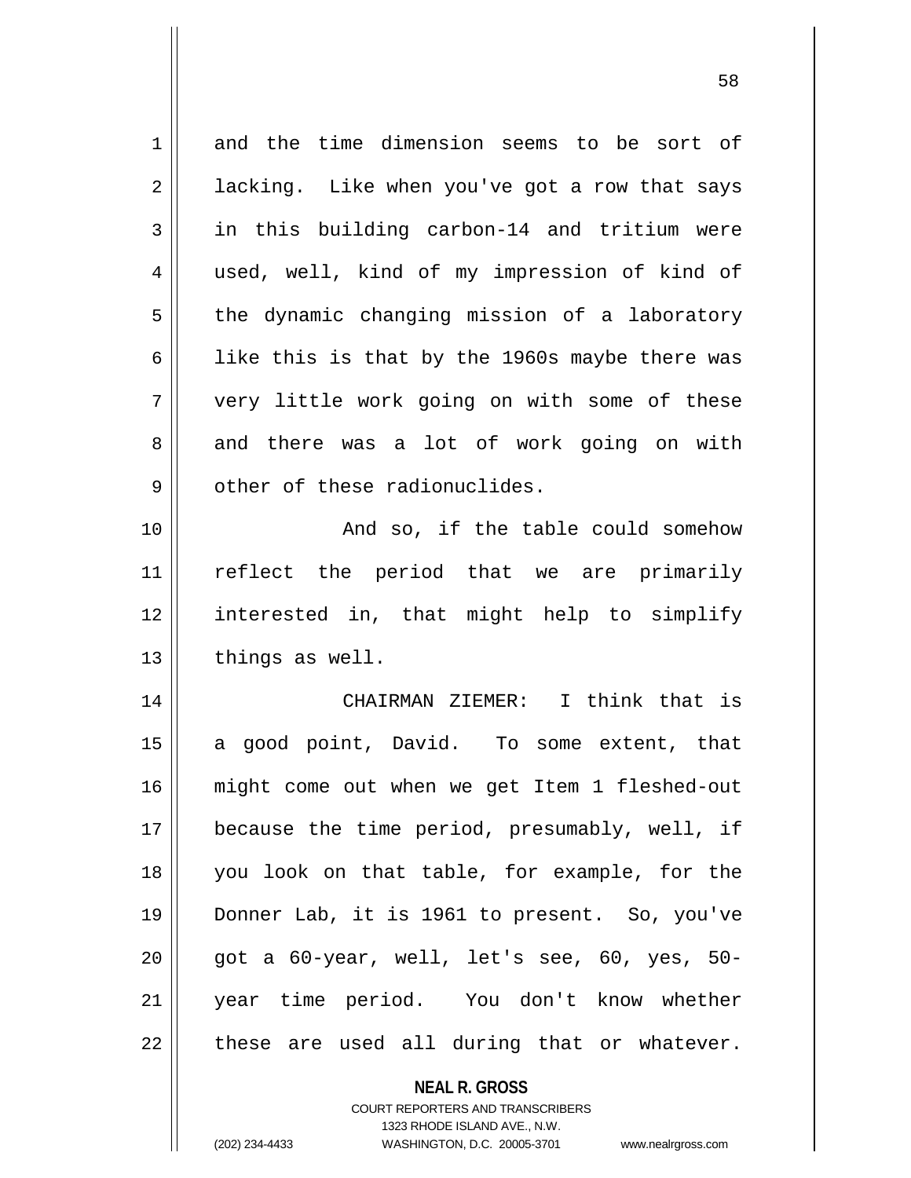and the time dimension seems to be sort of lacking. Like when you've got a row that says in this building carbon-14 and tritium were used, well, kind of my impression of kind of the dynamic changing mission of a laboratory like this is that by the 1960s maybe there was very little work going on with some of these and there was a lot of work going on with other of these radionuclides.

And so, if the table could somehow reflect the period that we are primarily interested in, that might help to simplify things as well.

CHAIRMAN ZIEMER: I think that is a good point, David. To some extent, that might come out when we get Item 1 fleshed-out because the time period, presumably, well, if you look on that table, for example, for the Donner Lab, it is 1961 to present. So, you've got a 60-year, well, let's see, 60, yes, 50-year time period. You don't know whether these are used all during that or whatever.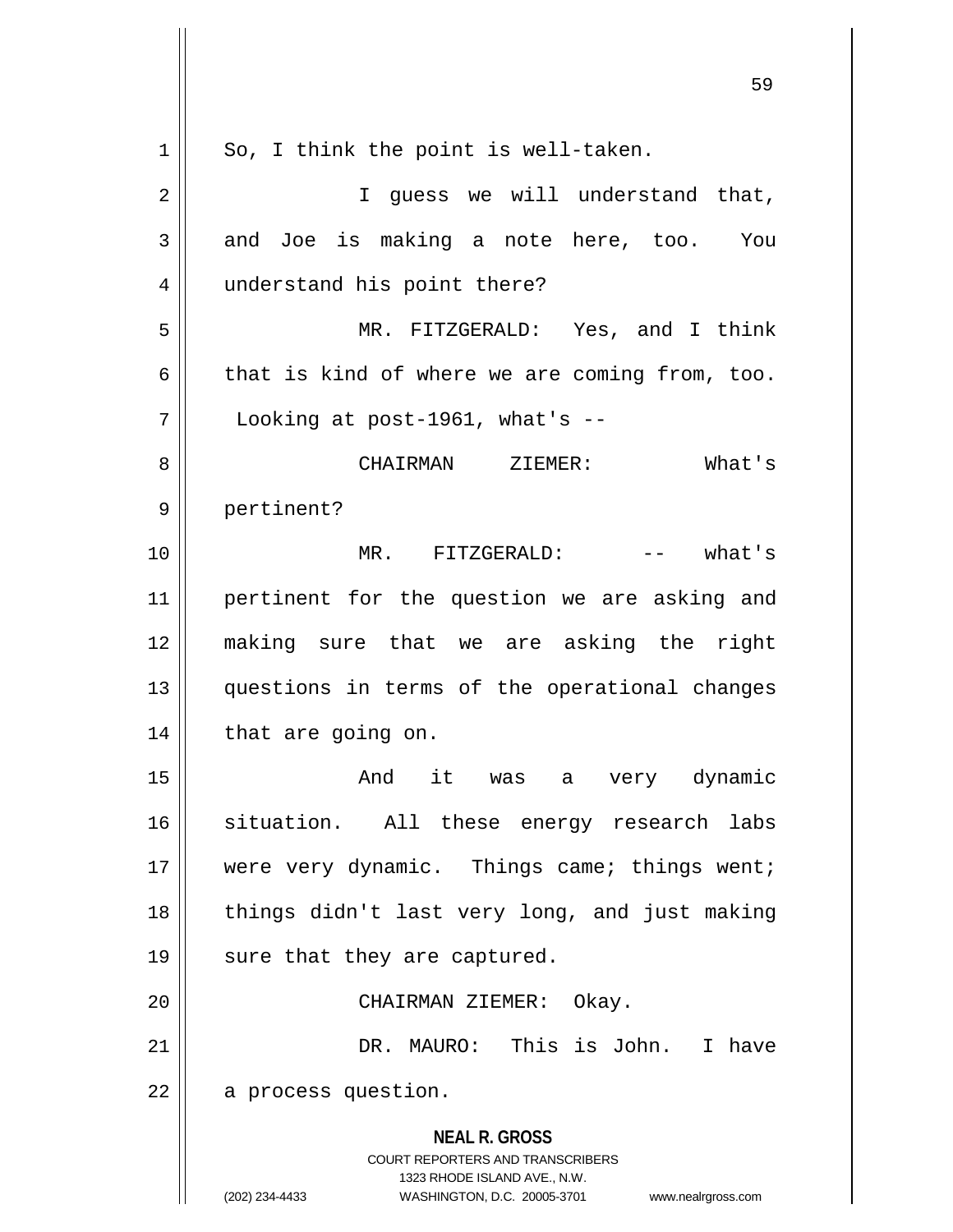So, I think the point is well-taken.

I guess we will understand that, and Joe is making a note here, too. You understand his point there?

MR. FITZGERALD: Yes, and I think that is kind of where we are coming from, too. Looking at post-1961, what's --

CHAIRMAN ZIEMER: What's pertinent?

MR. FITZGERALD: -- what's pertinent for the question we are asking and making sure that we are asking the right questions in terms of the operational changes that are going on.

And it was a very dynamic situation. All these energy research labs were very dynamic. Things came; things went; things didn't last very long, and just making sure that they are captured.

CHAIRMAN ZIEMER: Okay.

DR. MAURO: This is John. I have a process question.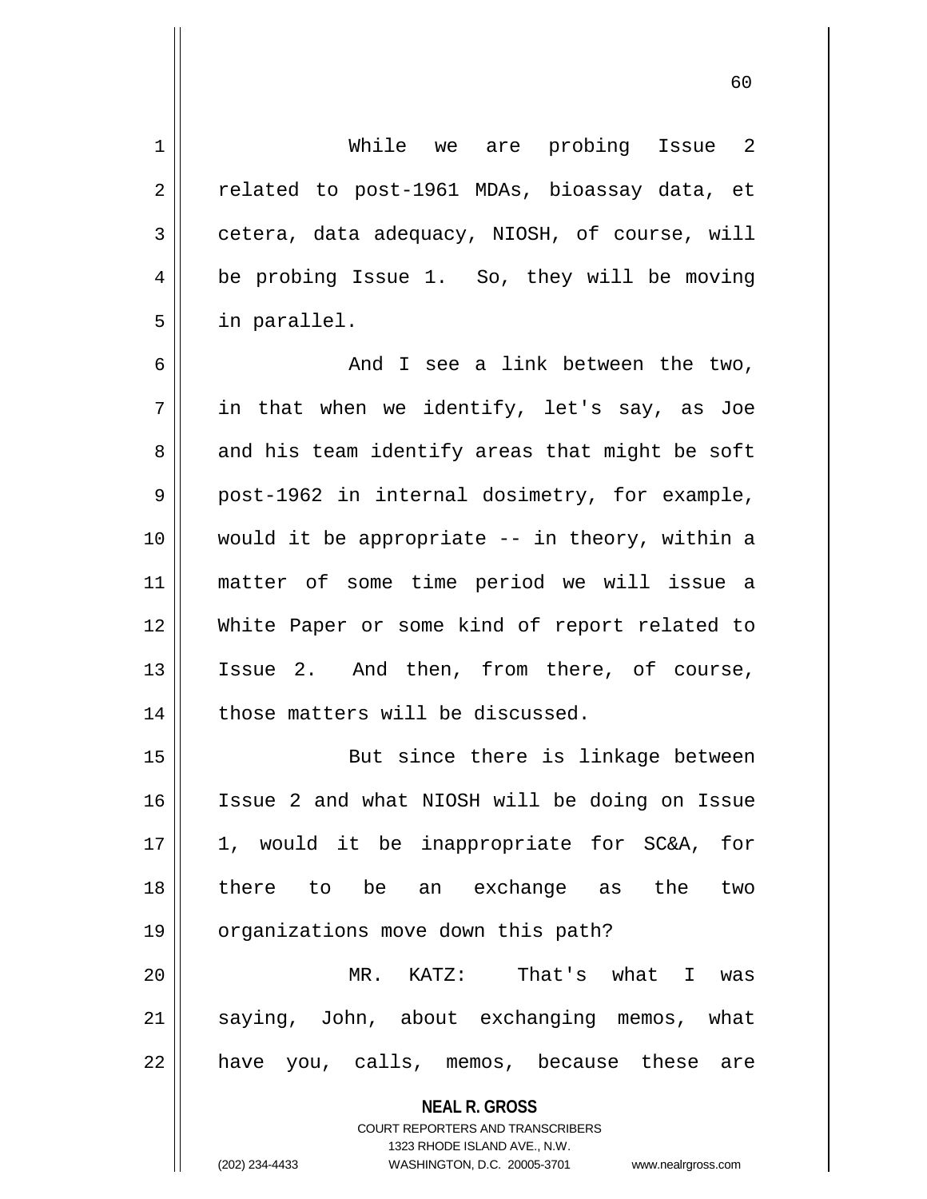While we are probing Issue 2 related to post-1961 MDAs, bioassay data, et cetera, data adequacy, NIOSH, of course, will be probing Issue 1. So, they will be moving in parallel.

And I see a link between the two, in that when we identify, let's say, as Joe and his team identify areas that might be soft post-1962 in internal dosimetry, for example, would it be appropriate -- in theory, within a matter of some time period we will issue a White Paper or some kind of report related to Issue 2. And then, from there, of course, those matters will be discussed.

But since there is linkage between Issue 2 and what NIOSH will be doing on Issue 1, would it be inappropriate for SC&A, for there to be an exchange as the two organizations move down this path?

MR. KATZ: That's what I was saying, John, about exchanging memos, what have you, calls, memos, because these are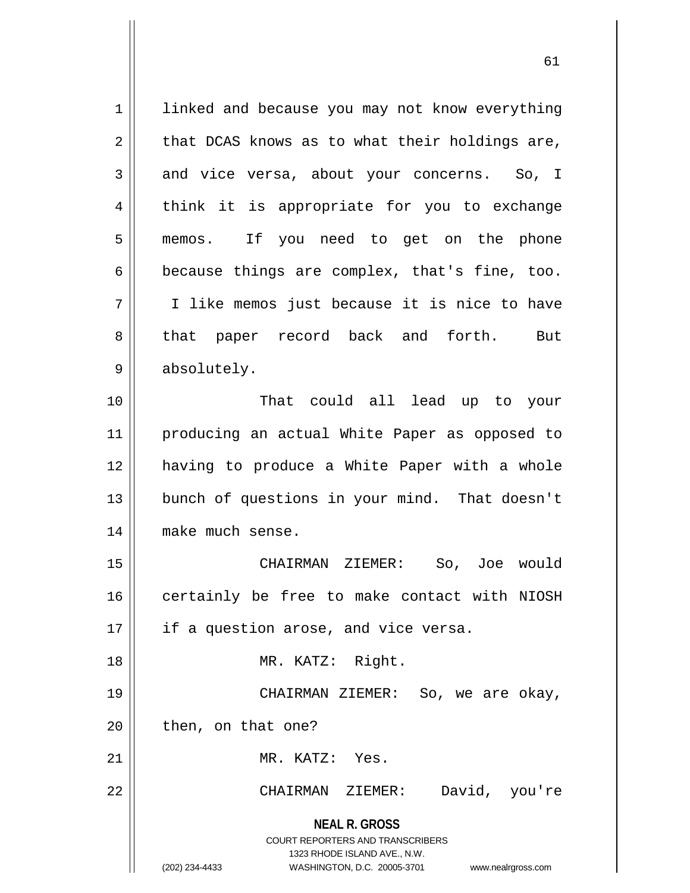linked and because you may not know everything that DCAS knows as to what their holdings are, and vice versa, about your concerns. So, I think it is appropriate for you to exchange memos. If you need to get on the phone because things are complex, that's fine, too. I like memos just because it is nice to have that paper record back and forth. But absolutely.

That could all lead up to your producing an actual White Paper as opposed to having to produce a White Paper with a whole bunch of questions in your mind. That doesn't make much sense.

CHAIRMAN ZIEMER: So, Joe would certainly be free to make contact with NIOSH if a question arose, and vice versa.

MR. KATZ: Right.

CHAIRMAN ZIEMER: So, we are okay, then, on that one?

MR. KATZ: Yes.

CHAIRMAN ZIEMER: David, you're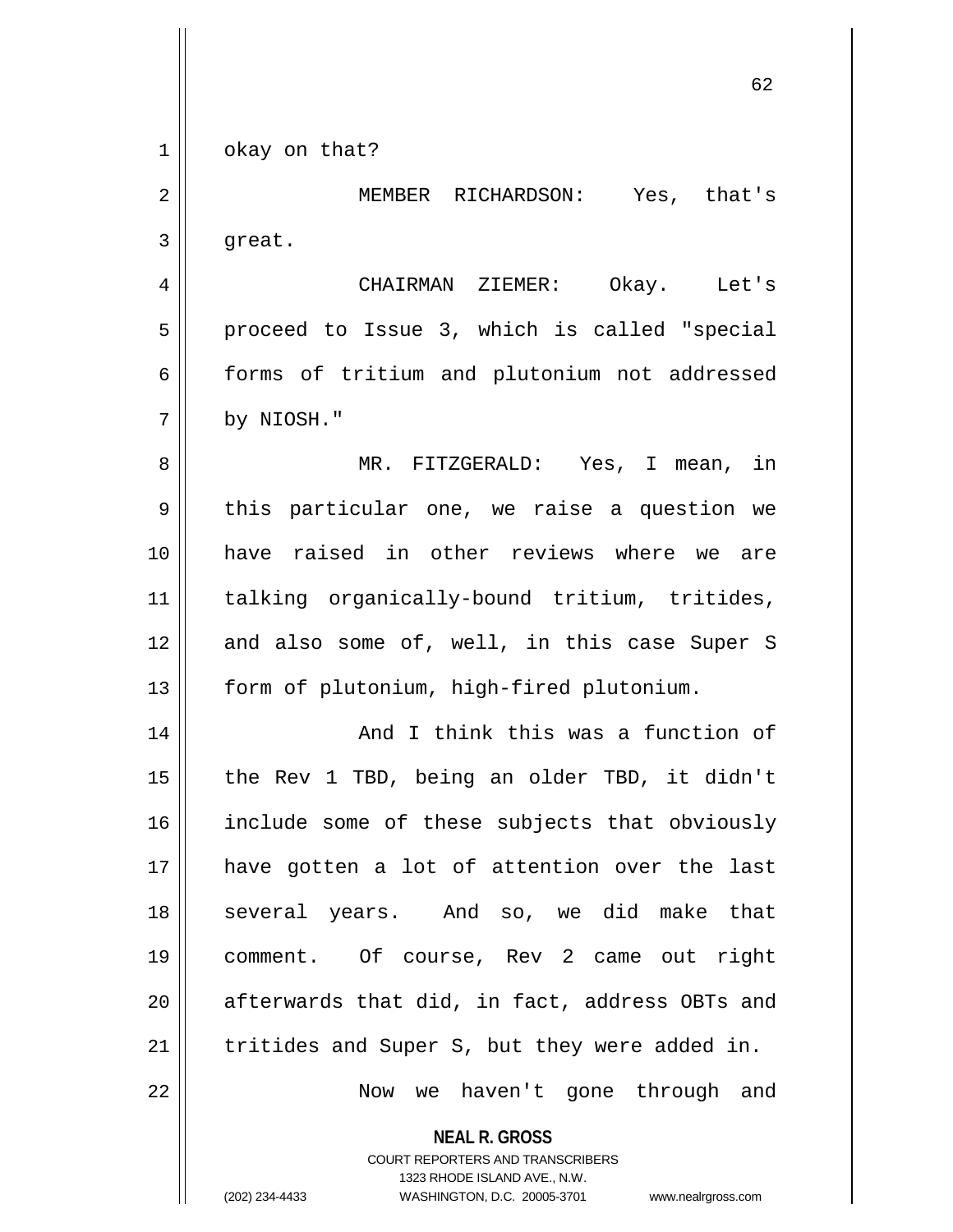okay on that?

MEMBER RICHARDSON: Yes, that's great.

CHAIRMAN ZIEMER: Okay. Let's proceed to Issue 3, which is called "special forms of tritium and plutonium not addressed by NIOSH."

MR. FITZGERALD: Yes, I mean, in this particular one, we raise a question we have raised in other reviews where we are talking organically-bound tritium, tritides, and also some of, well, in this case Super S form of plutonium, high-fired plutonium.

And I think this was a function of the Rev 1 TBD, being an older TBD, it didn't include some of these subjects that obviously have gotten a lot of attention over the last several years. And so, we did make that comment. Of course, Rev 2 came out right afterwards that did, in fact, address OBTs and tritides and Super S, but they were added in.

Now we haven't gone through and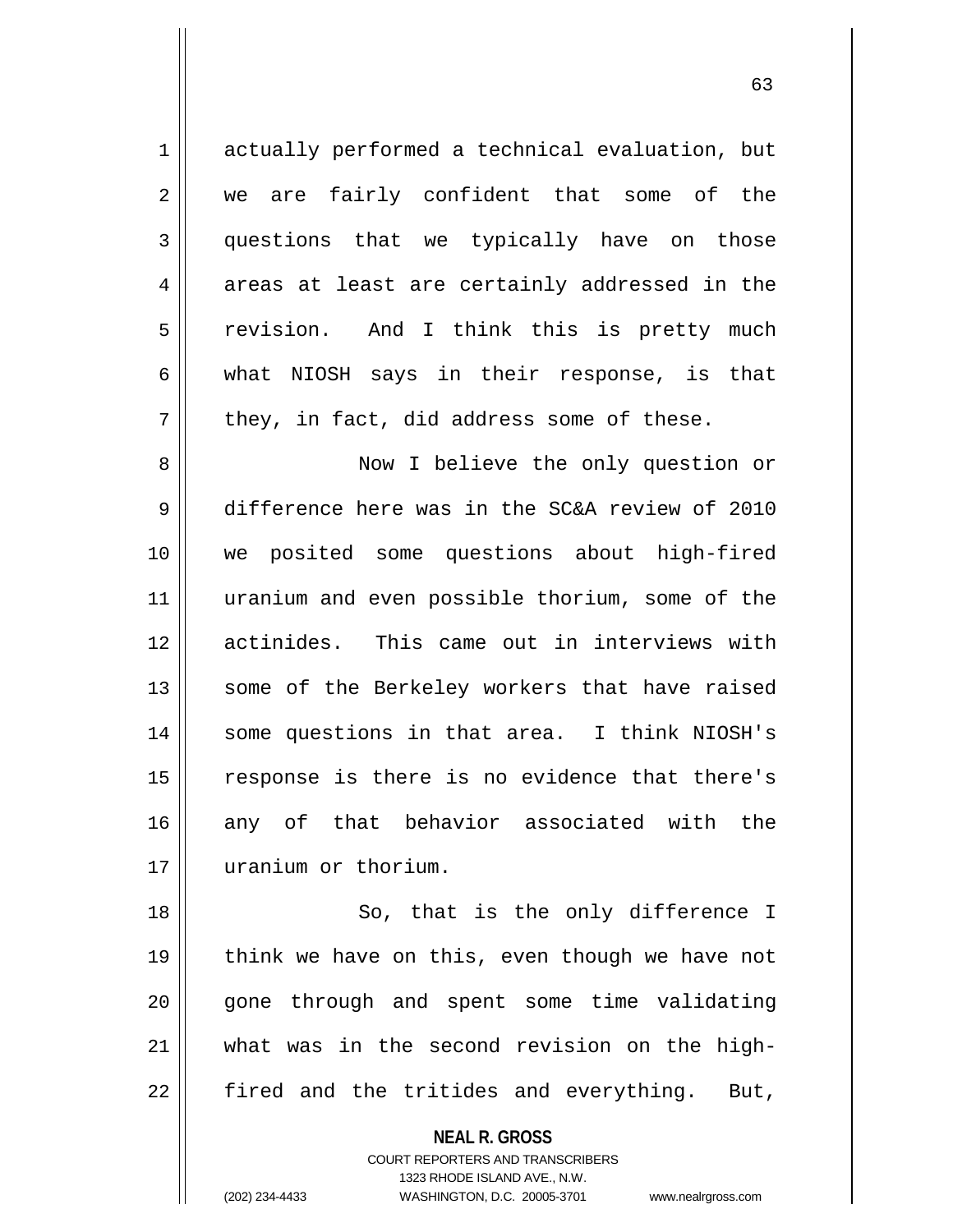actually performed a technical evaluation, but we are fairly confident that some of the questions that we typically have on those areas at least are certainly addressed in the revision. And I think this is pretty much what NIOSH says in their response, is that they, in fact, did address some of these.

Now I believe the only question or difference here was in the SC&A review of 2010 we posited some questions about high-fired uranium and even possible thorium, some of the actinides. This came out in interviews with some of the Berkeley workers that have raised some questions in that area. I think NIOSH's response is there is no evidence that there's any of that behavior associated with the uranium or thorium.

So, that is the only difference I think we have on this, even though we have not gone through and spent some time validating what was in the second revision on the high-fired and the tritides and everything. But,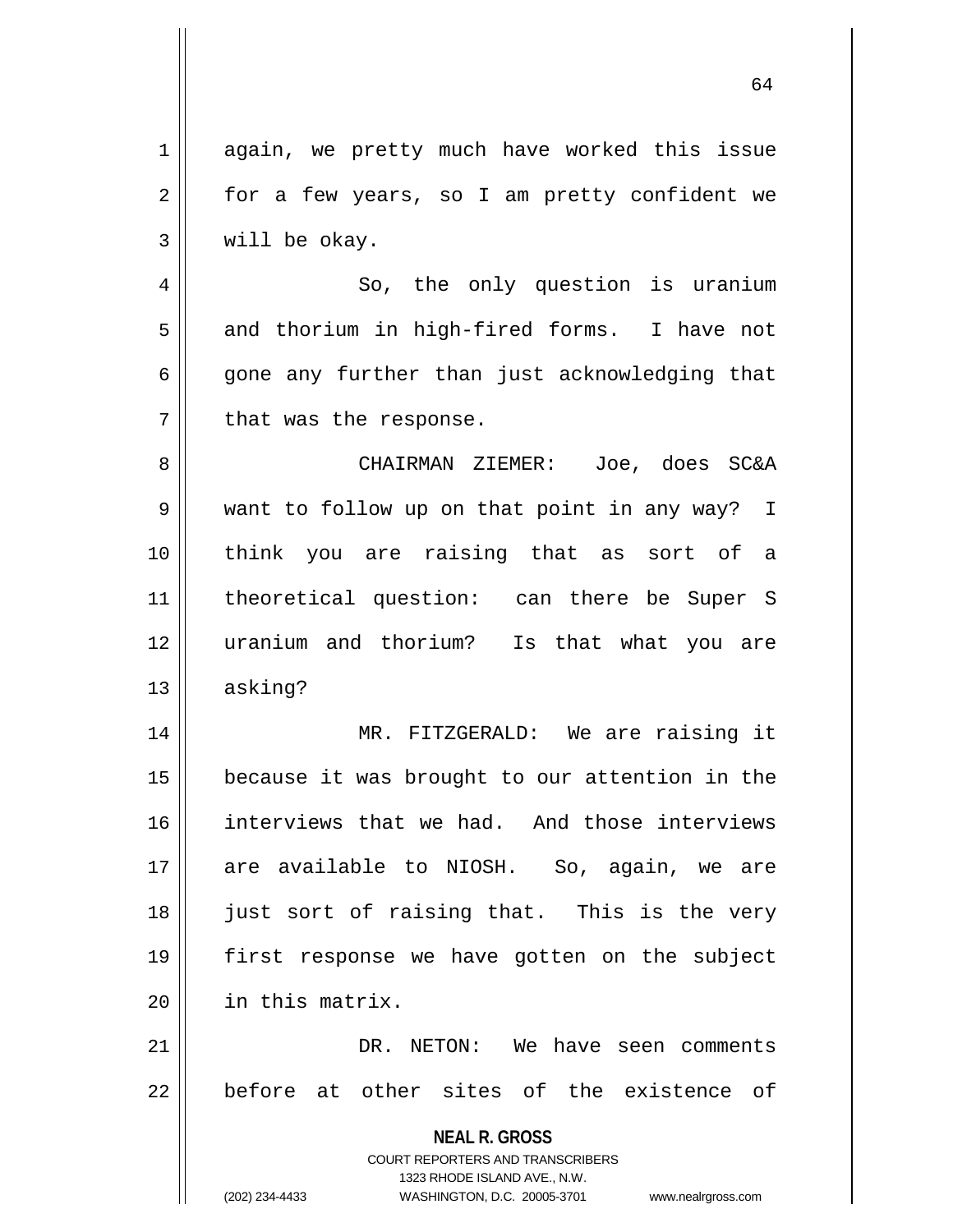again, we pretty much have worked this issue for a few years, so I am pretty confident we will be okay.

So, the only question is uranium and thorium in high-fired forms. I have not gone any further than just acknowledging that that was the response.

CHAIRMAN ZIEMER: Joe, does SC&A want to follow up on that point in any way? I think you are raising that as sort of a theoretical question: can there be Super S uranium and thorium? Is that what you are asking?

MR. FITZGERALD: We are raising it because it was brought to our attention in the interviews that we had. And those interviews are available to NIOSH. So, again, we are just sort of raising that. This is the very first response we have gotten on the subject in this matrix.

DR. NETON: We have seen comments before at other sites of the existence of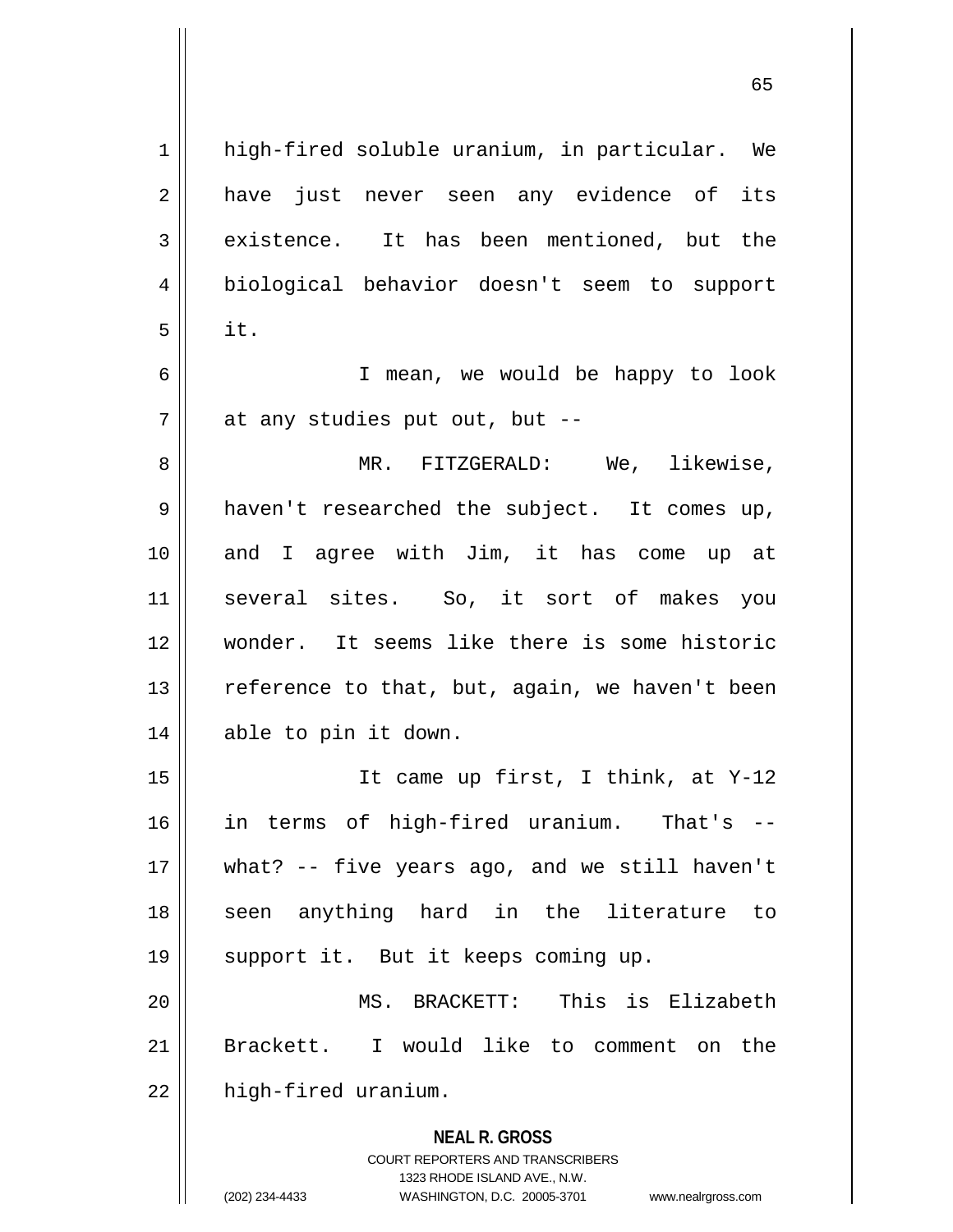high-fired soluble uranium, in particular. We have just never seen any evidence of its existence. It has been mentioned, but the biological behavior doesn't seem to support it.

I mean, we would be happy to look at any studies put out, but --

MR. FITZGERALD: We, likewise, haven't researched the subject. It comes up, and I agree with Jim, it has come up at several sites. So, it sort of makes you wonder. It seems like there is some historic reference to that, but, again, we haven't been able to pin it down.

It came up first, I think, at Y-12 in terms of high-fired uranium. That's -- what? -- five years ago, and we still haven't seen anything hard in the literature to support it. But it keeps coming up.

MS. BRACKETT: This is Elizabeth Brackett. I would like to comment on the high-fired uranium.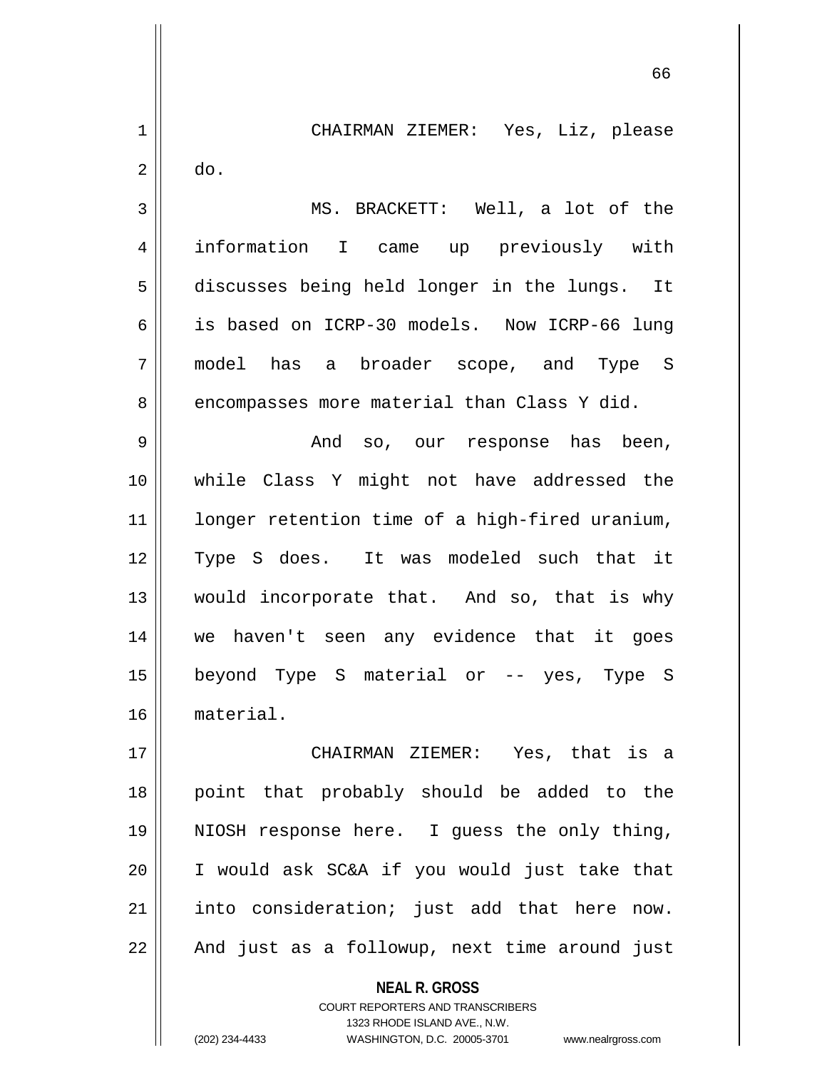CHAIRMAN ZIEMER: Yes, Liz, please do.

MS. BRACKETT: Well, a lot of the information I came up previously with discusses being held longer in the lungs. It is based on ICRP-30 models. Now ICRP-66 lung model has a broader scope, and Type S encompasses more material than Class Y did.

And so, our response has been, while Class Y might not have addressed the longer retention time of a high-fired uranium, Type S does. It was modeled such that it would incorporate that. And so, that is why we haven't seen any evidence that it goes beyond Type S material or -- yes, Type S material.

CHAIRMAN ZIEMER: Yes, that is a point that probably should be added to the NIOSH response here. I guess the only thing, I would ask SC&A if you would just take that into consideration; just add that here now. And just as a followup, next time around just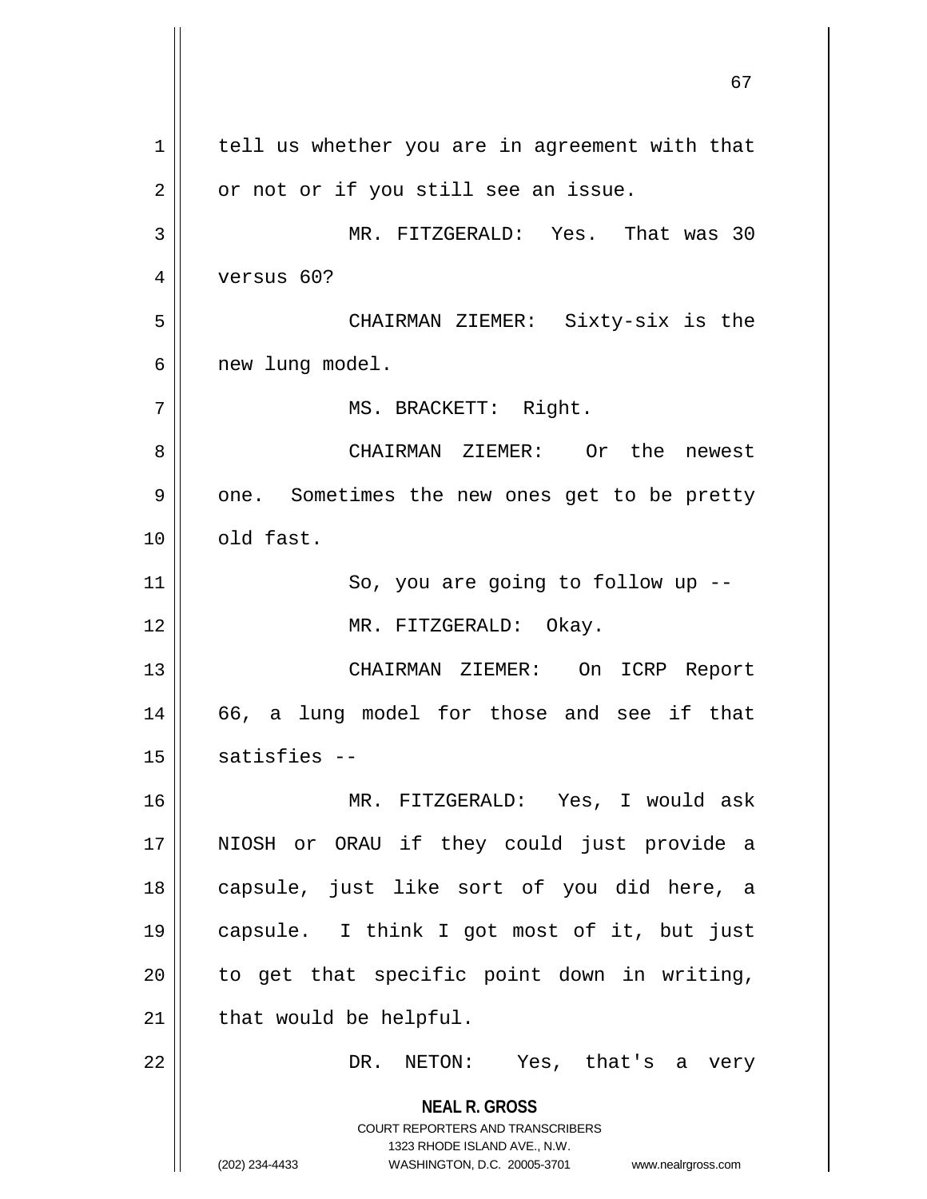tell us whether you are in agreement with that or not or if you still see an issue.

MR. FITZGERALD: Yes. That was 30 versus 60?

CHAIRMAN ZIEMER: Sixty-six is the new lung model.

MS. BRACKETT: Right.

CHAIRMAN ZIEMER: Or the newest one. Sometimes the new ones get to be pretty old fast.

So, you are going to follow up --

MR. FITZGERALD: Okay.

CHAIRMAN ZIEMER: On ICRP Report 66, a lung model for those and see if that satisfies --

MR. FITZGERALD: Yes, I would ask NIOSH or ORAU if they could just provide a capsule, just like sort of you did here, a capsule. I think I got most of it, but just to get that specific point down in writing, that would be helpful.

DR. NETON: Yes, that's a very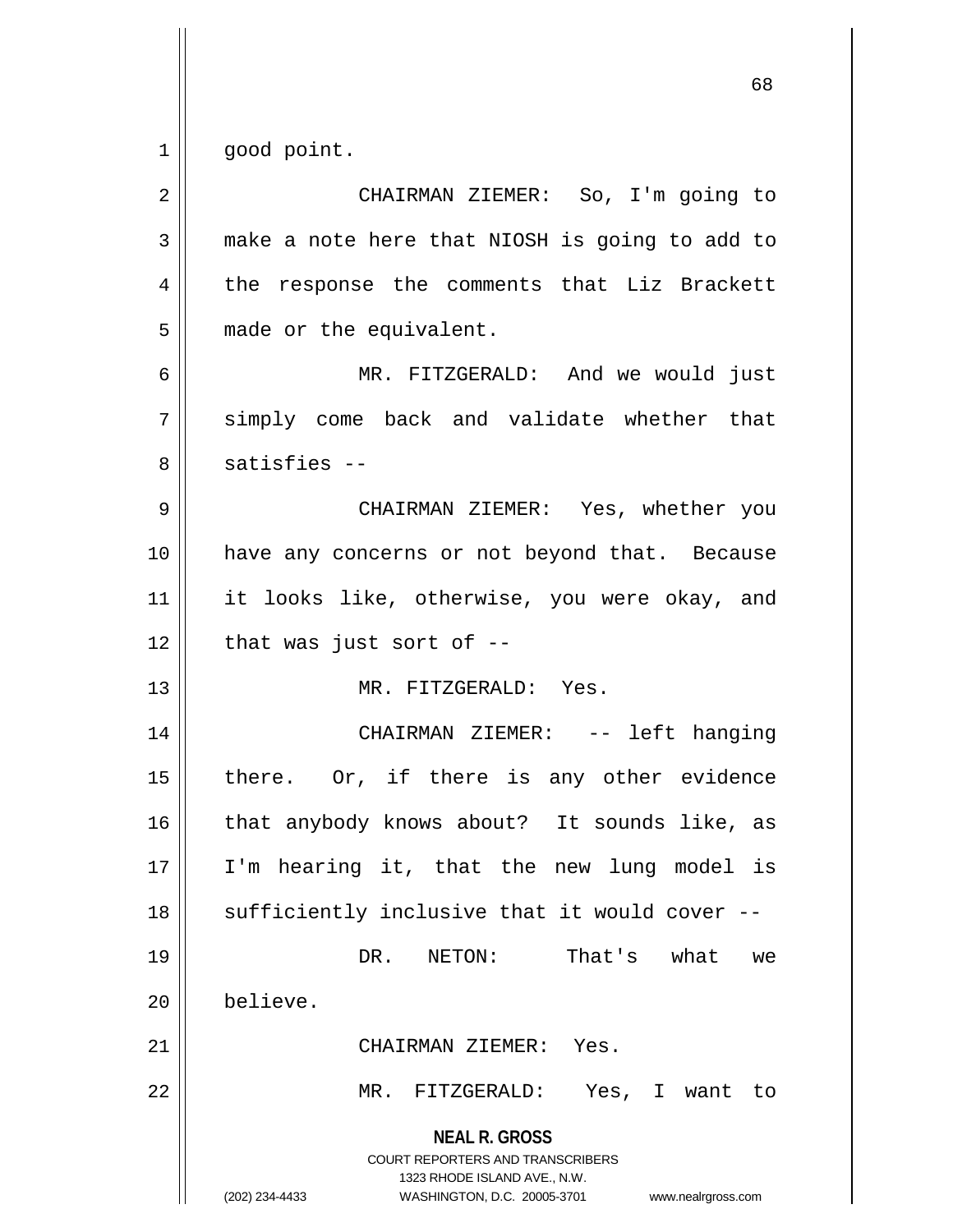good point.

CHAIRMAN ZIEMER: So, I'm going to make a note here that NIOSH is going to add to the response the comments that Liz Brackett made or the equivalent.

MR. FITZGERALD: And we would just simply come back and validate whether that satisfies --

CHAIRMAN ZIEMER: Yes, whether you have any concerns or not beyond that. Because it looks like, otherwise, you were okay, and that was just sort of --

MR. FITZGERALD: Yes.

CHAIRMAN ZIEMER: -- left hanging there. Or, if there is any other evidence that anybody knows about? It sounds like, as I'm hearing it, that the new lung model is sufficiently inclusive that it would cover --

DR. NETON: That's what we believe.

CHAIRMAN ZIEMER: Yes.

MR. FITZGERALD: Yes, I want to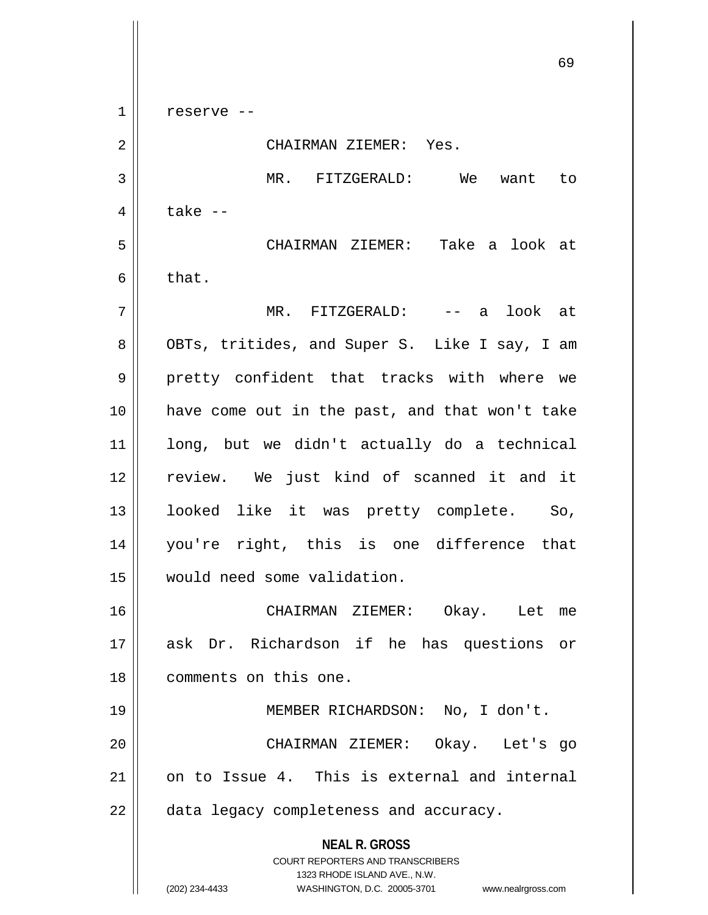reserve --

CHAIRMAN ZIEMER: Yes.

MR. FITZGERALD: We want to take --

CHAIRMAN ZIEMER: Take a look at that.

MR. FITZGERALD: -- a look at OBTs, tritides, and Super S. Like I say, I am pretty confident that tracks with where we have come out in the past, and that won't take long, but we didn't actually do a technical review. We just kind of scanned it and it looked like it was pretty complete. So, you're right, this is one difference that would need some validation.

CHAIRMAN ZIEMER: Okay. Let me ask Dr. Richardson if he has questions or comments on this one.

MEMBER RICHARDSON: No, I don't.

CHAIRMAN ZIEMER: Okay. Let's go on to Issue 4. This is external and internal data legacy completeness and accuracy.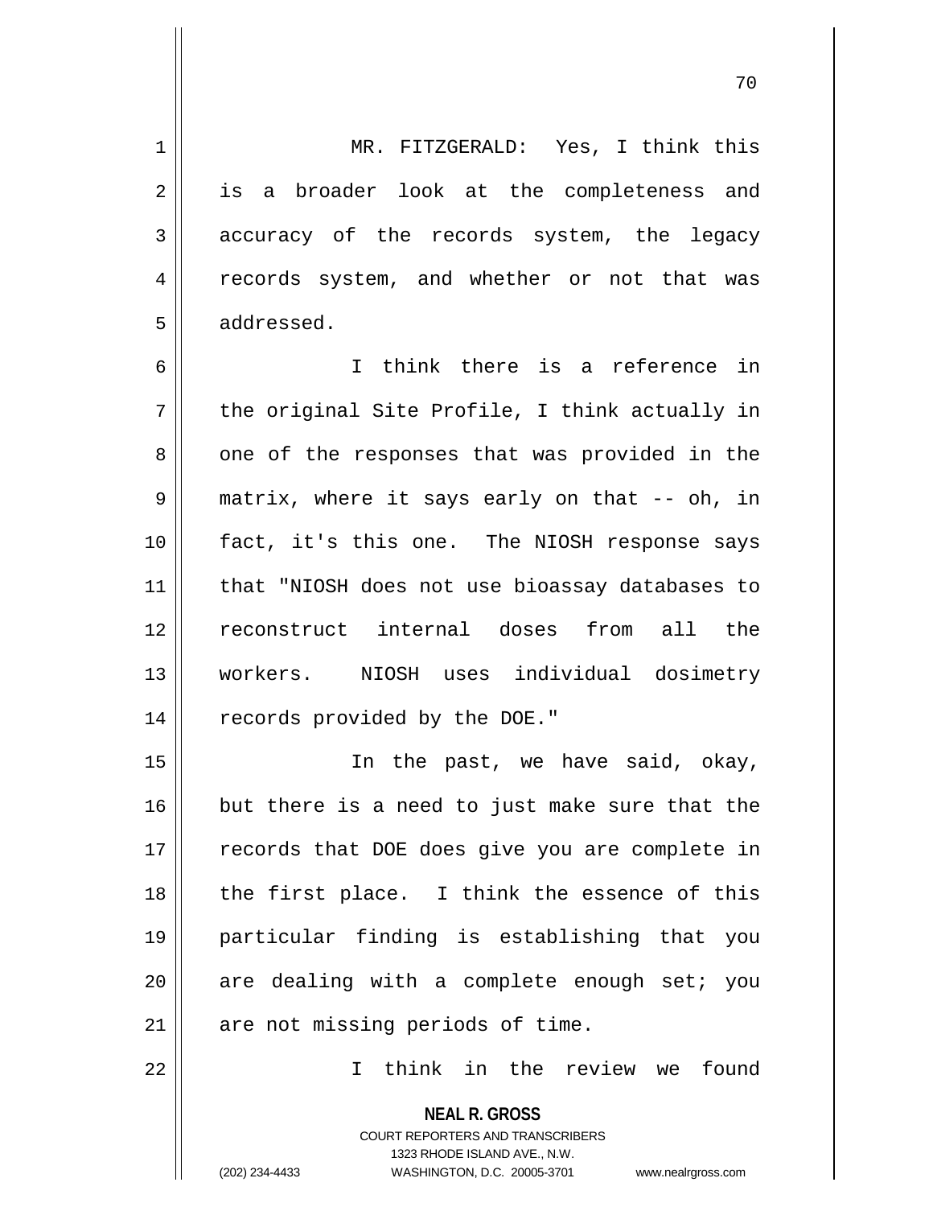MR. FITZGERALD: Yes, I think this is a broader look at the completeness and accuracy of the records system, the legacy records system, and whether or not that was addressed.

I think there is a reference in the original Site Profile, I think actually in one of the responses that was provided in the matrix, where it says early on that -- oh, in fact, it's this one. The NIOSH response says that "NIOSH does not use bioassay databases to reconstruct internal doses from all the workers. NIOSH uses individual dosimetry records provided by the DOE."

In the past, we have said, okay, but there is a need to just make sure that the records that DOE does give you are complete in the first place. I think the essence of this particular finding is establishing that you are dealing with a complete enough set; you are not missing periods of time.

I think in the review we found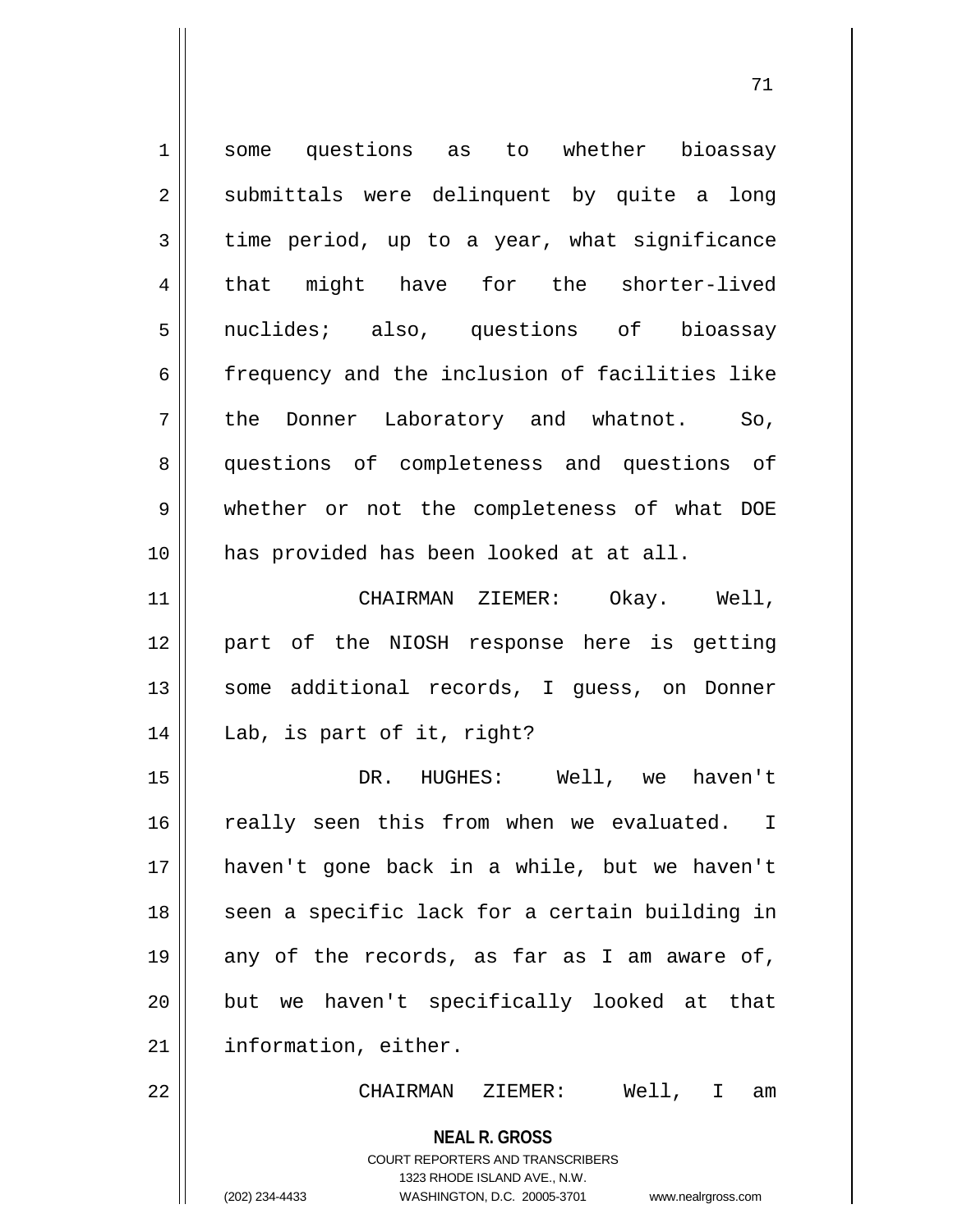some questions as to whether bioassay submittals were delinquent by quite a long time period, up to a year, what significance that might have for the shorter-lived nuclides; also, questions of bioassay frequency and the inclusion of facilities like the Donner Laboratory and whatnot. So, questions of completeness and questions of whether or not the completeness of what DOE has provided has been looked at at all.

CHAIRMAN ZIEMER: Okay. Well, part of the NIOSH response here is getting some additional records, I guess, on Donner Lab, is part of it, right?

DR. HUGHES: Well, we haven't really seen this from when we evaluated. I haven't gone back in a while, but we haven't seen a specific lack for a certain building in any of the records, as far as I am aware of, but we haven't specifically looked at that information, either.

CHAIRMAN ZIEMER: Well, I am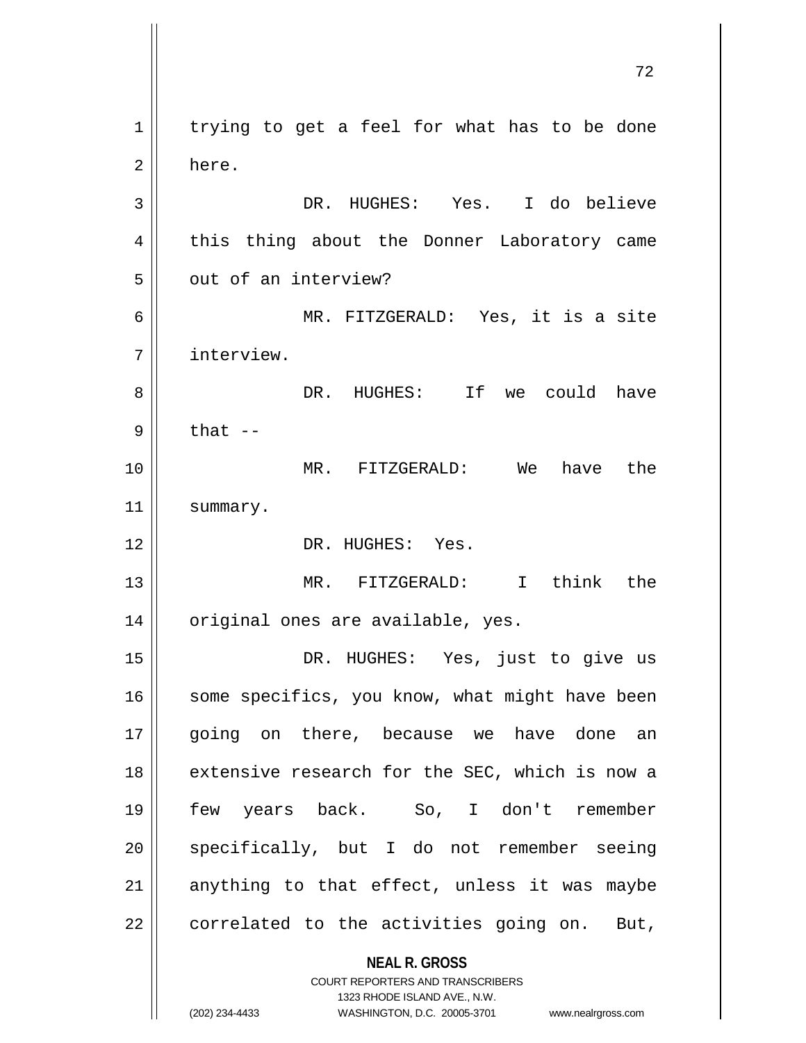trying to get a feel for what has to be done here.

DR. HUGHES: Yes. I do believe this thing about the Donner Laboratory came out of an interview?

MR. FITZGERALD: Yes, it is a site interview.

DR. HUGHES: If we could have that --

MR. FITZGERALD: We have the summary.

DR. HUGHES: Yes.

MR. FITZGERALD: I think the original ones are available, yes.

DR. HUGHES: Yes, just to give us some specifics, you know, what might have been going on there, because we have done an extensive research for the SEC, which is now a few years back. So, I don't remember specifically, but I do not remember seeing anything to that effect, unless it was maybe correlated to the activities going on. But,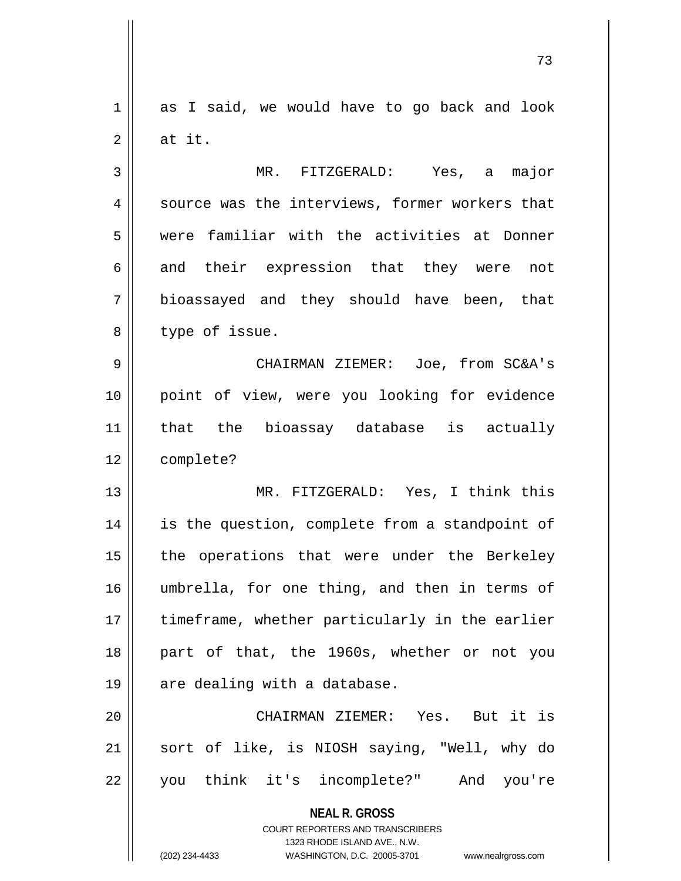as I said, we would have to go back and look at it.

MR. FITZGERALD: Yes, a major source was the interviews, former workers that were familiar with the activities at Donner and their expression that they were not bioassayed and they should have been, that type of issue.

CHAIRMAN ZIEMER: Joe, from SC&A's point of view, were you looking for evidence that the bioassay database is actually complete?

MR. FITZGERALD: Yes, I think this is the question, complete from a standpoint of the operations that were under the Berkeley umbrella, for one thing, and then in terms of timeframe, whether particularly in the earlier part of that, the 1960s, whether or not you are dealing with a database.

CHAIRMAN ZIEMER: Yes. But it is sort of like, is NIOSH saying, "Well, why do you think it's incomplete?" And you're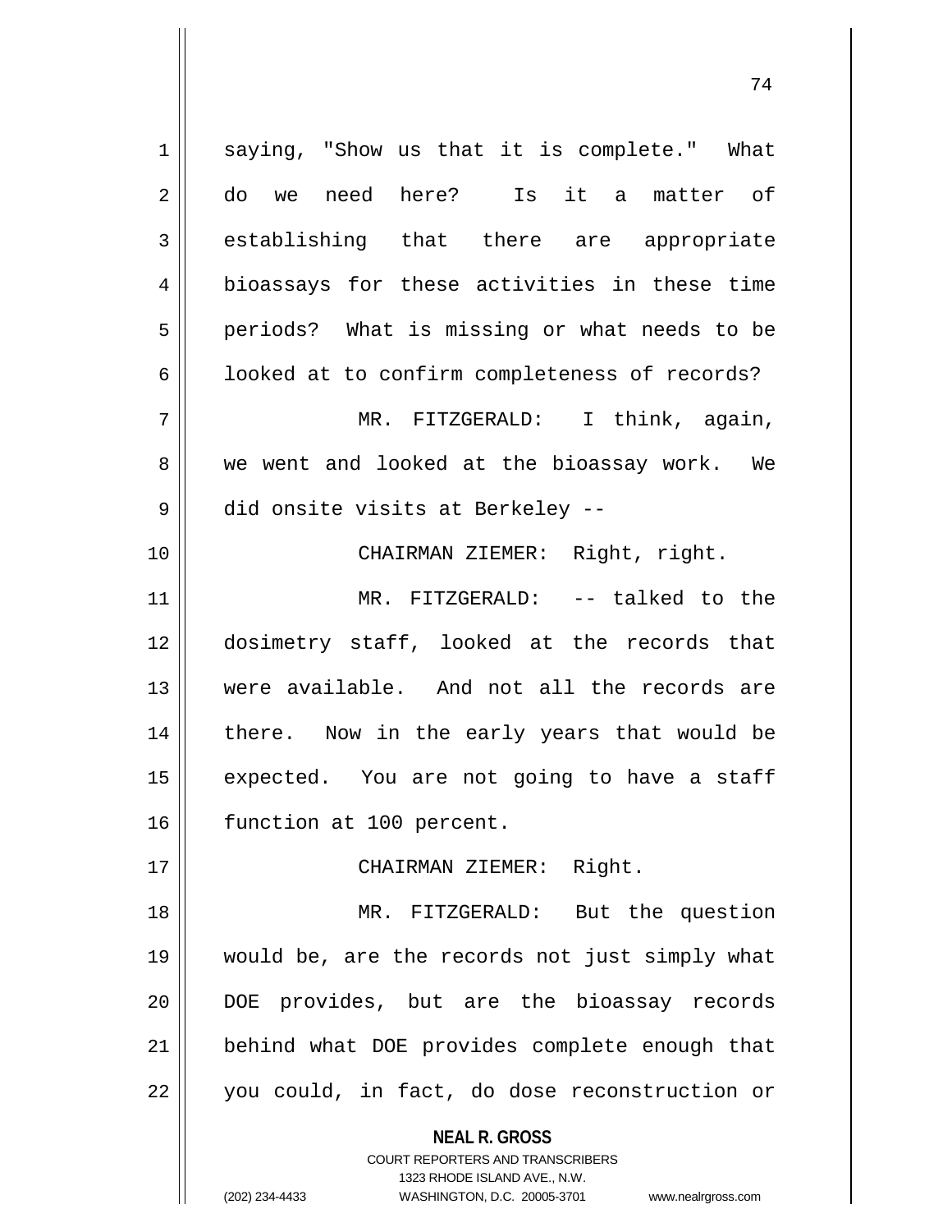saying, "Show us that it is complete." What do we need here? Is it a matter of establishing that there are appropriate bioassays for these activities in these time periods? What is missing or what needs to be looked at to confirm completeness of records?

MR. FITZGERALD: I think, again, we went and looked at the bioassay work. We did onsite visits at Berkeley --

CHAIRMAN ZIEMER: Right, right.

MR. FITZGERALD: -- talked to the dosimetry staff, looked at the records that were available. And not all the records are there. Now in the early years that would be expected. You are not going to have a staff function at 100 percent.

CHAIRMAN ZIEMER: Right.

MR. FITZGERALD: But the question would be, are the records not just simply what DOE provides, but are the bioassay records behind what DOE provides complete enough that you could, in fact, do dose reconstruction or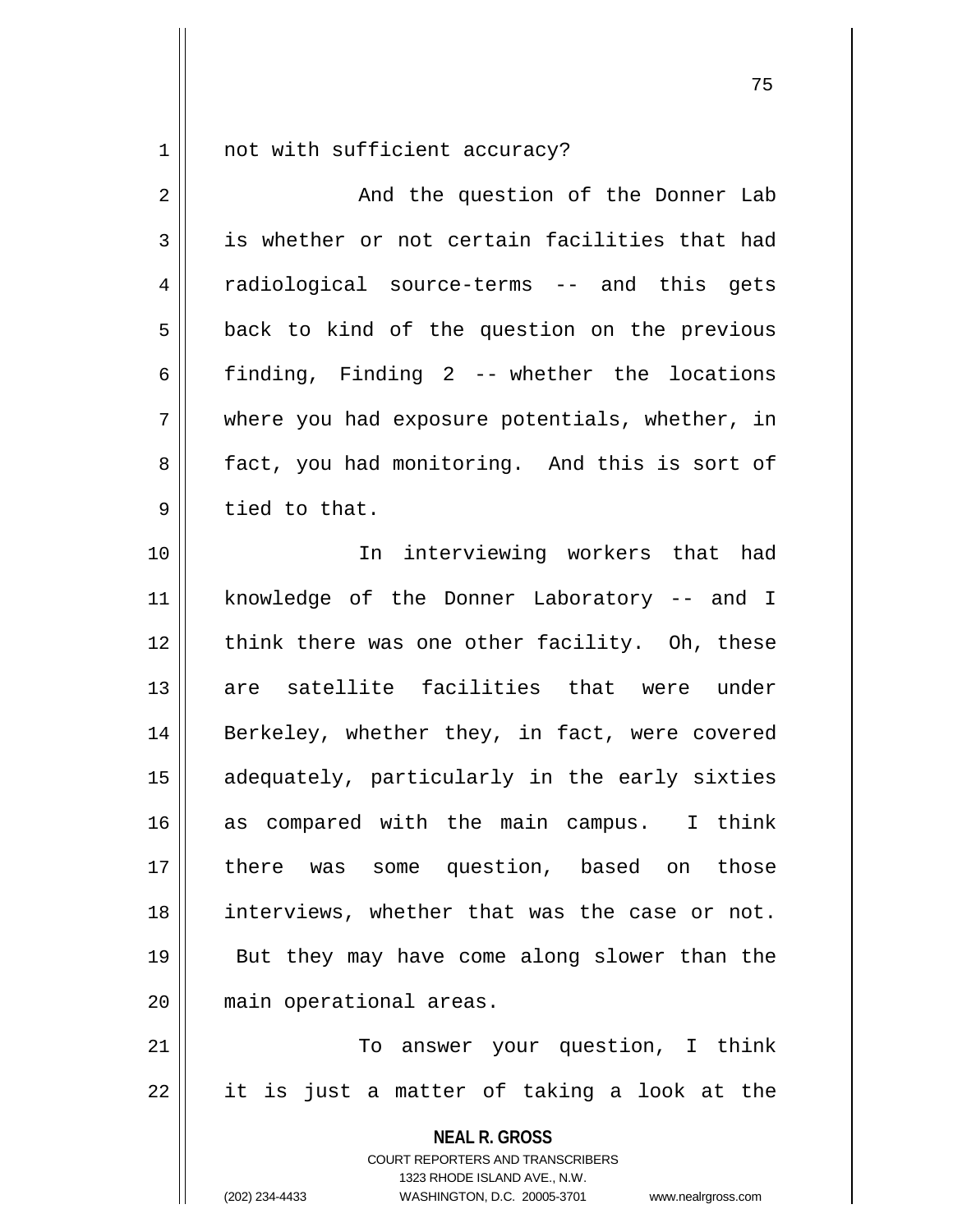not with sufficient accuracy?

And the question of the Donner Lab is whether or not certain facilities that had radiological source-terms -- and this gets back to kind of the question on the previous finding, Finding 2 -- whether the locations where you had exposure potentials, whether, in fact, you had monitoring. And this is sort of tied to that.

In interviewing workers that had knowledge of the Donner Laboratory -- and I think there was one other facility. Oh, these are satellite facilities that were under Berkeley, whether they, in fact, were covered adequately, particularly in the early sixties as compared with the main campus. I think there was some question, based on those interviews, whether that was the case or not. But they may have come along slower than the main operational areas.

To answer your question, I think it is just a matter of taking a look at the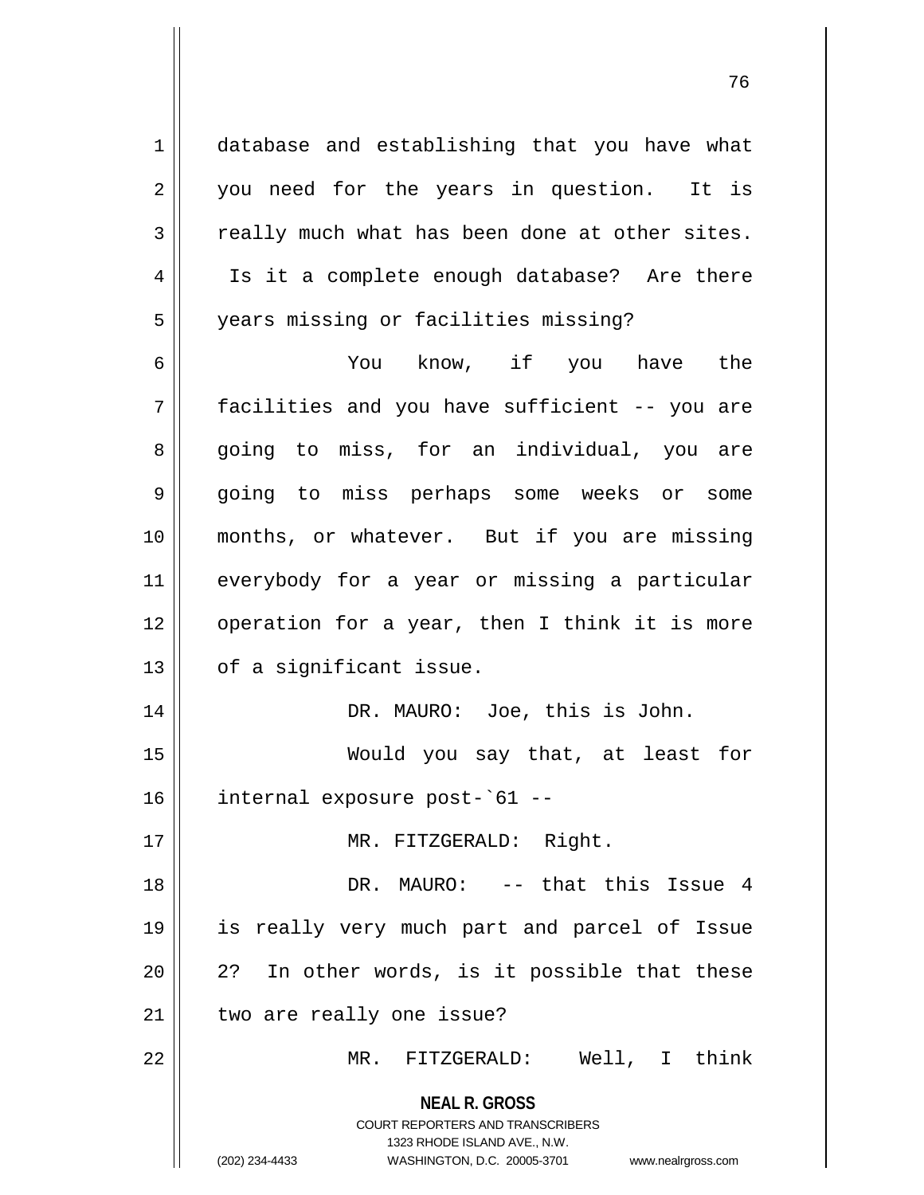database and establishing that you have what you need for the years in question. It is really much what has been done at other sites. Is it a complete enough database? Are there years missing or facilities missing?

You know, if you have the facilities and you have sufficient -- you are going to miss, for an individual, you are going to miss perhaps some weeks or some months, or whatever. But if you are missing everybody for a year or missing a particular operation for a year, then I think it is more of a significant issue.

DR. MAURO: Joe, this is John.

Would you say that, at least for internal exposure post-`61 --

MR. FITZGERALD: Right.

DR. MAURO: -- that this Issue 4 is really very much part and parcel of Issue 2? In other words, is it possible that these two are really one issue?

MR. FITZGERALD: Well, I think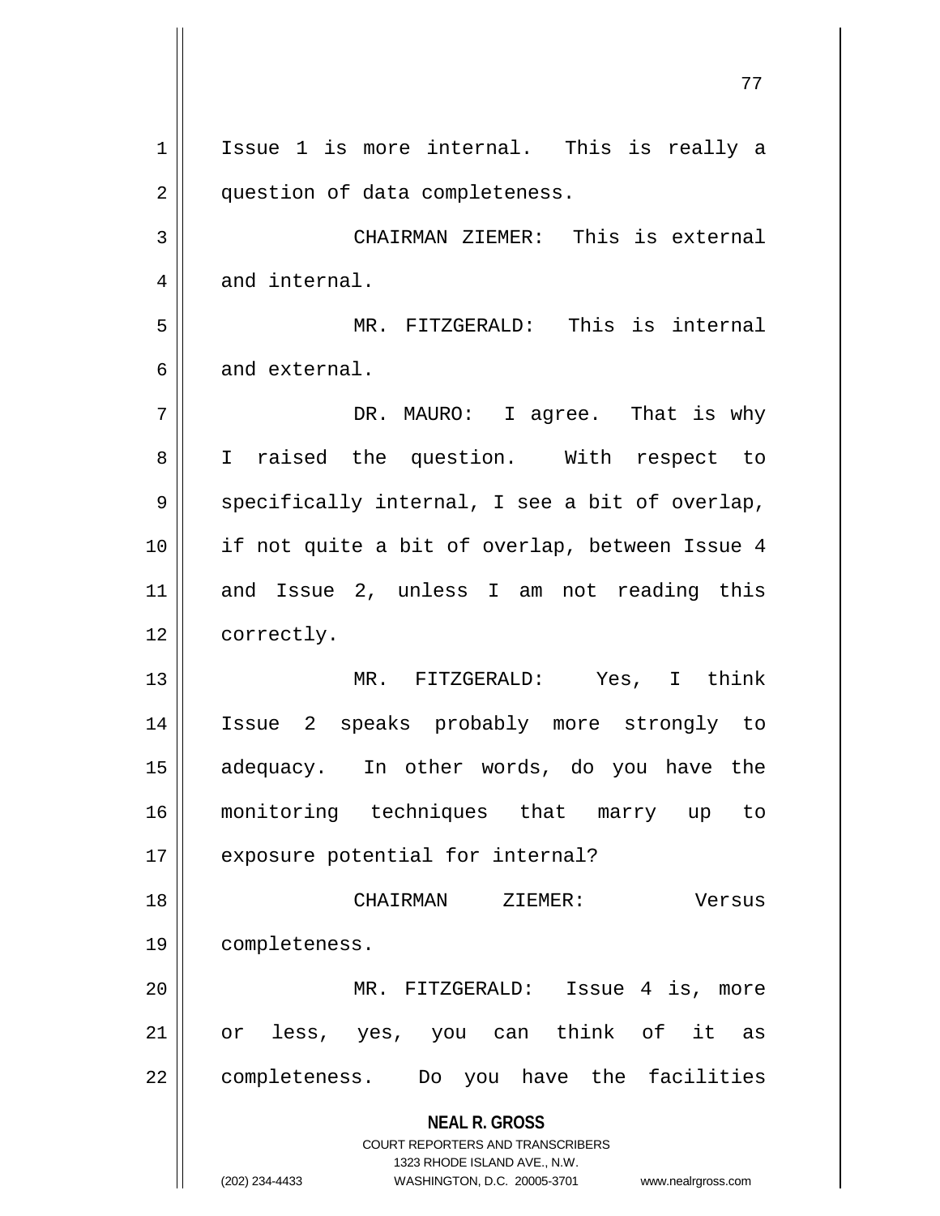Issue 1 is more internal. This is really a question of data completeness.

CHAIRMAN ZIEMER: This is external and internal.

MR. FITZGERALD: This is internal and external.

DR. MAURO: I agree. That is why I raised the question. With respect to specifically internal, I see a bit of overlap, if not quite a bit of overlap, between Issue 4 and Issue 2, unless I am not reading this correctly.

MR. FITZGERALD: Yes, I think Issue 2 speaks probably more strongly to adequacy. In other words, do you have the monitoring techniques that marry up to exposure potential for internal?

CHAIRMAN ZIEMER: Versus completeness.

MR. FITZGERALD: Issue 4 is, more or less, yes, you can think of it as completeness. Do you have the facilities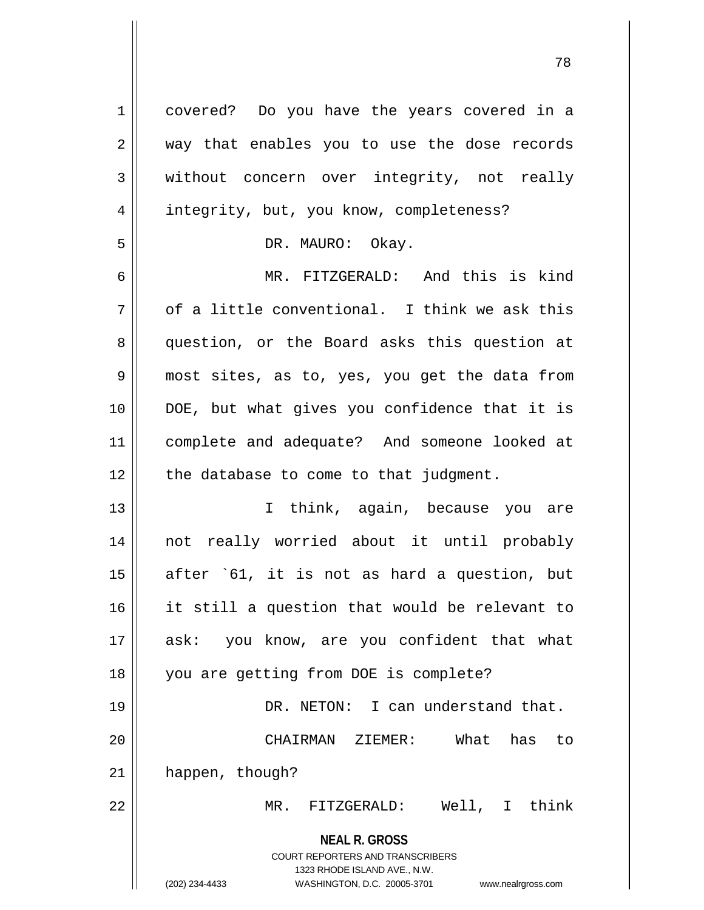covered? Do you have the years covered in a way that enables you to use the dose records without concern over integrity, not really integrity, but, you know, completeness?

DR. MAURO: Okay.

MR. FITZGERALD: And this is kind of a little conventional. I think we ask this question, or the Board asks this question at most sites, as to, yes, you get the data from DOE, but what gives you confidence that it is complete and adequate? And someone looked at the database to come to that judgment.

I think, again, because you are not really worried about it until probably after `61, it is not as hard a question, but it still a question that would be relevant to ask: you know, are you confident that what you are getting from DOE is complete?

DR. NETON: I can understand that.

CHAIRMAN ZIEMER: What has to happen, though?

MR. FITZGERALD: Well, I think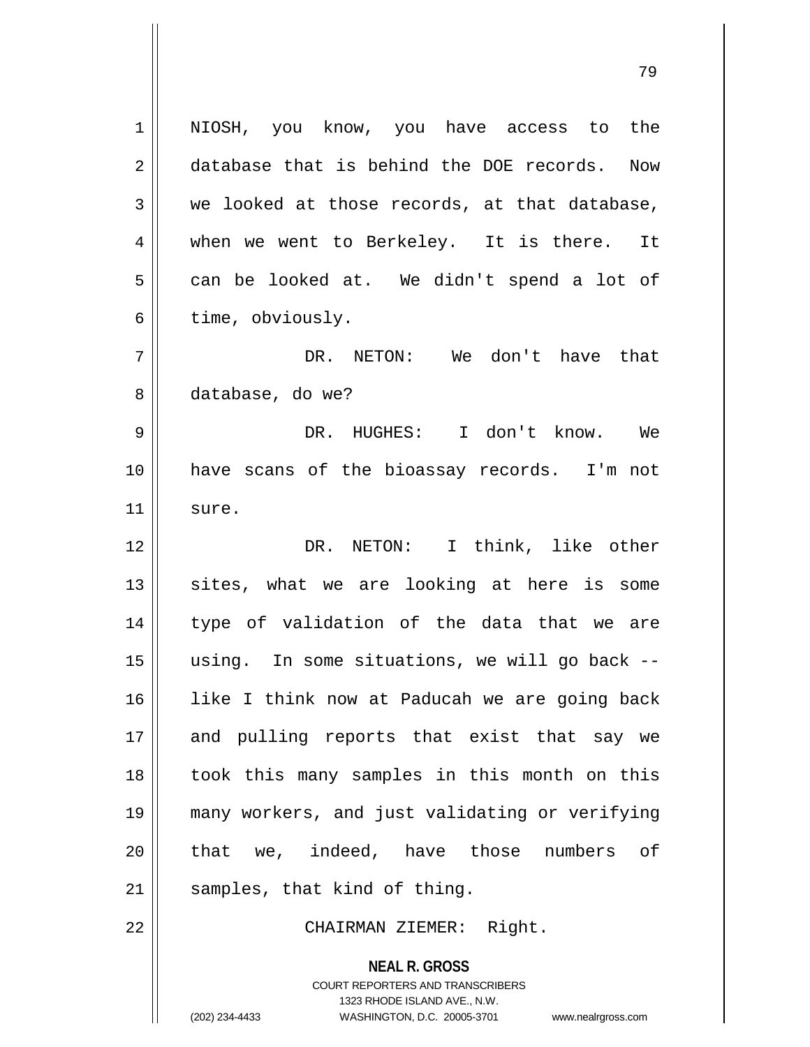NIOSH, you know, you have access to the database that is behind the DOE records. Now we looked at those records, at that database, when we went to Berkeley. It is there. It can be looked at. We didn't spend a lot of time, obviously.

DR. NETON: We don't have that database, do we?

DR. HUGHES: I don't know. We have scans of the bioassay records. I'm not sure.

DR. NETON: I think, like other sites, what we are looking at here is some type of validation of the data that we are using. In some situations, we will go back -- like I think now at Paducah we are going back and pulling reports that exist that say we took this many samples in this month on this many workers, and just validating or verifying that we, indeed, have those numbers of samples, that kind of thing.

CHAIRMAN ZIEMER: Right.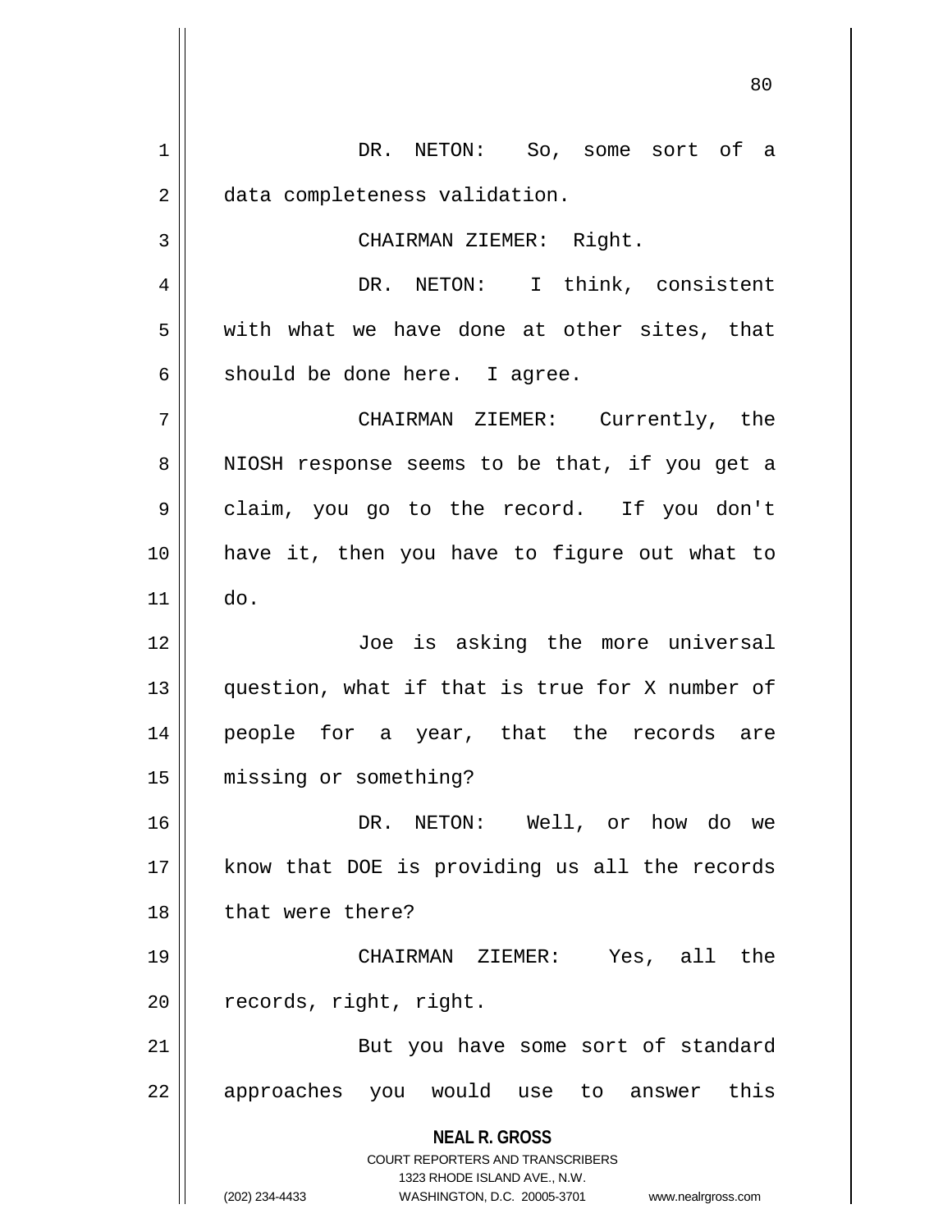DR. NETON: So, some sort of a data completeness validation.

CHAIRMAN ZIEMER: Right.

DR. NETON: I think, consistent with what we have done at other sites, that should be done here. I agree.

CHAIRMAN ZIEMER: Currently, the NIOSH response seems to be that, if you get a claim, you go to the record. If you don't have it, then you have to figure out what to do.

Joe is asking the more universal question, what if that is true for X number of people for a year, that the records are missing or something?

DR. NETON: Well, or how do we know that DOE is providing us all the records that were there?

CHAIRMAN ZIEMER: Yes, all the records, right, right.

But you have some sort of standard approaches you would use to answer this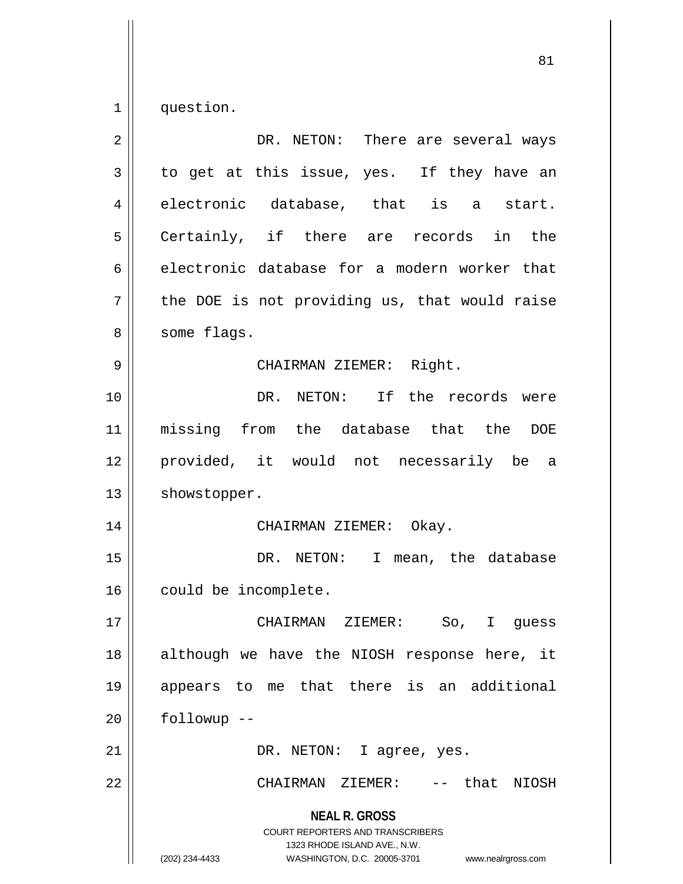question.

DR. NETON: There are several ways to get at this issue, yes. If they have an electronic database, that is a start. Certainly, if there are records in the electronic database for a modern worker that the DOE is not providing us, that would raise some flags.

CHAIRMAN ZIEMER: Right.

DR. NETON: If the records were missing from the database that the DOE provided, it would not necessarily be a showstopper.

CHAIRMAN ZIEMER: Okay.

DR. NETON: I mean, the database could be incomplete.

CHAIRMAN ZIEMER: So, I guess although we have the NIOSH response here, it appears to me that there is an additional followup --

DR. NETON: I agree, yes.

CHAIRMAN ZIEMER: -- that NIOSH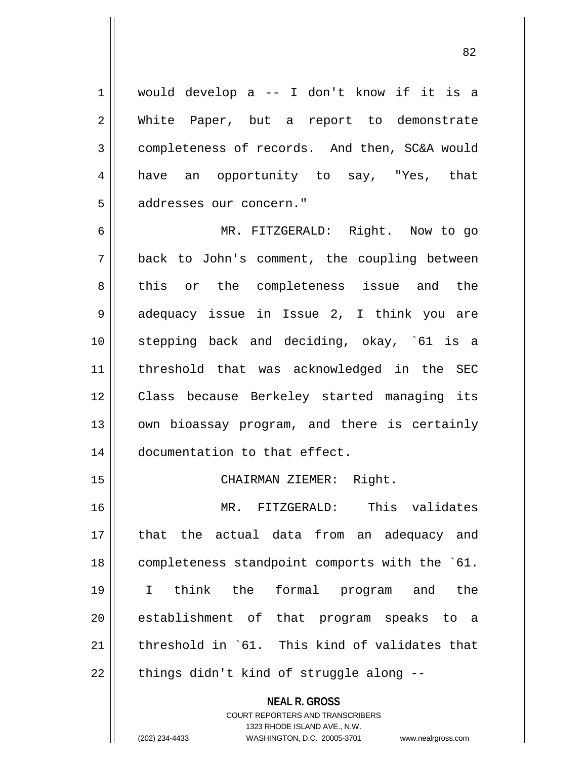would develop a -- I don't know if it is a White Paper, but a report to demonstrate completeness of records. And then, SC&A would have an opportunity to say, "Yes, that addresses our concern."

MR. FITZGERALD: Right. Now to go back to John's comment, the coupling between this or the completeness issue and the adequacy issue in Issue 2, I think you are stepping back and deciding, okay, `61 is a threshold that was acknowledged in the SEC Class because Berkeley started managing its own bioassay program, and there is certainly documentation to that effect.

CHAIRMAN ZIEMER: Right.

MR. FITZGERALD: This validates that the actual data from an adequacy and completeness standpoint comports with the `61. I think the formal program and the establishment of that program speaks to a threshold in `61. This kind of validates that things didn't kind of struggle along --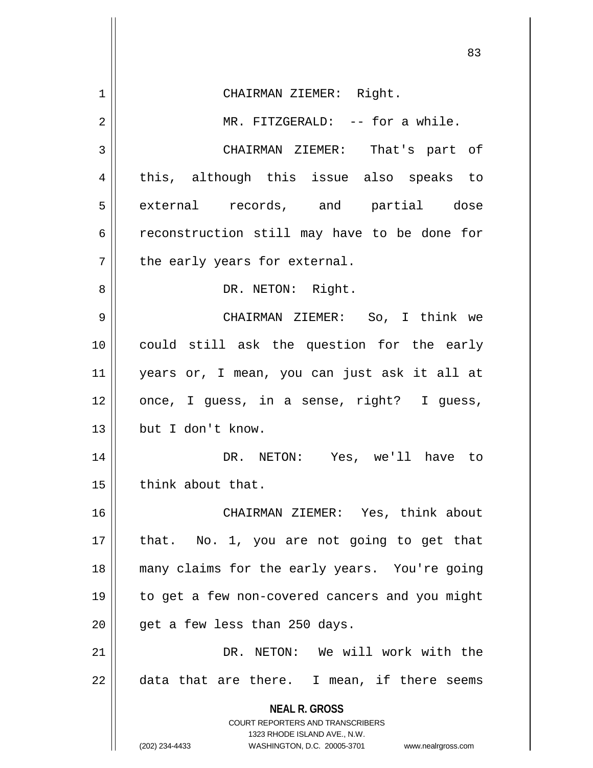CHAIRMAN ZIEMER: Right.

MR. FITZGERALD: -- for a while.

CHAIRMAN ZIEMER: That's part of this, although this issue also speaks to external records, and partial dose reconstruction still may have to be done for the early years for external.

DR. NETON: Right.

CHAIRMAN ZIEMER: So, I think we could still ask the question for the early years or, I mean, you can just ask it all at once, I guess, in a sense, right? I guess, but I don't know.

DR. NETON: Yes, we'll have to think about that.

CHAIRMAN ZIEMER: Yes, think about that. No. 1, you are not going to get that many claims for the early years. You're going to get a few non-covered cancers and you might get a few less than 250 days.

DR. NETON: We will work with the data that are there. I mean, if there seems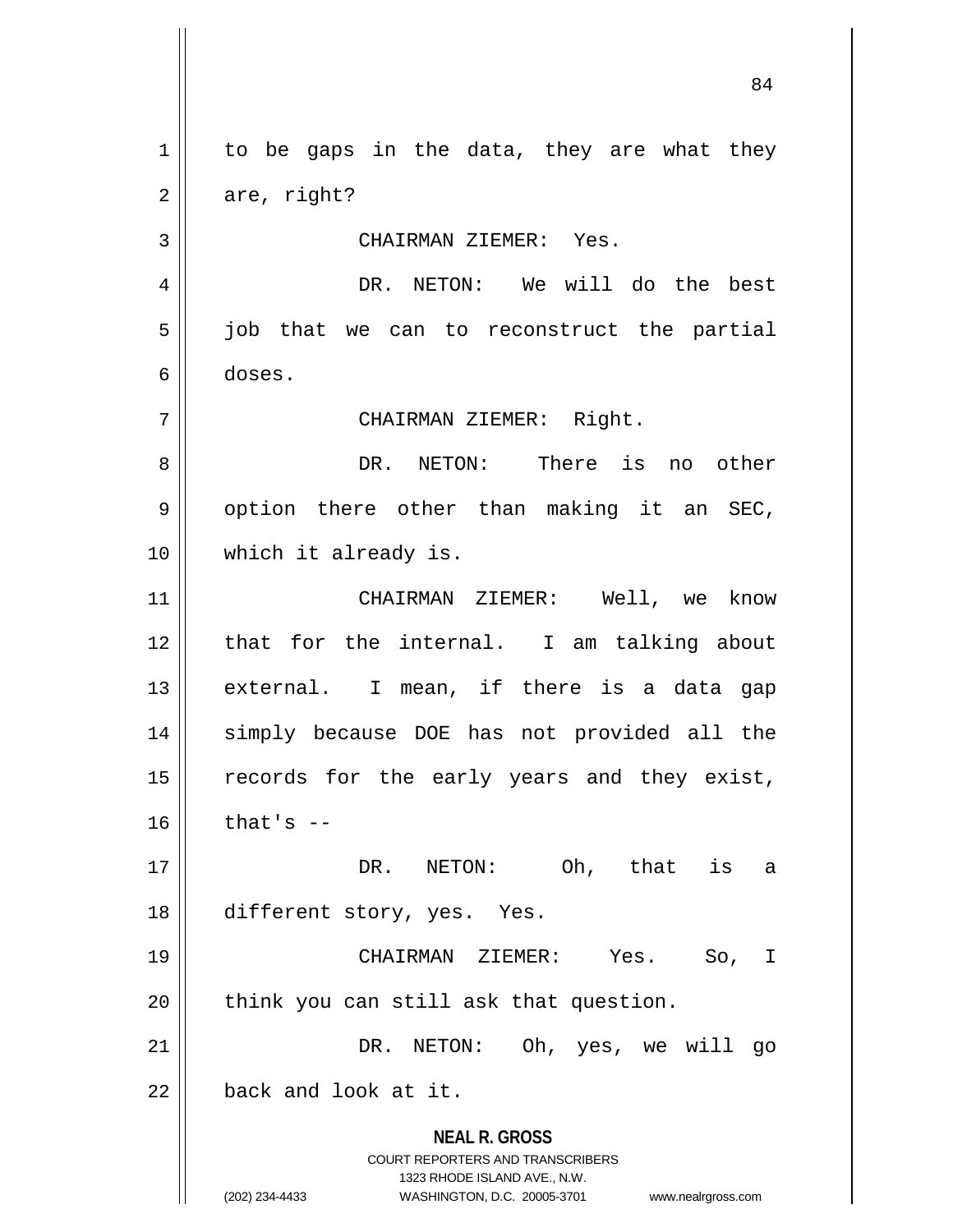to be gaps in the data, they are what they are, right?

CHAIRMAN ZIEMER: Yes.

DR. NETON: We will do the best job that we can to reconstruct the partial doses.

CHAIRMAN ZIEMER: Right.

DR. NETON: There is no other option there other than making it an SEC, which it already is.

CHAIRMAN ZIEMER: Well, we know that for the internal. I am talking about external. I mean, if there is a data gap simply because DOE has not provided all the records for the early years and they exist, that's --

DR. NETON: Oh, that is a different story, yes. Yes.

CHAIRMAN ZIEMER: Yes. So, I think you can still ask that question.

DR. NETON: Oh, yes, we will go back and look at it.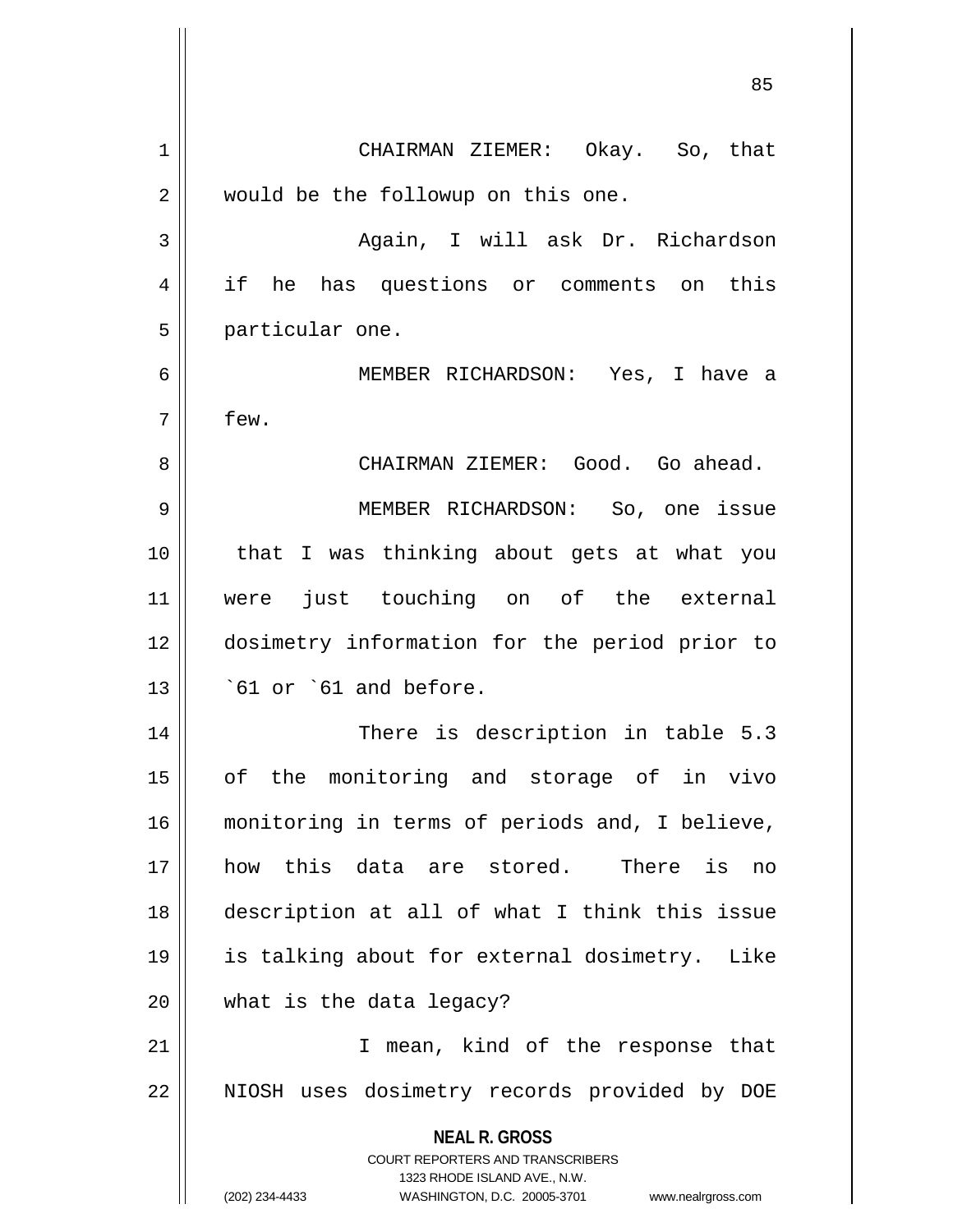CHAIRMAN ZIEMER: Okay. So, that would be the followup on this one.

Again, I will ask Dr. Richardson if he has questions or comments on this particular one.

MEMBER RICHARDSON: Yes, I have a few.

CHAIRMAN ZIEMER: Good. Go ahead.

MEMBER RICHARDSON: So, one issue that I was thinking about gets at what you were just touching on of the external dosimetry information for the period prior to `61 or `61 and before.

There is description in table 5.3 of the monitoring and storage of in vivo monitoring in terms of periods and, I believe, how this data are stored. There is no description at all of what I think this issue is talking about for external dosimetry. Like what is the data legacy?

I mean, kind of the response that NIOSH uses dosimetry records provided by DOE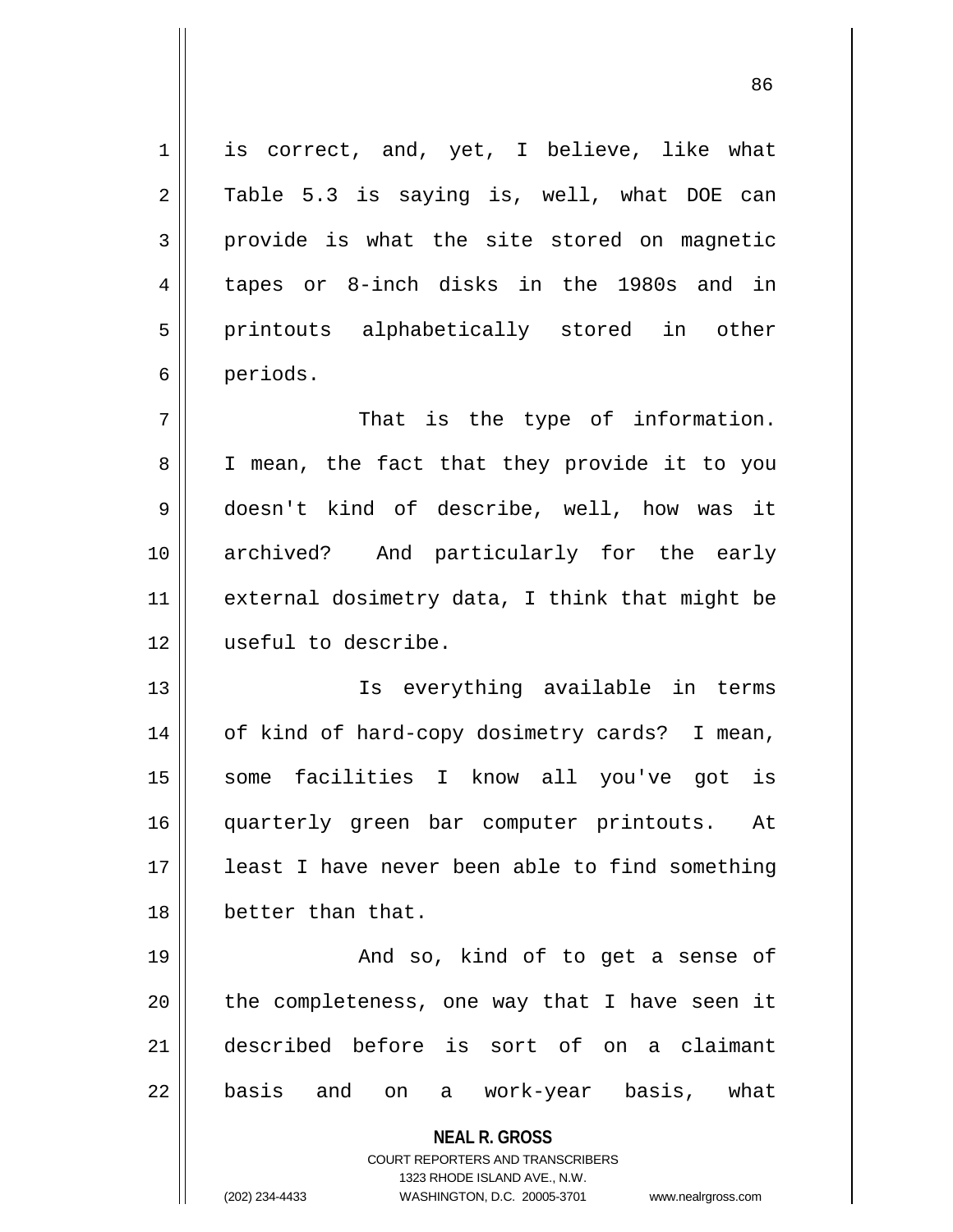is correct, and, yet, I believe, like what Table 5.3 is saying is, well, what DOE can provide is what the site stored on magnetic tapes or 8-inch disks in the 1980s and in printouts alphabetically stored in other periods.

That is the type of information. I mean, the fact that they provide it to you doesn't kind of describe, well, how was it archived? And particularly for the early external dosimetry data, I think that might be useful to describe.

Is everything available in terms of kind of hard-copy dosimetry cards? I mean, some facilities I know all you've got is quarterly green bar computer printouts. At least I have never been able to find something better than that.

And so, kind of to get a sense of the completeness, one way that I have seen it described before is sort of on a claimant basis and on a work-year basis, what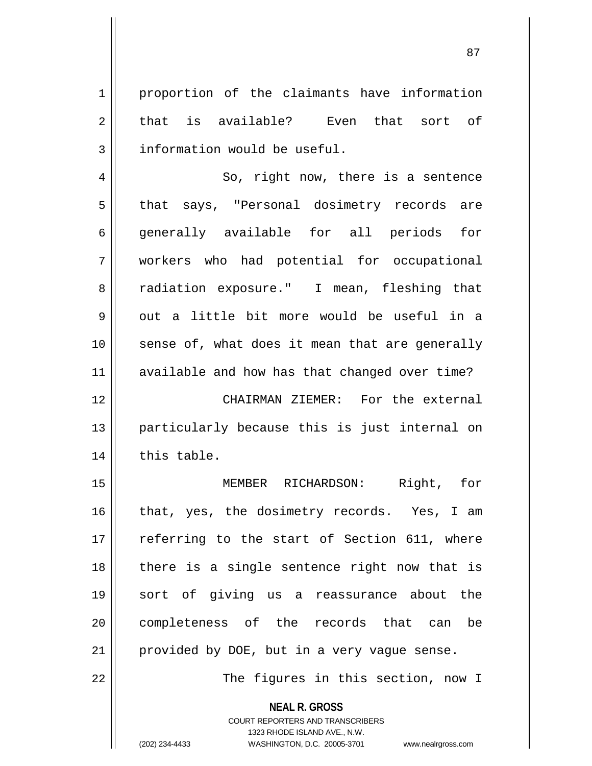proportion of the claimants have information that is available? Even that sort of information would be useful.

So, right now, there is a sentence that says, "Personal dosimetry records are generally available for all periods for workers who had potential for occupational radiation exposure." I mean, fleshing that out a little bit more would be useful in a sense of, what does it mean that are generally available and how has that changed over time?

CHAIRMAN ZIEMER: For the external particularly because this is just internal on this table.

MEMBER RICHARDSON: Right, for that, yes, the dosimetry records. Yes, I am referring to the start of Section 611, where there is a single sentence right now that is sort of giving us a reassurance about the completeness of the records that can be provided by DOE, but in a very vague sense.

The figures in this section, now I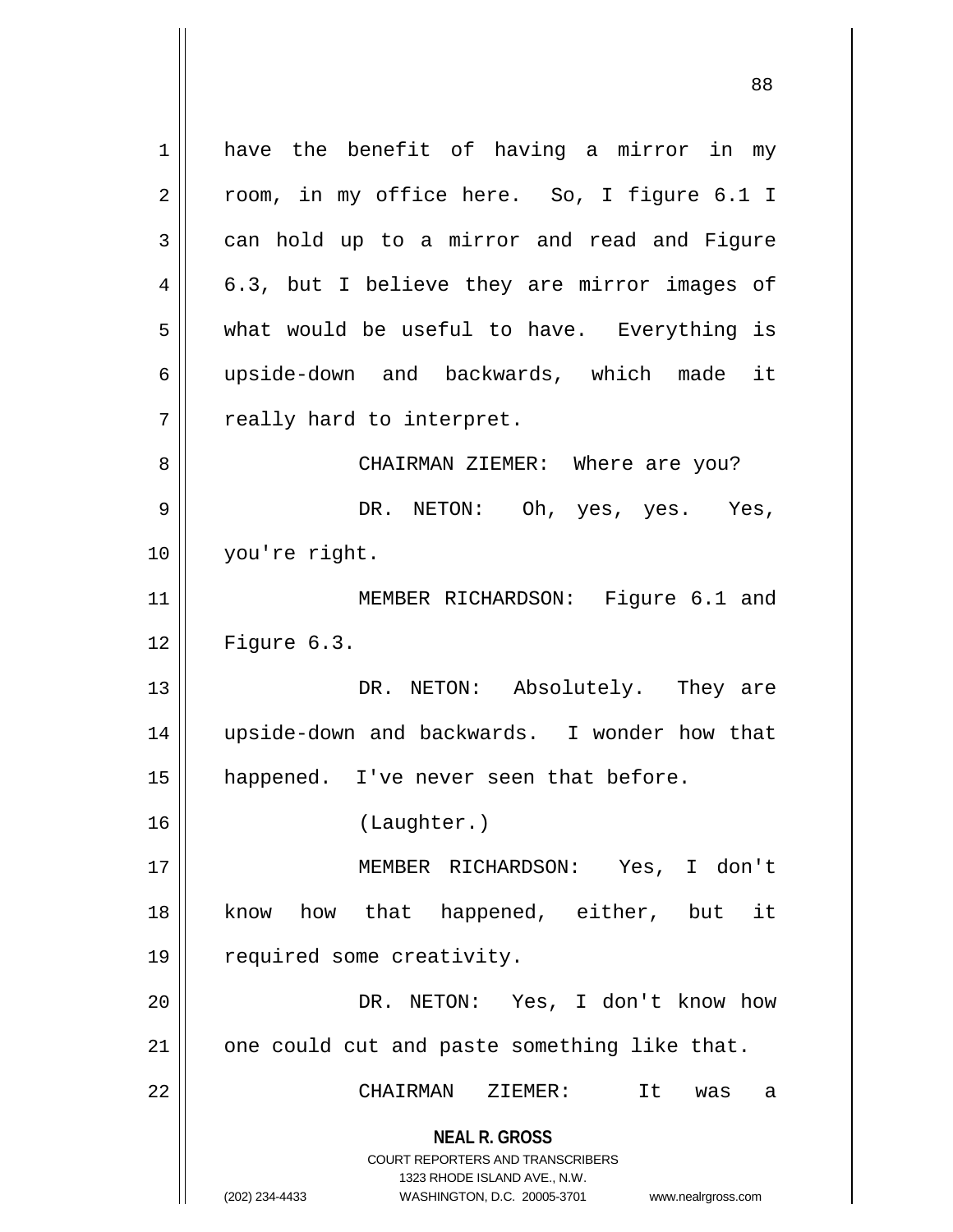have the benefit of having a mirror in my room, in my office here. So, I figure 6.1 I can hold up to a mirror and read and Figure 6.3, but I believe they are mirror images of what would be useful to have. Everything is upside-down and backwards, which made it really hard to interpret.

CHAIRMAN ZIEMER: Where are you?

DR. NETON: Oh, yes, yes. Yes, you're right.

MEMBER RICHARDSON: Figure 6.1 and Figure 6.3.

DR. NETON: Absolutely. They are upside-down and backwards. I wonder how that happened. I've never seen that before.

(Laughter.)

MEMBER RICHARDSON: Yes, I don't know how that happened, either, but it required some creativity.

DR. NETON: Yes, I don't know how one could cut and paste something like that.

CHAIRMAN ZIEMER: It was a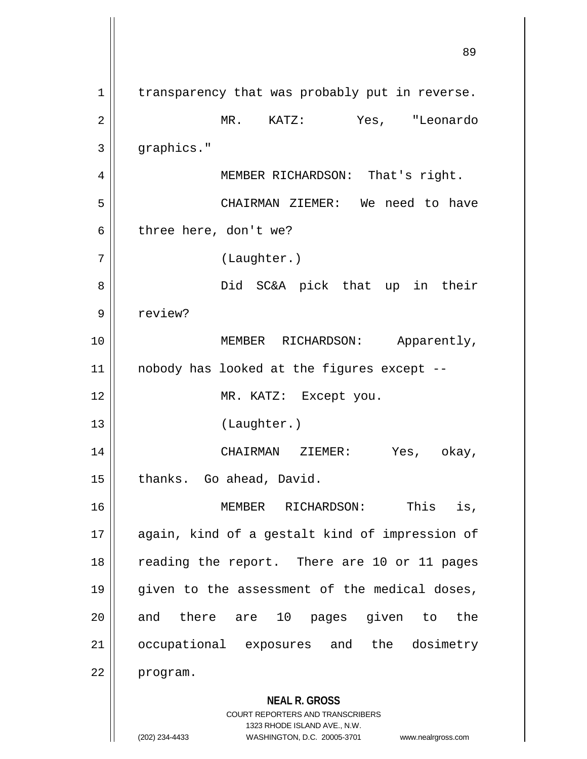transparency that was probably put in reverse.

MR. KATZ: Yes, "Leonardo graphics."

MEMBER RICHARDSON: That's right.

CHAIRMAN ZIEMER: We need to have three here, don't we?

(Laughter.)

Did SC&A pick that up in their review?

MEMBER RICHARDSON: Apparently, nobody has looked at the figures except --

MR. KATZ: Except you.

(Laughter.)

CHAIRMAN ZIEMER: Yes, okay, thanks. Go ahead, David.

MEMBER RICHARDSON: This is, again, kind of a gestalt kind of impression of reading the report. There are 10 or 11 pages given to the assessment of the medical doses, and there are 10 pages given to the occupational exposures and the dosimetry program.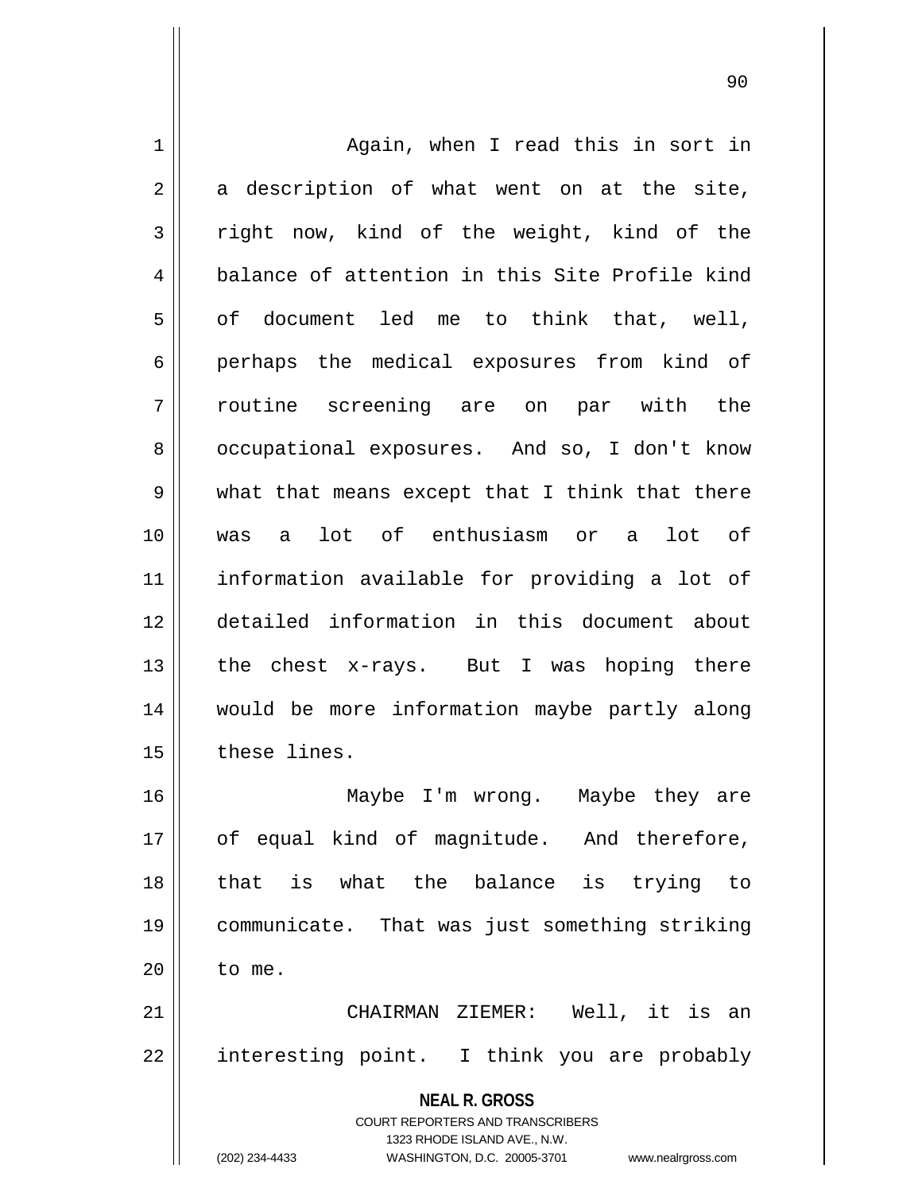Again, when I read this in sort in a description of what went on at the site, right now, kind of the weight, kind of the balance of attention in this Site Profile kind of document led me to think that, well, perhaps the medical exposures from kind of routine screening are on par with the occupational exposures. And so, I don't know what that means except that I think that there was a lot of enthusiasm or a lot of information available for providing a lot of detailed information in this document about the chest x-rays. But I was hoping there would be more information maybe partly along these lines.

Maybe I'm wrong. Maybe they are of equal kind of magnitude. And therefore, that is what the balance is trying to communicate. That was just something striking to me.

CHAIRMAN ZIEMER: Well, it is an interesting point. I think you are probably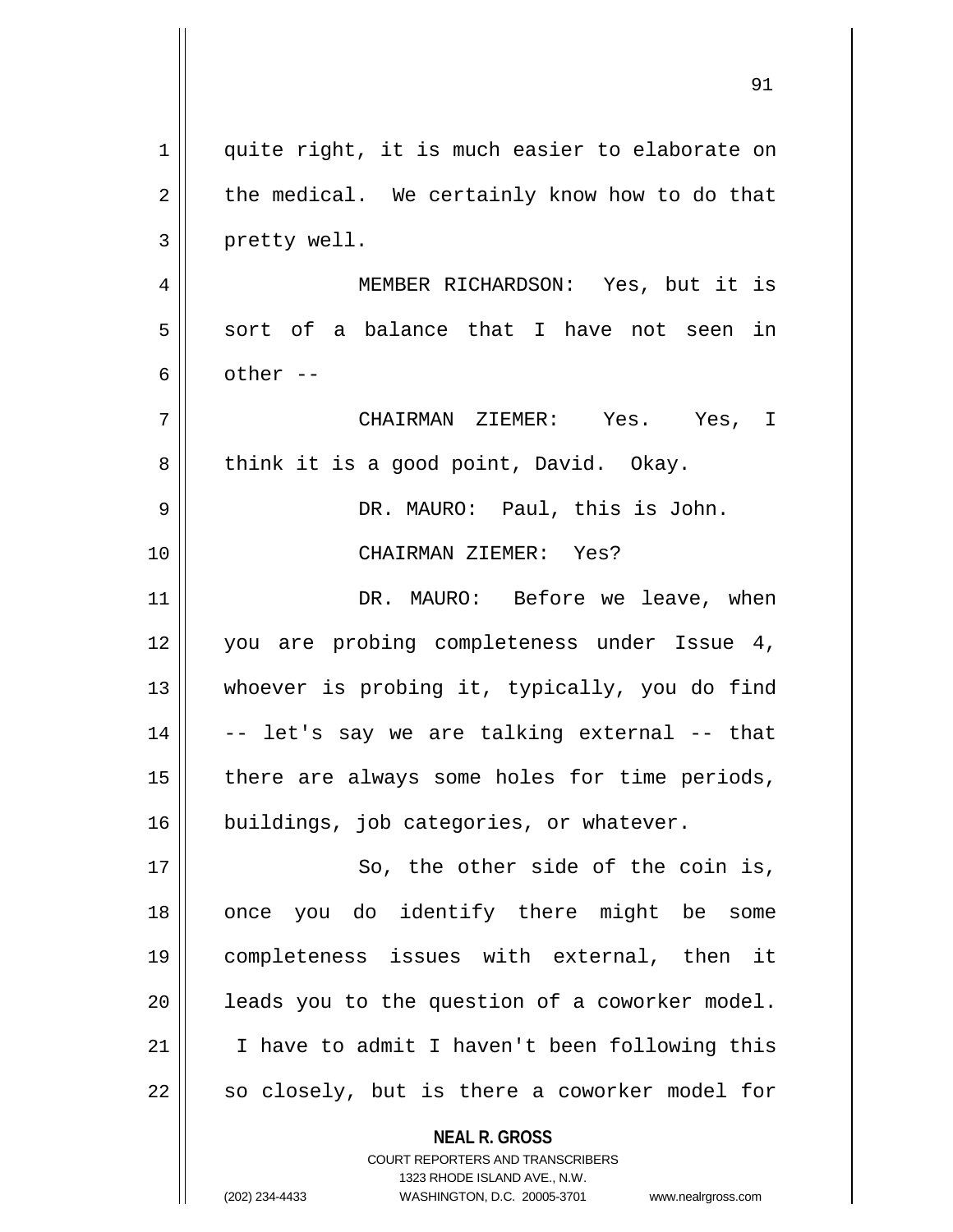quite right, it is much easier to elaborate on the medical. We certainly know how to do that pretty well.

MEMBER RICHARDSON: Yes, but it is sort of a balance that I have not seen in other --

CHAIRMAN ZIEMER: Yes. Yes, I think it is a good point, David. Okay.

DR. MAURO: Paul, this is John.

CHAIRMAN ZIEMER: Yes?

DR. MAURO: Before we leave, when you are probing completeness under Issue 4, whoever is probing it, typically, you do find -- let's say we are talking external -- that there are always some holes for time periods, buildings, job categories, or whatever.

So, the other side of the coin is, once you do identify there might be some completeness issues with external, then it leads you to the question of a coworker model. I have to admit I haven't been following this so closely, but is there a coworker model for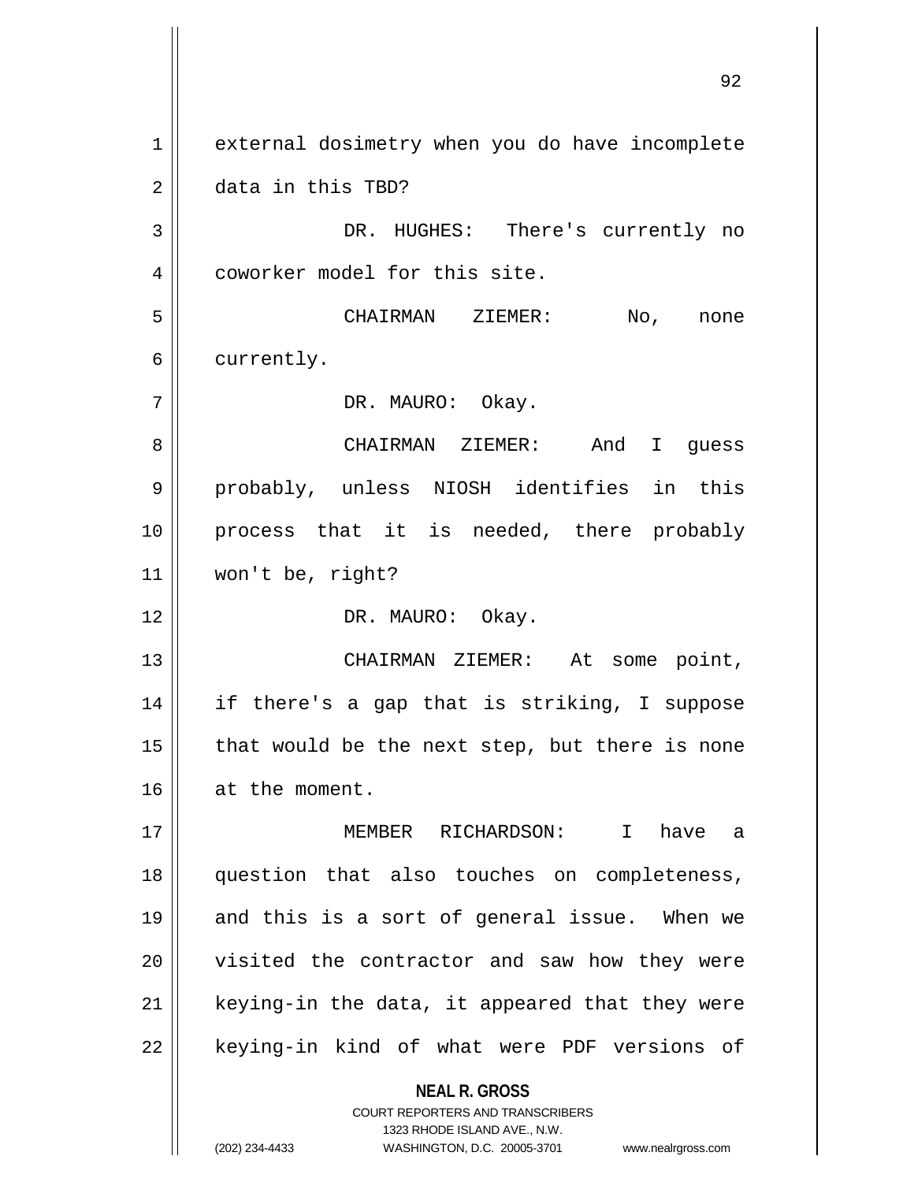external dosimetry when you do have incomplete data in this TBD?

DR. HUGHES: There's currently no coworker model for this site.

CHAIRMAN ZIEMER: No, none currently.

DR. MAURO: Okay.

CHAIRMAN ZIEMER: And I guess probably, unless NIOSH identifies in this process that it is needed, there probably won't be, right?

DR. MAURO: Okay.

CHAIRMAN ZIEMER: At some point, if there's a gap that is striking, I suppose that would be the next step, but there is none at the moment.

MEMBER RICHARDSON: I have a question that also touches on completeness, and this is a sort of general issue. When we visited the contractor and saw how they were keying-in the data, it appeared that they were keying-in kind of what were PDF versions of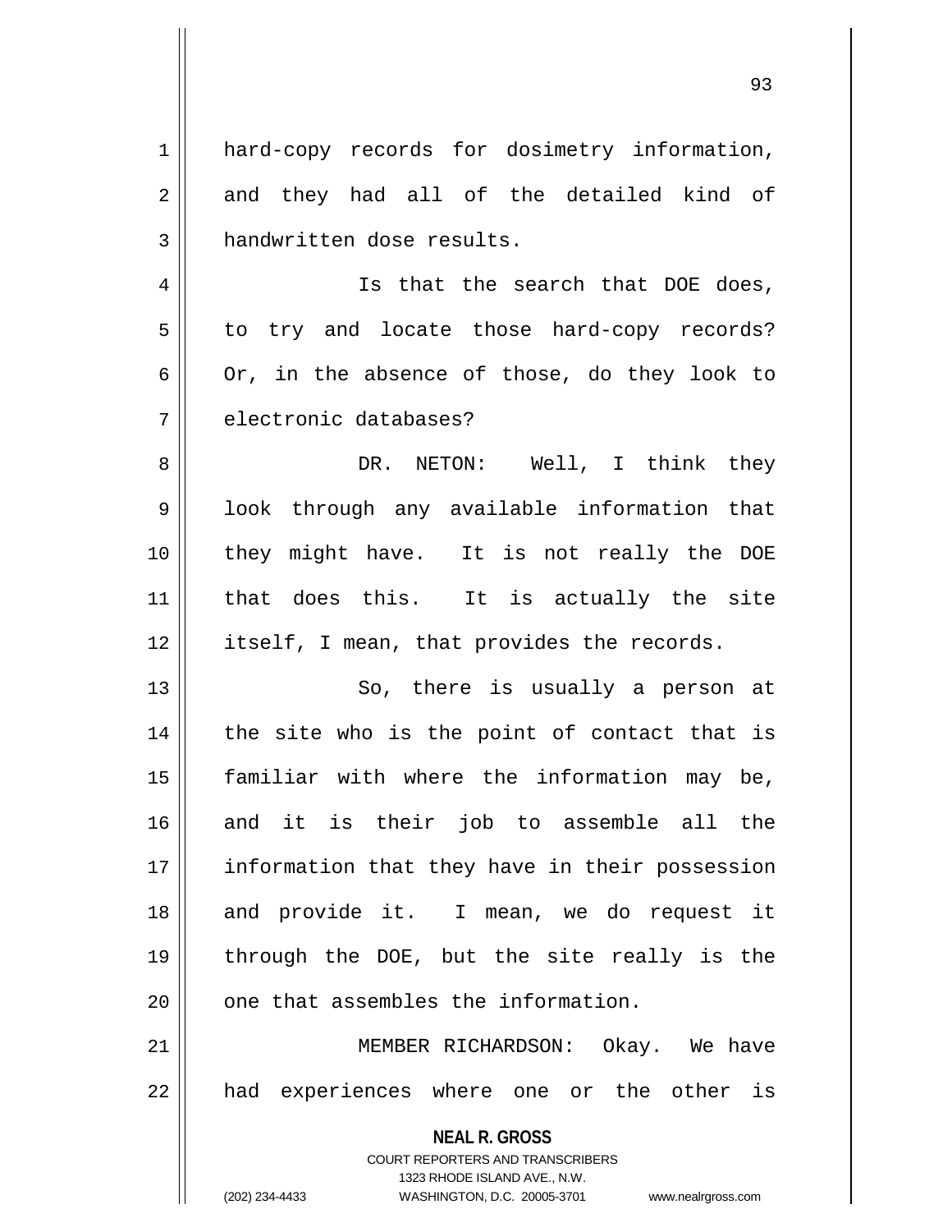hard-copy records for dosimetry information, and they had all of the detailed kind of handwritten dose results.

Is that the search that DOE does, to try and locate those hard-copy records? Or, in the absence of those, do they look to electronic databases?

DR. NETON: Well, I think they look through any available information that they might have. It is not really the DOE that does this. It is actually the site itself, I mean, that provides the records.

So, there is usually a person at the site who is the point of contact that is familiar with where the information may be, and it is their job to assemble all the information that they have in their possession and provide it. I mean, we do request it through the DOE, but the site really is the one that assembles the information.

MEMBER RICHARDSON: Okay. We have had experiences where one or the other is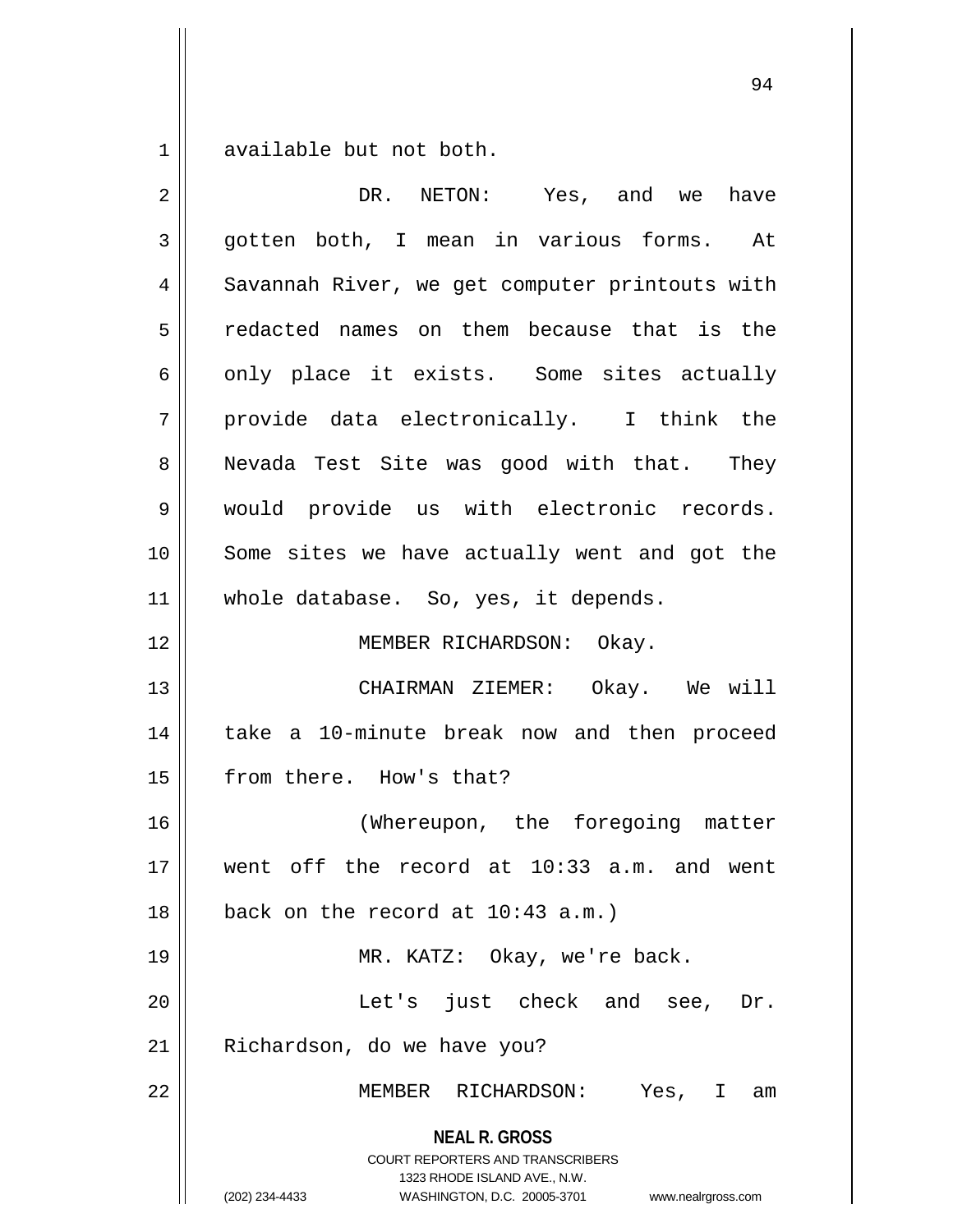available but not both.

DR. NETON: Yes, and we have gotten both, I mean in various forms. At Savannah River, we get computer printouts with redacted names on them because that is the only place it exists. Some sites actually provide data electronically. I think the Nevada Test Site was good with that. They would provide us with electronic records. Some sites we have actually went and got the whole database. So, yes, it depends.

MEMBER RICHARDSON: Okay.

CHAIRMAN ZIEMER: Okay. We will take a 10-minute break now and then proceed from there. How's that?

(Whereupon, the foregoing matter went off the record at 10:33 a.m. and went back on the record at 10:43 a.m.)

MR. KATZ: Okay, we're back.

Let's just check and see, Dr. Richardson, do we have you?

MEMBER RICHARDSON: Yes, I am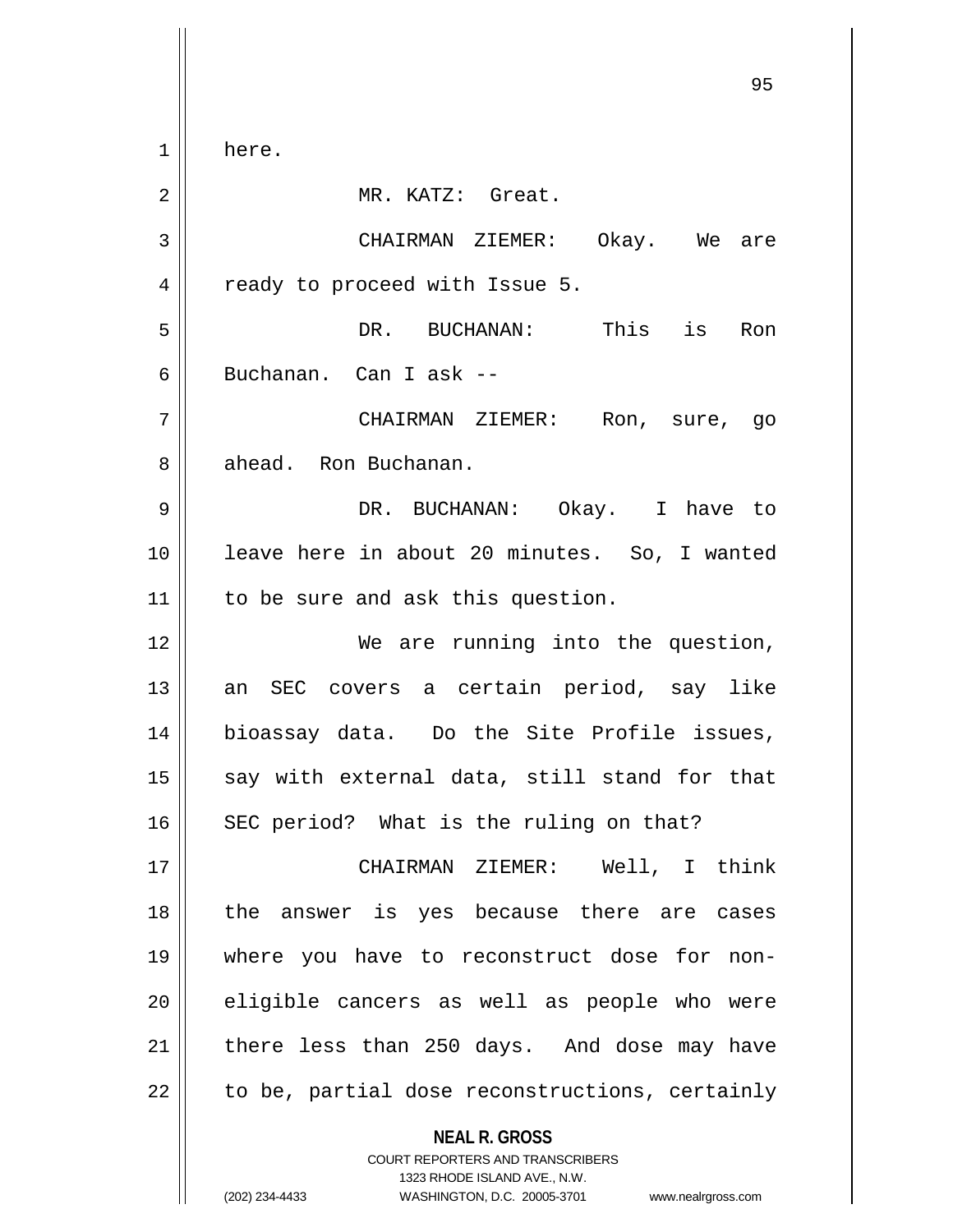here.

MR. KATZ: Great.

CHAIRMAN ZIEMER: Okay. We are ready to proceed with Issue 5.

DR. BUCHANAN: This is Ron Buchanan. Can I ask --

CHAIRMAN ZIEMER: Ron, sure, go ahead. Ron Buchanan.

DR. BUCHANAN: Okay. I have to leave here in about 20 minutes. So, I wanted to be sure and ask this question.

We are running into the question, an SEC covers a certain period, say like bioassay data. Do the Site Profile issues, say with external data, still stand for that SEC period? What is the ruling on that?

CHAIRMAN ZIEMER: Well, I think the answer is yes because there are cases where you have to reconstruct dose for non-eligible cancers as well as people who were there less than 250 days. And dose may have to be, partial dose reconstructions, certainly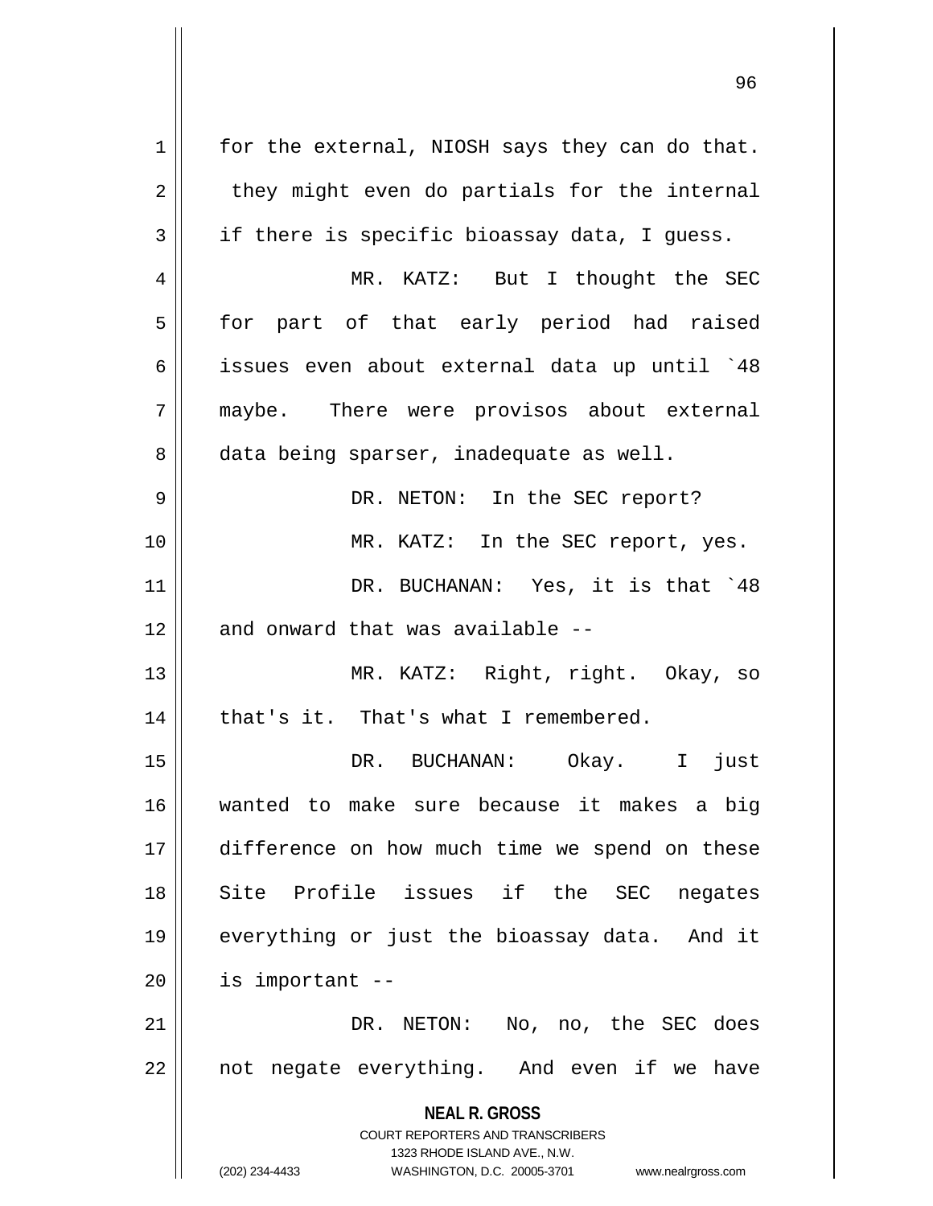for the external, NIOSH says they can do that. they might even do partials for the internal if there is specific bioassay data, I guess.

MR. KATZ: But I thought the SEC for part of that early period had raised issues even about external data up until `48 maybe. There were provisos about external data being sparser, inadequate as well.

DR. NETON: In the SEC report?

MR. KATZ: In the SEC report, yes.

DR. BUCHANAN: Yes, it is that `48 and onward that was available --

MR. KATZ: Right, right. Okay, so that's it. That's what I remembered.

DR. BUCHANAN: Okay. I just wanted to make sure because it makes a big difference on how much time we spend on these Site Profile issues if the SEC negates everything or just the bioassay data. And it is important --

DR. NETON: No, no, the SEC does not negate everything. And even if we have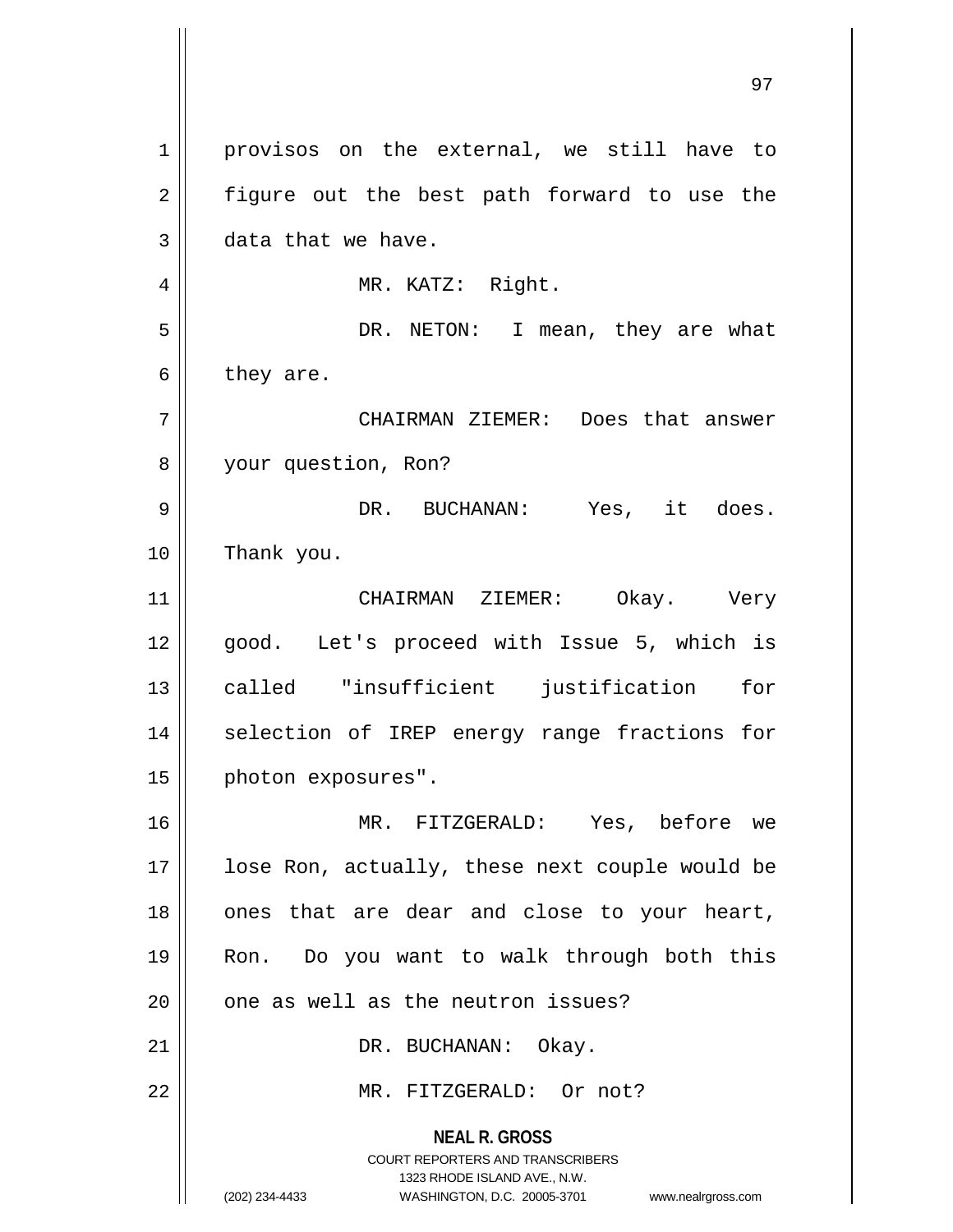provisos on the external, we still have to figure out the best path forward to use the data that we have.

MR. KATZ: Right.

DR. NETON: I mean, they are what they are.

CHAIRMAN ZIEMER: Does that answer your question, Ron?

DR. BUCHANAN: Yes, it does. Thank you.

CHAIRMAN ZIEMER: Okay. Very good. Let's proceed with Issue 5, which is called "insufficient justification for selection of IREP energy range fractions for photon exposures".

MR. FITZGERALD: Yes, before we lose Ron, actually, these next couple would be ones that are dear and close to your heart, Ron. Do you want to walk through both this one as well as the neutron issues?

DR. BUCHANAN: Okay.

MR. FITZGERALD: Or not?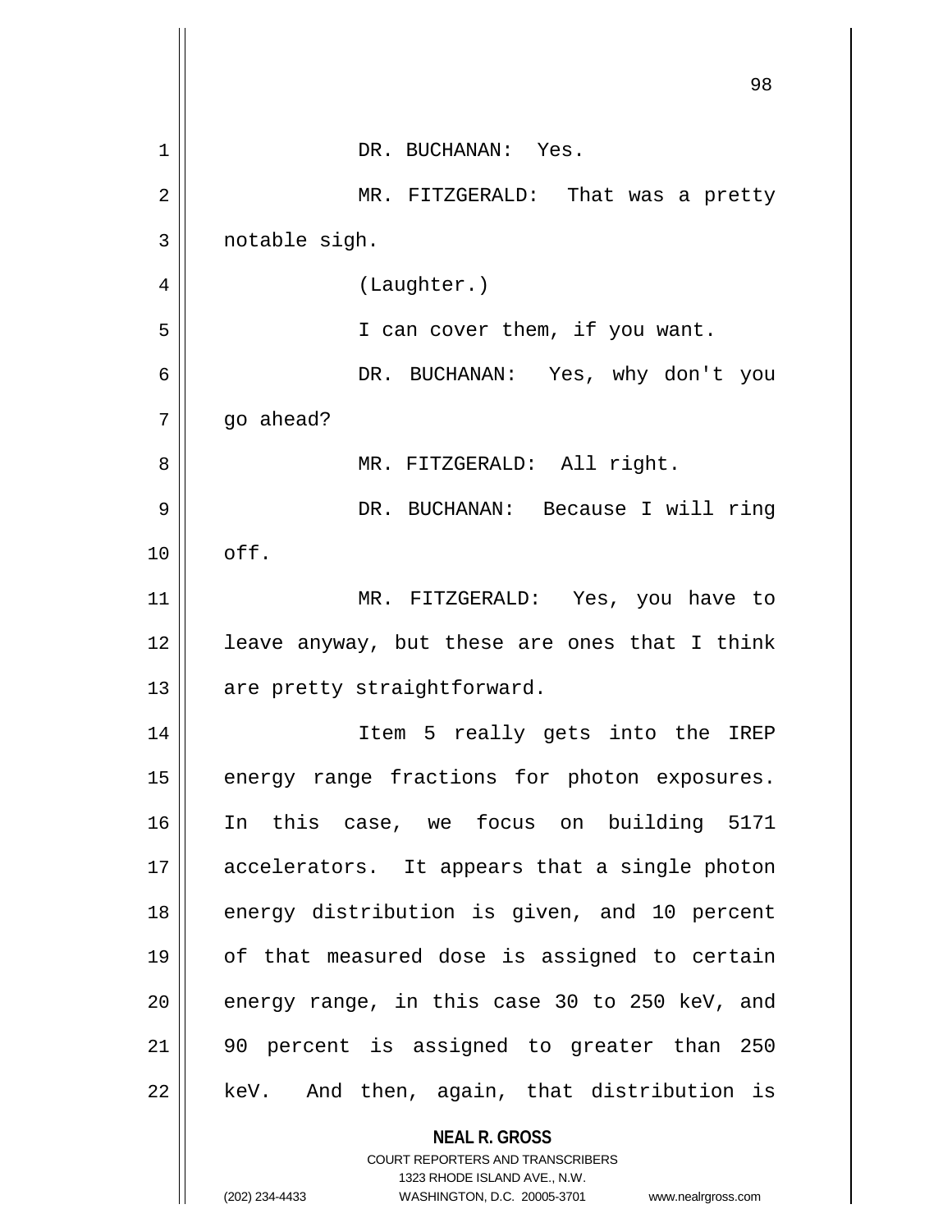DR. BUCHANAN: Yes.

MR. FITZGERALD: That was a pretty notable sigh.

(Laughter.)

I can cover them, if you want.

DR. BUCHANAN: Yes, why don't you go ahead?

MR. FITZGERALD: All right.

DR. BUCHANAN: Because I will ring off.

MR. FITZGERALD: Yes, you have to leave anyway, but these are ones that I think are pretty straightforward.

Item 5 really gets into the IREP energy range fractions for photon exposures. In this case, we focus on building 5171 accelerators. It appears that a single photon energy distribution is given, and 10 percent of that measured dose is assigned to certain energy range, in this case 30 to 250 keV, and 90 percent is assigned to greater than 250 keV. And then, again, that distribution is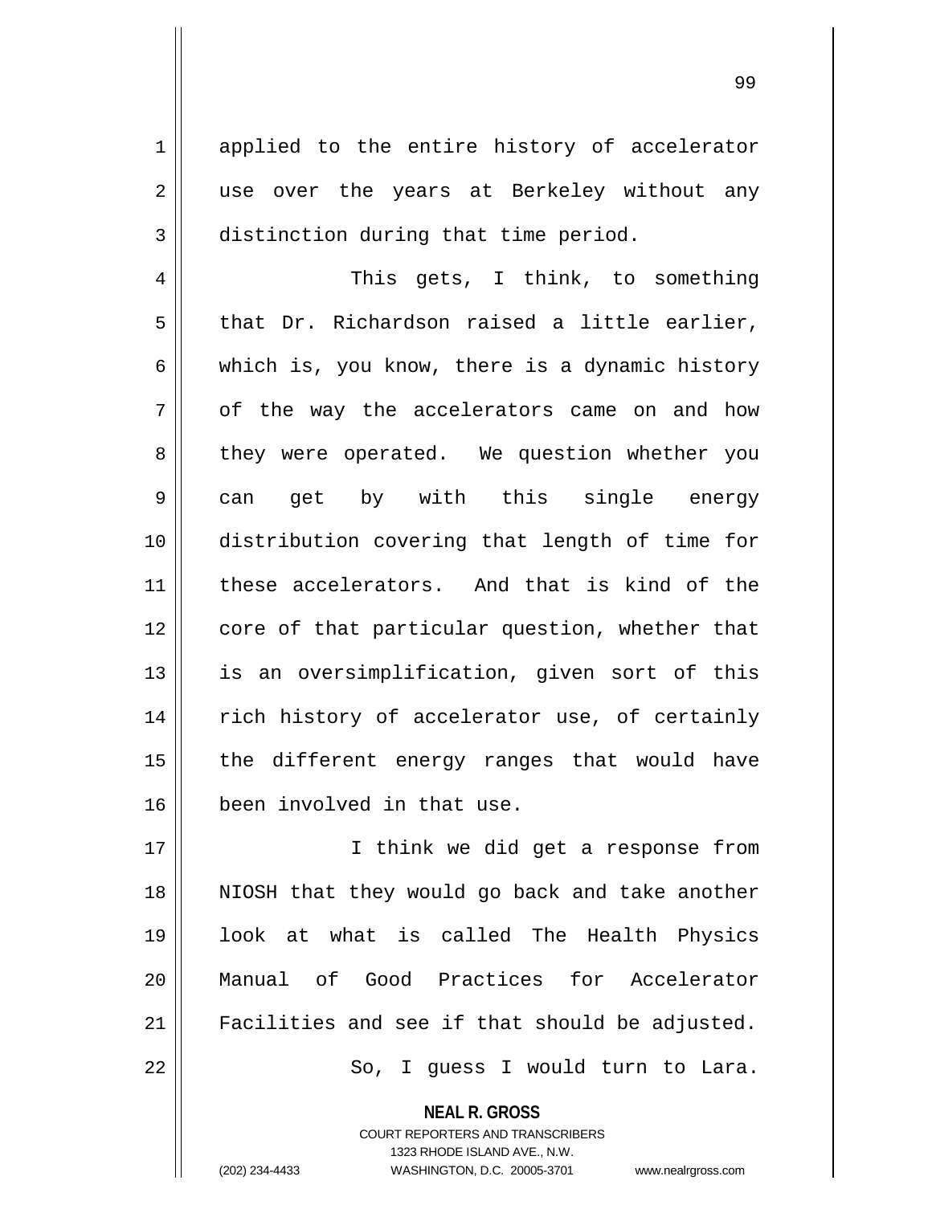applied to the entire history of accelerator use over the years at Berkeley without any distinction during that time period.

This gets, I think, to something that Dr. Richardson raised a little earlier, which is, you know, there is a dynamic history of the way the accelerators came on and how they were operated. We question whether you can get by with this single energy distribution covering that length of time for these accelerators. And that is kind of the core of that particular question, whether that is an oversimplification, given sort of this rich history of accelerator use, of certainly the different energy ranges that would have been involved in that use.

I think we did get a response from NIOSH that they would go back and take another look at what is called The Health Physics Manual of Good Practices for Accelerator Facilities and see if that should be adjusted.

So, I guess I would turn to Lara.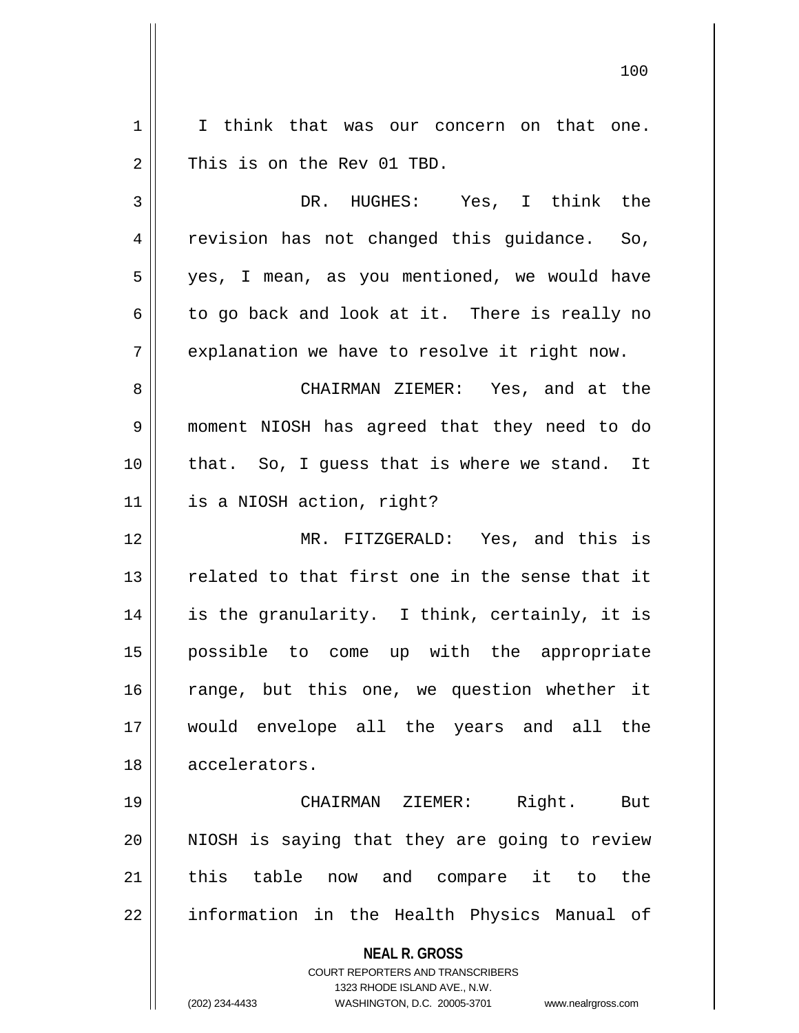I think that was our concern on that one. This is on the Rev 01 TBD.

DR. HUGHES: Yes, I think the revision has not changed this guidance. So, yes, I mean, as you mentioned, we would have to go back and look at it. There is really no explanation we have to resolve it right now.

CHAIRMAN ZIEMER: Yes, and at the moment NIOSH has agreed that they need to do that. So, I guess that is where we stand. It is a NIOSH action, right?

MR. FITZGERALD: Yes, and this is related to that first one in the sense that it is the granularity. I think, certainly, it is possible to come up with the appropriate range, but this one, we question whether it would envelope all the years and all the accelerators.

CHAIRMAN ZIEMER: Right. But NIOSH is saying that they are going to review this table now and compare it to the information in the Health Physics Manual of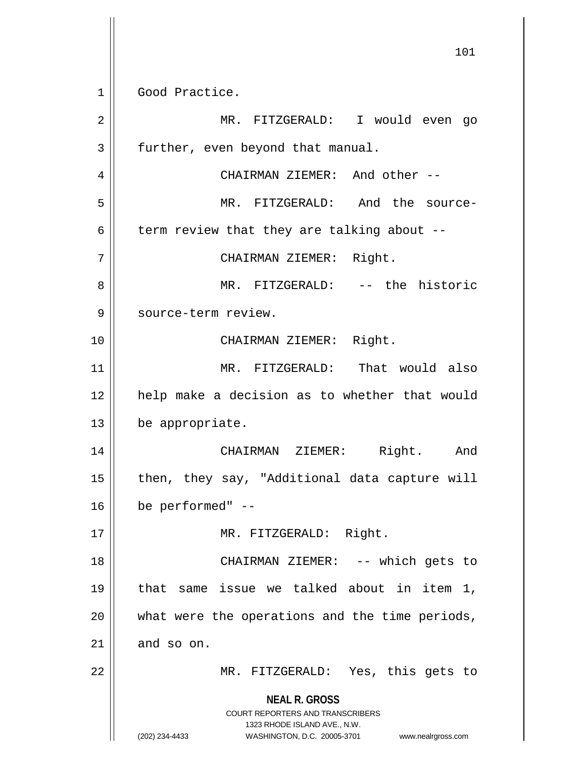Good Practice.

MR. FITZGERALD: I would even go further, even beyond that manual.

CHAIRMAN ZIEMER: And other --

MR. FITZGERALD: And the source-term review that they are talking about --

CHAIRMAN ZIEMER: Right.

MR. FITZGERALD: -- the historic source-term review.

CHAIRMAN ZIEMER: Right.

MR. FITZGERALD: That would also help make a decision as to whether that would be appropriate.

CHAIRMAN ZIEMER: Right. And then, they say, "Additional data capture will be performed" --

MR. FITZGERALD: Right.

CHAIRMAN ZIEMER: -- which gets to that same issue we talked about in item 1, what were the operations and the time periods, and so on.

MR. FITZGERALD: Yes, this gets to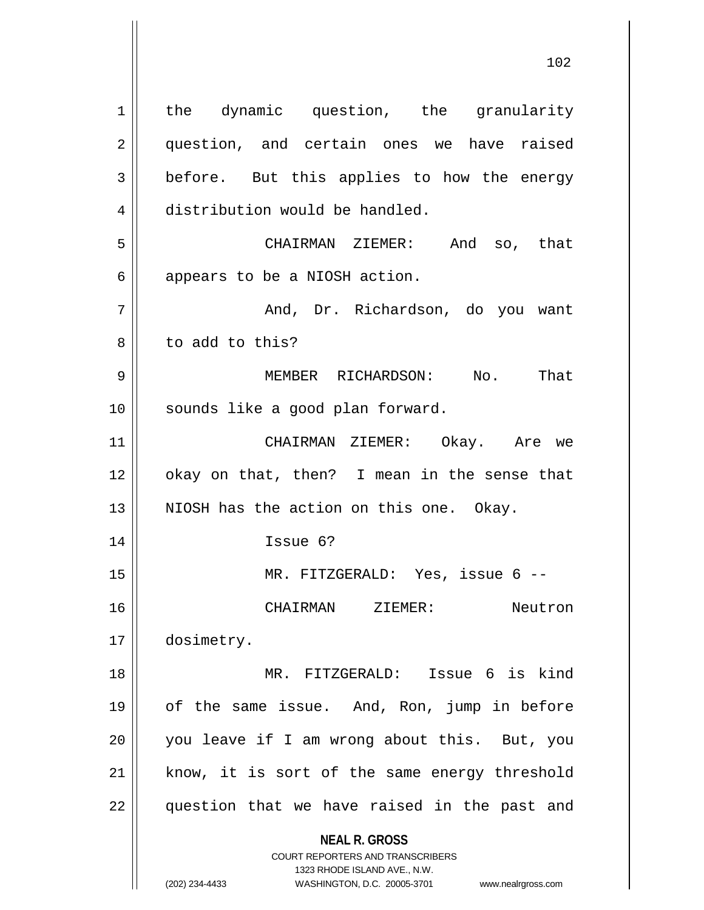the dynamic question, the granularity question, and certain ones we have raised before. But this applies to how the energy distribution would be handled.

CHAIRMAN ZIEMER: And so, that appears to be a NIOSH action.

And, Dr. Richardson, do you want to add to this?

MEMBER RICHARDSON: No. That sounds like a good plan forward.

CHAIRMAN ZIEMER: Okay. Are we okay on that, then? I mean in the sense that NIOSH has the action on this one. Okay.

Issue 6?

MR. FITZGERALD: Yes, issue 6 --

CHAIRMAN ZIEMER: Neutron dosimetry.

MR. FITZGERALD: Issue 6 is kind of the same issue. And, Ron, jump in before you leave if I am wrong about this. But, you know, it is sort of the same energy threshold question that we have raised in the past and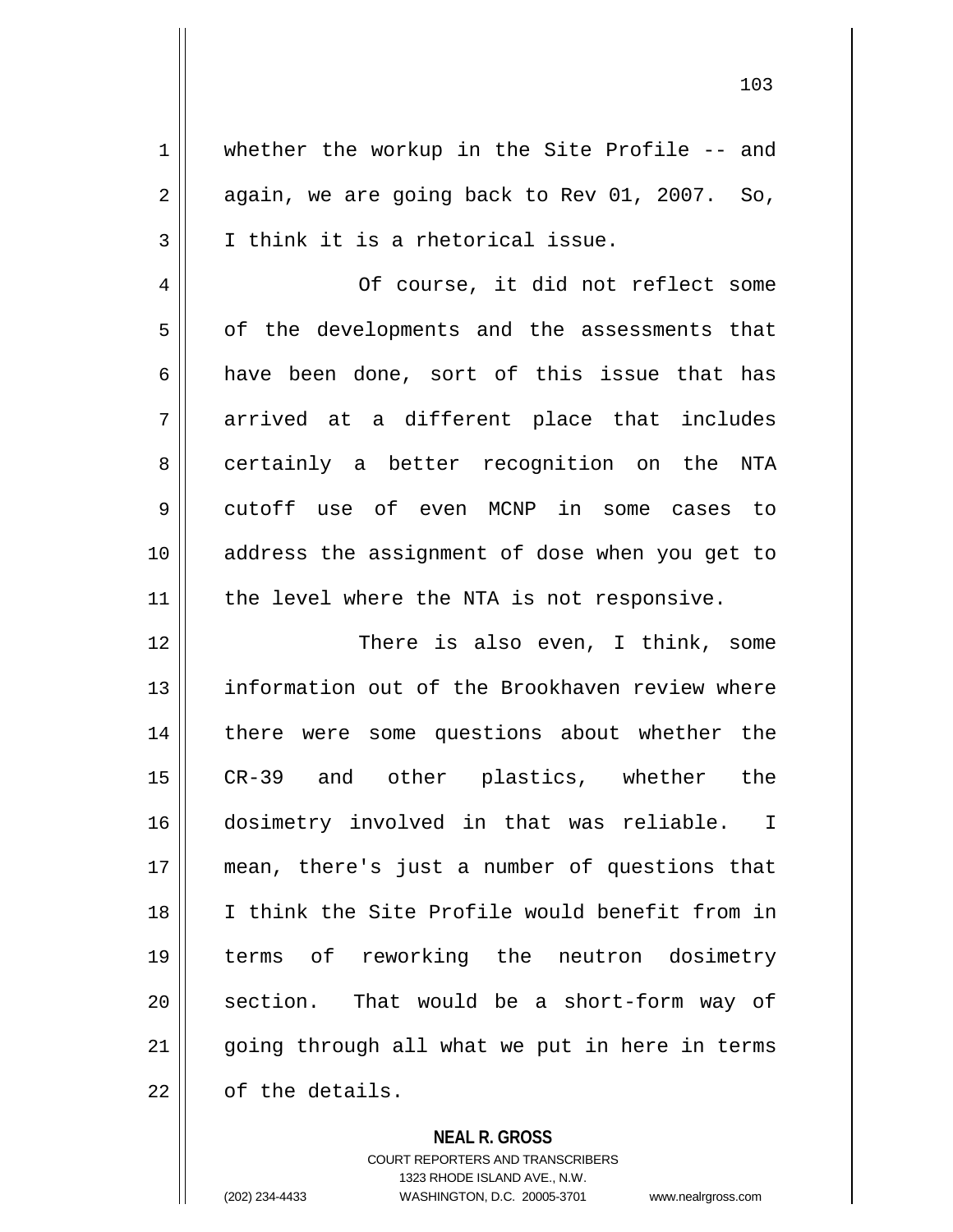whether the workup in the Site Profile -- and again, we are going back to Rev 01, 2007. So, I think it is a rhetorical issue.

Of course, it did not reflect some of the developments and the assessments that have been done, sort of this issue that has arrived at a different place that includes certainly a better recognition on the NTA cutoff use of even MCNP in some cases to address the assignment of dose when you get to the level where the NTA is not responsive.

There is also even, I think, some information out of the Brookhaven review where there were some questions about whether the CR-39 and other plastics, whether the dosimetry involved in that was reliable. I mean, there's just a number of questions that I think the Site Profile would benefit from in terms of reworking the neutron dosimetry section. That would be a short-form way of going through all what we put in here in terms of the details.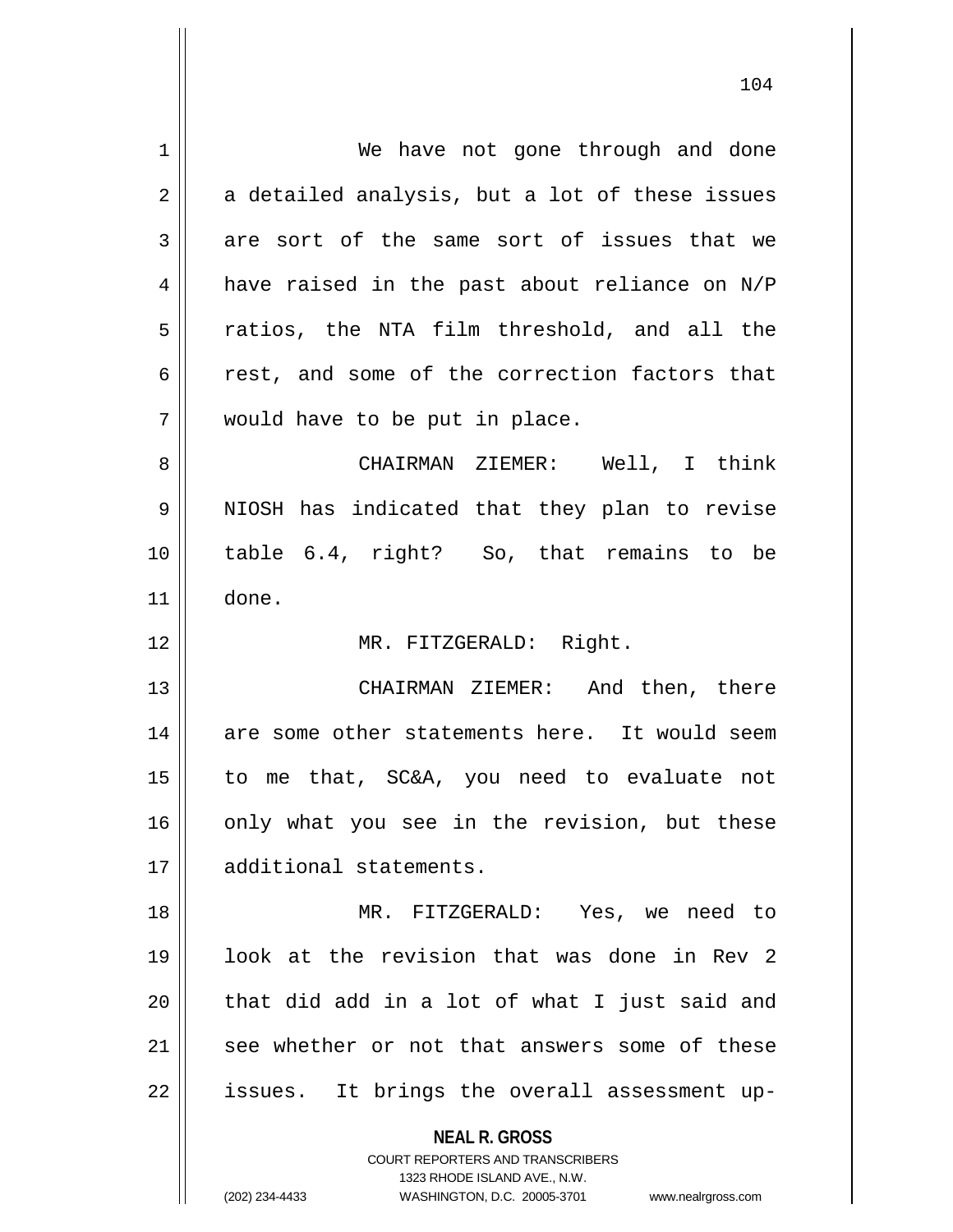We have not gone through and done a detailed analysis, but a lot of these issues are sort of the same sort of issues that we have raised in the past about reliance on N/P ratios, the NTA film threshold, and all the rest, and some of the correction factors that would have to be put in place.

CHAIRMAN ZIEMER: Well, I think NIOSH has indicated that they plan to revise table 6.4, right? So, that remains to be done.

MR. FITZGERALD: Right.

CHAIRMAN ZIEMER: And then, there are some other statements here. It would seem to me that, SC&A, you need to evaluate not only what you see in the revision, but these additional statements.

MR. FITZGERALD: Yes, we need to look at the revision that was done in Rev 2 that did add in a lot of what I just said and see whether or not that answers some of these issues. It brings the overall assessment up-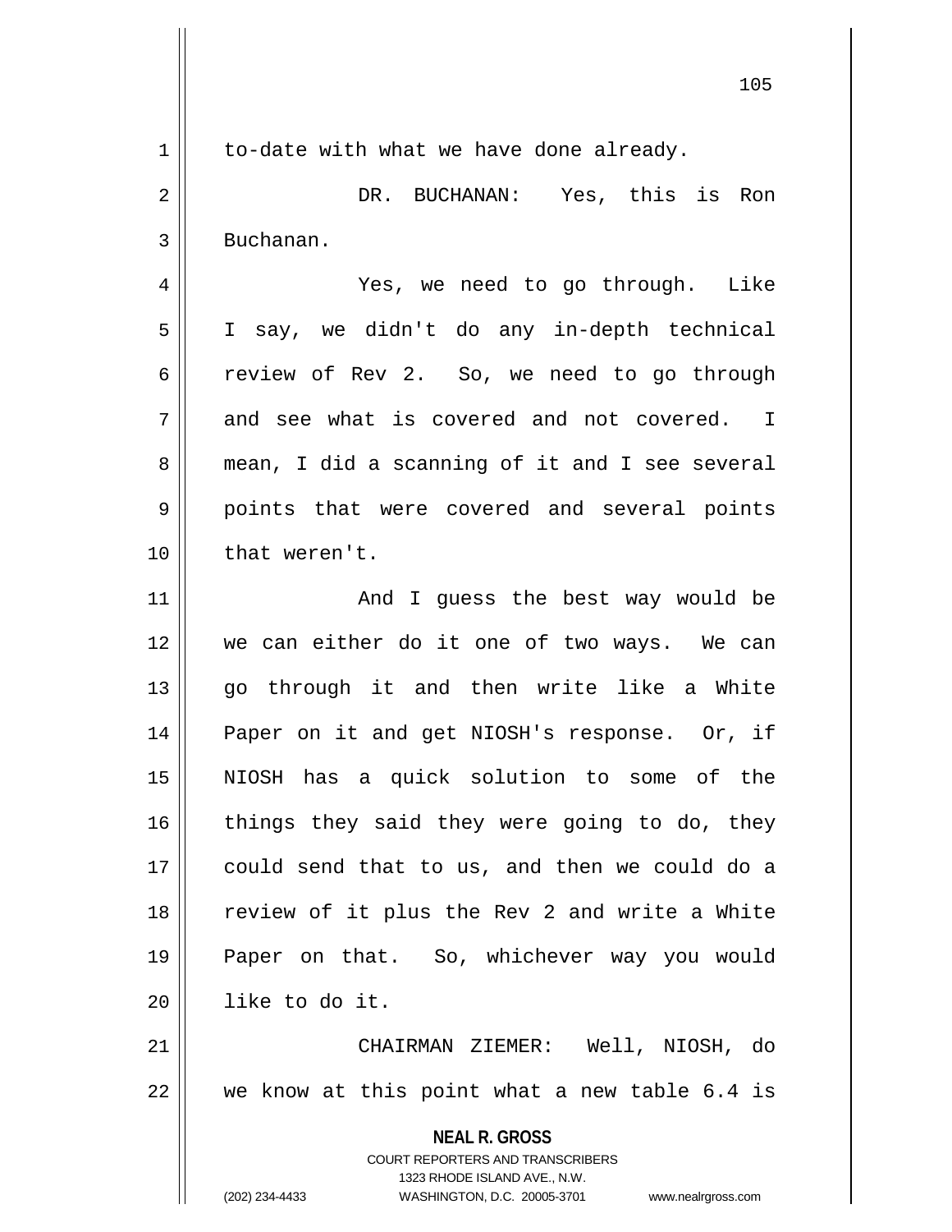to-date with what we have done already.

DR. BUCHANAN: Yes, this is Ron Buchanan.

Yes, we need to go through. Like I say, we didn't do any in-depth technical review of Rev 2. So, we need to go through and see what is covered and not covered. I mean, I did a scanning of it and I see several points that were covered and several points that weren't.

And I guess the best way would be we can either do it one of two ways. We can go through it and then write like a White Paper on it and get NIOSH's response. Or, if NIOSH has a quick solution to some of the things they said they were going to do, they could send that to us, and then we could do a review of it plus the Rev 2 and write a White Paper on that. So, whichever way you would like to do it.

CHAIRMAN ZIEMER: Well, NIOSH, do we know at this point what a new table 6.4 is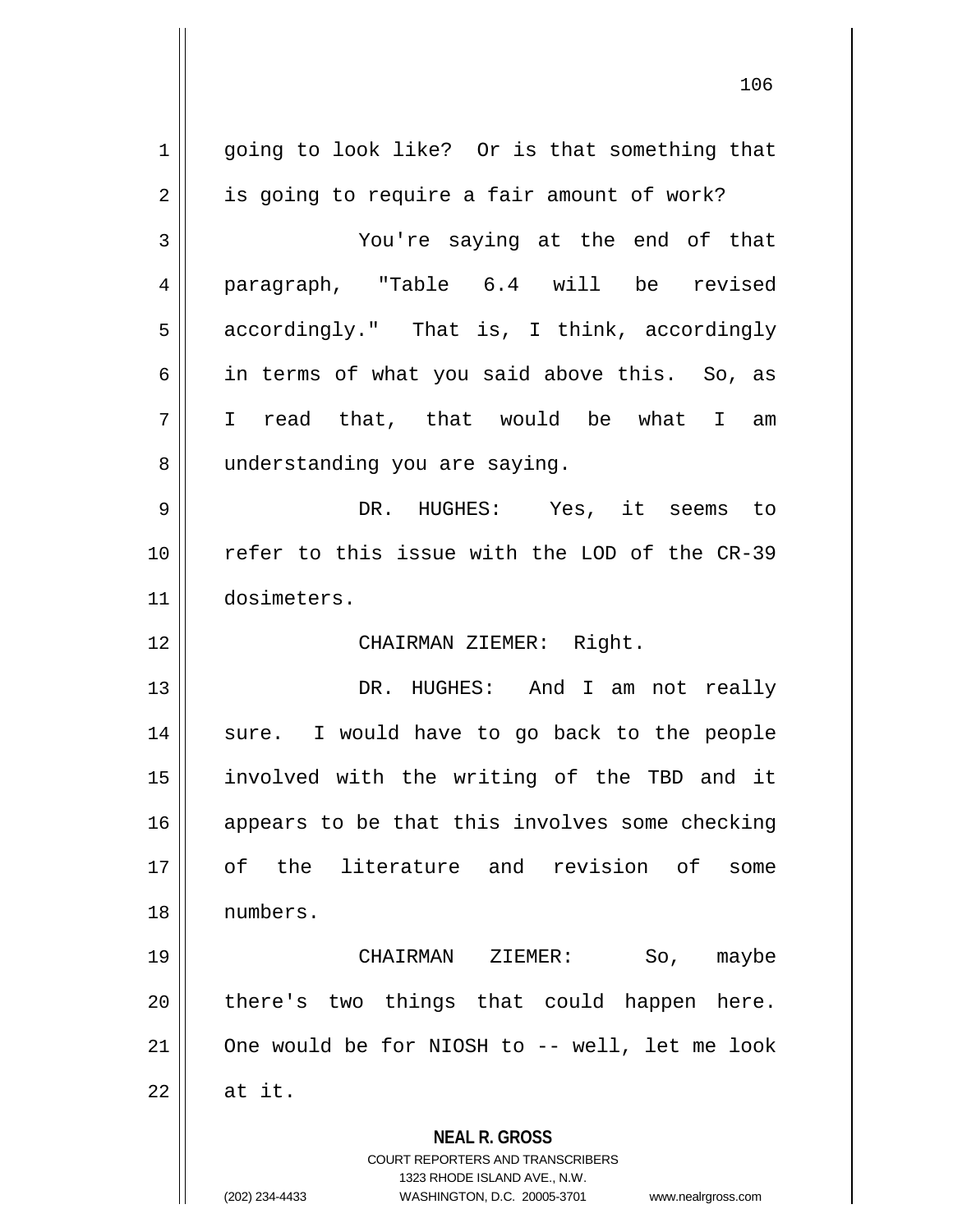going to look like? Or is that something that is going to require a fair amount of work?

You're saying at the end of that paragraph, "Table 6.4 will be revised accordingly." That is, I think, accordingly in terms of what you said above this. So, as I read that, that would be what I am understanding you are saying.

DR. HUGHES: Yes, it seems to refer to this issue with the LOD of the CR-39 dosimeters.

CHAIRMAN ZIEMER: Right.

DR. HUGHES: And I am not really sure. I would have to go back to the people involved with the writing of the TBD and it appears to be that this involves some checking of the literature and revision of some numbers.

CHAIRMAN ZIEMER: So, maybe there's two things that could happen here. One would be for NIOSH to -- well, let me look at it.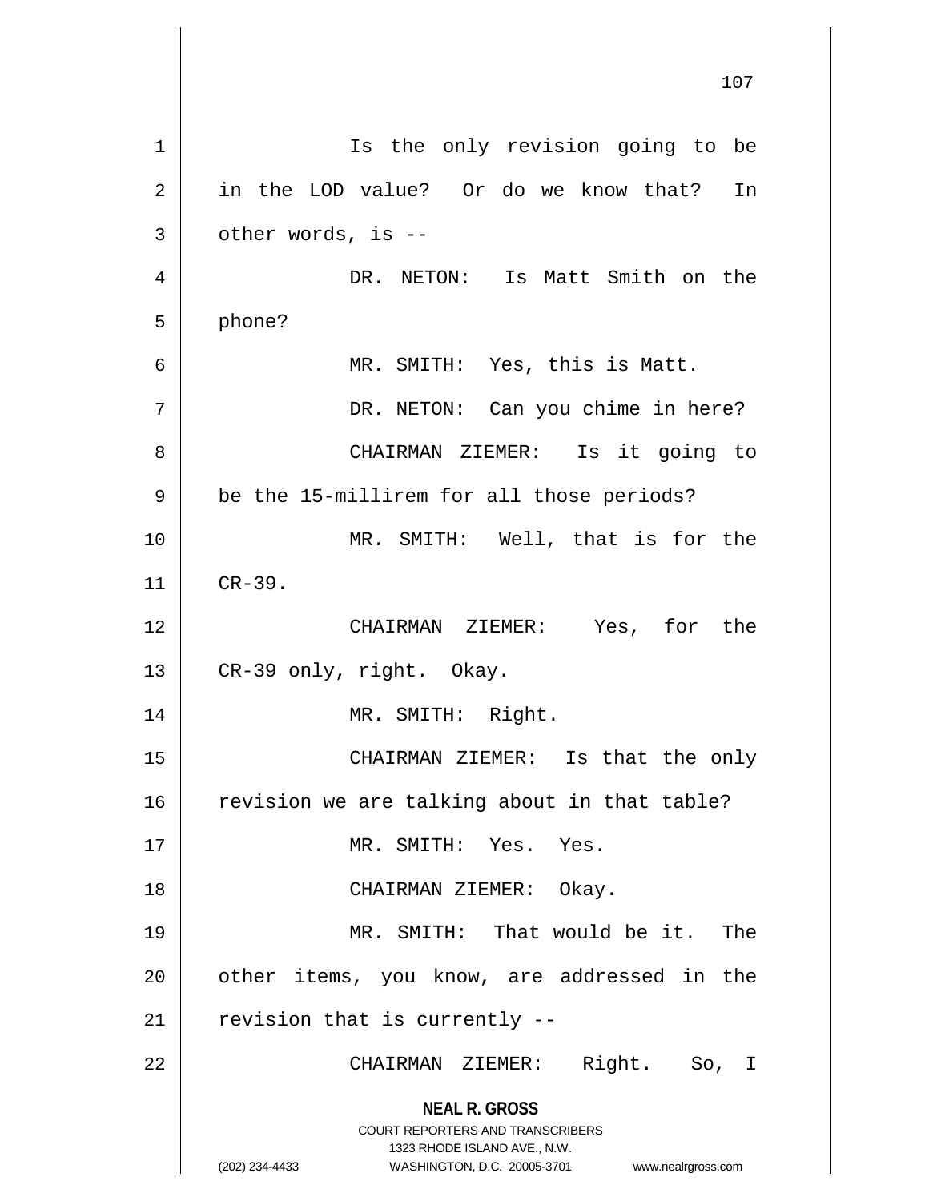Is the only revision going to be in the LOD value? Or do we know that? In other words, is --

DR. NETON: Is Matt Smith on the phone?

MR. SMITH: Yes, this is Matt.

DR. NETON: Can you chime in here?

CHAIRMAN ZIEMER: Is it going to be the 15-millirem for all those periods?

MR. SMITH: Well, that is for the CR-39.

CHAIRMAN ZIEMER: Yes, for the CR-39 only, right. Okay.

MR. SMITH: Right.

CHAIRMAN ZIEMER: Is that the only revision we are talking about in that table?

MR. SMITH: Yes. Yes.

CHAIRMAN ZIEMER: Okay.

MR. SMITH: That would be it. The other items, you know, are addressed in the revision that is currently --

CHAIRMAN ZIEMER: Right. So, I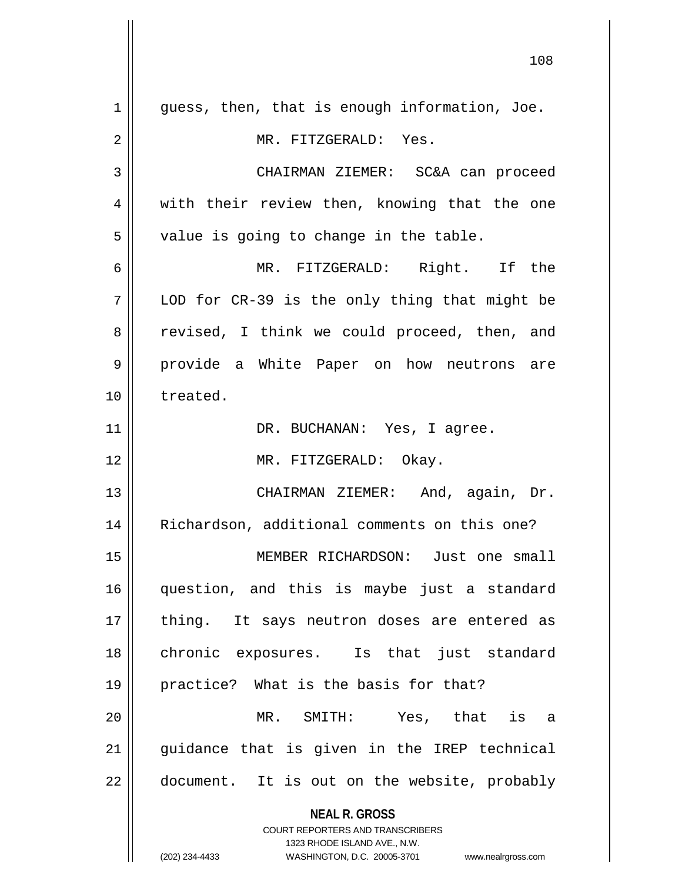guess, then, that is enough information, Joe.

MR. FITZGERALD: Yes.

CHAIRMAN ZIEMER: SC&A can proceed with their review then, knowing that the one value is going to change in the table.

MR. FITZGERALD: Right. If the LOD for CR-39 is the only thing that might be revised, I think we could proceed, then, and provide a White Paper on how neutrons are treated.

DR. BUCHANAN: Yes, I agree.

MR. FITZGERALD: Okay.

CHAIRMAN ZIEMER: And, again, Dr. Richardson, additional comments on this one?

MEMBER RICHARDSON: Just one small question, and this is maybe just a standard thing. It says neutron doses are entered as chronic exposures. Is that just standard practice? What is the basis for that?

MR. SMITH: Yes, that is a guidance that is given in the IREP technical document. It is out on the website, probably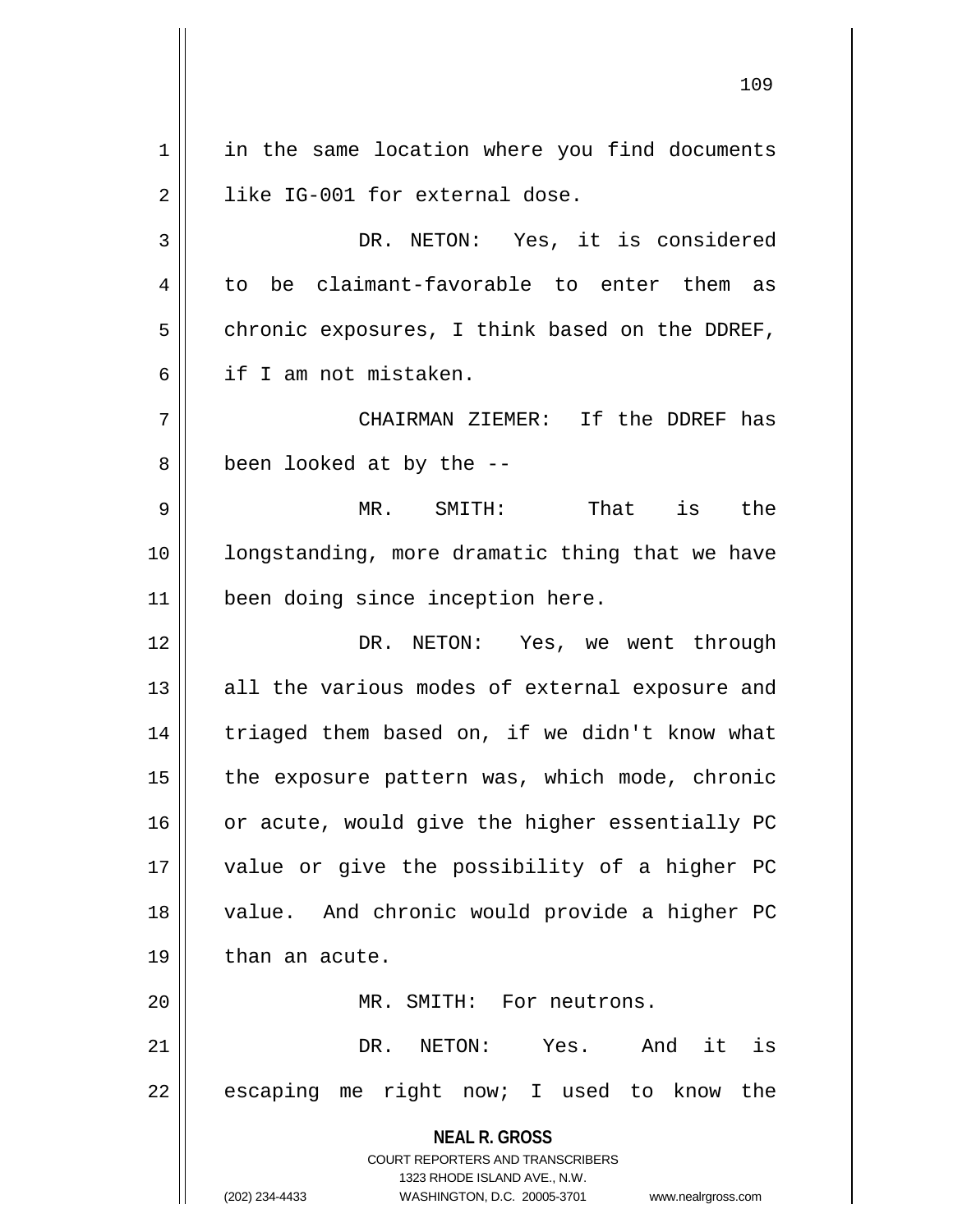in the same location where you find documents like IG-001 for external dose.

DR. NETON: Yes, it is considered to be claimant-favorable to enter them as chronic exposures, I think based on the DDREF, if I am not mistaken.

CHAIRMAN ZIEMER: If the DDREF has been looked at by the --

MR. SMITH: That is the longstanding, more dramatic thing that we have been doing since inception here.

DR. NETON: Yes, we went through all the various modes of external exposure and triaged them based on, if we didn't know what the exposure pattern was, which mode, chronic or acute, would give the higher essentially PC value or give the possibility of a higher PC value. And chronic would provide a higher PC than an acute.

MR. SMITH: For neutrons.

DR. NETON: Yes. And it is escaping me right now; I used to know the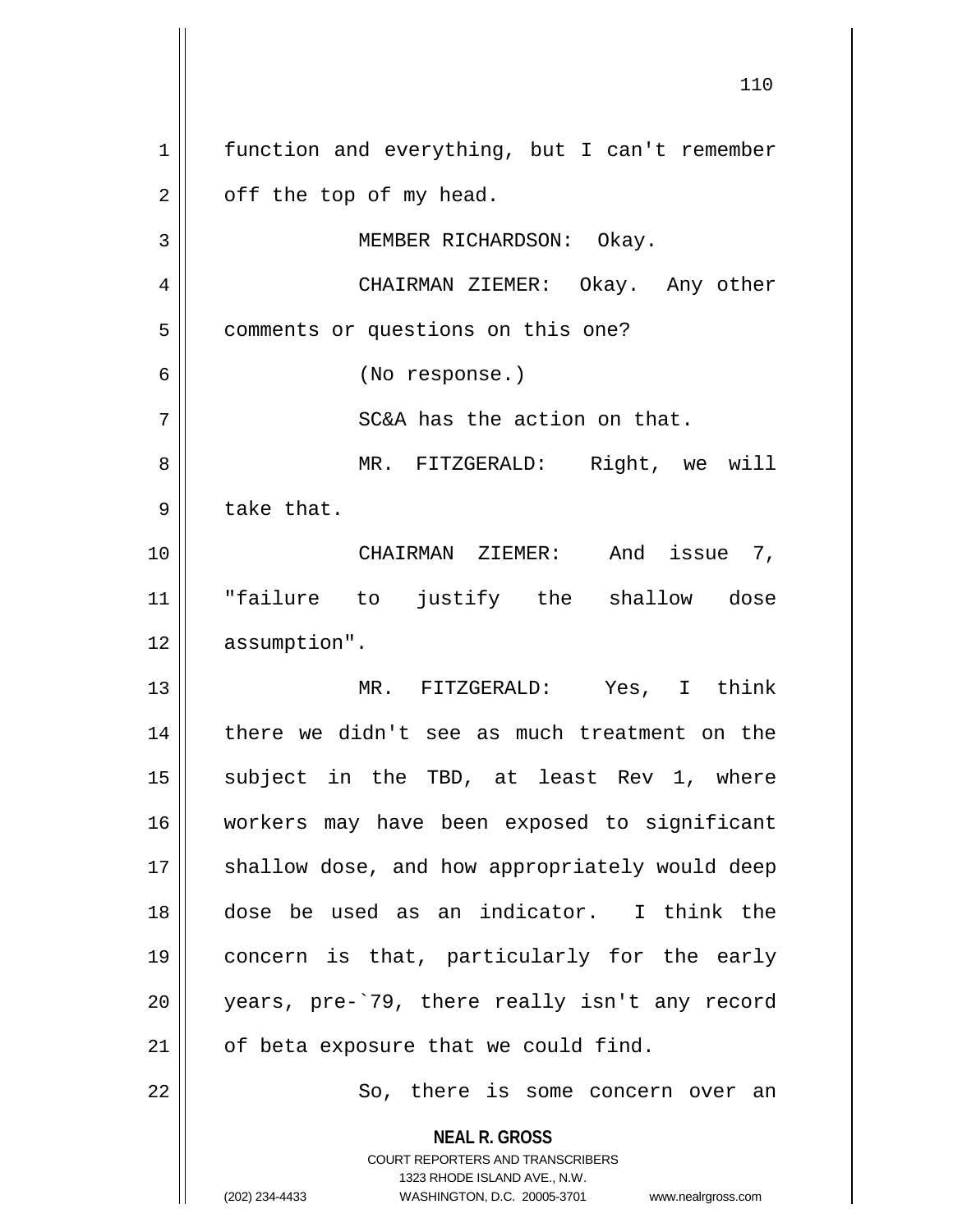function and everything, but I can't remember off the top of my head.

MEMBER RICHARDSON: Okay.

CHAIRMAN ZIEMER: Okay. Any other comments or questions on this one?

(No response.)

SC&A has the action on that.

MR. FITZGERALD: Right, we will take that.

CHAIRMAN ZIEMER: And issue 7, "failure to justify the shallow dose assumption".

MR. FITZGERALD: Yes, I think there we didn't see as much treatment on the subject in the TBD, at least Rev 1, where workers may have been exposed to significant shallow dose, and how appropriately would deep dose be used as an indicator. I think the concern is that, particularly for the early years, pre-`79, there really isn't any record of beta exposure that we could find.

So, there is some concern over an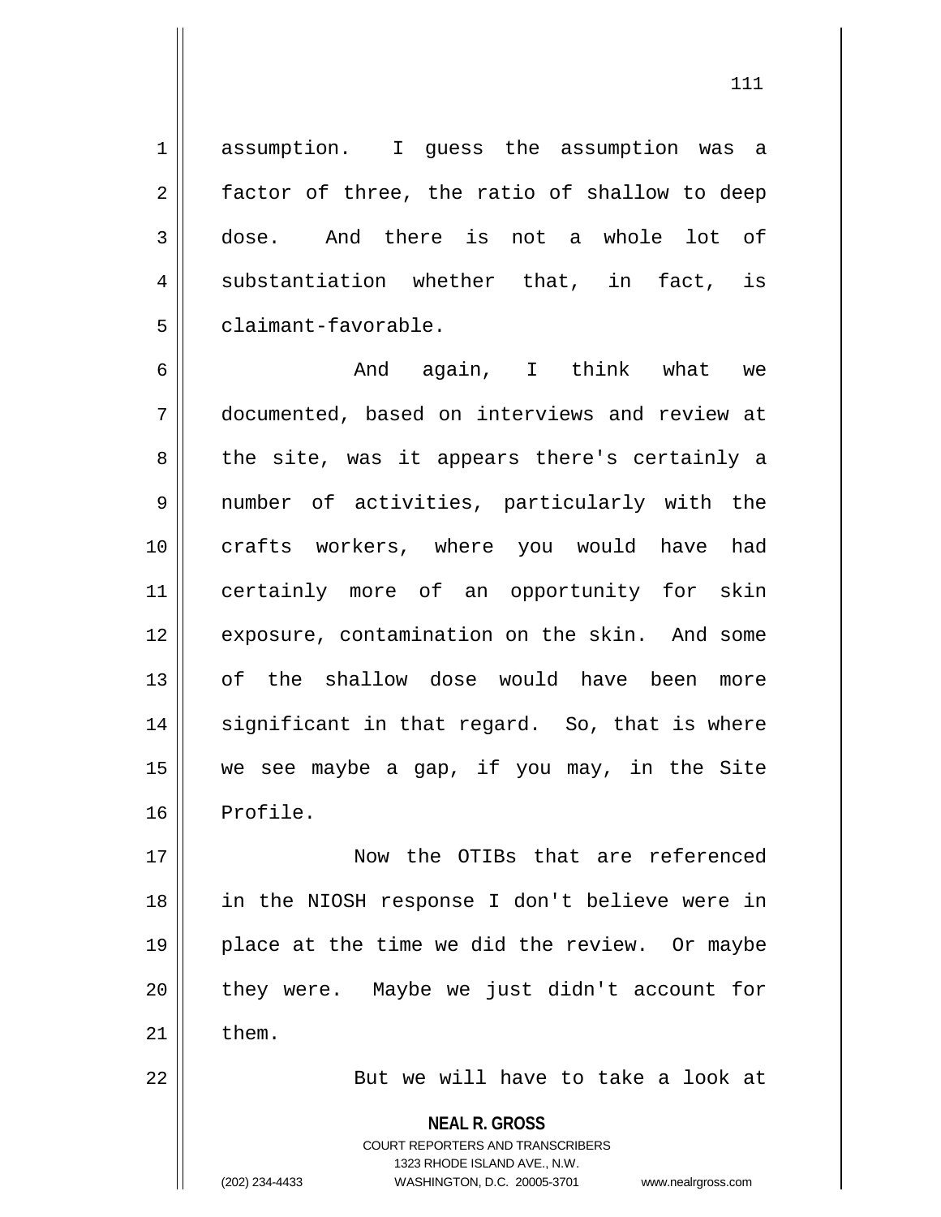assumption. I guess the assumption was a factor of three, the ratio of shallow to deep dose. And there is not a whole lot of substantiation whether that, in fact, is claimant-favorable.

And again, I think what we documented, based on interviews and review at the site, was it appears there's certainly a number of activities, particularly with the crafts workers, where you would have had certainly more of an opportunity for skin exposure, contamination on the skin. And some of the shallow dose would have been more significant in that regard. So, that is where we see maybe a gap, if you may, in the Site Profile.

Now the OTIBs that are referenced in the NIOSH response I don't believe were in place at the time we did the review. Or maybe they were. Maybe we just didn't account for them.

But we will have to take a look at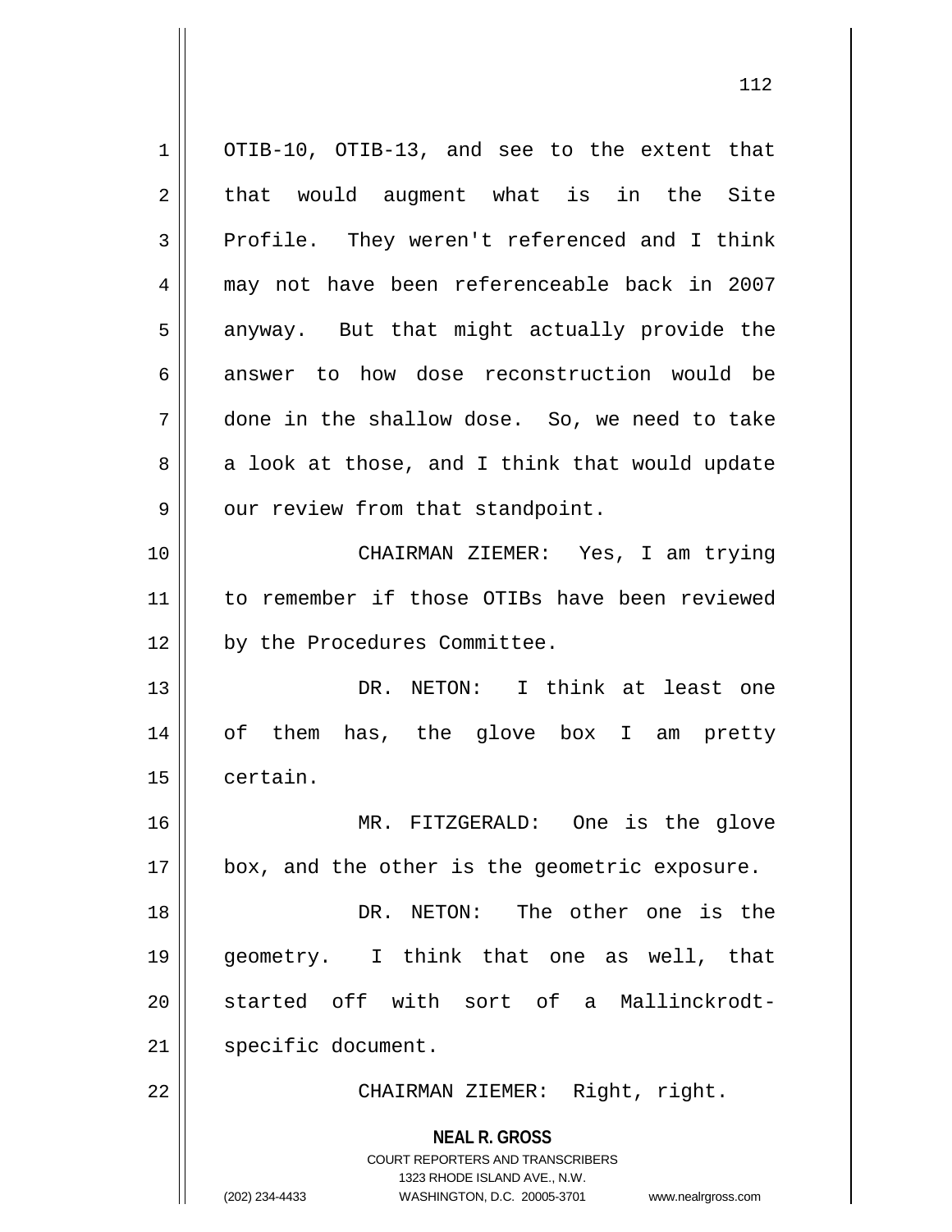OTIB-10, OTIB-13, and see to the extent that that would augment what is in the Site Profile. They weren't referenced and I think may not have been referenceable back in 2007 anyway. But that might actually provide the answer to how dose reconstruction would be done in the shallow dose. So, we need to take a look at those, and I think that would update our review from that standpoint.

CHAIRMAN ZIEMER: Yes, I am trying to remember if those OTIBs have been reviewed by the Procedures Committee.

DR. NETON: I think at least one of them has, the glove box I am pretty certain.

MR. FITZGERALD: One is the glove box, and the other is the geometric exposure.

DR. NETON: The other one is the geometry. I think that one as well, that started off with sort of a Mallinckrodt-specific document.

CHAIRMAN ZIEMER: Right, right.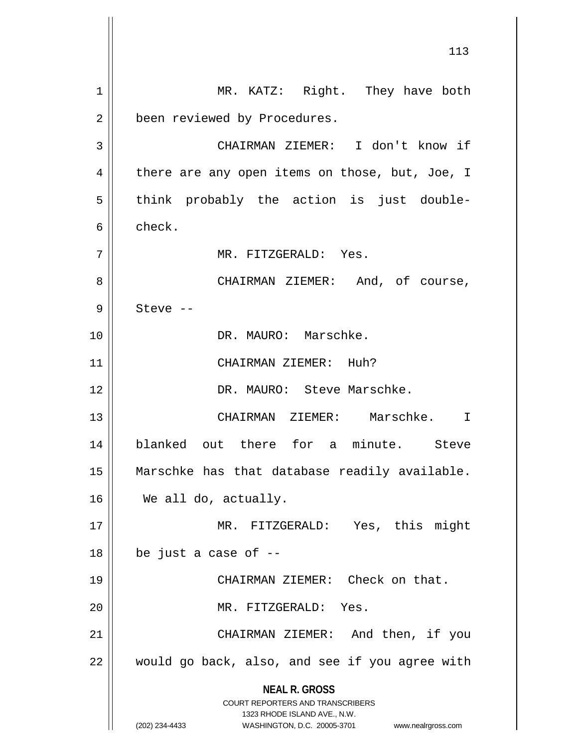MR. KATZ: Right. They have both been reviewed by Procedures.

CHAIRMAN ZIEMER: I don't know if there are any open items on those, but, Joe, I think probably the action is just double-check.

MR. FITZGERALD: Yes.

CHAIRMAN ZIEMER: And, of course, Steve --

DR. MAURO: Marschke.

CHAIRMAN ZIEMER: Huh?

DR. MAURO: Steve Marschke.

CHAIRMAN ZIEMER: Marschke. I blanked out there for a minute. Steve Marschke has that database readily available. We all do, actually.

MR. FITZGERALD: Yes, this might be just a case of --

CHAIRMAN ZIEMER: Check on that.

MR. FITZGERALD: Yes.

CHAIRMAN ZIEMER: And then, if you would go back, also, and see if you agree with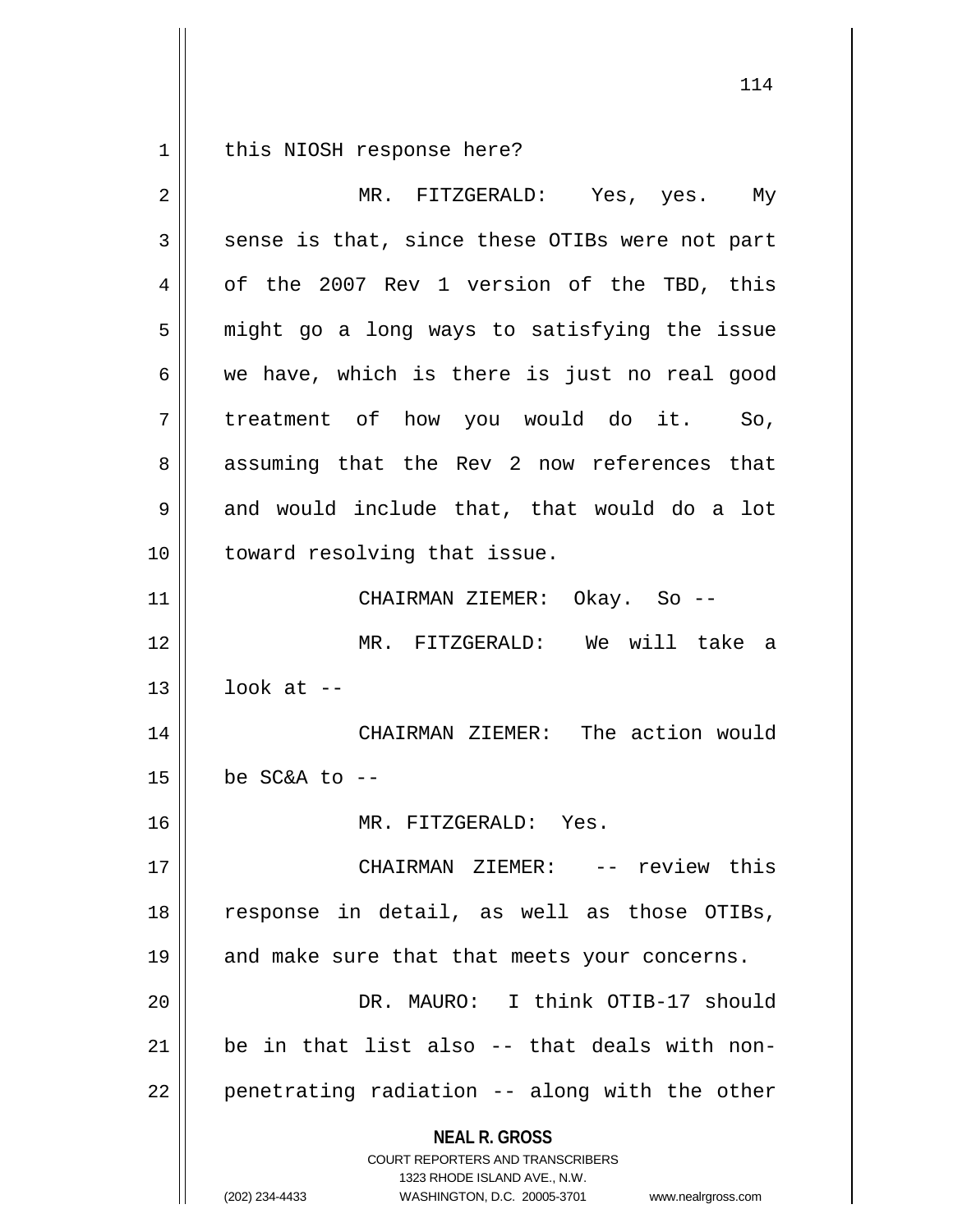this NIOSH response here?

MR. FITZGERALD: Yes, yes. My sense is that, since these OTIBs were not part of the 2007 Rev 1 version of the TBD, this might go a long ways to satisfying the issue we have, which is there is just no real good treatment of how you would do it. So, assuming that the Rev 2 now references that and would include that, that would do a lot toward resolving that issue.

CHAIRMAN ZIEMER: Okay. So --

MR. FITZGERALD: We will take a look at --

CHAIRMAN ZIEMER: The action would be SC&A to --

MR. FITZGERALD: Yes.

CHAIRMAN ZIEMER: -- review this response in detail, as well as those OTIBs, and make sure that that meets your concerns.

DR. MAURO: I think OTIB-17 should be in that list also -- that deals with non-penetrating radiation -- along with the other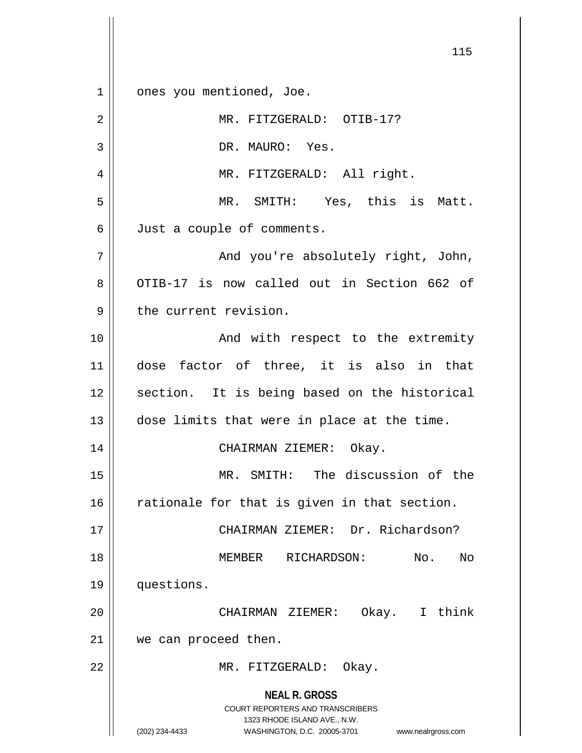ones you mentioned, Joe.

MR. FITZGERALD: OTIB-17?

DR. MAURO: Yes.

MR. FITZGERALD: All right.

MR. SMITH: Yes, this is Matt. Just a couple of comments.

And you're absolutely right, John, OTIB-17 is now called out in Section 662 of the current revision.

And with respect to the extremity dose factor of three, it is also in that section. It is being based on the historical dose limits that were in place at the time.

CHAIRMAN ZIEMER: Okay.

MR. SMITH: The discussion of the rationale for that is given in that section.

CHAIRMAN ZIEMER: Dr. Richardson?

MEMBER RICHARDSON: No. No questions.

CHAIRMAN ZIEMER: Okay. I think we can proceed then.

MR. FITZGERALD: Okay.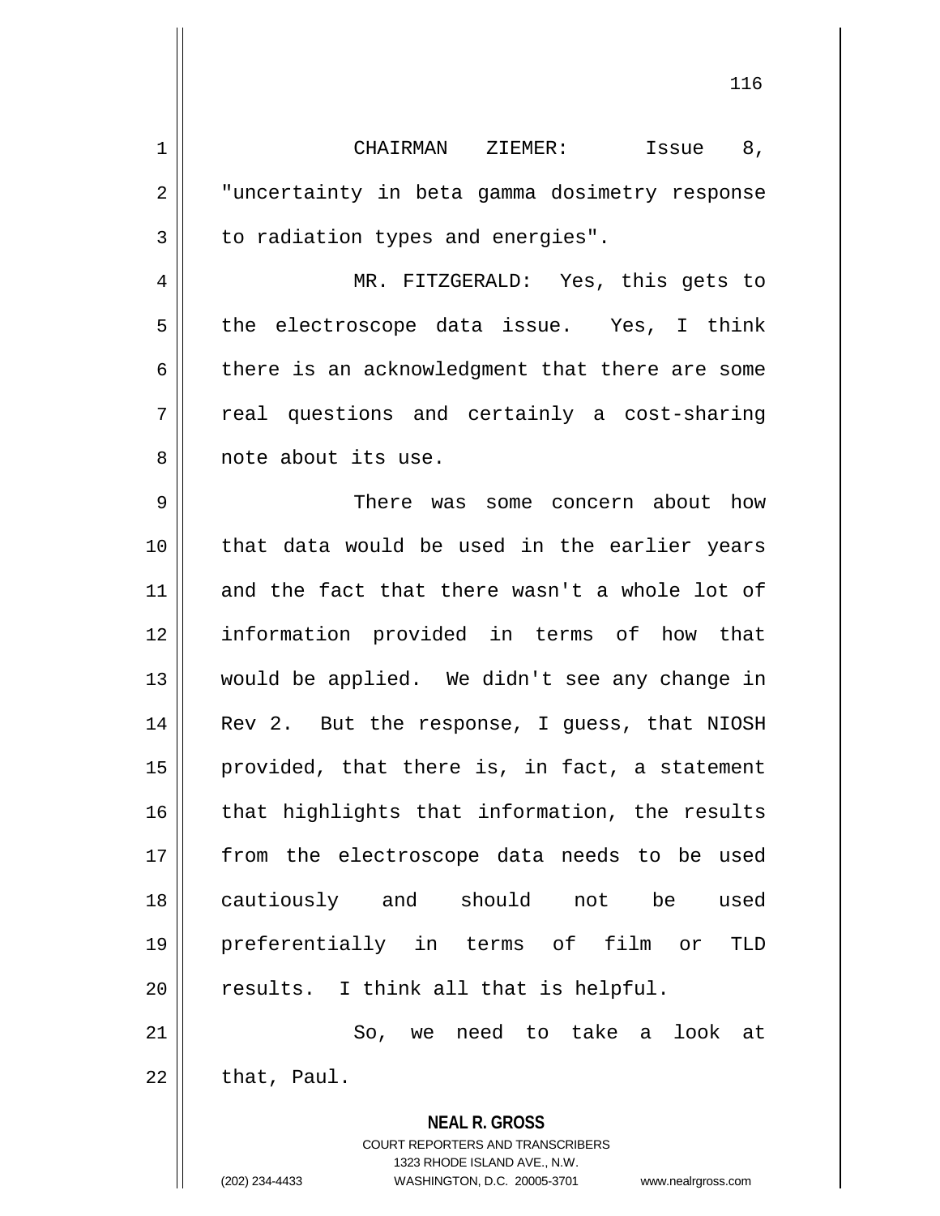CHAIRMAN ZIEMER: Issue 8, "uncertainty in beta gamma dosimetry response to radiation types and energies".

MR. FITZGERALD: Yes, this gets to the electroscope data issue. Yes, I think there is an acknowledgment that there are some real questions and certainly a cost-sharing note about its use.

There was some concern about how that data would be used in the earlier years and the fact that there wasn't a whole lot of information provided in terms of how that would be applied. We didn't see any change in Rev 2. But the response, I guess, that NIOSH provided, that there is, in fact, a statement that highlights that information, the results from the electroscope data needs to be used cautiously and should not be used preferentially in terms of film or TLD results. I think all that is helpful.

So, we need to take a look at that, Paul.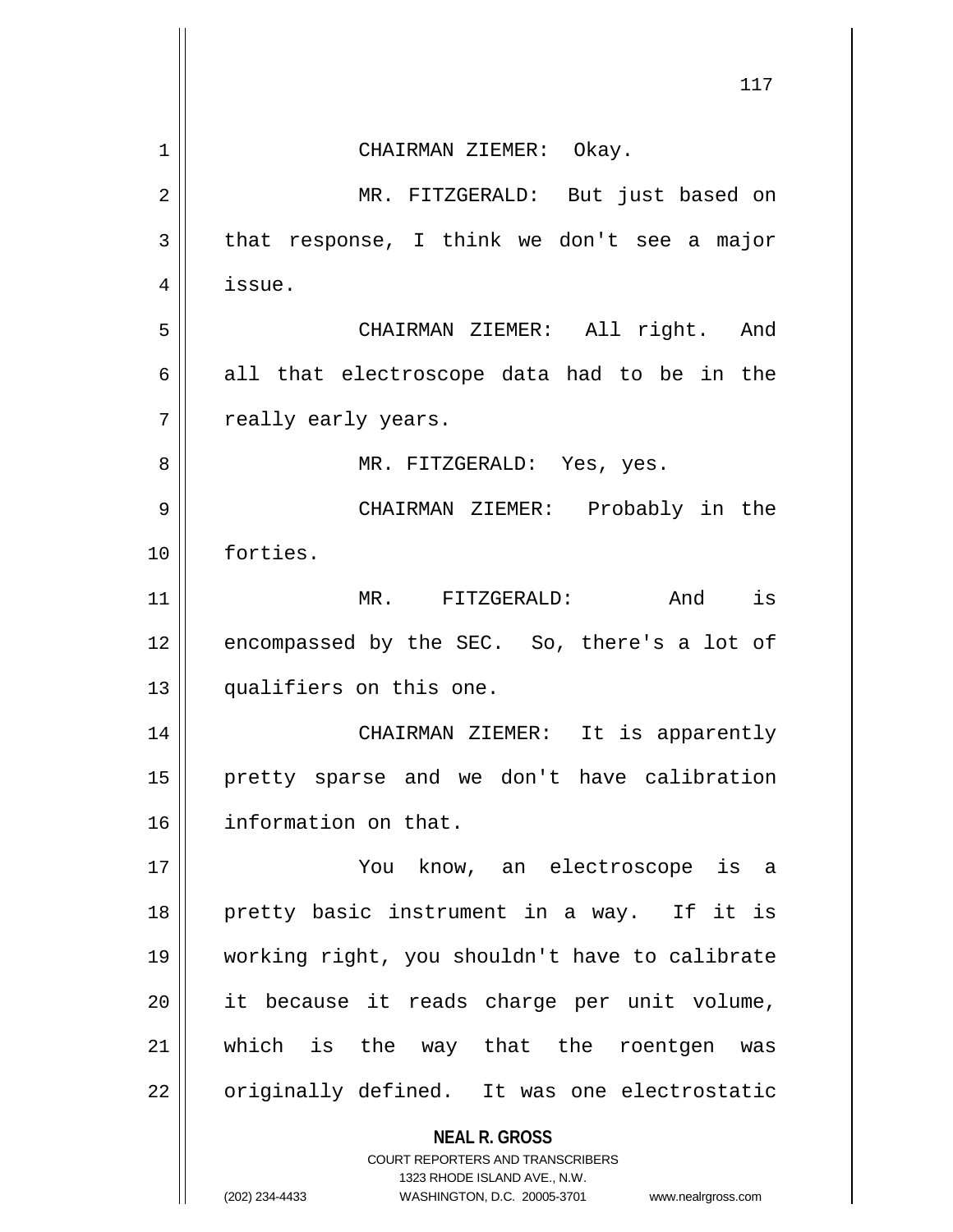CHAIRMAN ZIEMER: Okay.

MR. FITZGERALD: But just based on that response, I think we don't see a major issue.

CHAIRMAN ZIEMER: All right. And all that electroscope data had to be in the really early years.

MR. FITZGERALD: Yes, yes.

CHAIRMAN ZIEMER: Probably in the forties.

MR. FITZGERALD: And is encompassed by the SEC. So, there's a lot of qualifiers on this one.

CHAIRMAN ZIEMER: It is apparently pretty sparse and we don't have calibration information on that.

You know, an electroscope is a pretty basic instrument in a way. If it is working right, you shouldn't have to calibrate it because it reads charge per unit volume, which is the way that the roentgen was originally defined. It was one electrostatic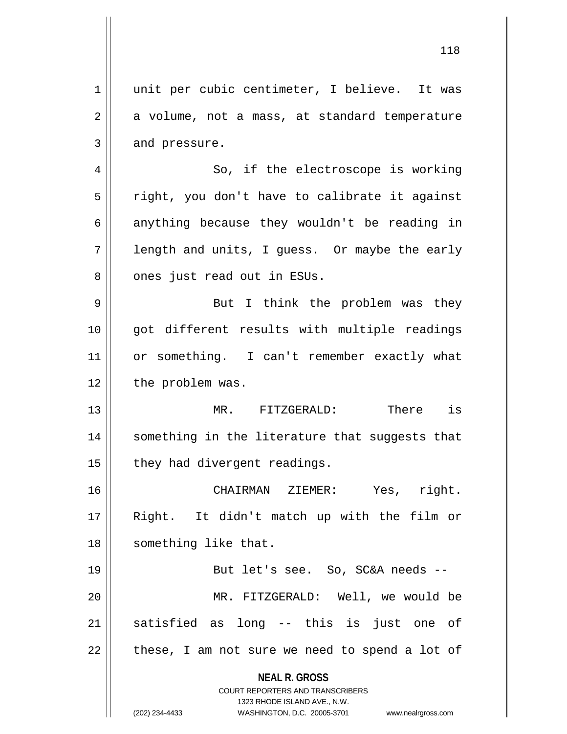unit per cubic centimeter, I believe. It was a volume, not a mass, at standard temperature and pressure.

So, if the electroscope is working right, you don't have to calibrate it against anything because they wouldn't be reading in length and units, I guess. Or maybe the early ones just read out in ESUs.

But I think the problem was they got different results with multiple readings or something. I can't remember exactly what the problem was.

MR. FITZGERALD: There is something in the literature that suggests that they had divergent readings.

CHAIRMAN ZIEMER: Yes, right. Right. It didn't match up with the film or something like that.

But let's see. So, SC&A needs --

MR. FITZGERALD: Well, we would be satisfied as long -- this is just one of these, I am not sure we need to spend a lot of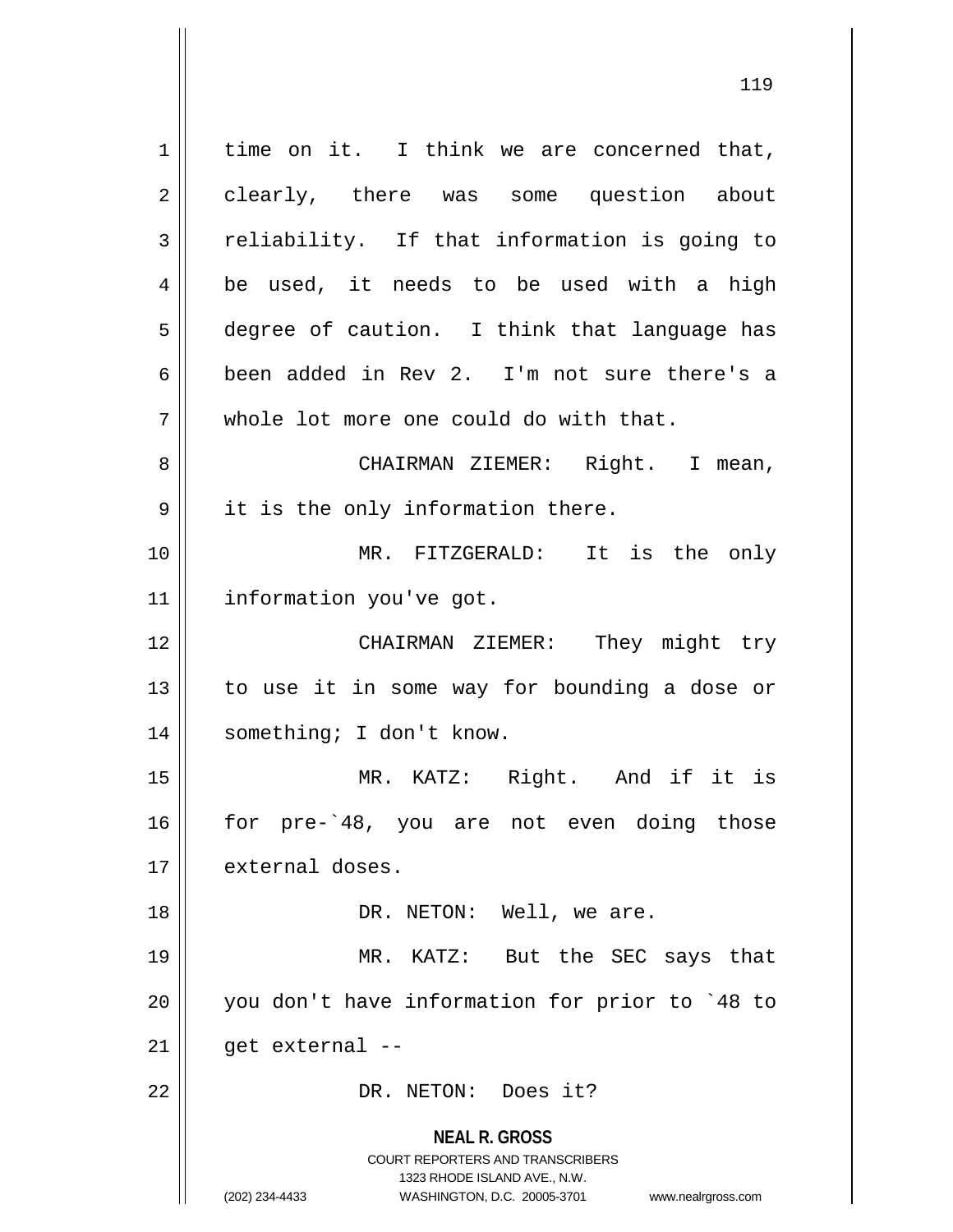time on it. I think we are concerned that, clearly, there was some question about reliability. If that information is going to be used, it needs to be used with a high degree of caution. I think that language has been added in Rev 2. I'm not sure there's a whole lot more one could do with that.

CHAIRMAN ZIEMER: Right. I mean, it is the only information there.

MR. FITZGERALD: It is the only information you've got.

CHAIRMAN ZIEMER: They might try to use it in some way for bounding a dose or something; I don't know.

MR. KATZ: Right. And if it is for pre-`48, you are not even doing those external doses.

DR. NETON: Well, we are.

MR. KATZ: But the SEC says that you don't have information for prior to `48 to get external --

DR. NETON: Does it?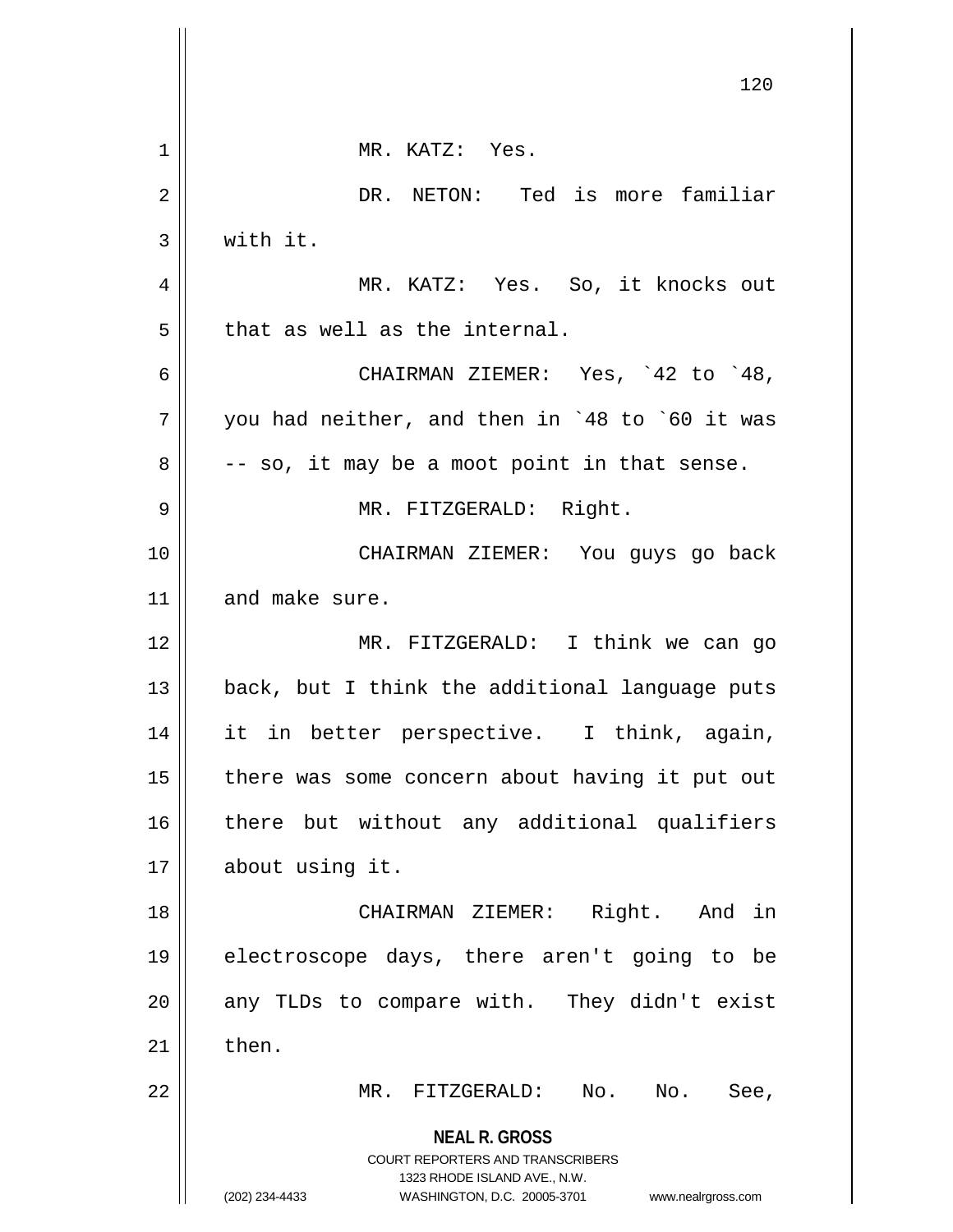MR. KATZ: Yes.

DR. NETON: Ted is more familiar with it.

MR. KATZ: Yes. So, it knocks out that as well as the internal.

CHAIRMAN ZIEMER: Yes, `42 to `48, you had neither, and then in `48 to `60 it was -- so, it may be a moot point in that sense.

MR. FITZGERALD: Right.

CHAIRMAN ZIEMER: You guys go back and make sure.

MR. FITZGERALD: I think we can go back, but I think the additional language puts it in better perspective. I think, again, there was some concern about having it put out there but without any additional qualifiers about using it.

CHAIRMAN ZIEMER: Right. And in electroscope days, there aren't going to be any TLDs to compare with. They didn't exist then.

MR. FITZGERALD: No. No. See,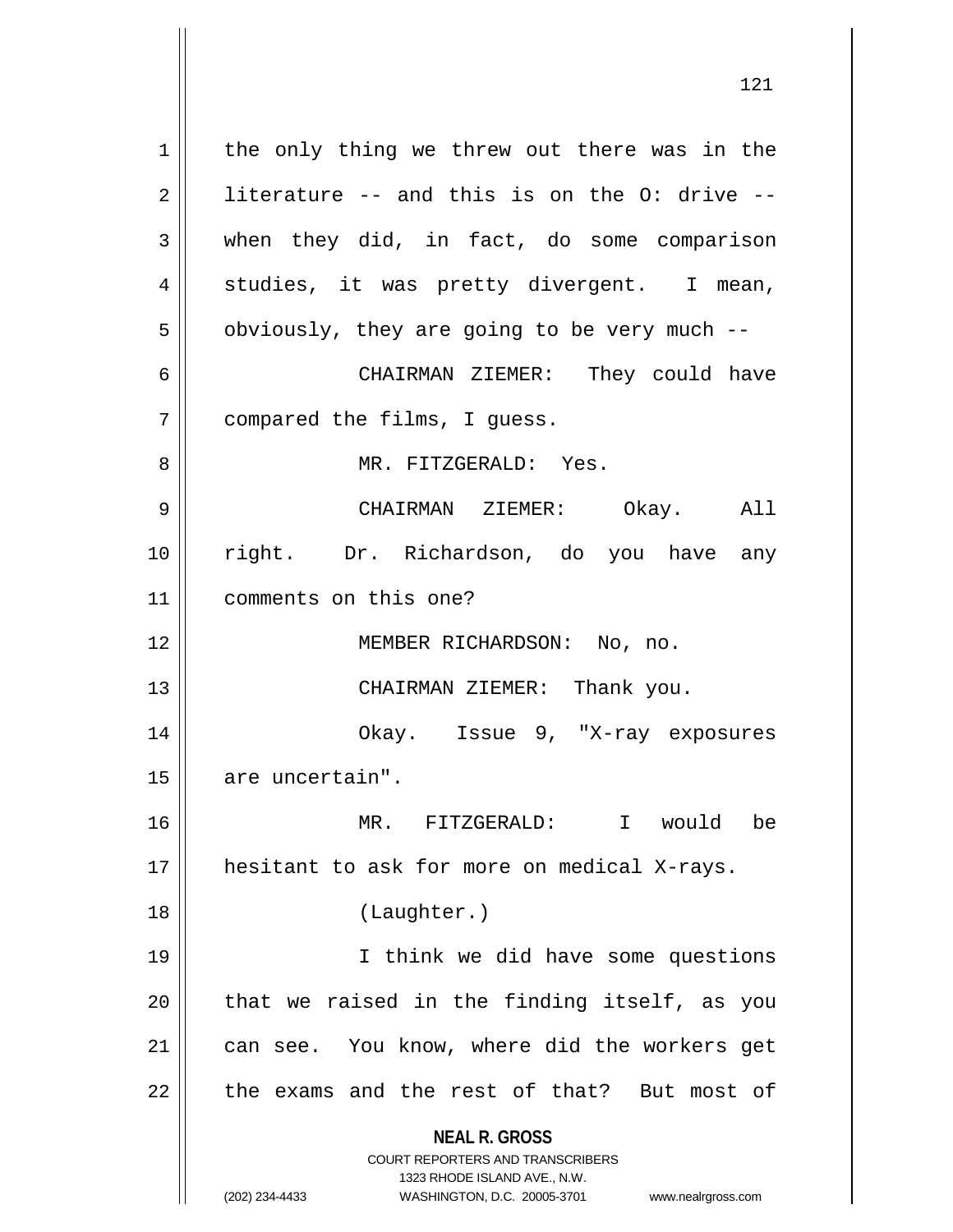the only thing we threw out there was in the literature -- and this is on the O: drive -- when they did, in fact, do some comparison studies, it was pretty divergent. I mean, obviously, they are going to be very much --

CHAIRMAN ZIEMER: They could have compared the films, I guess.

MR. FITZGERALD: Yes.

CHAIRMAN ZIEMER: Okay. All right. Dr. Richardson, do you have any comments on this one?

MEMBER RICHARDSON: No, no.

CHAIRMAN ZIEMER: Thank you.

Okay. Issue 9, "X-ray exposures are uncertain".

MR. FITZGERALD: I would be hesitant to ask for more on medical X-rays.

(Laughter.)

I think we did have some questions that we raised in the finding itself, as you can see. You know, where did the workers get the exams and the rest of that? But most of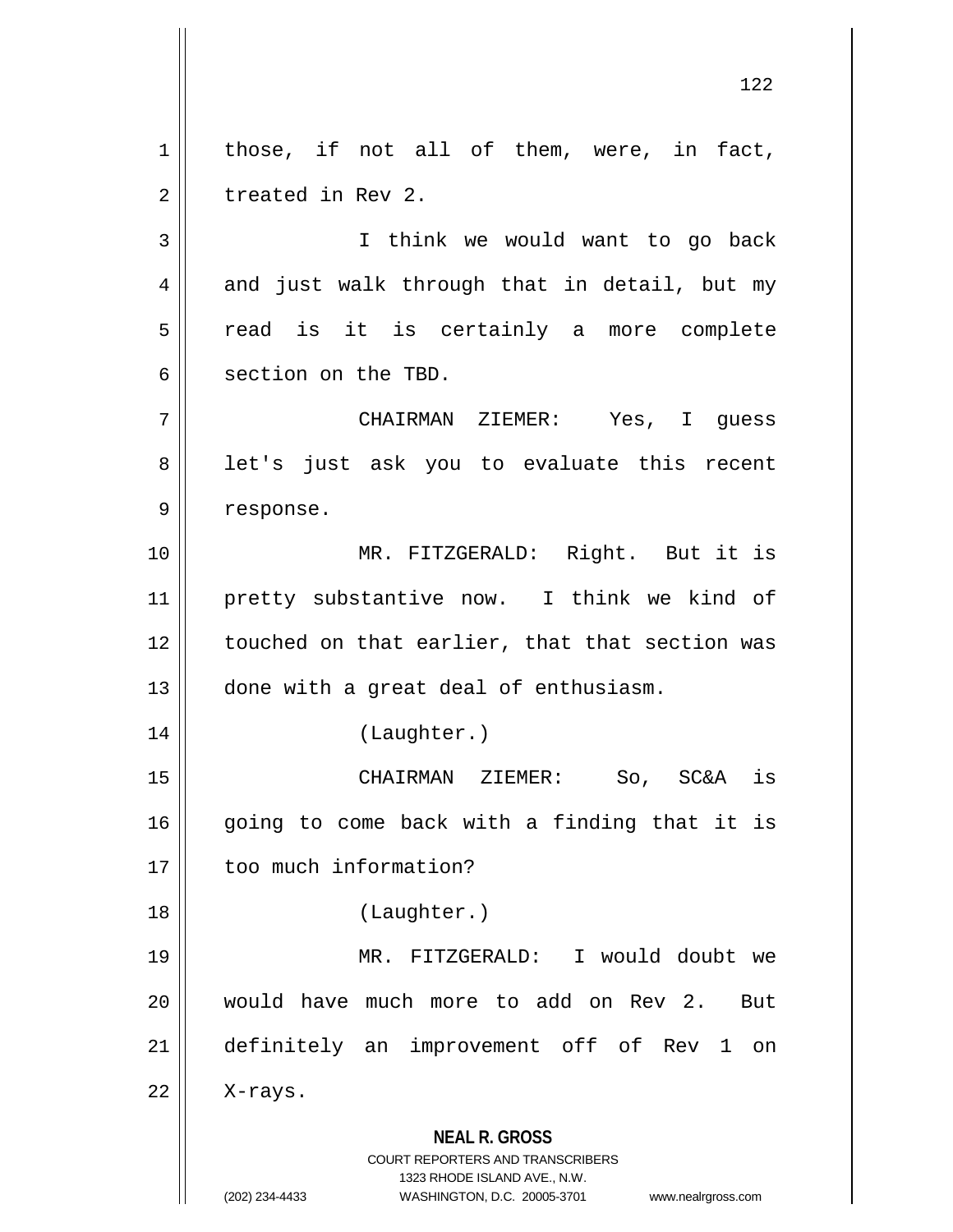those, if not all of them, were, in fact, treated in Rev 2.

I think we would want to go back and just walk through that in detail, but my read is it is certainly a more complete section on the TBD.

CHAIRMAN ZIEMER: Yes, I guess let's just ask you to evaluate this recent response.

MR. FITZGERALD: Right. But it is pretty substantive now. I think we kind of touched on that earlier, that that section was done with a great deal of enthusiasm.

(Laughter.)

CHAIRMAN ZIEMER: So, SC&A is going to come back with a finding that it is too much information?

(Laughter.)

MR. FITZGERALD: I would doubt we would have much more to add on Rev 2. But definitely an improvement off of Rev 1 on X-rays.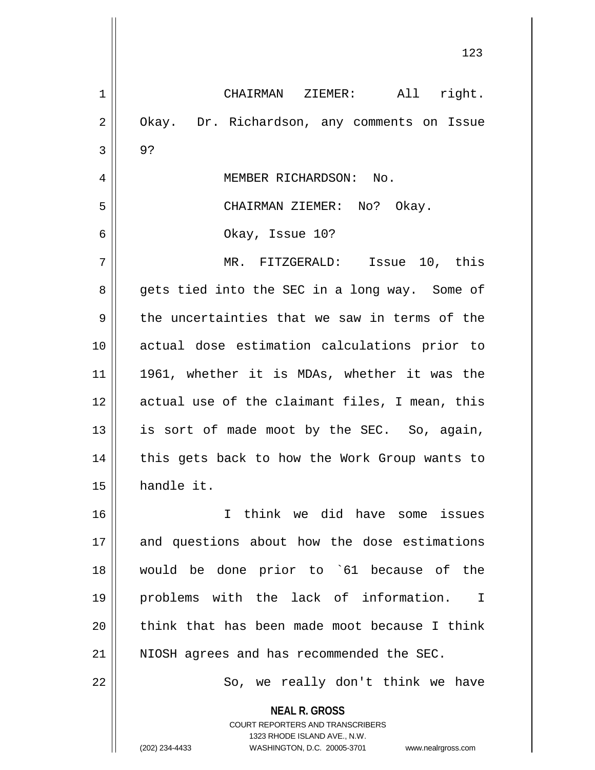CHAIRMAN ZIEMER: All right. Okay. Dr. Richardson, any comments on Issue 9?

MEMBER RICHARDSON: No.

CHAIRMAN ZIEMER: No? Okay.

Okay, Issue 10?

MR. FITZGERALD: Issue 10, this gets tied into the SEC in a long way. Some of the uncertainties that we saw in terms of the actual dose estimation calculations prior to 1961, whether it is MDAs, whether it was the actual use of the claimant files, I mean, this is sort of made moot by the SEC. So, again, this gets back to how the Work Group wants to handle it.

I think we did have some issues and questions about how the dose estimations would be done prior to `61 because of the problems with the lack of information. I think that has been made moot because I think NIOSH agrees and has recommended the SEC.

So, we really don't think we have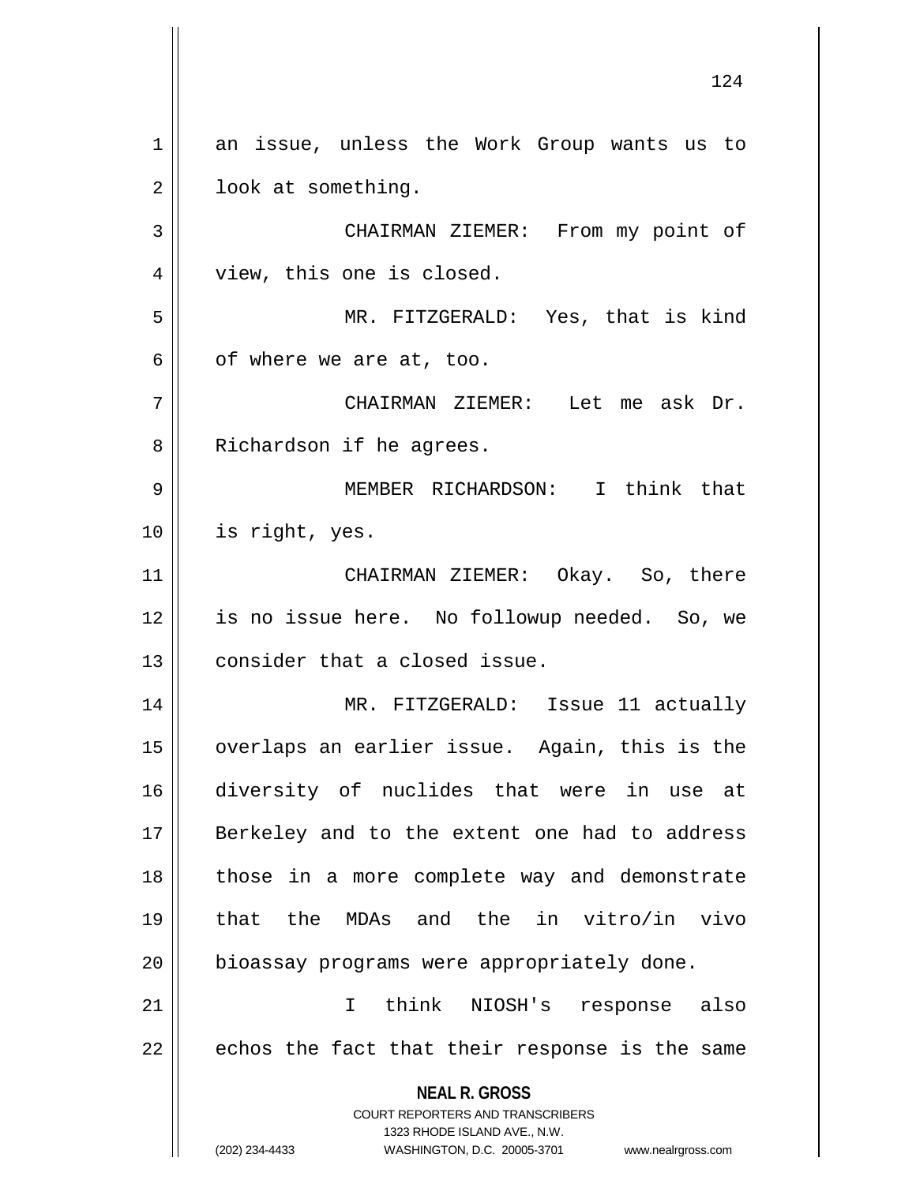an issue, unless the Work Group wants us to look at something.

CHAIRMAN ZIEMER: From my point of view, this one is closed.

MR. FITZGERALD: Yes, that is kind of where we are at, too.

CHAIRMAN ZIEMER: Let me ask Dr. Richardson if he agrees.

MEMBER RICHARDSON: I think that is right, yes.

CHAIRMAN ZIEMER: Okay. So, there is no issue here. No followup needed. So, we consider that a closed issue.

MR. FITZGERALD: Issue 11 actually overlaps an earlier issue. Again, this is the diversity of nuclides that were in use at Berkeley and to the extent one had to address those in a more complete way and demonstrate that the MDAs and the in vitro/in vivo bioassay programs were appropriately done.

I think NIOSH's response also echos the fact that their response is the same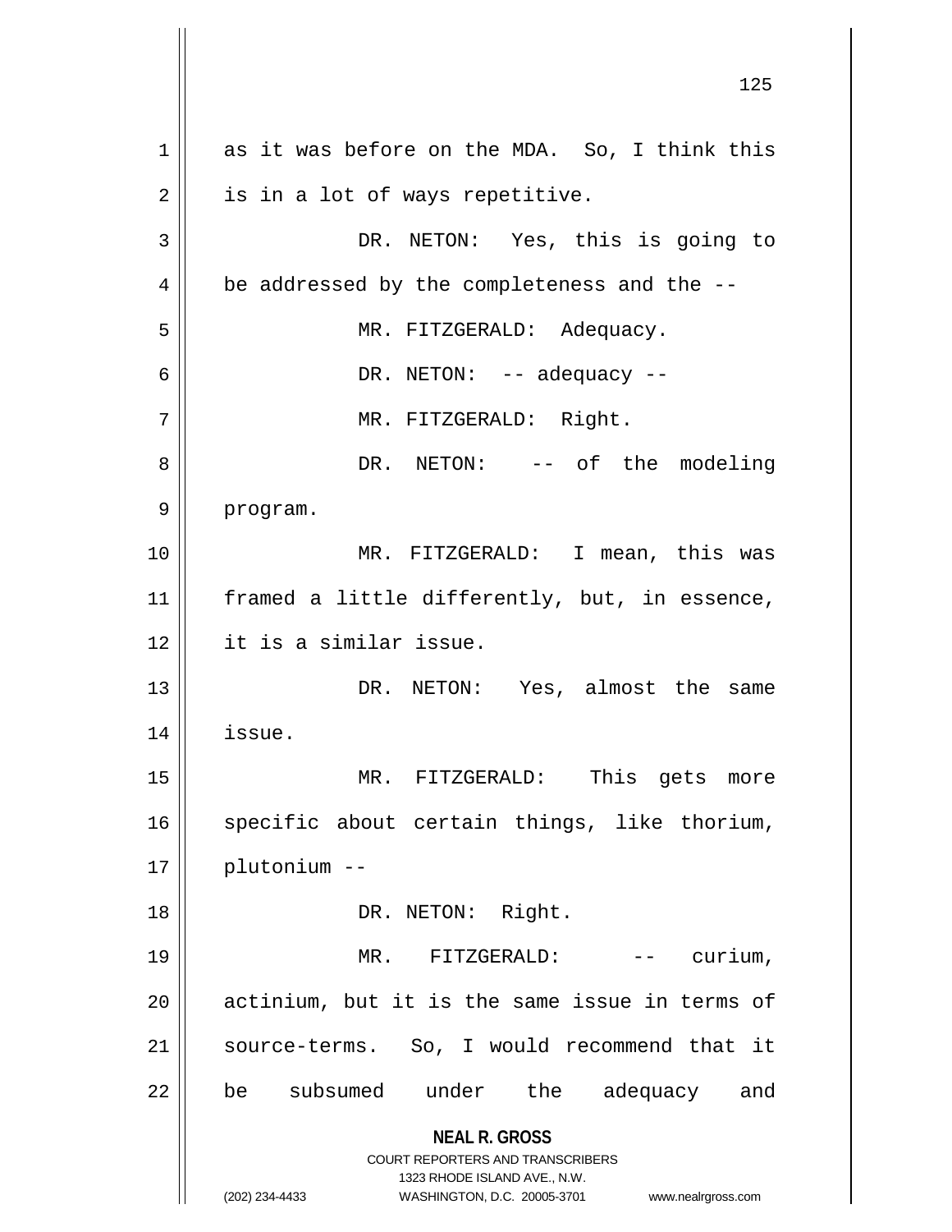as it was before on the MDA. So, I think this is in a lot of ways repetitive.

DR. NETON: Yes, this is going to be addressed by the completeness and the --

MR. FITZGERALD: Adequacy.

DR. NETON: -- adequacy --

MR. FITZGERALD: Right.

DR. NETON: -- of the modeling program.

MR. FITZGERALD: I mean, this was framed a little differently, but, in essence, it is a similar issue.

DR. NETON: Yes, almost the same issue.

MR. FITZGERALD: This gets more specific about certain things, like thorium, plutonium --

DR. NETON: Right.

MR. FITZGERALD: -- curium, actinium, but it is the same issue in terms of source-terms. So, I would recommend that it be subsumed under the adequacy and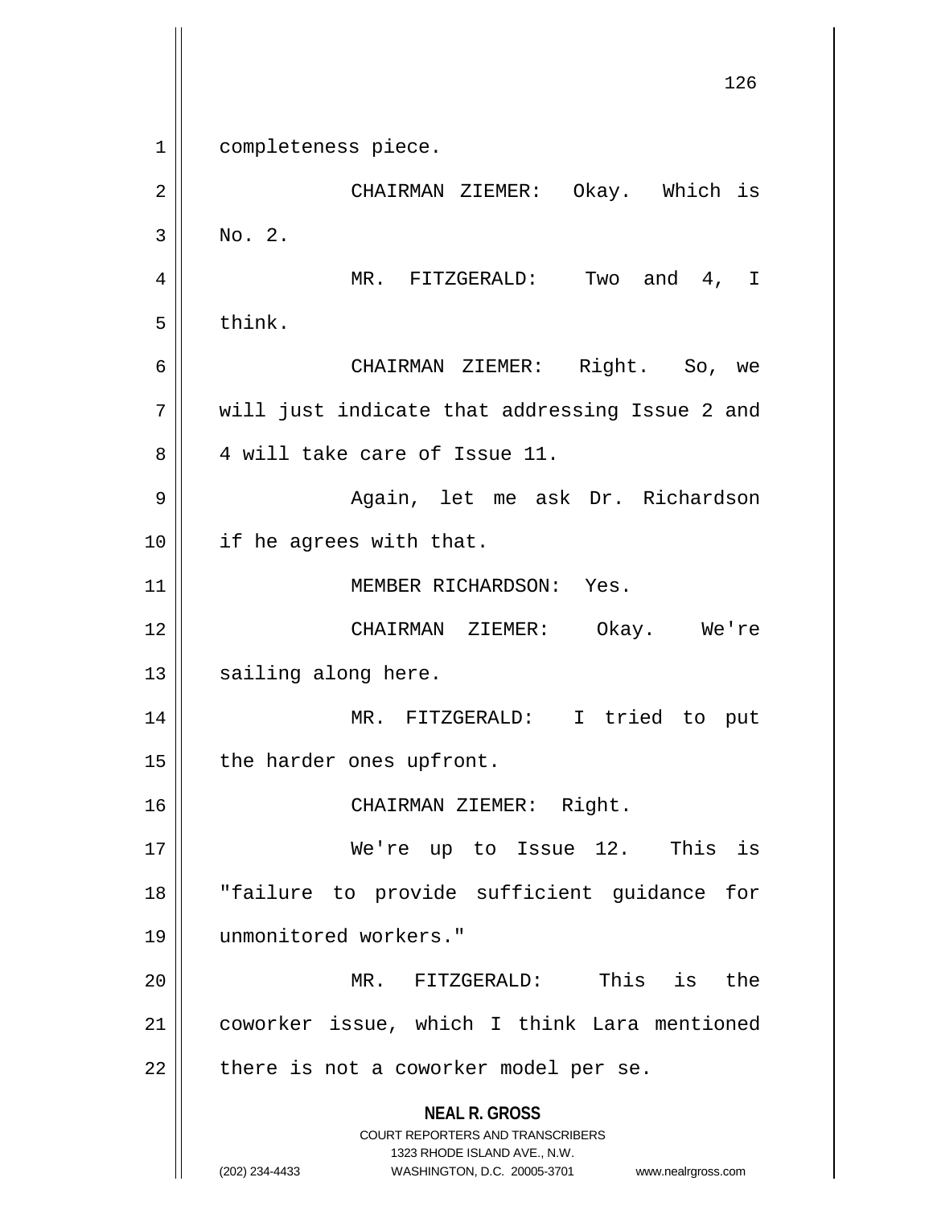completeness piece.

CHAIRMAN ZIEMER: Okay. Which is No. 2.

MR. FITZGERALD: Two and 4, I think.

CHAIRMAN ZIEMER: Right. So, we will just indicate that addressing Issue 2 and 4 will take care of Issue 11.

Again, let me ask Dr. Richardson if he agrees with that.

MEMBER RICHARDSON: Yes.

CHAIRMAN ZIEMER: Okay. We're sailing along here.

MR. FITZGERALD: I tried to put the harder ones upfront.

CHAIRMAN ZIEMER: Right.

We're up to Issue 12. This is "failure to provide sufficient guidance for unmonitored workers."

MR. FITZGERALD: This is the coworker issue, which I think Lara mentioned there is not a coworker model per se.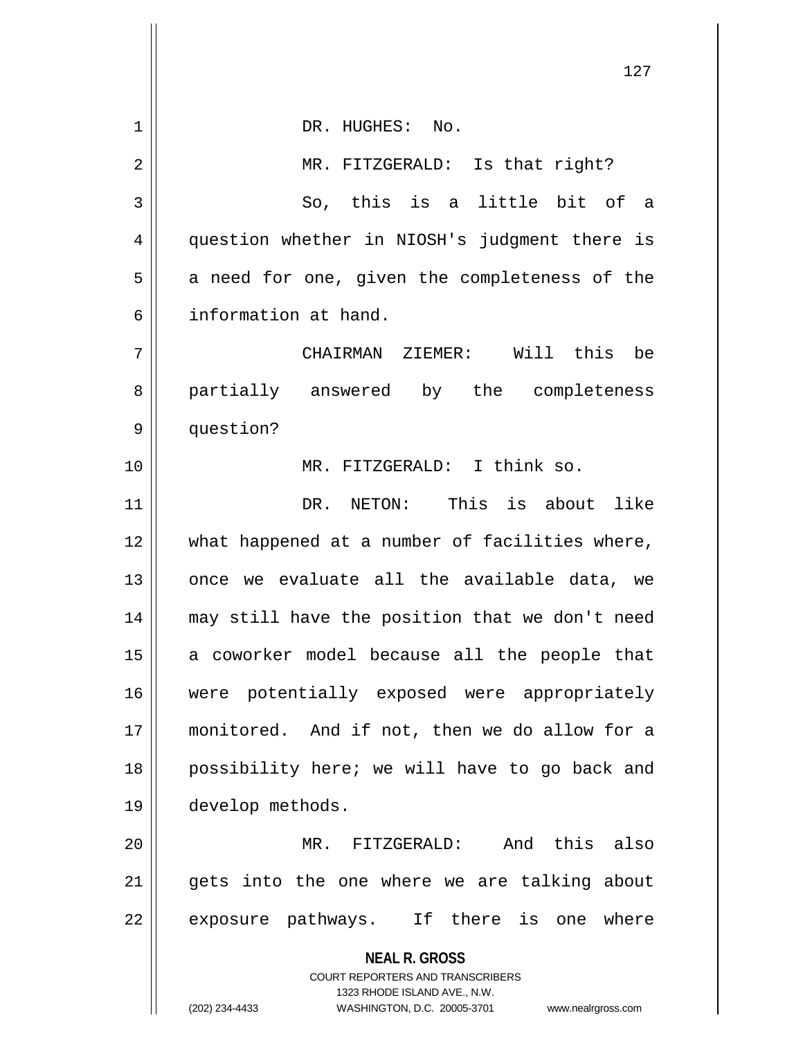DR. HUGHES: No.

MR. FITZGERALD: Is that right?

So, this is a little bit of a question whether in NIOSH's judgment there is a need for one, given the completeness of the information at hand.

CHAIRMAN ZIEMER: Will this be partially answered by the completeness question?

MR. FITZGERALD: I think so.

DR. NETON: This is about like what happened at a number of facilities where, once we evaluate all the available data, we may still have the position that we don't need a coworker model because all the people that were potentially exposed were appropriately monitored. And if not, then we do allow for a possibility here; we will have to go back and develop methods.

MR. FITZGERALD: And this also gets into the one where we are talking about exposure pathways. If there is one where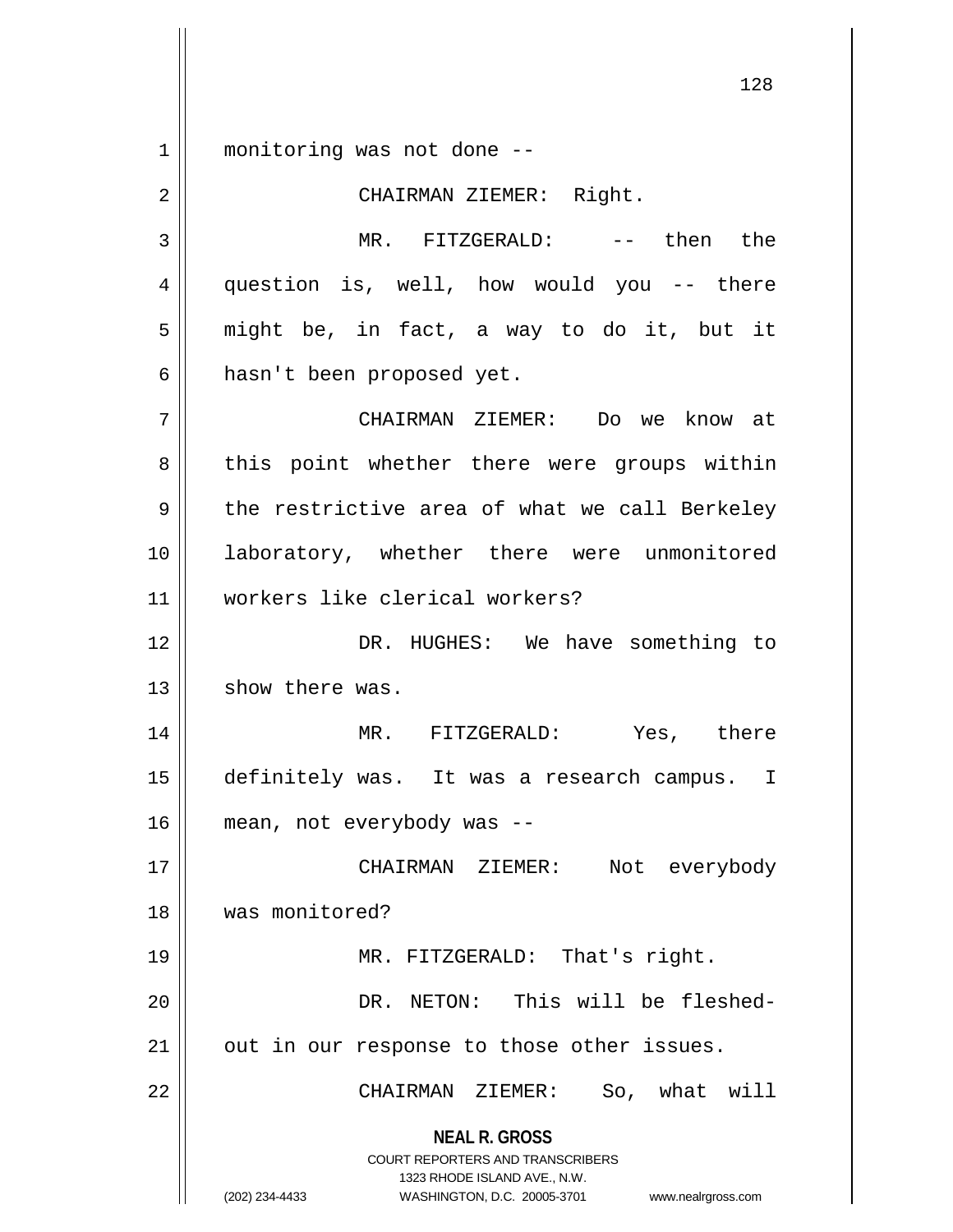monitoring was not done --

CHAIRMAN ZIEMER: Right.

MR. FITZGERALD: -- then the question is, well, how would you -- there might be, in fact, a way to do it, but it hasn't been proposed yet.

CHAIRMAN ZIEMER: Do we know at this point whether there were groups within the restrictive area of what we call Berkeley laboratory, whether there were unmonitored workers like clerical workers?

DR. HUGHES: We have something to show there was.

MR. FITZGERALD: Yes, there definitely was. It was a research campus. I mean, not everybody was --

CHAIRMAN ZIEMER: Not everybody was monitored?

MR. FITZGERALD: That's right.

DR. NETON: This will be fleshed-out in our response to those other issues.

CHAIRMAN ZIEMER: So, what will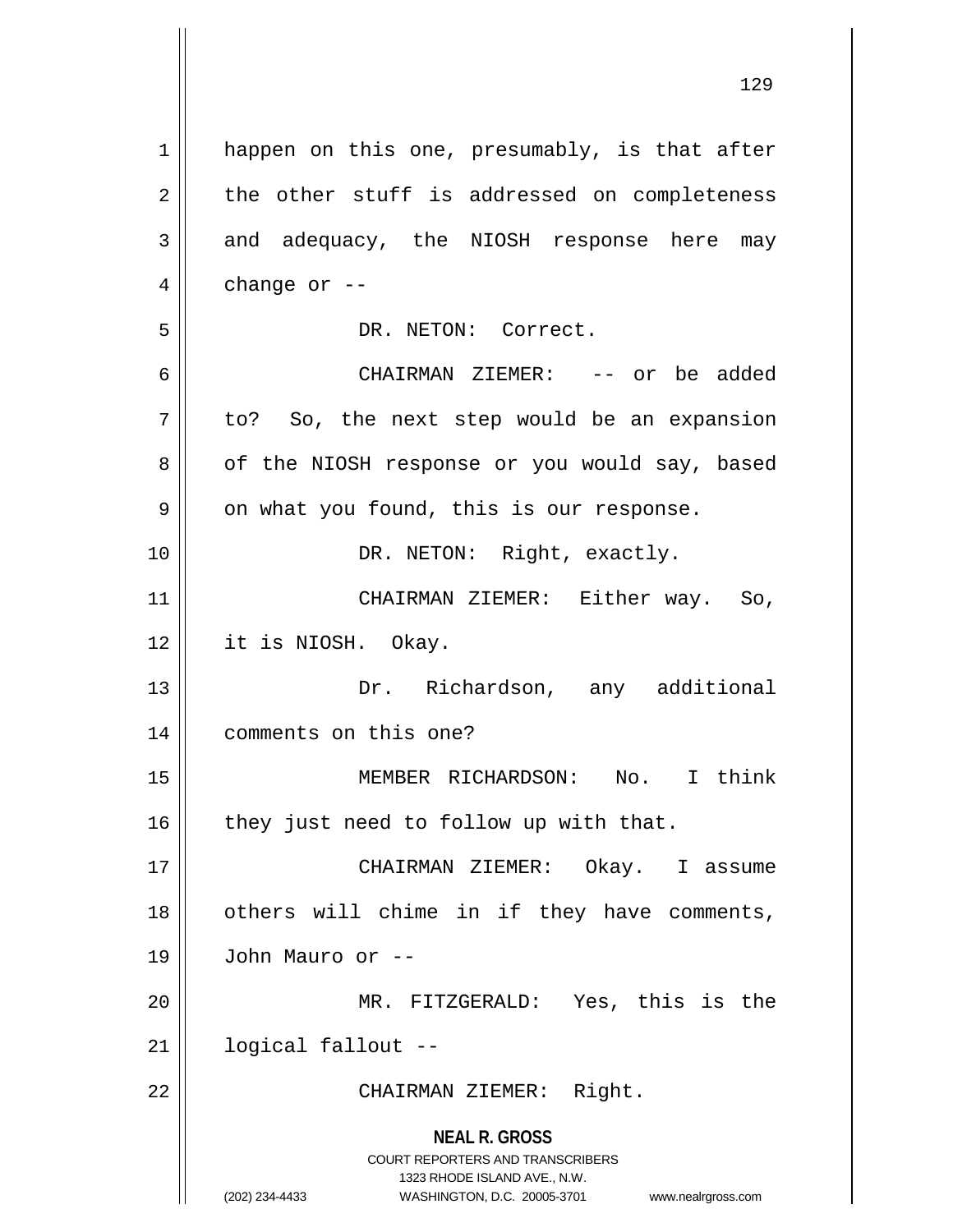happen on this one, presumably, is that after the other stuff is addressed on completeness and adequacy, the NIOSH response here may change or --

DR. NETON: Correct.

CHAIRMAN ZIEMER: -- or be added to? So, the next step would be an expansion of the NIOSH response or you would say, based on what you found, this is our response.

DR. NETON: Right, exactly.

CHAIRMAN ZIEMER: Either way. So, it is NIOSH. Okay.

Dr. Richardson, any additional comments on this one?

MEMBER RICHARDSON: No. I think they just need to follow up with that.

CHAIRMAN ZIEMER: Okay. I assume others will chime in if they have comments, John Mauro or --

MR. FITZGERALD: Yes, this is the logical fallout --

CHAIRMAN ZIEMER: Right.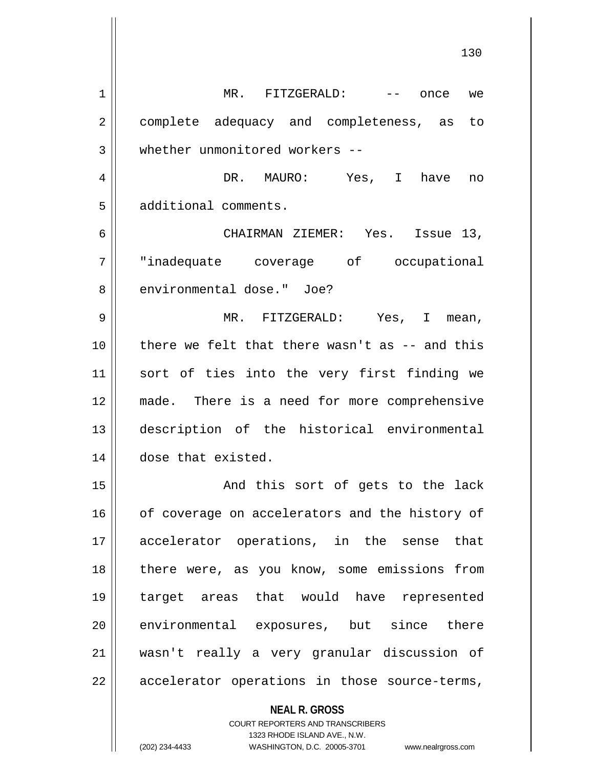MR. FITZGERALD: -- once we complete adequacy and completeness, as to whether unmonitored workers --

DR. MAURO: Yes, I have no additional comments.

CHAIRMAN ZIEMER: Yes. Issue 13, "inadequate coverage of occupational environmental dose." Joe?

MR. FITZGERALD: Yes, I mean, there we felt that there wasn't as -- and this sort of ties into the very first finding we made. There is a need for more comprehensive description of the historical environmental dose that existed.

And this sort of gets to the lack of coverage on accelerators and the history of accelerator operations, in the sense that there were, as you know, some emissions from target areas that would have represented environmental exposures, but since there wasn't really a very granular discussion of accelerator operations in those source-terms,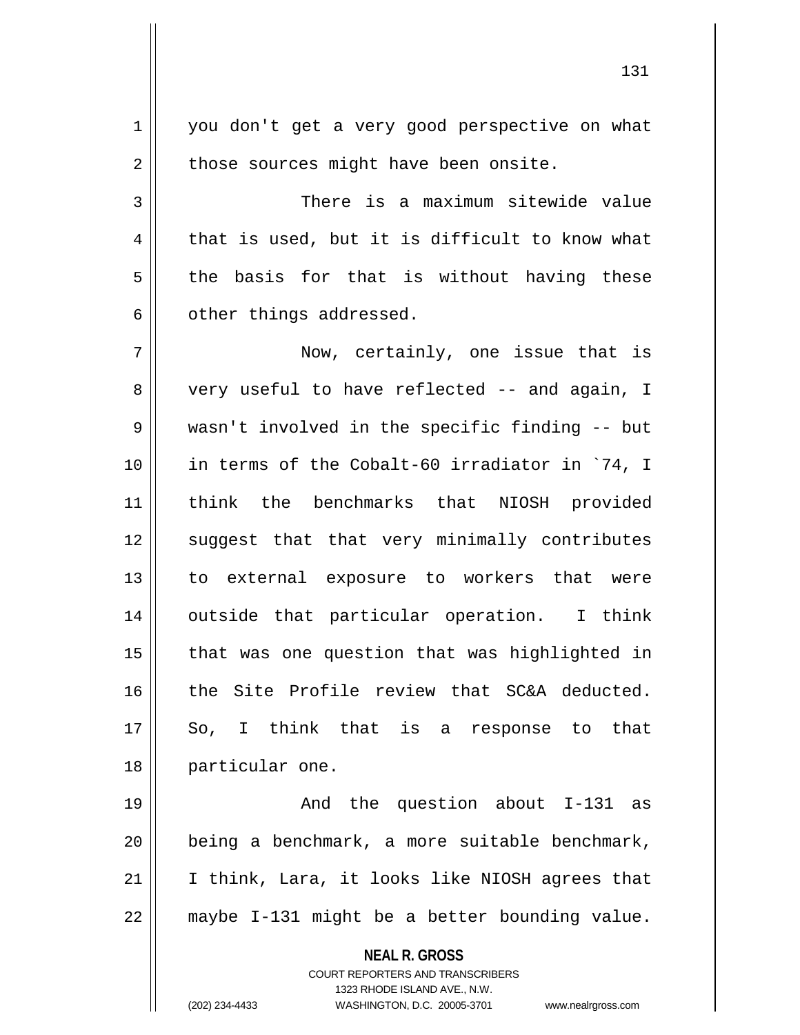you don't get a very good perspective on what those sources might have been onsite.

There is a maximum sitewide value that is used, but it is difficult to know what the basis for that is without having these other things addressed.

Now, certainly, one issue that is very useful to have reflected -- and again, I wasn't involved in the specific finding -- but in terms of the Cobalt-60 irradiator in `74, I think the benchmarks that NIOSH provided suggest that that very minimally contributes to external exposure to workers that were outside that particular operation. I think that was one question that was highlighted in the Site Profile review that SC&A deducted. So, I think that is a response to that particular one.

And the question about I-131 as being a benchmark, a more suitable benchmark, I think, Lara, it looks like NIOSH agrees that maybe I-131 might be a better bounding value.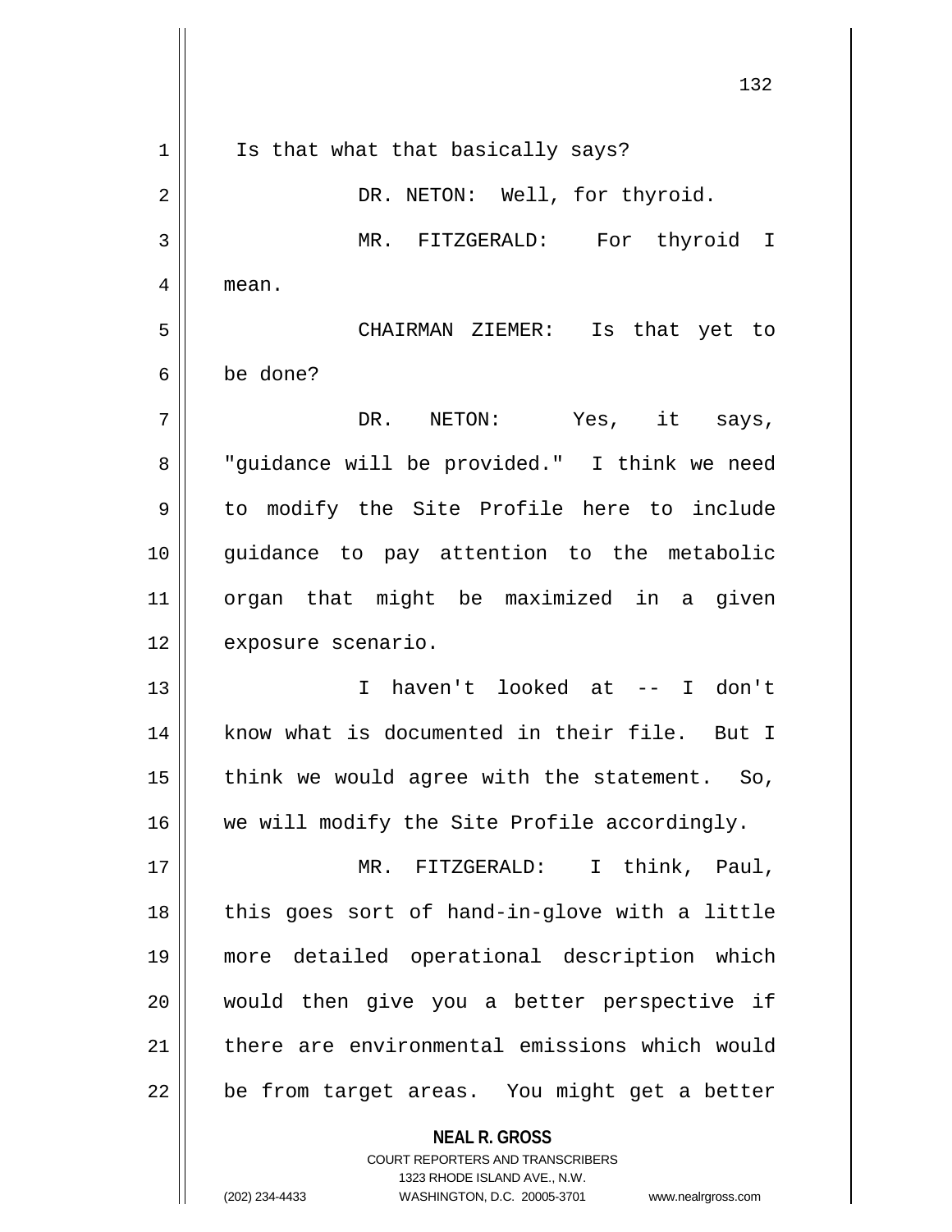Is that what that basically says?

DR. NETON: Well, for thyroid.

MR. FITZGERALD: For thyroid I mean.

CHAIRMAN ZIEMER: Is that yet to be done?

DR. NETON: Yes, it says, "guidance will be provided." I think we need to modify the Site Profile here to include guidance to pay attention to the metabolic organ that might be maximized in a given exposure scenario.

I haven't looked at -- I don't know what is documented in their file. But I think we would agree with the statement. So, we will modify the Site Profile accordingly.

MR. FITZGERALD: I think, Paul, this goes sort of hand-in-glove with a little more detailed operational description which would then give you a better perspective if there are environmental emissions which would be from target areas. You might get a better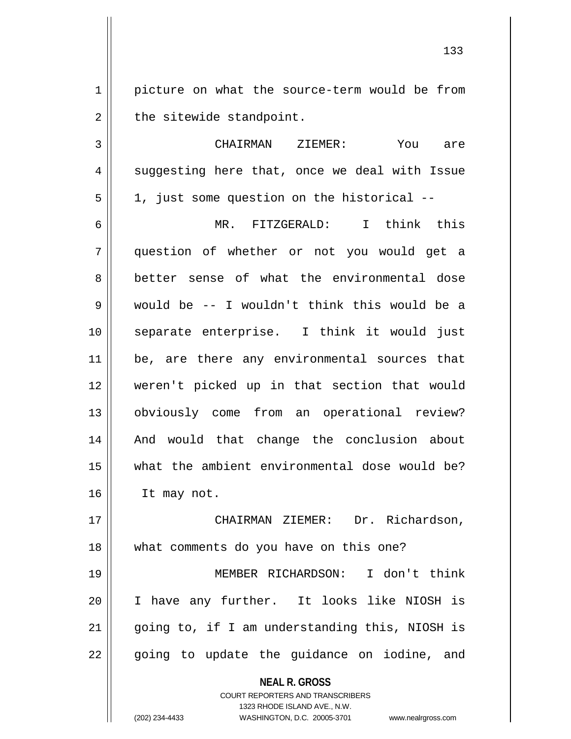picture on what the source-term would be from the sitewide standpoint.

CHAIRMAN ZIEMER: You are suggesting here that, once we deal with Issue 1, just some question on the historical --

MR. FITZGERALD: I think this question of whether or not you would get a better sense of what the environmental dose would be -- I wouldn't think this would be a separate enterprise. I think it would just be, are there any environmental sources that weren't picked up in that section that would obviously come from an operational review? And would that change the conclusion about what the ambient environmental dose would be? It may not.

CHAIRMAN ZIEMER: Dr. Richardson, what comments do you have on this one?

MEMBER RICHARDSON: I don't think I have any further. It looks like NIOSH is going to, if I am understanding this, NIOSH is going to update the guidance on iodine, and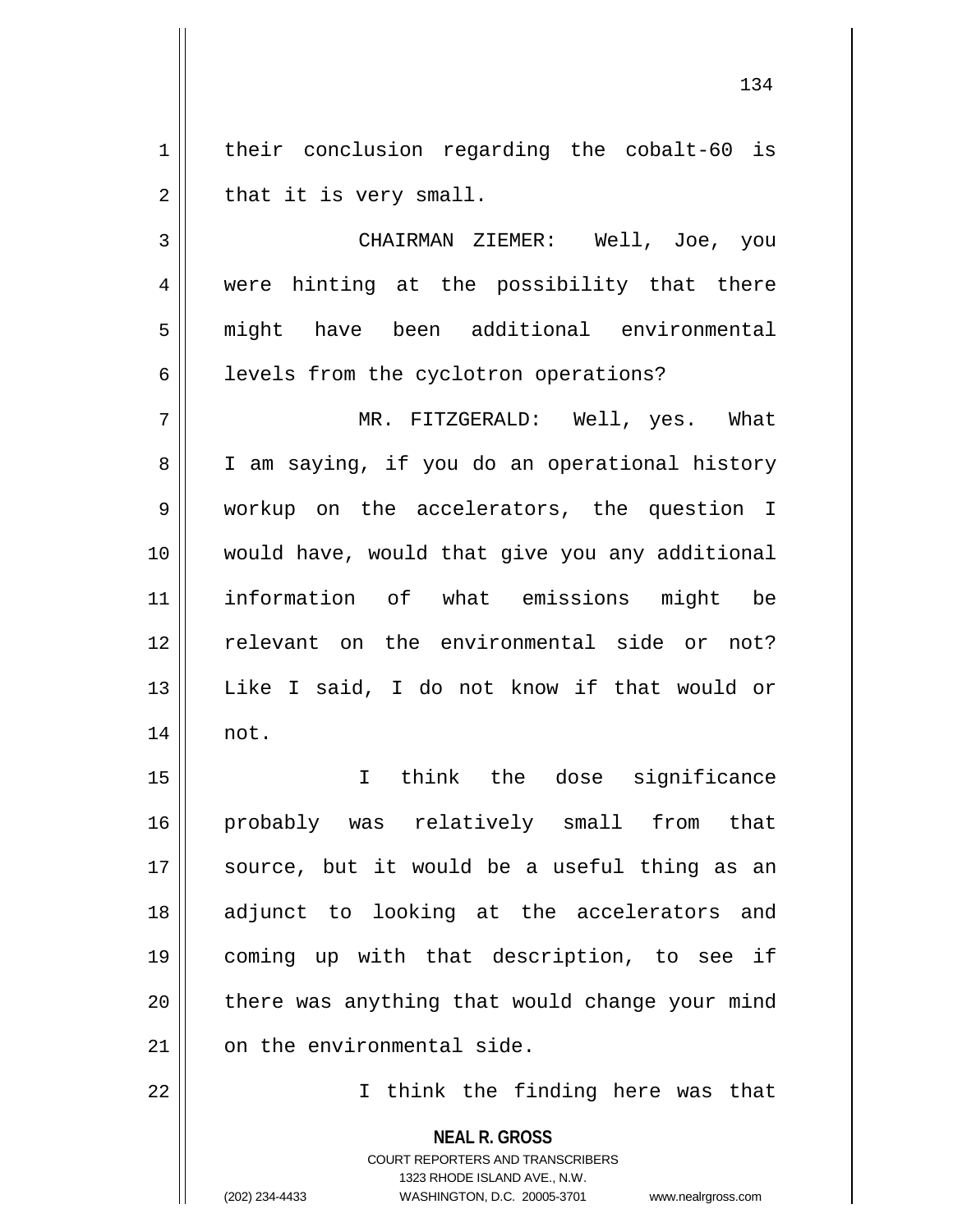their conclusion regarding the cobalt-60 is that it is very small.

CHAIRMAN ZIEMER: Well, Joe, you were hinting at the possibility that there might have been additional environmental levels from the cyclotron operations?

MR. FITZGERALD: Well, yes. What I am saying, if you do an operational history workup on the accelerators, the question I would have, would that give you any additional information of what emissions might be relevant on the environmental side or not? Like I said, I do not know if that would or not.

I think the dose significance probably was relatively small from that source, but it would be a useful thing as an adjunct to looking at the accelerators and coming up with that description, to see if there was anything that would change your mind on the environmental side.

I think the finding here was that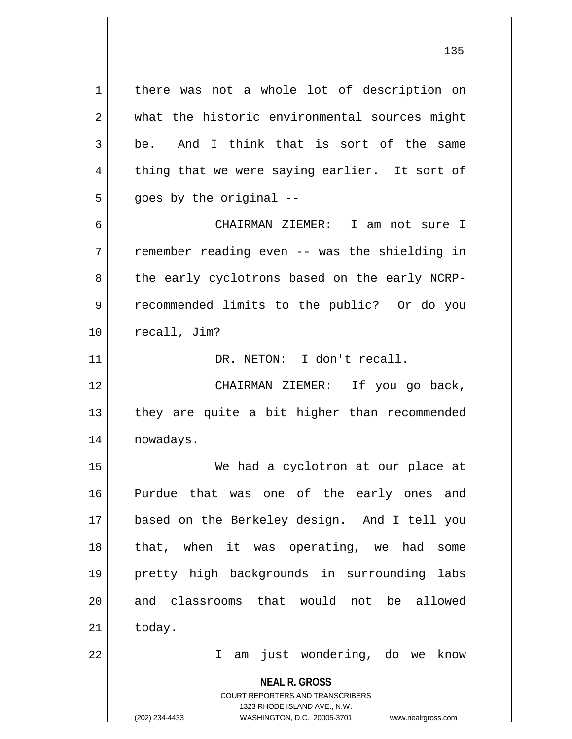there was not a whole lot of description on what the historic environmental sources might be. And I think that is sort of the same thing that we were saying earlier. It sort of goes by the original --

CHAIRMAN ZIEMER: I am not sure I remember reading even -- was the shielding in the early cyclotrons based on the early NCRP-recommended limits to the public? Or do you recall, Jim?

DR. NETON: I don't recall.

CHAIRMAN ZIEMER: If you go back, they are quite a bit higher than recommended nowadays.

We had a cyclotron at our place at Purdue that was one of the early ones and based on the Berkeley design. And I tell you that, when it was operating, we had some pretty high backgrounds in surrounding labs and classrooms that would not be allowed today.

I am just wondering, do we know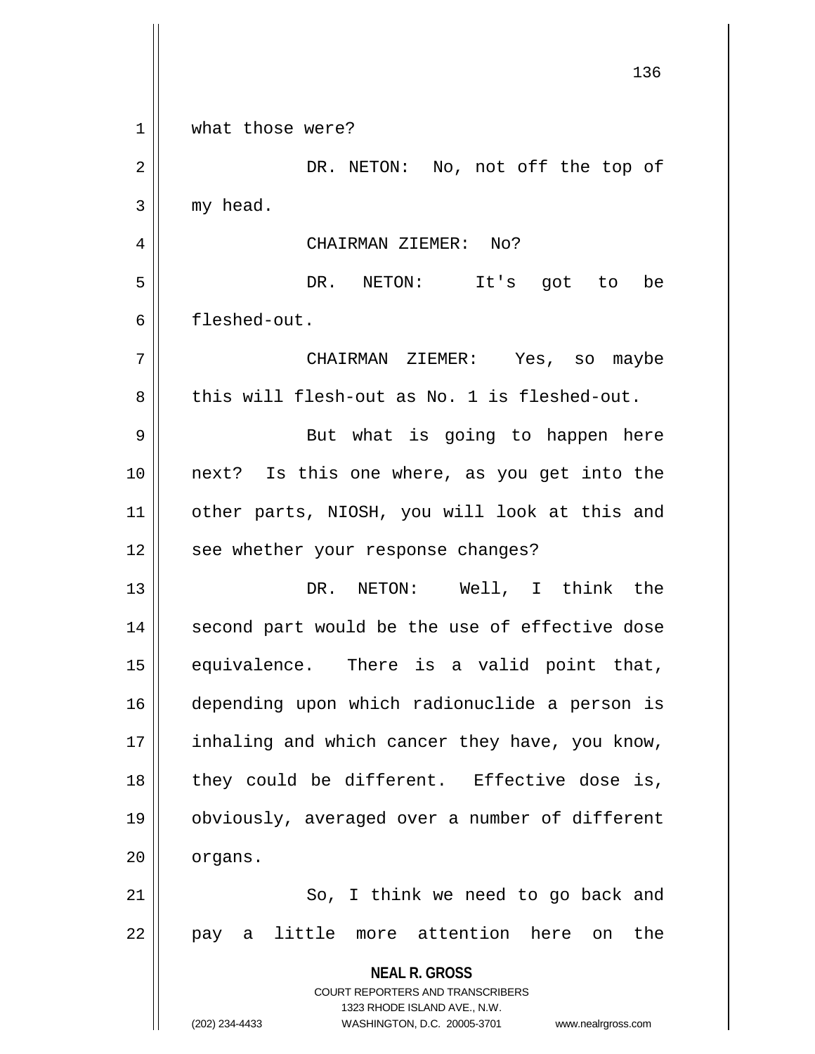what those were?

DR. NETON: No, not off the top of my head.

CHAIRMAN ZIEMER: No?

DR. NETON: It's got to be fleshed-out.

CHAIRMAN ZIEMER: Yes, so maybe this will flesh-out as No. 1 is fleshed-out.

But what is going to happen here next? Is this one where, as you get into the other parts, NIOSH, you will look at this and see whether your response changes?

DR. NETON: Well, I think the second part would be the use of effective dose equivalence. There is a valid point that, depending upon which radionuclide a person is inhaling and which cancer they have, you know, they could be different. Effective dose is, obviously, averaged over a number of different organs.

So, I think we need to go back and pay a little more attention here on the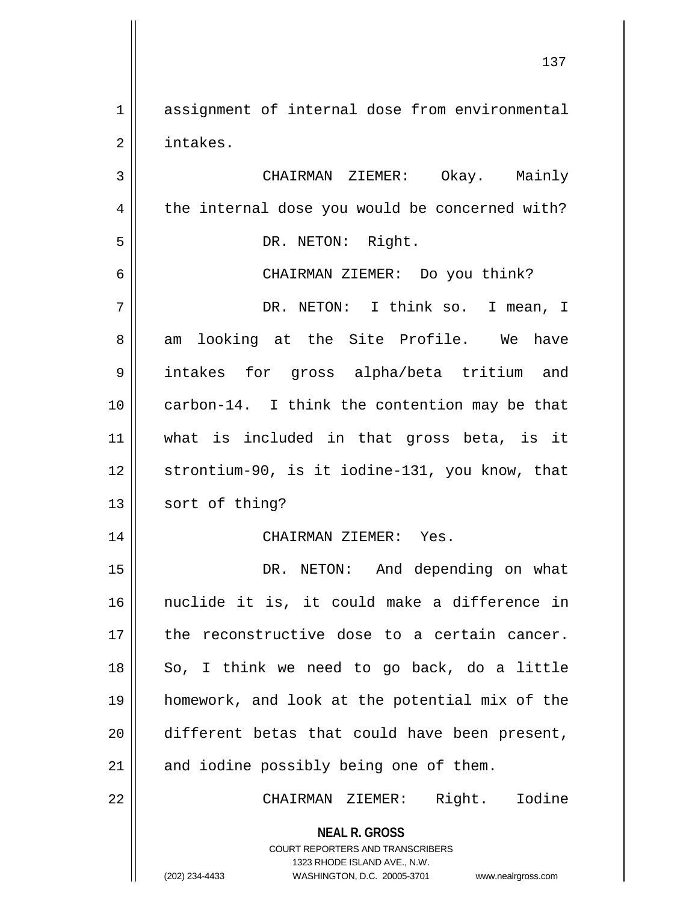assignment of internal dose from environmental intakes.

CHAIRMAN ZIEMER: Okay. Mainly the internal dose you would be concerned with?

DR. NETON: Right.

CHAIRMAN ZIEMER: Do you think?

DR. NETON: I think so. I mean, I am looking at the Site Profile. We have intakes for gross alpha/beta tritium and carbon-14. I think the contention may be that what is included in that gross beta, is it strontium-90, is it iodine-131, you know, that sort of thing?

CHAIRMAN ZIEMER: Yes.

DR. NETON: And depending on what nuclide it is, it could make a difference in the reconstructive dose to a certain cancer. So, I think we need to go back, do a little homework, and look at the potential mix of the different betas that could have been present, and iodine possibly being one of them.

CHAIRMAN ZIEMER: Right. Iodine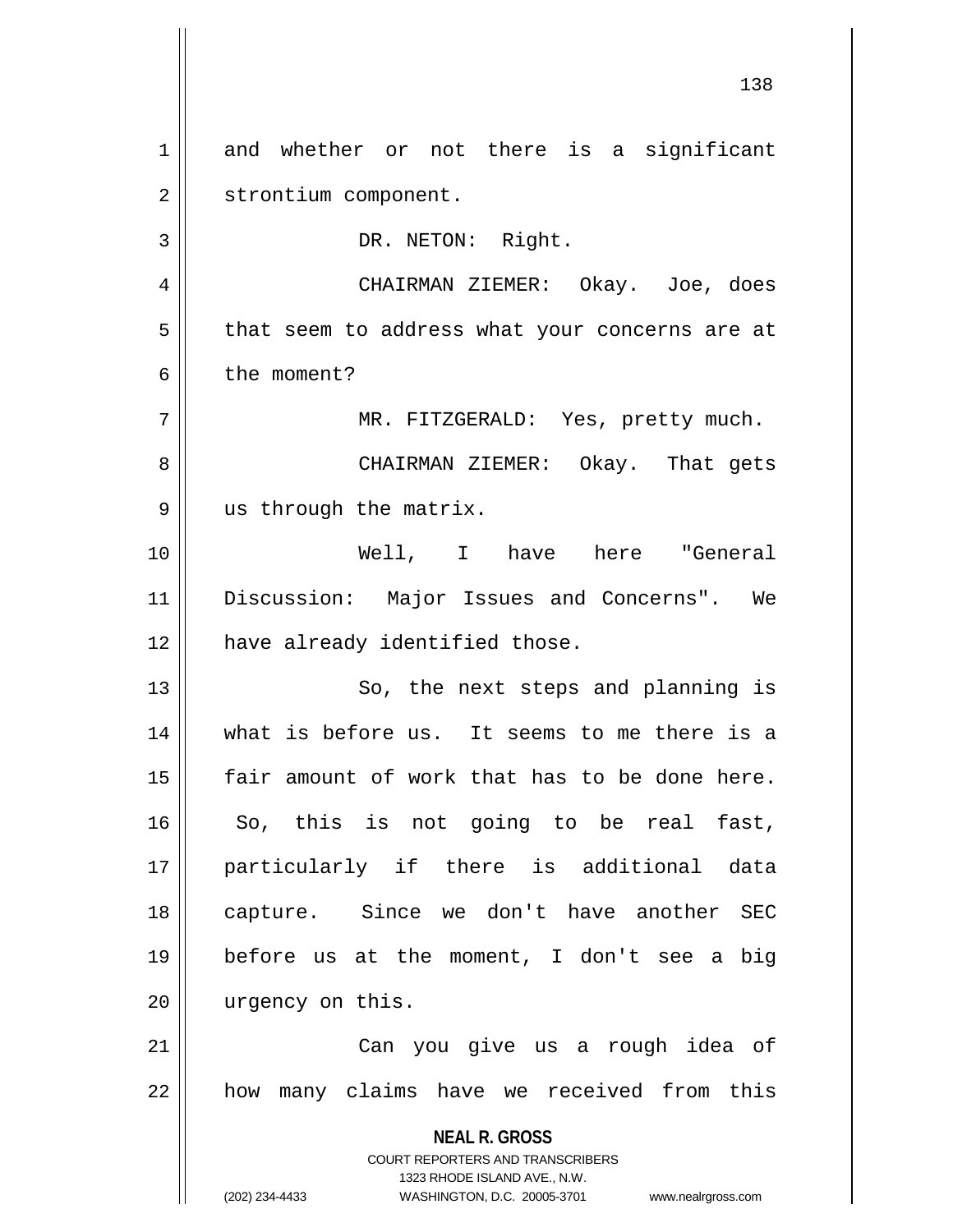and whether or not there is a significant strontium component.

DR. NETON: Right.

CHAIRMAN ZIEMER: Okay. Joe, does that seem to address what your concerns are at the moment?

MR. FITZGERALD: Yes, pretty much.

CHAIRMAN ZIEMER: Okay. That gets us through the matrix.

Well, I have here "General Discussion: Major Issues and Concerns". We have already identified those.

So, the next steps and planning is what is before us. It seems to me there is a fair amount of work that has to be done here. So, this is not going to be real fast, particularly if there is additional data capture. Since we don't have another SEC before us at the moment, I don't see a big urgency on this.

Can you give us a rough idea of how many claims have we received from this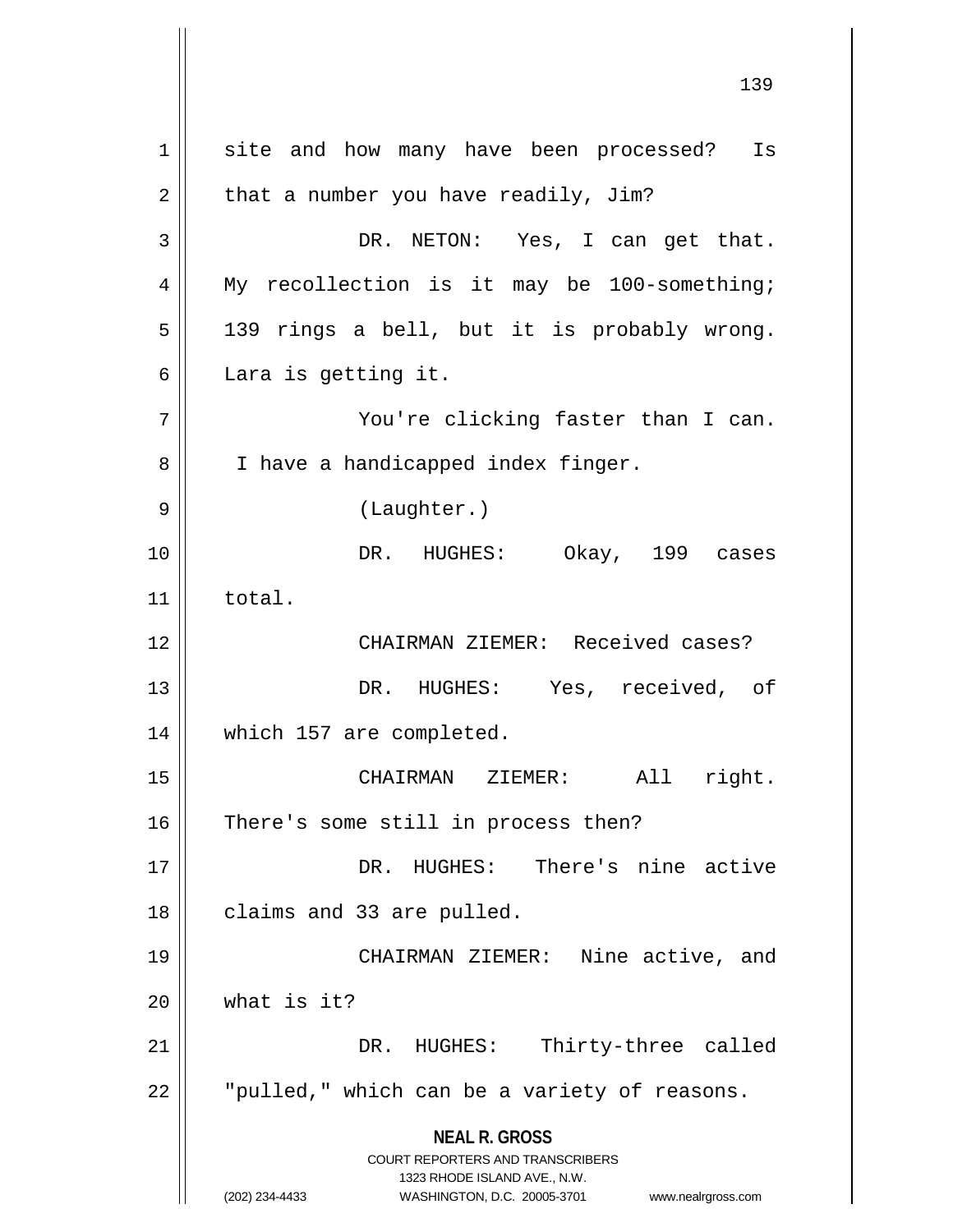site and how many have been processed? Is that a number you have readily, Jim?

DR. NETON: Yes, I can get that. My recollection is it may be 100-something; 139 rings a bell, but it is probably wrong. Lara is getting it.

You're clicking faster than I can. I have a handicapped index finger.

(Laughter.)

DR. HUGHES: Okay, 199 cases total.

CHAIRMAN ZIEMER: Received cases?

DR. HUGHES: Yes, received, of which 157 are completed.

CHAIRMAN ZIEMER: All right. There's some still in process then?

DR. HUGHES: There's nine active claims and 33 are pulled.

CHAIRMAN ZIEMER: Nine active, and what is it?

DR. HUGHES: Thirty-three called "pulled," which can be a variety of reasons.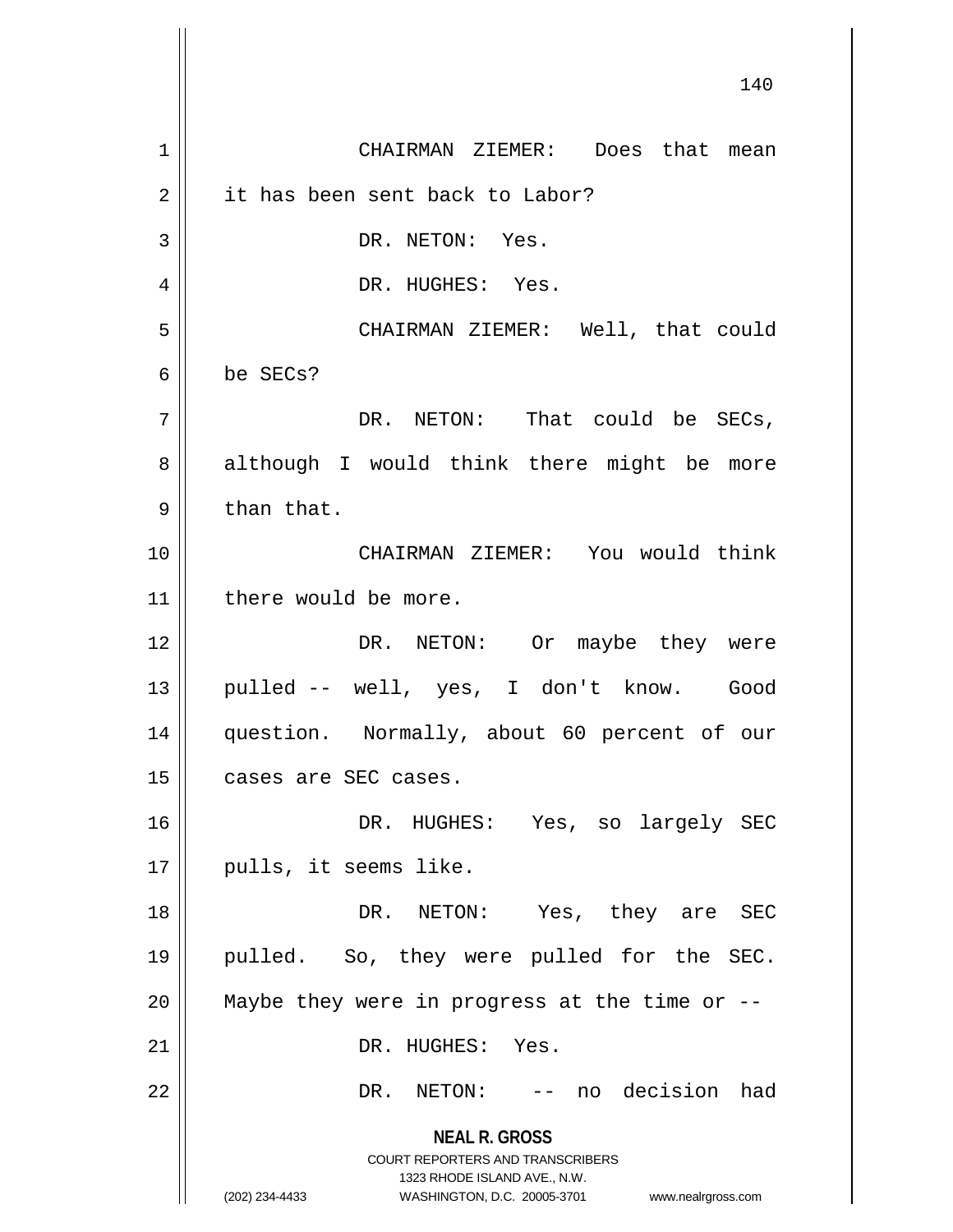CHAIRMAN ZIEMER: Does that mean it has been sent back to Labor?

DR. NETON: Yes.

DR. HUGHES: Yes.

CHAIRMAN ZIEMER: Well, that could be SECs?

DR. NETON: That could be SECs, although I would think there might be more than that.

CHAIRMAN ZIEMER: You would think there would be more.

DR. NETON: Or maybe they were pulled -- well, yes, I don't know. Good question. Normally, about 60 percent of our cases are SEC cases.

DR. HUGHES: Yes, so largely SEC pulls, it seems like.

DR. NETON: Yes, they are SEC pulled. So, they were pulled for the SEC. Maybe they were in progress at the time or --

DR. HUGHES: Yes.

DR. NETON: -- no decision had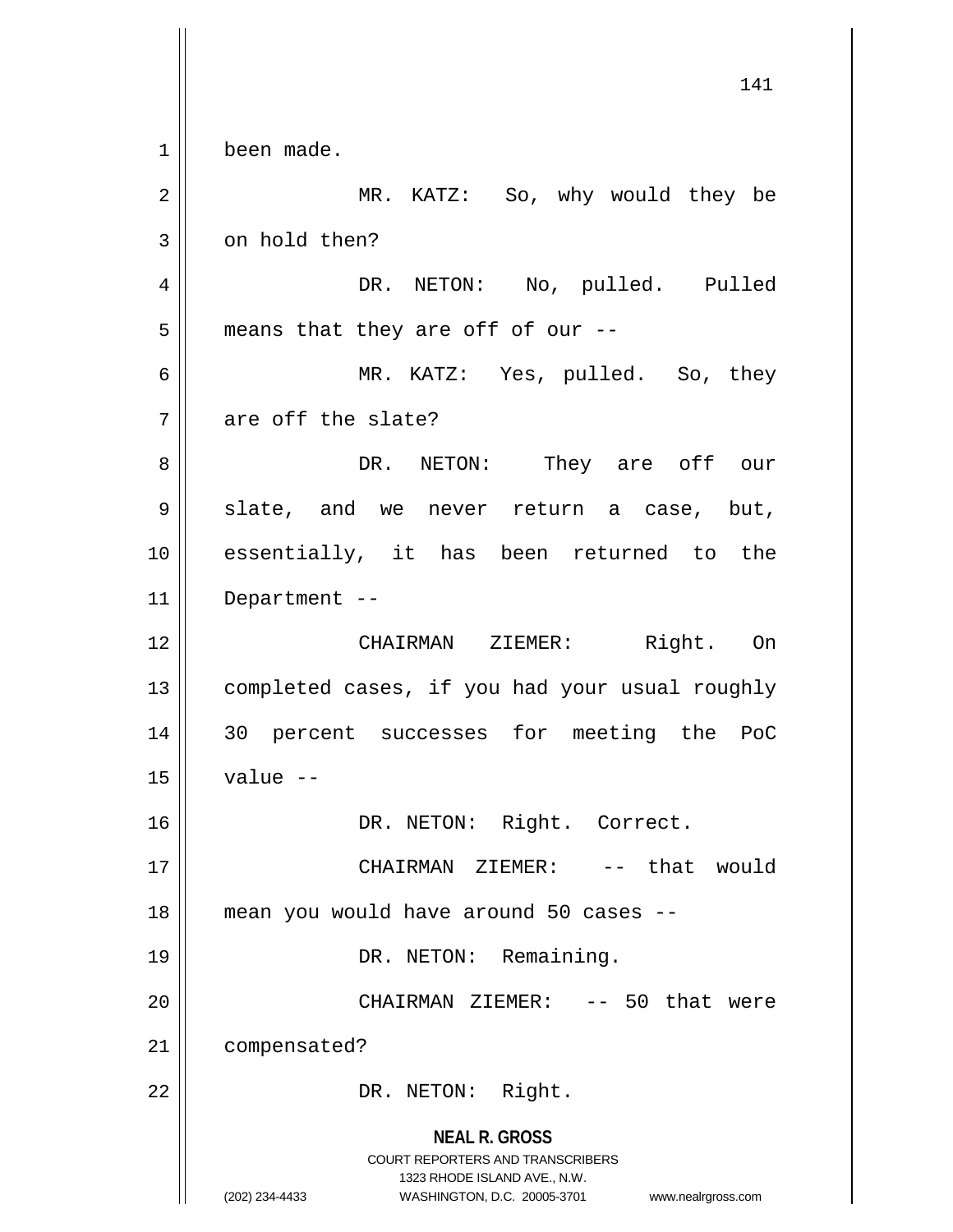been made.

MR. KATZ: So, why would they be on hold then?

DR. NETON: No, pulled. Pulled means that they are off of our --

MR. KATZ: Yes, pulled. So, they are off the slate?

DR. NETON: They are off our slate, and we never return a case, but, essentially, it has been returned to the Department --

CHAIRMAN ZIEMER: Right. On completed cases, if you had your usual roughly 30 percent successes for meeting the PoC value --

DR. NETON: Right. Correct.

CHAIRMAN ZIEMER: -- that would mean you would have around 50 cases --

DR. NETON: Remaining.

CHAIRMAN ZIEMER: -- 50 that were compensated?

DR. NETON: Right.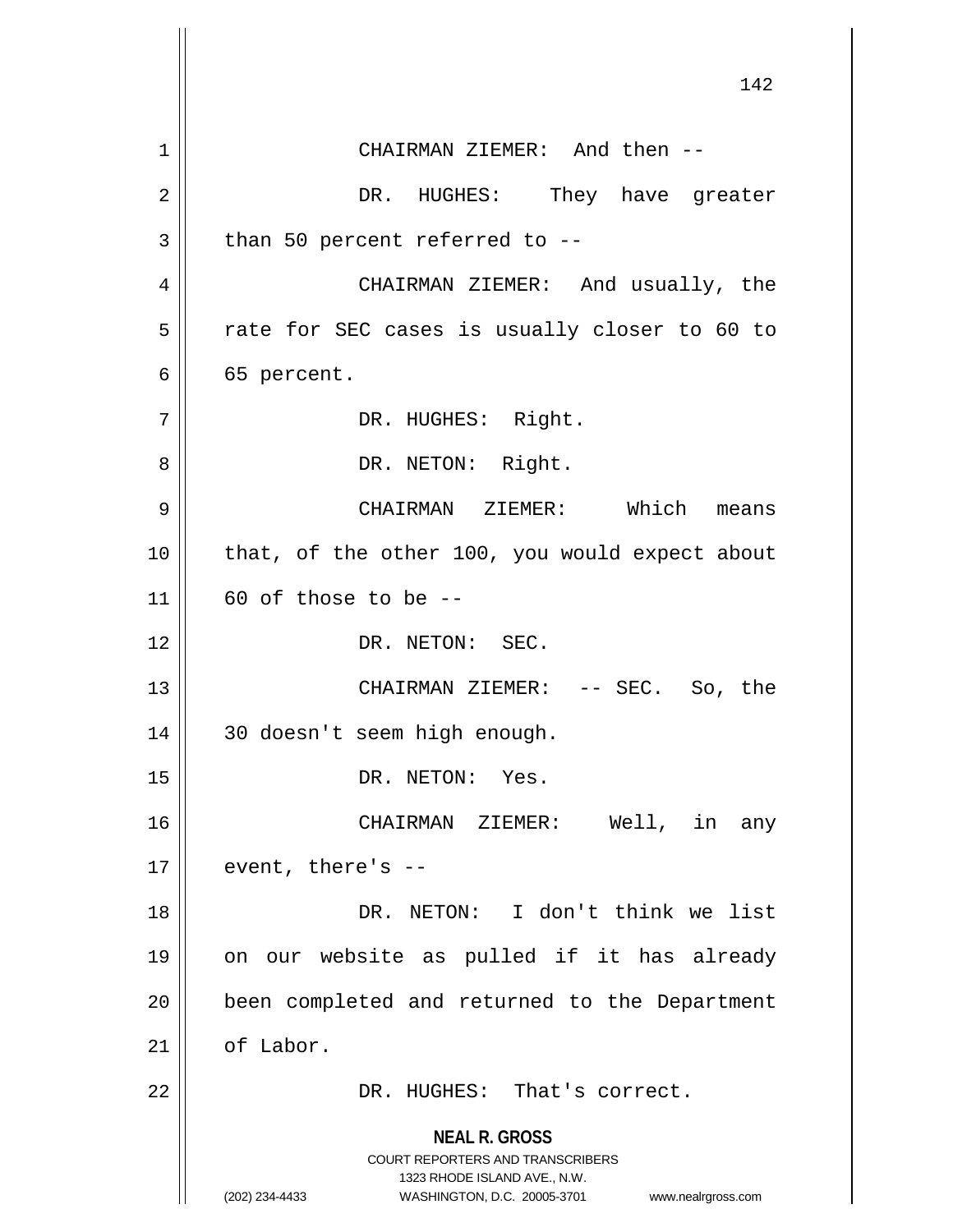CHAIRMAN ZIEMER: And then --

DR. HUGHES: They have greater than 50 percent referred to --

CHAIRMAN ZIEMER: And usually, the rate for SEC cases is usually closer to 60 to 65 percent.

DR. HUGHES: Right.

DR. NETON: Right.

CHAIRMAN ZIEMER: Which means that, of the other 100, you would expect about 60 of those to be --

DR. NETON: SEC.

CHAIRMAN ZIEMER: -- SEC. So, the 30 doesn't seem high enough.

DR. NETON: Yes.

CHAIRMAN ZIEMER: Well, in any event, there's --

DR. NETON: I don't think we list on our website as pulled if it has already been completed and returned to the Department of Labor.

DR. HUGHES: That's correct.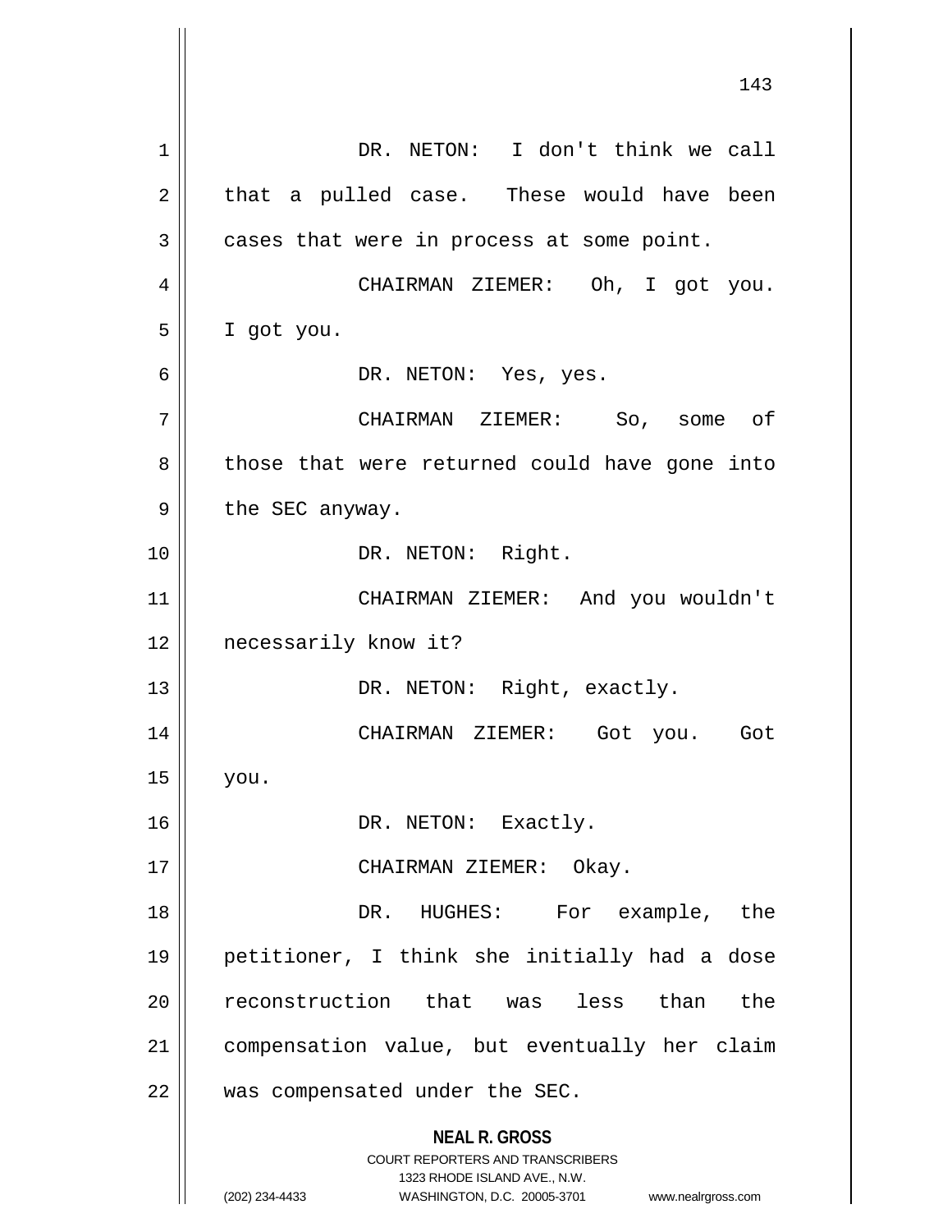DR. NETON: I don't think we call that a pulled case. These would have been cases that were in process at some point.

CHAIRMAN ZIEMER: Oh, I got you. I got you.

DR. NETON: Yes, yes.

CHAIRMAN ZIEMER: So, some of those that were returned could have gone into the SEC anyway.

DR. NETON: Right.

CHAIRMAN ZIEMER: And you wouldn't necessarily know it?

DR. NETON: Right, exactly.

CHAIRMAN ZIEMER: Got you. Got you.

DR. NETON: Exactly.

CHAIRMAN ZIEMER: Okay.

DR. HUGHES: For example, the petitioner, I think she initially had a dose reconstruction that was less than the compensation value, but eventually her claim was compensated under the SEC.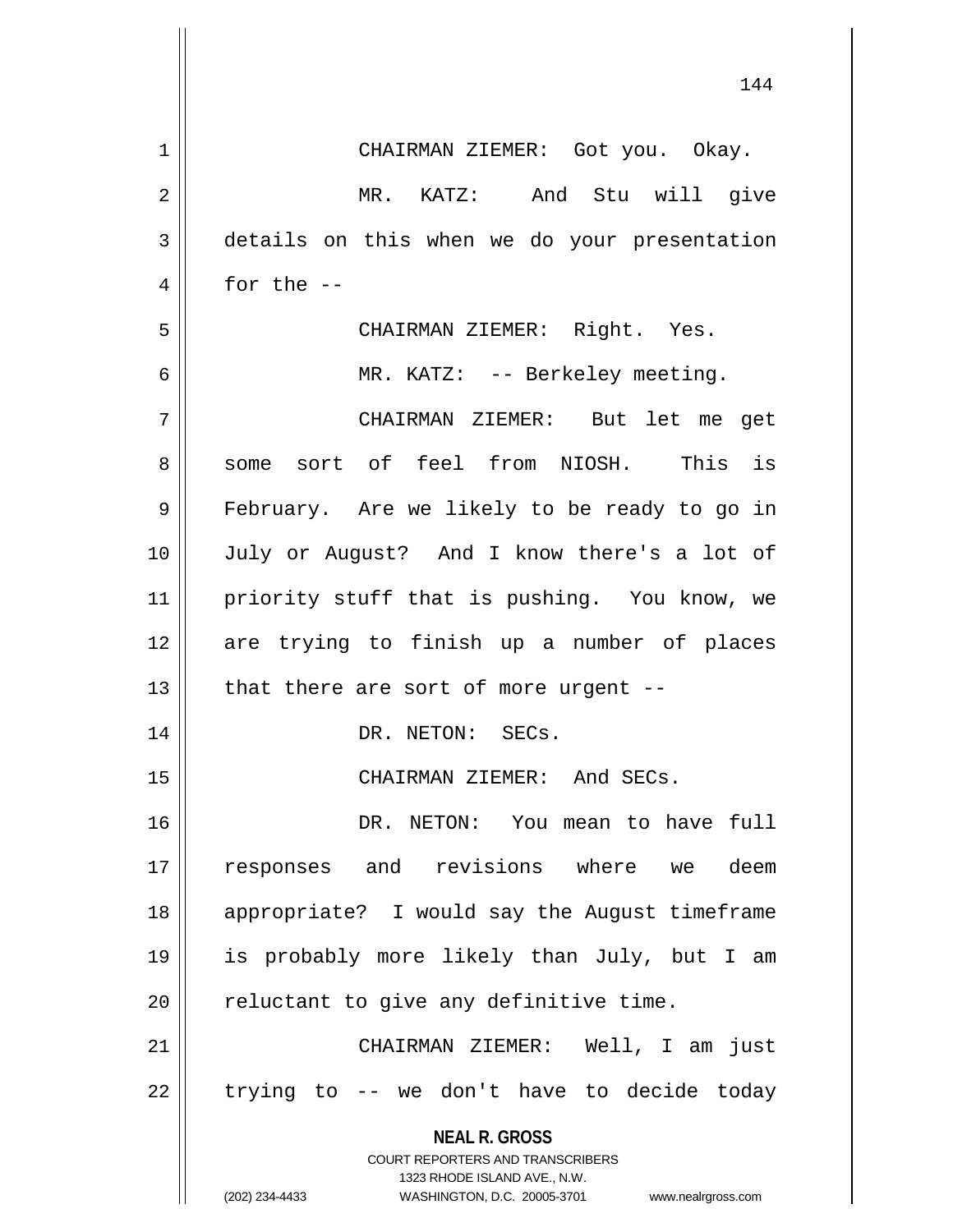CHAIRMAN ZIEMER: Got you. Okay.

MR. KATZ: And Stu will give details on this when we do your presentation for the --

CHAIRMAN ZIEMER: Right. Yes.

MR. KATZ: -- Berkeley meeting.

CHAIRMAN ZIEMER: But let me get some sort of feel from NIOSH. This is February. Are we likely to be ready to go in July or August? And I know there's a lot of priority stuff that is pushing. You know, we are trying to finish up a number of places that there are sort of more urgent --

DR. NETON: SECs.

CHAIRMAN ZIEMER: And SECs.

DR. NETON: You mean to have full responses and revisions where we deem appropriate? I would say the August timeframe is probably more likely than July, but I am reluctant to give any definitive time.

CHAIRMAN ZIEMER: Well, I am just trying to -- we don't have to decide today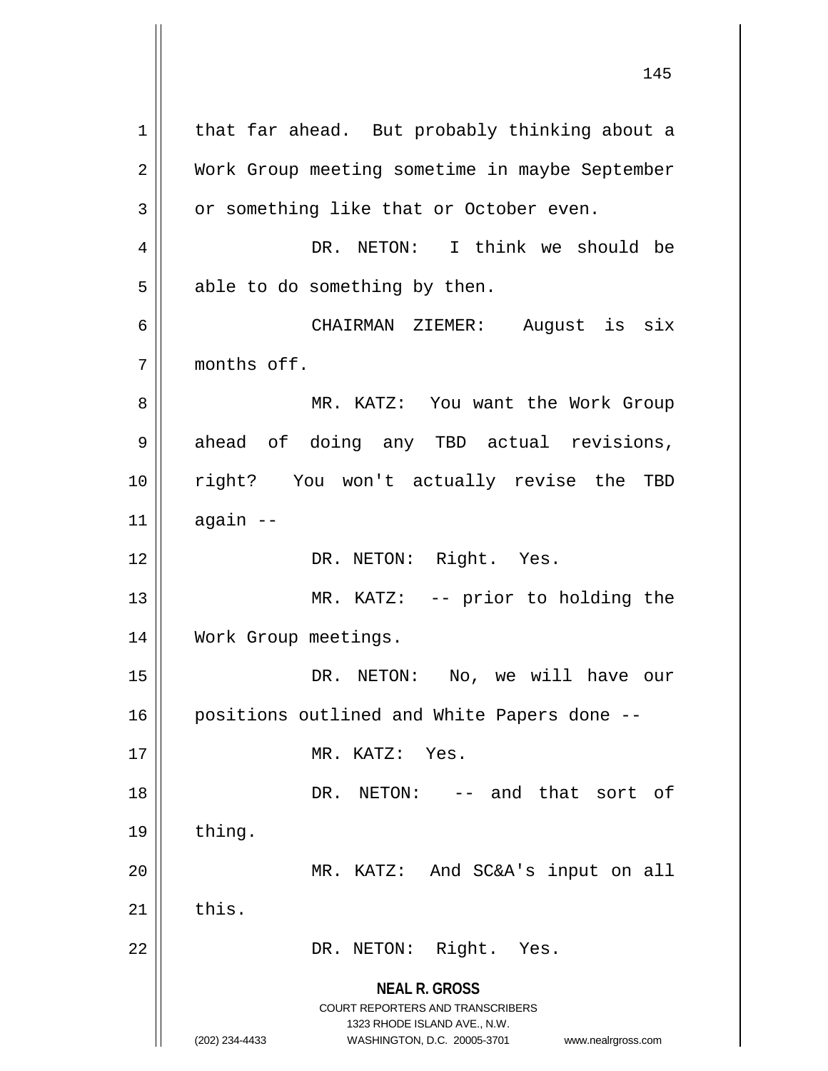that far ahead. But probably thinking about a Work Group meeting sometime in maybe September or something like that or October even.

DR. NETON: I think we should be able to do something by then.

CHAIRMAN ZIEMER: August is six months off.

MR. KATZ: You want the Work Group ahead of doing any TBD actual revisions, right? You won't actually revise the TBD again --

DR. NETON: Right. Yes.

MR. KATZ: -- prior to holding the Work Group meetings.

DR. NETON: No, we will have our positions outlined and White Papers done --

MR. KATZ: Yes.

DR. NETON: -- and that sort of thing.

MR. KATZ: And SC&A's input on all this.

DR. NETON: Right. Yes.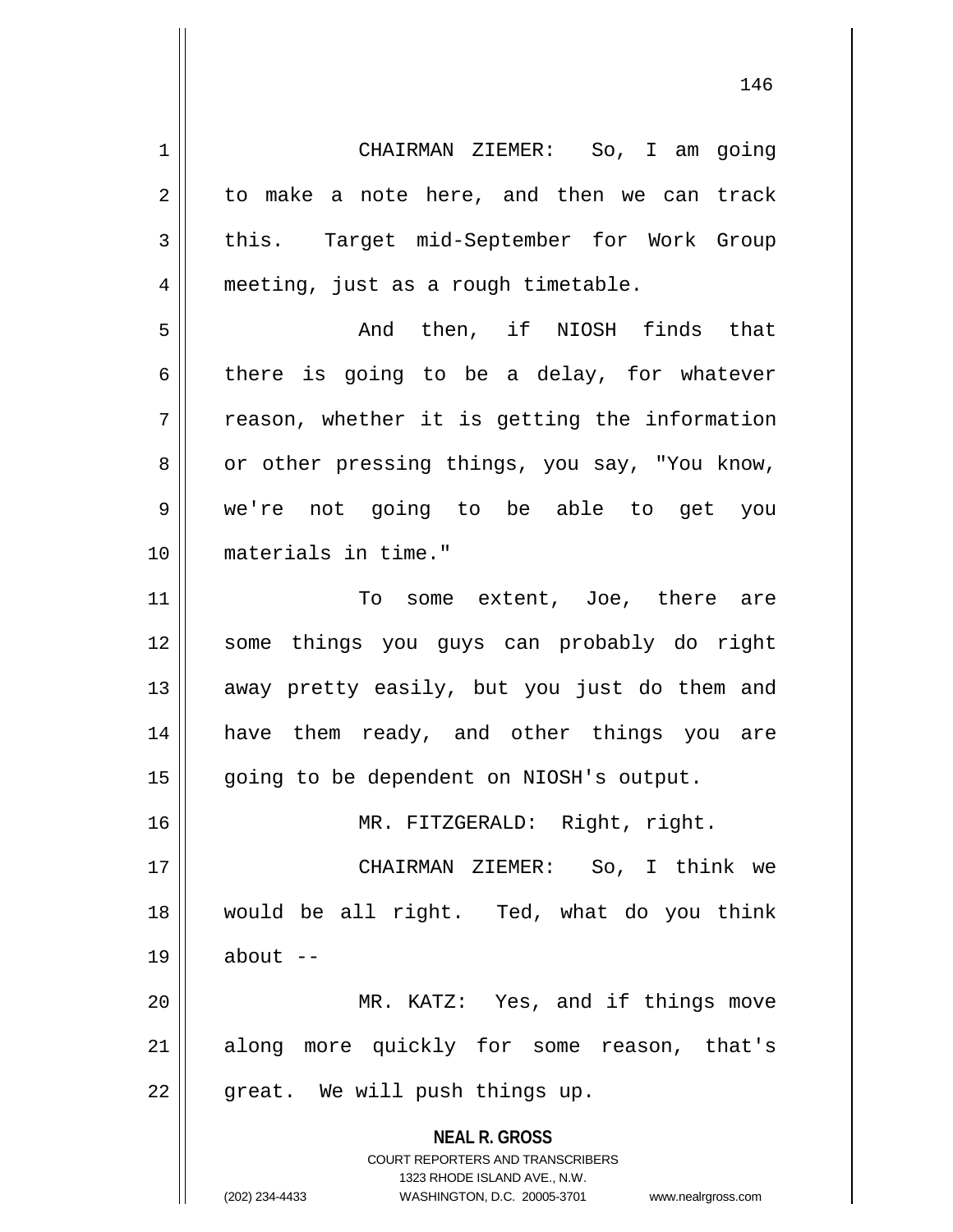CHAIRMAN ZIEMER: So, I am going to make a note here, and then we can track this. Target mid-September for Work Group meeting, just as a rough timetable.

And then, if NIOSH finds that there is going to be a delay, for whatever reason, whether it is getting the information or other pressing things, you say, "You know, we're not going to be able to get you materials in time."

To some extent, Joe, there are some things you guys can probably do right away pretty easily, but you just do them and have them ready, and other things you are going to be dependent on NIOSH's output.

MR. FITZGERALD: Right, right.

CHAIRMAN ZIEMER: So, I think we would be all right. Ted, what do you think about --

MR. KATZ: Yes, and if things move along more quickly for some reason, that's great. We will push things up.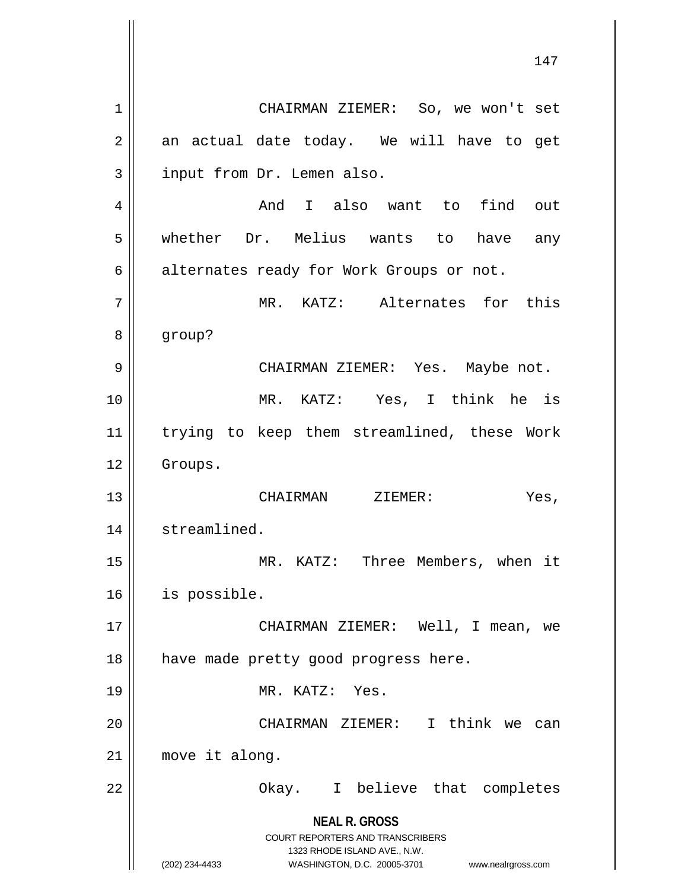CHAIRMAN ZIEMER: So, we won't set an actual date today. We will have to get input from Dr. Lemen also.

And I also want to find out whether Dr. Melius wants to have any alternates ready for Work Groups or not.

MR. KATZ: Alternates for this group?

CHAIRMAN ZIEMER: Yes. Maybe not.

MR. KATZ: Yes, I think he is trying to keep them streamlined, these Work Groups.

CHAIRMAN ZIEMER: Yes, streamlined.

MR. KATZ: Three Members, when it is possible.

CHAIRMAN ZIEMER: Well, I mean, we have made pretty good progress here.

MR. KATZ: Yes.

CHAIRMAN ZIEMER: I think we can move it along.

Okay. I believe that completes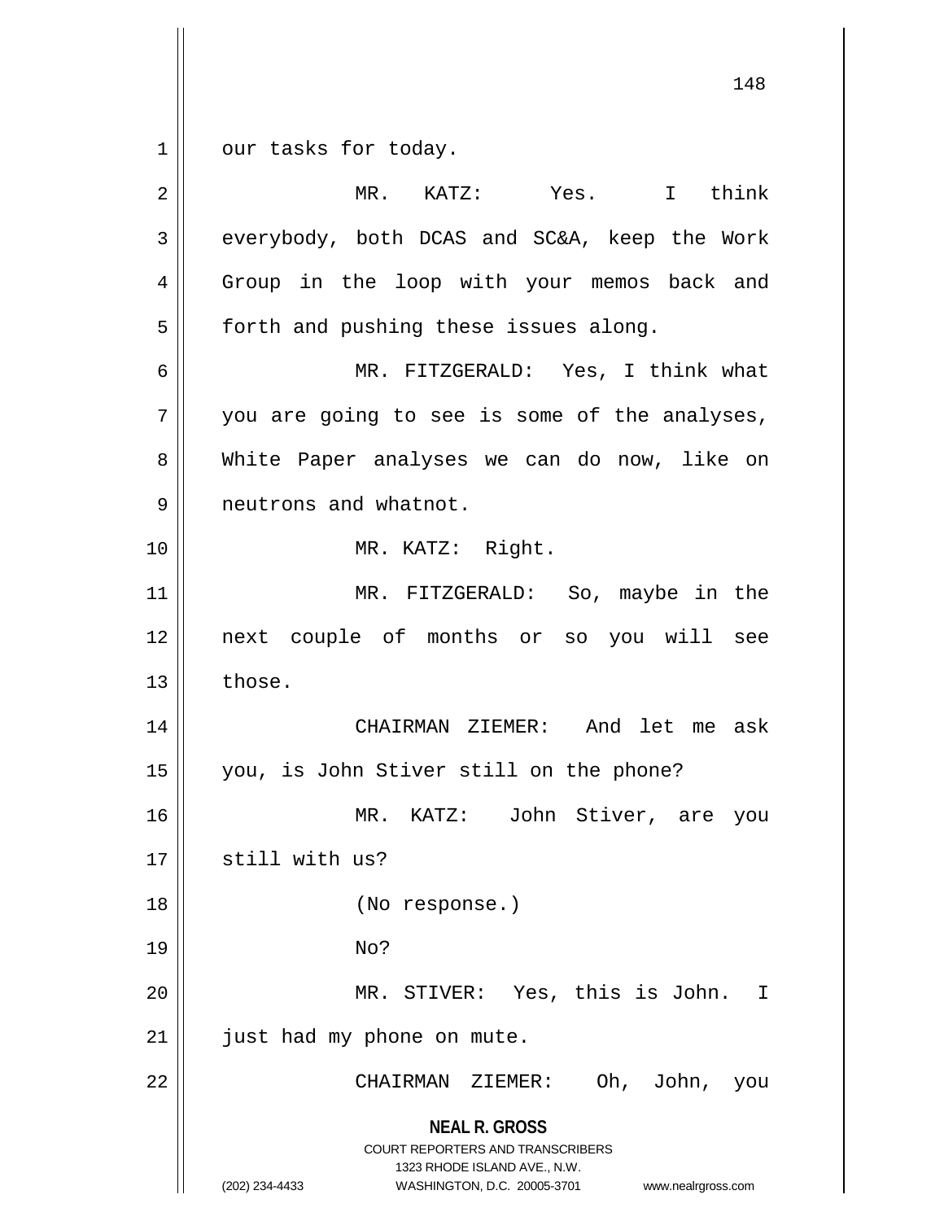our tasks for today.

MR. KATZ: Yes. I think everybody, both DCAS and SC&A, keep the Work Group in the loop with your memos back and forth and pushing these issues along.

MR. FITZGERALD: Yes, I think what you are going to see is some of the analyses, White Paper analyses we can do now, like on neutrons and whatnot.

MR. KATZ: Right.

MR. FITZGERALD: So, maybe in the next couple of months or so you will see those.

CHAIRMAN ZIEMER: And let me ask you, is John Stiver still on the phone?

MR. KATZ: John Stiver, are you still with us?

(No response.)

No?

MR. STIVER: Yes, this is John. I just had my phone on mute.

CHAIRMAN ZIEMER: Oh, John, you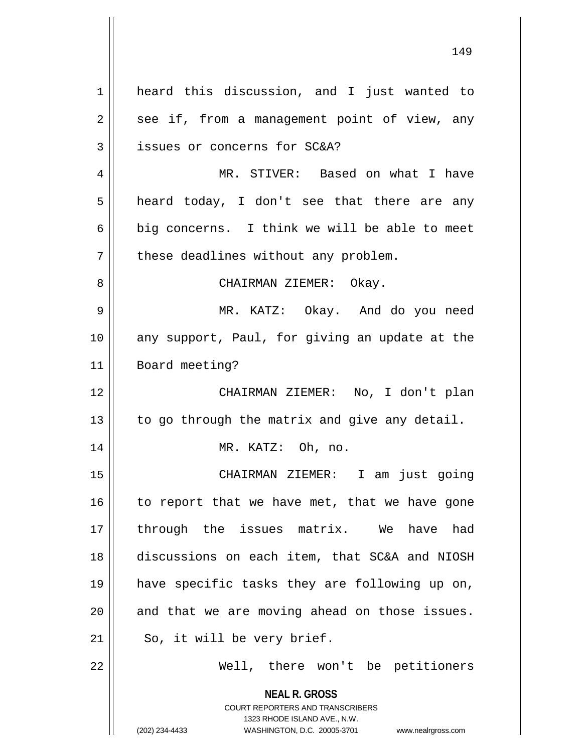heard this discussion, and I just wanted to see if, from a management point of view, any issues or concerns for SC&A?

MR. STIVER: Based on what I have heard today, I don't see that there are any big concerns. I think we will be able to meet these deadlines without any problem.

CHAIRMAN ZIEMER: Okay.

MR. KATZ: Okay. And do you need any support, Paul, for giving an update at the Board meeting?

CHAIRMAN ZIEMER: No, I don't plan to go through the matrix and give any detail.

MR. KATZ: Oh, no.

CHAIRMAN ZIEMER: I am just going to report that we have met, that we have gone through the issues matrix. We have had discussions on each item, that SC&A and NIOSH have specific tasks they are following up on, and that we are moving ahead on those issues. So, it will be very brief.

Well, there won't be petitioners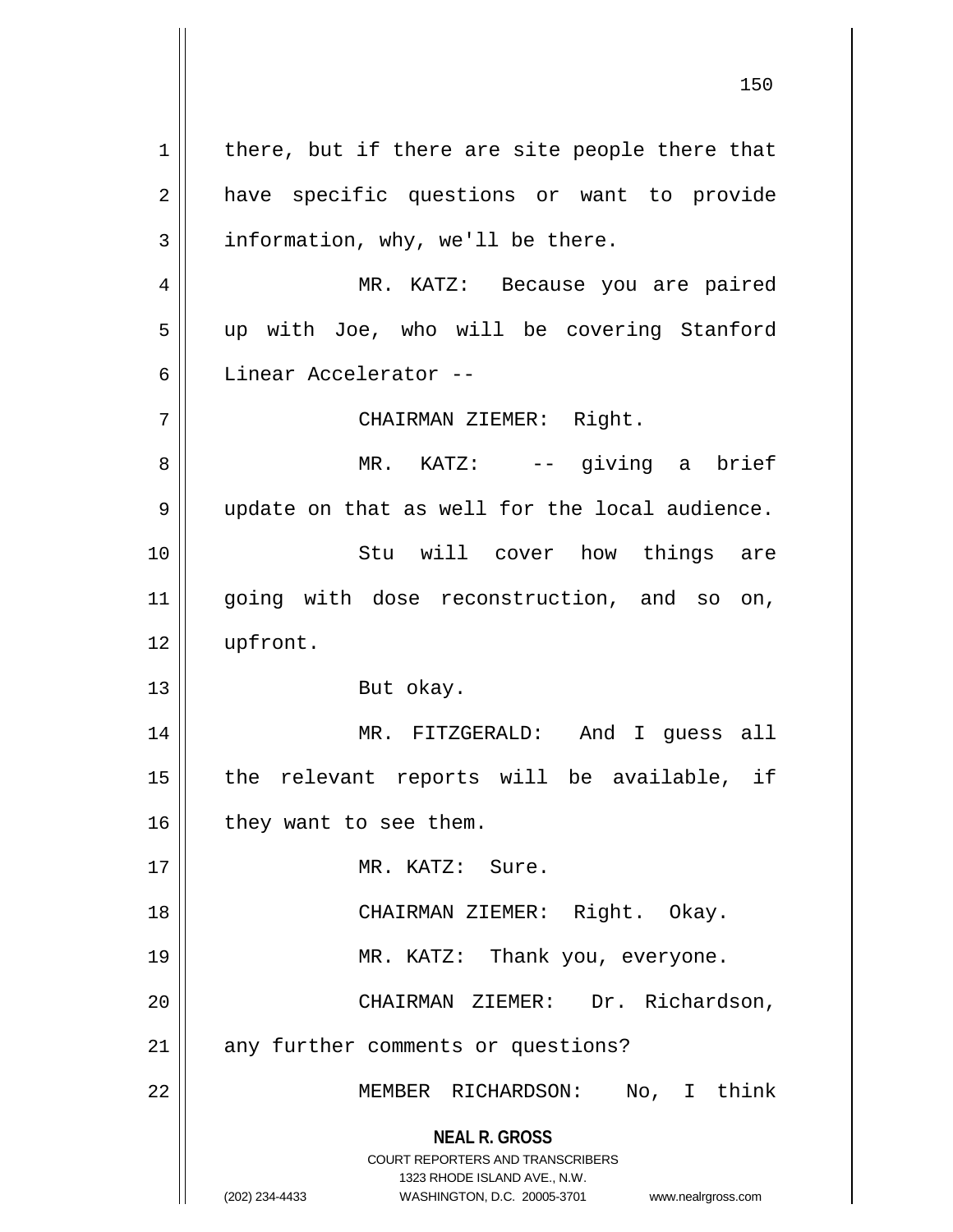there, but if there are site people there that have specific questions or want to provide information, why, we'll be there.

MR. KATZ: Because you are paired up with Joe, who will be covering Stanford Linear Accelerator --

CHAIRMAN ZIEMER: Right.

MR. KATZ: -- giving a brief update on that as well for the local audience.

Stu will cover how things are going with dose reconstruction, and so on, upfront.

But okay.

MR. FITZGERALD: And I guess all the relevant reports will be available, if they want to see them.

MR. KATZ: Sure.

CHAIRMAN ZIEMER: Right. Okay.

MR. KATZ: Thank you, everyone.

CHAIRMAN ZIEMER: Dr. Richardson, any further comments or questions?

MEMBER RICHARDSON: No, I think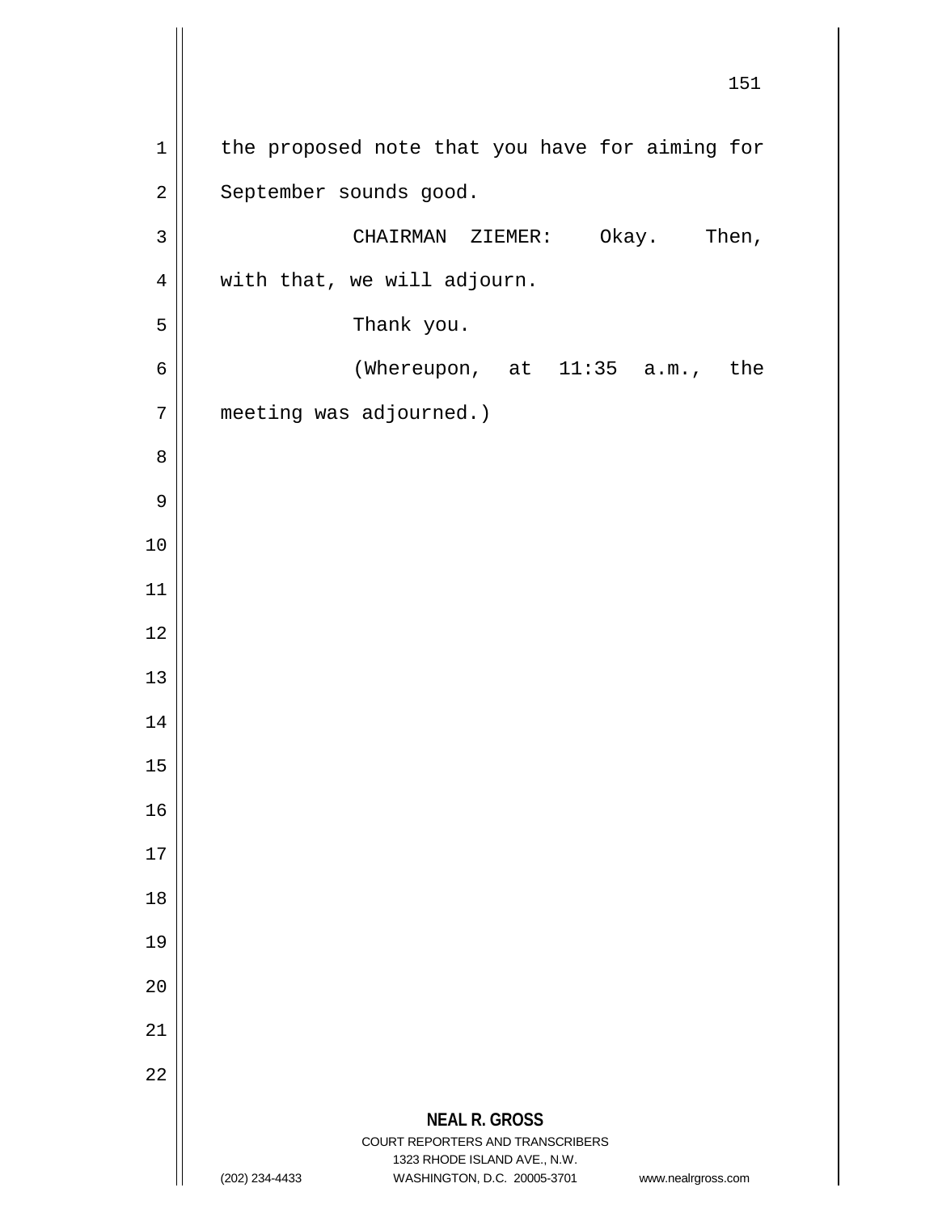the proposed note that you have for aiming for September sounds good.

CHAIRMAN ZIEMER: Okay. Then, with that, we will adjourn.

Thank you.

(Whereupon, at 11:35 a.m., the meeting was adjourned.)